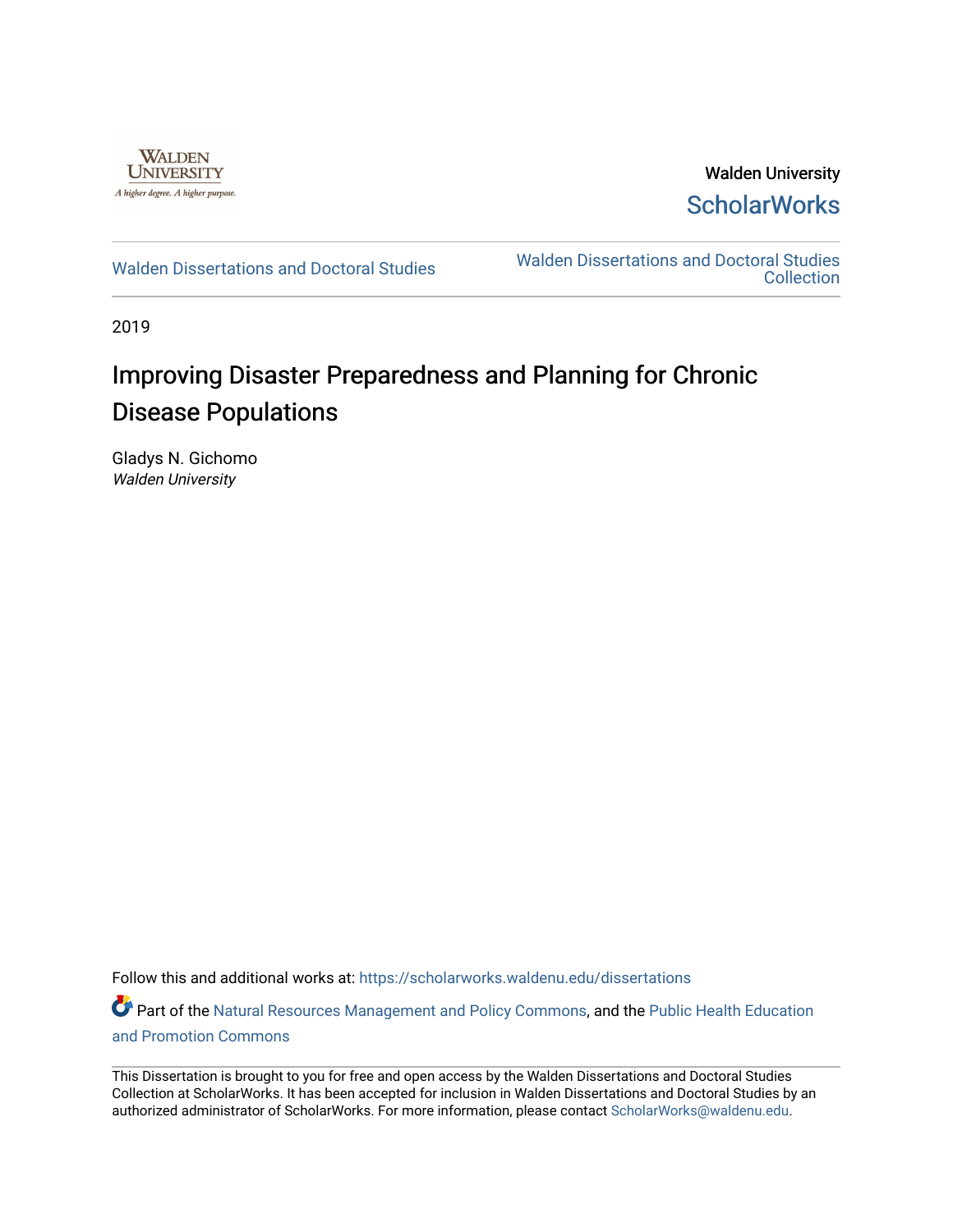Walden University

A higher degree. A higher purpose.

Walden University
ScholarWorks

Walden Dissertations and Doctoral Studies

Walden Dissertations and Doctoral Studies Collection

2019

# Improving Disaster Preparedness and Planning for Chronic Disease Populations

Gladys N. Gichomo
*Walden University*

Follow this and additional works at: https://scholarworks.waldenu.edu/dissertations

Part of the Natural Resources Management and Policy Commons, and the Public Health Education and Promotion Commons

This Dissertation is brought to you for free and open access by the Walden Dissertations and Doctoral Studies Collection at ScholarWorks. It has been accepted for inclusion in Walden Dissertations and Doctoral Studies by an authorized administrator of ScholarWorks. For more information, please contact ScholarWorks@waldenu.edu.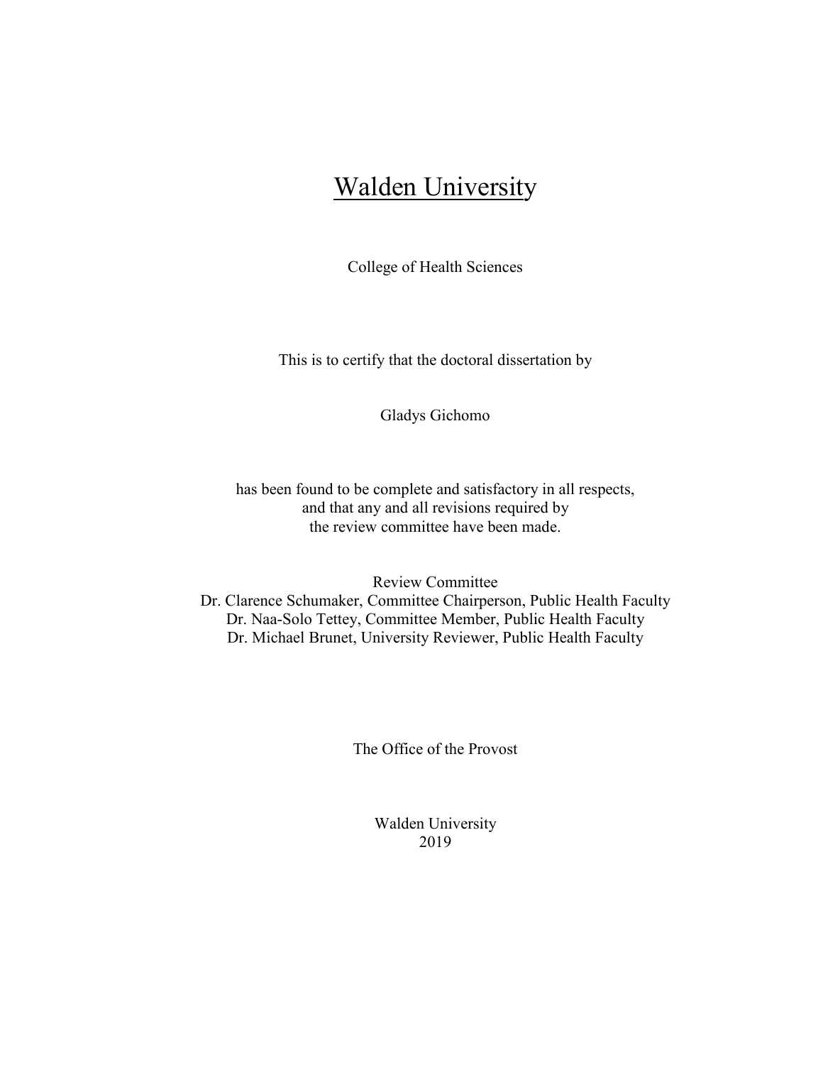# Walden University

College of Health Sciences

This is to certify that the doctoral dissertation by

Gladys Gichomo

has been found to be complete and satisfactory in all respects,
and that any and all revisions required by
the review committee have been made.

Review Committee
Dr. Clarence Schumaker, Committee Chairperson, Public Health Faculty
Dr. Naa-Solo Tettey, Committee Member, Public Health Faculty
Dr. Michael Brunet, University Reviewer, Public Health Faculty

The Office of the Provost

Walden University
2019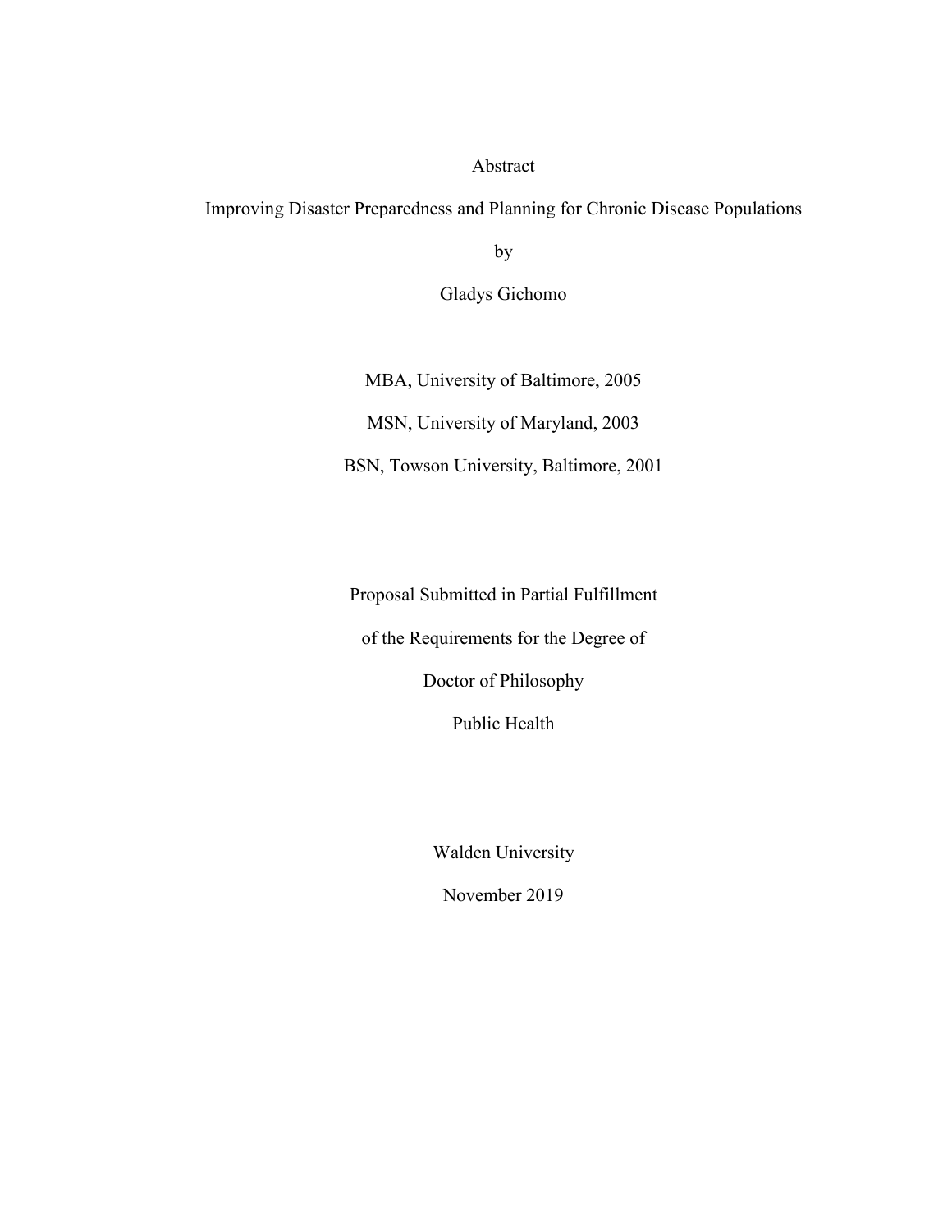Abstract

Improving Disaster Preparedness and Planning for Chronic Disease Populations

by

Gladys Gichomo

MBA, University of Baltimore, 2005

MSN, University of Maryland, 2003

BSN, Towson University, Baltimore, 2001

Proposal Submitted in Partial Fulfillment

of the Requirements for the Degree of

Doctor of Philosophy

Public Health

Walden University

November 2019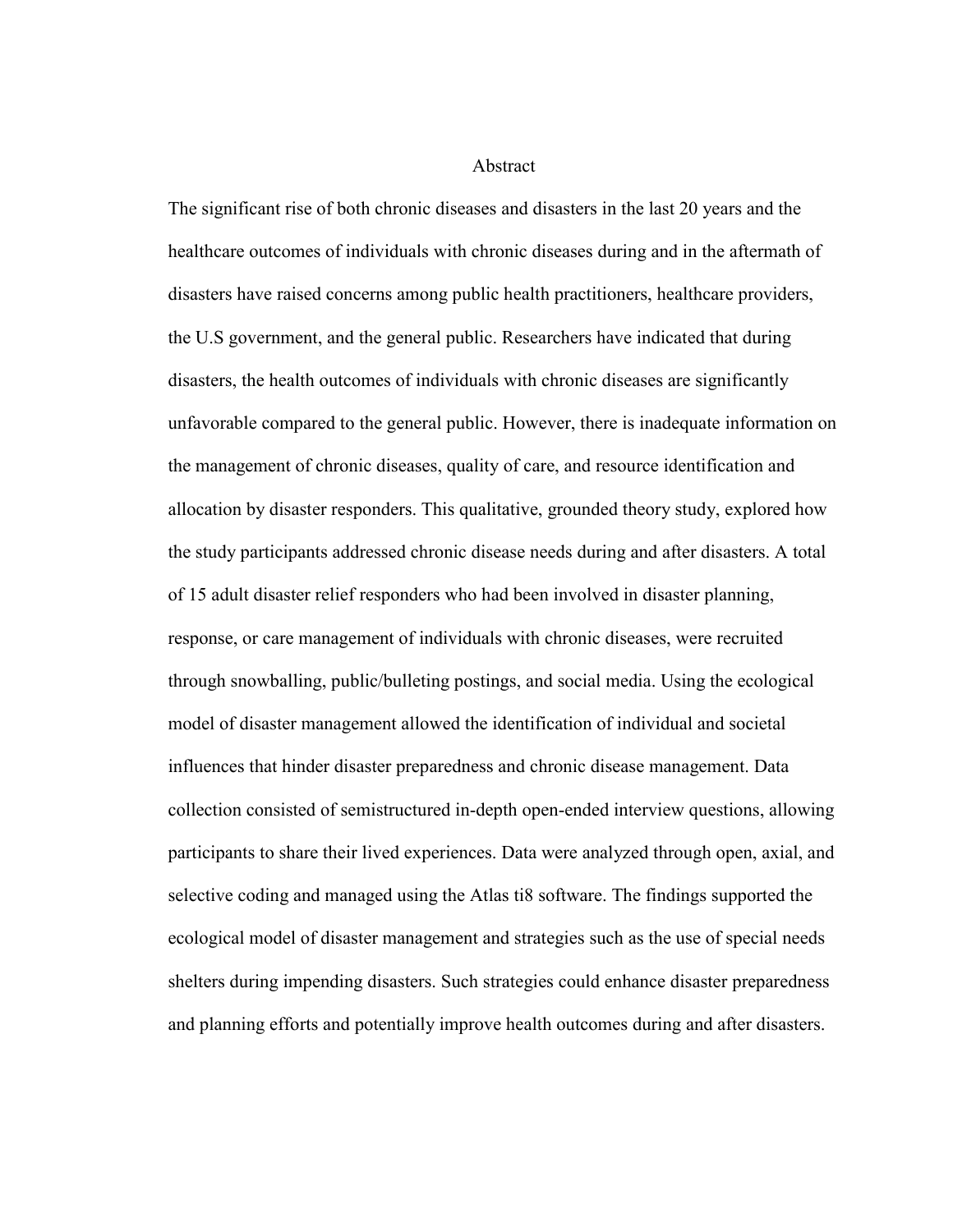# Abstract

The significant rise of both chronic diseases and disasters in the last 20 years and the healthcare outcomes of individuals with chronic diseases during and in the aftermath of disasters have raised concerns among public health practitioners, healthcare providers, the U.S government, and the general public. Researchers have indicated that during disasters, the health outcomes of individuals with chronic diseases are significantly unfavorable compared to the general public. However, there is inadequate information on the management of chronic diseases, quality of care, and resource identification and allocation by disaster responders. This qualitative, grounded theory study, explored how the study participants addressed chronic disease needs during and after disasters. A total of 15 adult disaster relief responders who had been involved in disaster planning, response, or care management of individuals with chronic diseases, were recruited through snowballing, public/bulleting postings, and social media. Using the ecological model of disaster management allowed the identification of individual and societal influences that hinder disaster preparedness and chronic disease management. Data collection consisted of semistructured in-depth open-ended interview questions, allowing participants to share their lived experiences. Data were analyzed through open, axial, and selective coding and managed using the Atlas ti8 software. The findings supported the ecological model of disaster management and strategies such as the use of special needs shelters during impending disasters. Such strategies could enhance disaster preparedness and planning efforts and potentially improve health outcomes during and after disasters.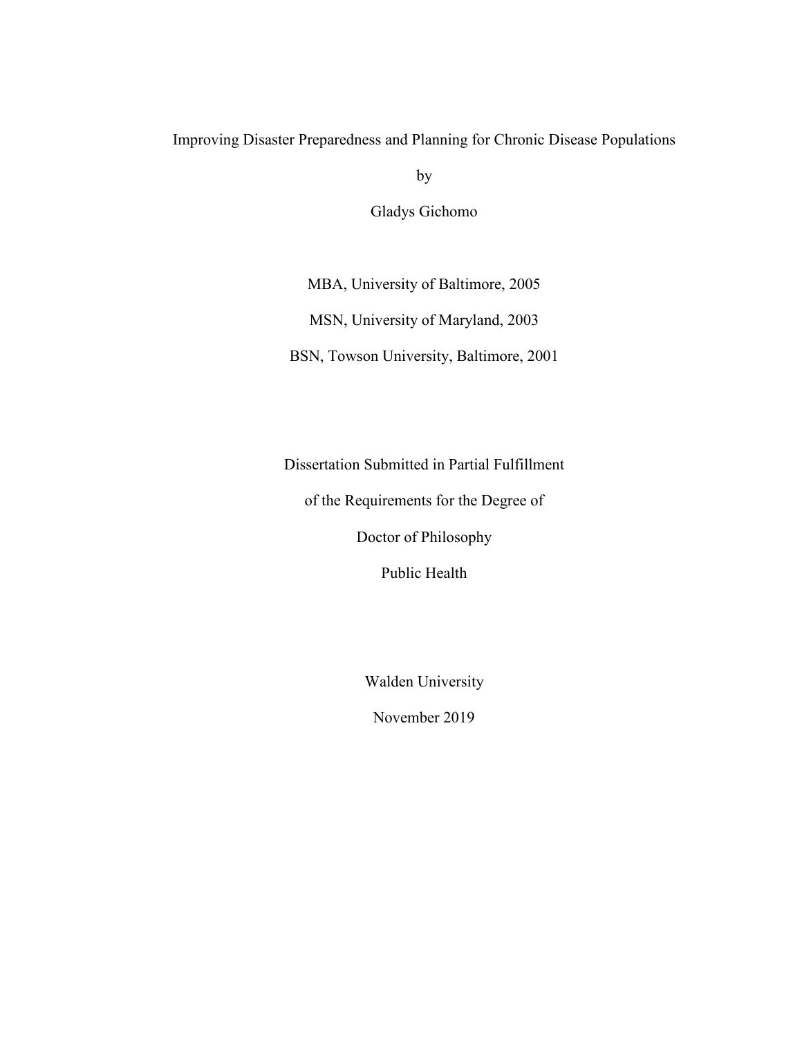Improving Disaster Preparedness and Planning for Chronic Disease Populations

by

Gladys Gichomo

MBA, University of Baltimore, 2005

MSN, University of Maryland, 2003

BSN, Towson University, Baltimore, 2001

Dissertation Submitted in Partial Fulfillment

of the Requirements for the Degree of

Doctor of Philosophy

Public Health

Walden University

November 2019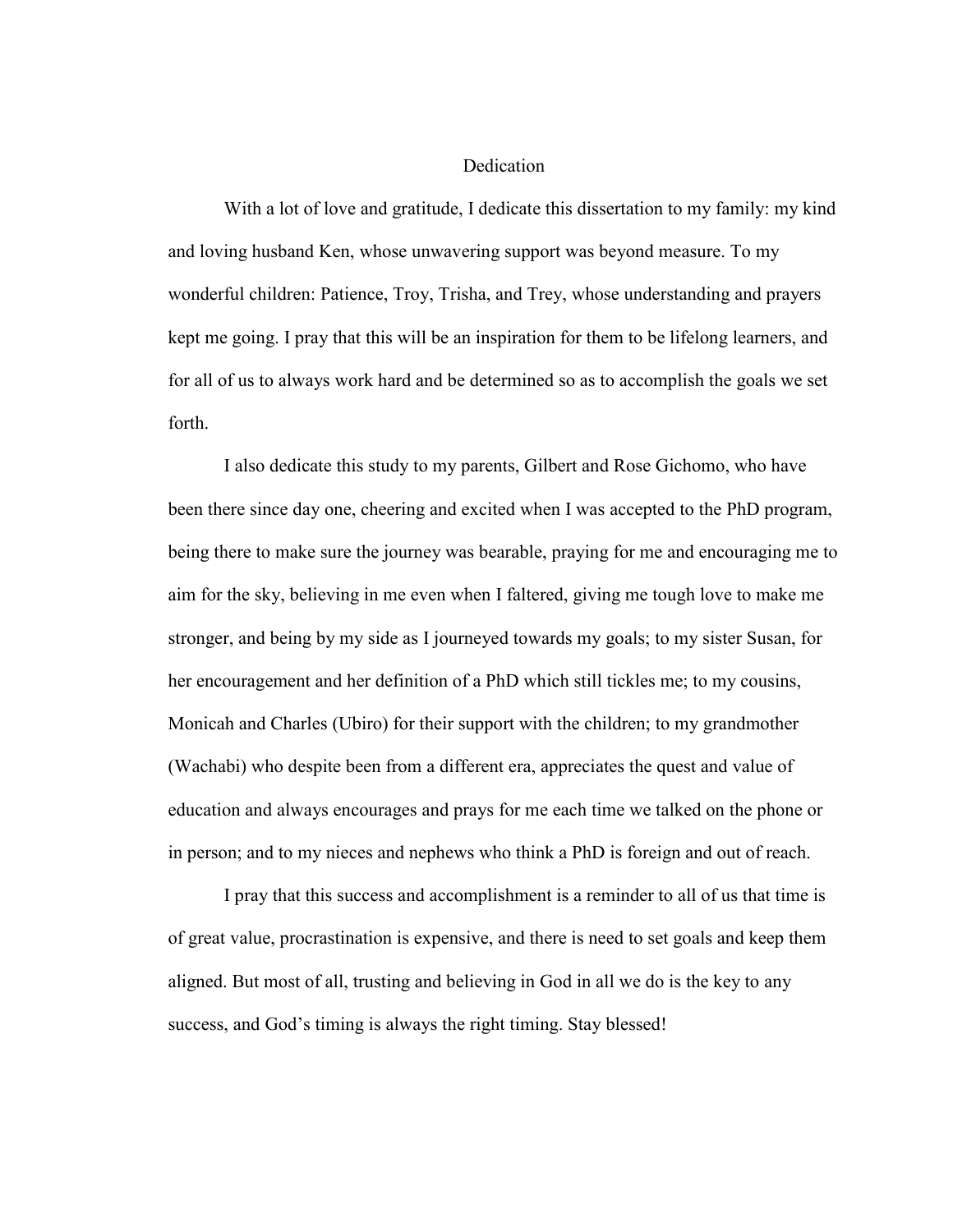# Dedication

With a lot of love and gratitude, I dedicate this dissertation to my family: my kind and loving husband Ken, whose unwavering support was beyond measure. To my wonderful children: Patience, Troy, Trisha, and Trey, whose understanding and prayers kept me going. I pray that this will be an inspiration for them to be lifelong learners, and for all of us to always work hard and be determined so as to accomplish the goals we set forth.

I also dedicate this study to my parents, Gilbert and Rose Gichomo, who have been there since day one, cheering and excited when I was accepted to the PhD program, being there to make sure the journey was bearable, praying for me and encouraging me to aim for the sky, believing in me even when I faltered, giving me tough love to make me stronger, and being by my side as I journeyed towards my goals; to my sister Susan, for her encouragement and her definition of a PhD which still tickles me; to my cousins, Monicah and Charles (Ubiro) for their support with the children; to my grandmother (Wachabi) who despite been from a different era, appreciates the quest and value of education and always encourages and prays for me each time we talked on the phone or in person; and to my nieces and nephews who think a PhD is foreign and out of reach.

I pray that this success and accomplishment is a reminder to all of us that time is of great value, procrastination is expensive, and there is need to set goals and keep them aligned. But most of all, trusting and believing in God in all we do is the key to any success, and God's timing is always the right timing. Stay blessed!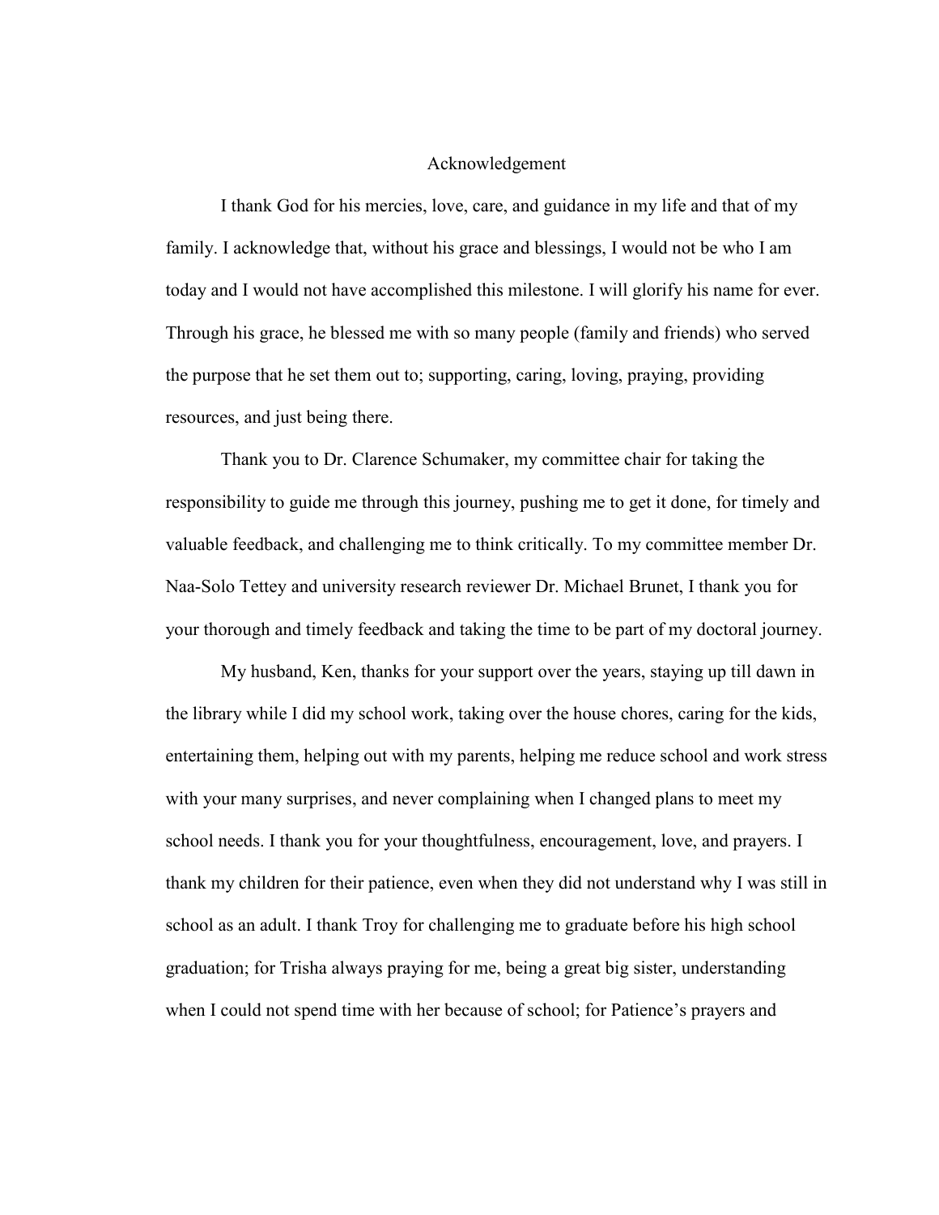# Acknowledgement

I thank God for his mercies, love, care, and guidance in my life and that of my family. I acknowledge that, without his grace and blessings, I would not be who I am today and I would not have accomplished this milestone. I will glorify his name for ever. Through his grace, he blessed me with so many people (family and friends) who served the purpose that he set them out to; supporting, caring, loving, praying, providing resources, and just being there.

Thank you to Dr. Clarence Schumaker, my committee chair for taking the responsibility to guide me through this journey, pushing me to get it done, for timely and valuable feedback, and challenging me to think critically. To my committee member Dr. Naa-Solo Tettey and university research reviewer Dr. Michael Brunet, I thank you for your thorough and timely feedback and taking the time to be part of my doctoral journey.

My husband, Ken, thanks for your support over the years, staying up till dawn in the library while I did my school work, taking over the house chores, caring for the kids, entertaining them, helping out with my parents, helping me reduce school and work stress with your many surprises, and never complaining when I changed plans to meet my school needs. I thank you for your thoughtfulness, encouragement, love, and prayers. I thank my children for their patience, even when they did not understand why I was still in school as an adult. I thank Troy for challenging me to graduate before his high school graduation; for Trisha always praying for me, being a great big sister, understanding when I could not spend time with her because of school; for Patience's prayers and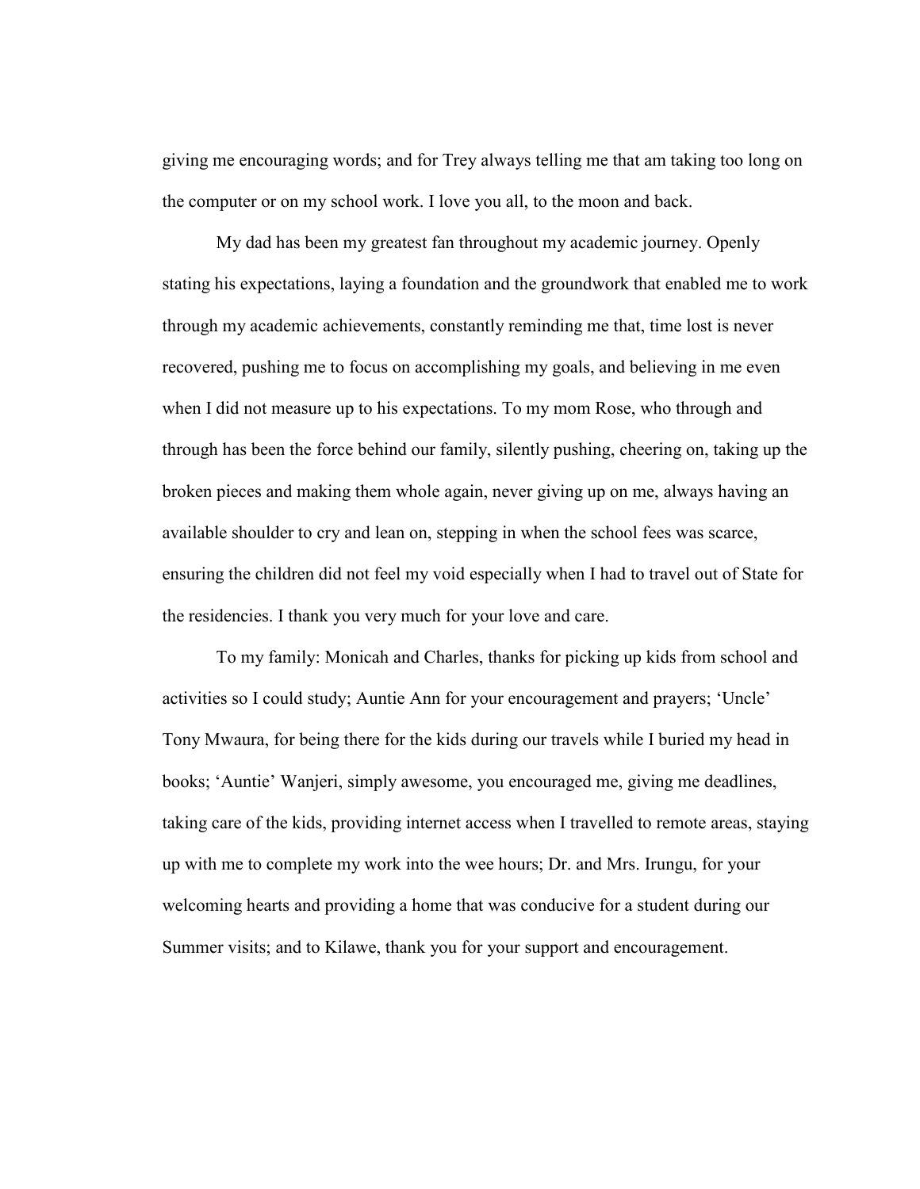giving me encouraging words; and for Trey always telling me that am taking too long on the computer or on my school work. I love you all, to the moon and back.

My dad has been my greatest fan throughout my academic journey. Openly stating his expectations, laying a foundation and the groundwork that enabled me to work through my academic achievements, constantly reminding me that, time lost is never recovered, pushing me to focus on accomplishing my goals, and believing in me even when I did not measure up to his expectations. To my mom Rose, who through and through has been the force behind our family, silently pushing, cheering on, taking up the broken pieces and making them whole again, never giving up on me, always having an available shoulder to cry and lean on, stepping in when the school fees was scarce, ensuring the children did not feel my void especially when I had to travel out of State for the residencies. I thank you very much for your love and care.

To my family: Monicah and Charles, thanks for picking up kids from school and activities so I could study; Auntie Ann for your encouragement and prayers; 'Uncle' Tony Mwaura, for being there for the kids during our travels while I buried my head in books; 'Auntie' Wanjeri, simply awesome, you encouraged me, giving me deadlines, taking care of the kids, providing internet access when I travelled to remote areas, staying up with me to complete my work into the wee hours; Dr. and Mrs. Irungu, for your welcoming hearts and providing a home that was conducive for a student during our Summer visits; and to Kilawe, thank you for your support and encouragement.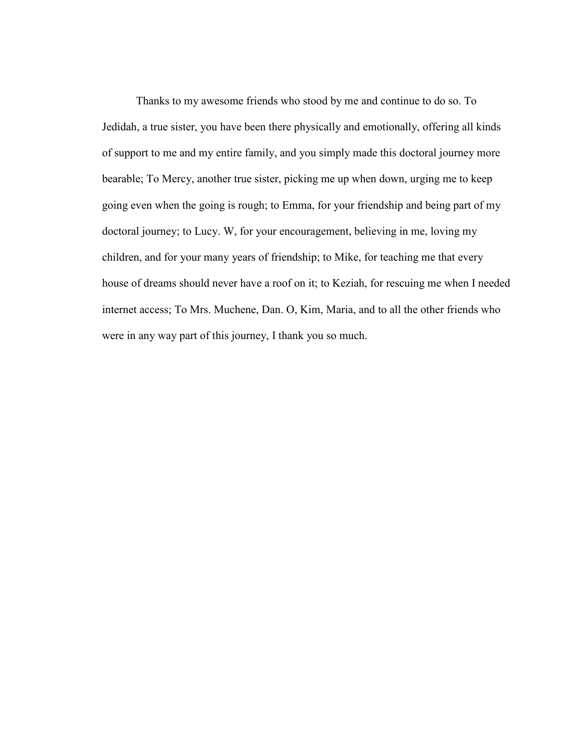Thanks to my awesome friends who stood by me and continue to do so. To Jedidah, a true sister, you have been there physically and emotionally, offering all kinds of support to me and my entire family, and you simply made this doctoral journey more bearable; To Mercy, another true sister, picking me up when down, urging me to keep going even when the going is rough; to Emma, for your friendship and being part of my doctoral journey; to Lucy. W, for your encouragement, believing in me, loving my children, and for your many years of friendship; to Mike, for teaching me that every house of dreams should never have a roof on it; to Keziah, for rescuing me when I needed internet access; To Mrs. Muchene, Dan. O, Kim, Maria, and to all the other friends who were in any way part of this journey, I thank you so much.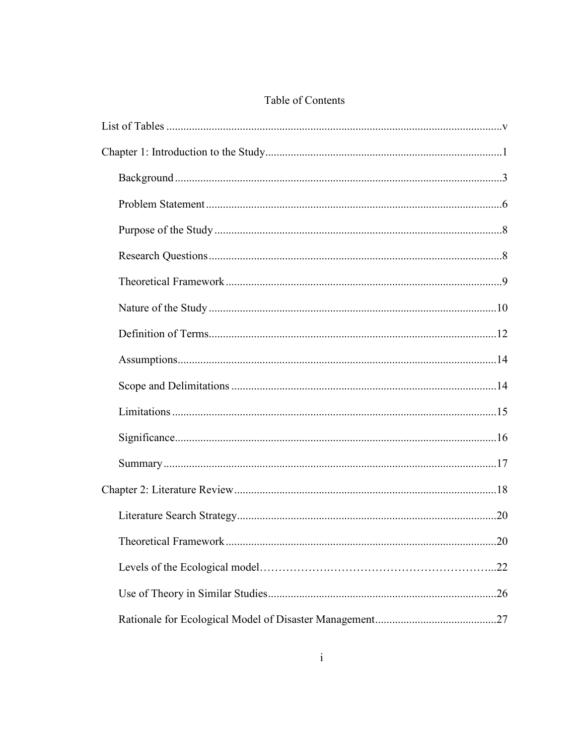# Table of Contents

List of Tables .....................................................................................................................v

Chapter 1: Introduction to the Study...................................................................................1

- Background ...................................................................................................................3
- Problem Statement ........................................................................................................6
- Purpose of the Study .....................................................................................................8
- Research Questions .......................................................................................................8
- Theoretical Framework .................................................................................................9
- Nature of the Study .....................................................................................................10
- Definition of Terms.....................................................................................................12
- Assumptions................................................................................................................14
- Scope and Delimitations .............................................................................................14
- Limitations ..................................................................................................................15
- Significance.................................................................................................................16
- Summary .....................................................................................................................17

Chapter 2: Literature Review ............................................................................................18

- Literature Search Strategy...........................................................................................20
- Theoretical Framework ...............................................................................................20
- Levels of the Ecological model…………………………………………………...22
- Use of Theory in Similar Studies................................................................................26
- Rationale for Ecological Model of Disaster Management...........................................27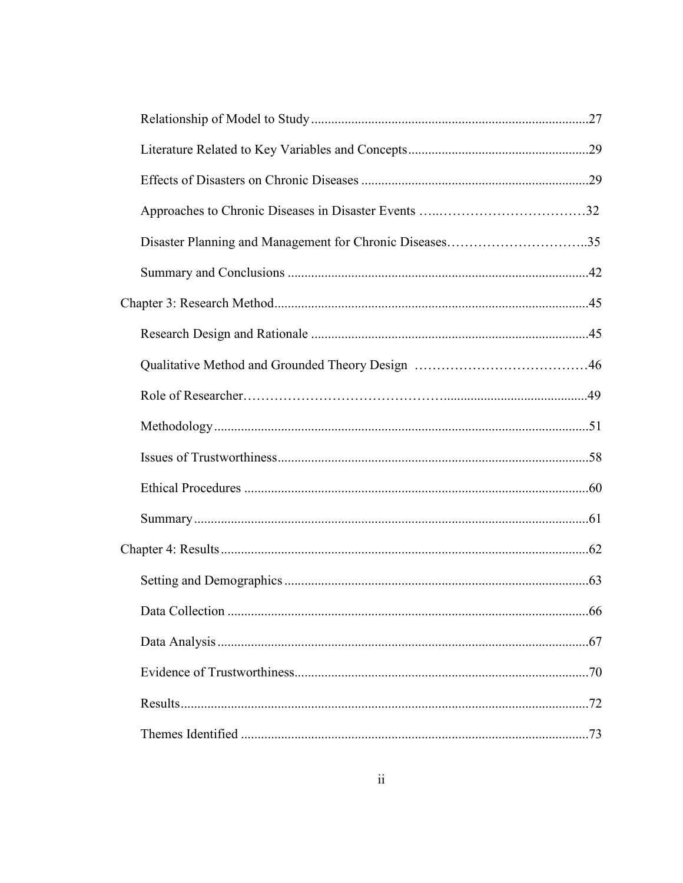Relationship of Model to Study ......................................................................................27

Literature Related to Key Variables and Concepts .....................................................29

Effects of Disasters on Chronic Diseases ....................................................................29

Approaches to Chronic Diseases in Disaster Events ....................................................32

Disaster Planning and Management for Chronic Diseases.............................................35

Summary and Conclusions ..........................................................................................42

Chapter 3: Research Method..............................................................................................45

Research Design and Rationale ..................................................................................45

Qualitative Method and Grounded Theory Design .......................................................46

Role of Researcher.........................................................................................................49

Methodology ..................................................................................................................51

Issues of Trustworthiness.............................................................................................58

Ethical Procedures .......................................................................................................60

Summary.......................................................................................................................61

Chapter 4: Results ...............................................................................................................62

Setting and Demographics ...........................................................................................63

Data Collection ............................................................................................................66

Data Analysis ...............................................................................................................67

Evidence of Trustworthiness.........................................................................................70

Results...........................................................................................................................72

Themes Identified .........................................................................................................73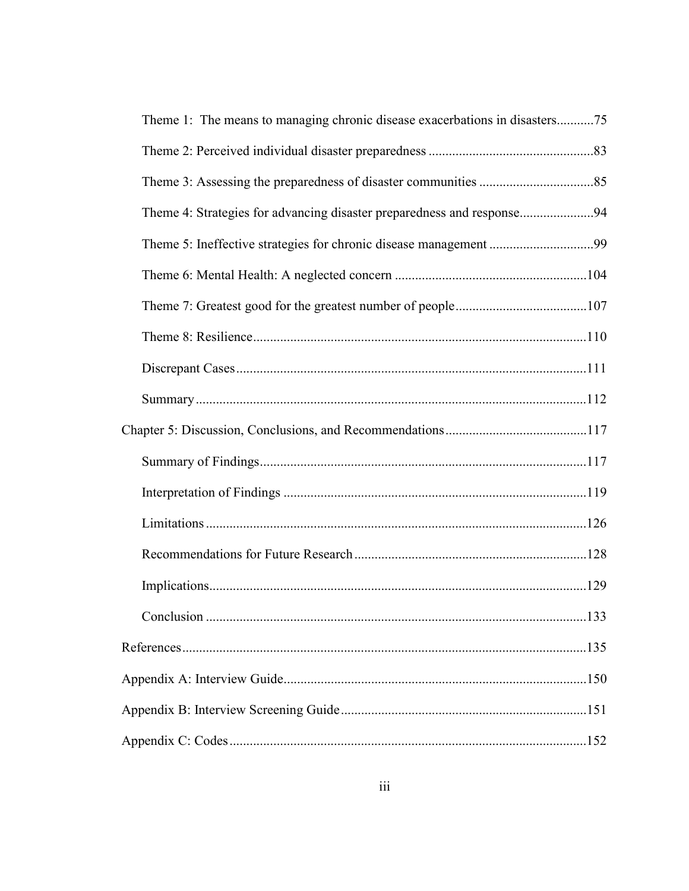Theme 1: The means to managing chronic disease exacerbations in disasters...........75

Theme 2: Perceived individual disaster preparedness .................................................83

Theme 3: Assessing the preparedness of disaster communities ..................................85

Theme 4: Strategies for advancing disaster preparedness and response......................94

Theme 5: Ineffective strategies for chronic disease management ...............................99

Theme 6: Mental Health: A neglected concern .........................................................104

Theme 7: Greatest good for the greatest number of people.......................................107

Theme 8: Resilience..................................................................................................110

Discrepant Cases.......................................................................................................111

Summary...................................................................................................................112

Chapter 5: Discussion, Conclusions, and Recommendations..........................................117

Summary of Findings................................................................................................117

Interpretation of Findings .........................................................................................119

Limitations................................................................................................................126

Recommendations for Future Research....................................................................128

Implications...............................................................................................................129

Conclusion ................................................................................................................133

References........................................................................................................................135

Appendix A: Interview Guide..........................................................................................150

Appendix B: Interview Screening Guide.........................................................................151

Appendix C: Codes..........................................................................................................152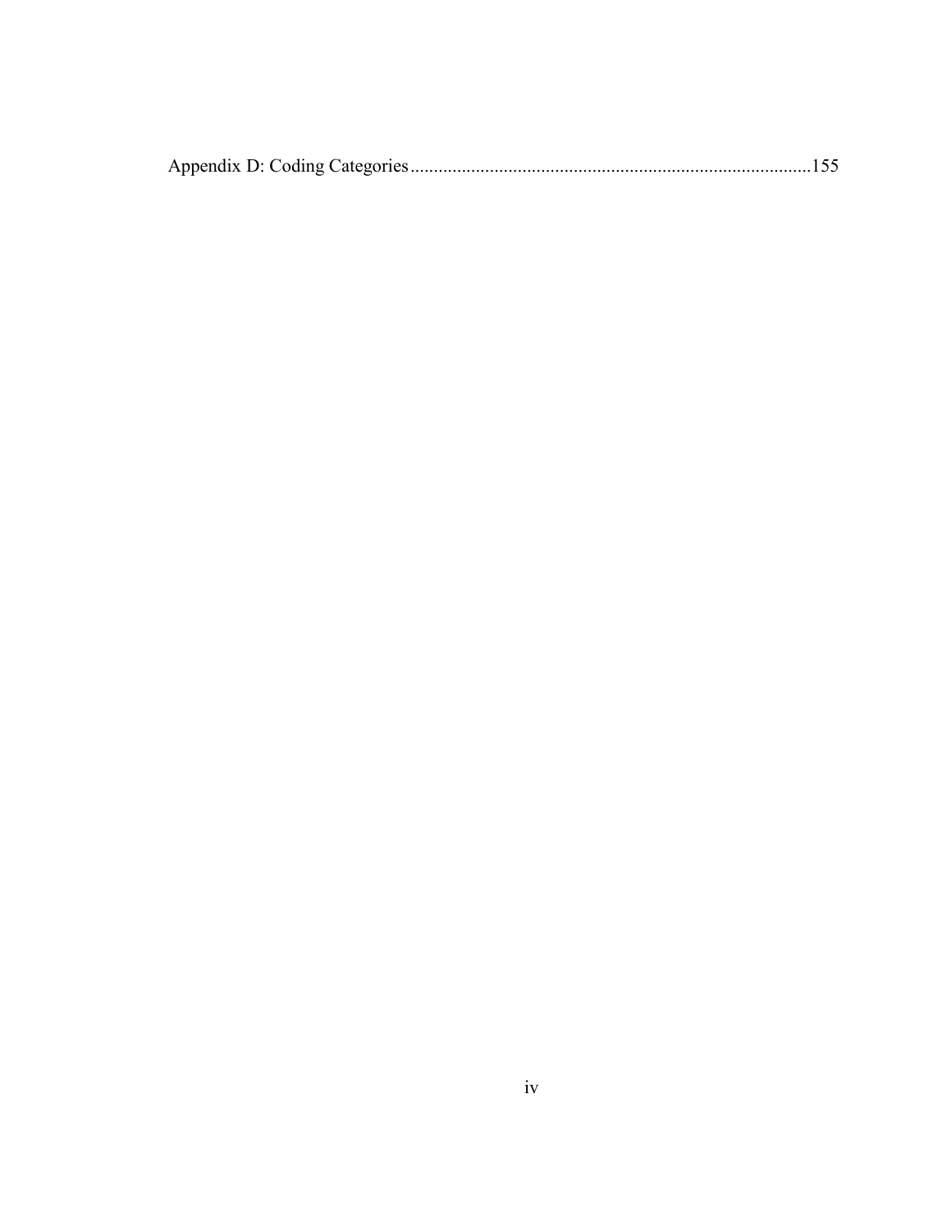Appendix D: Coding Categories....................................................................................155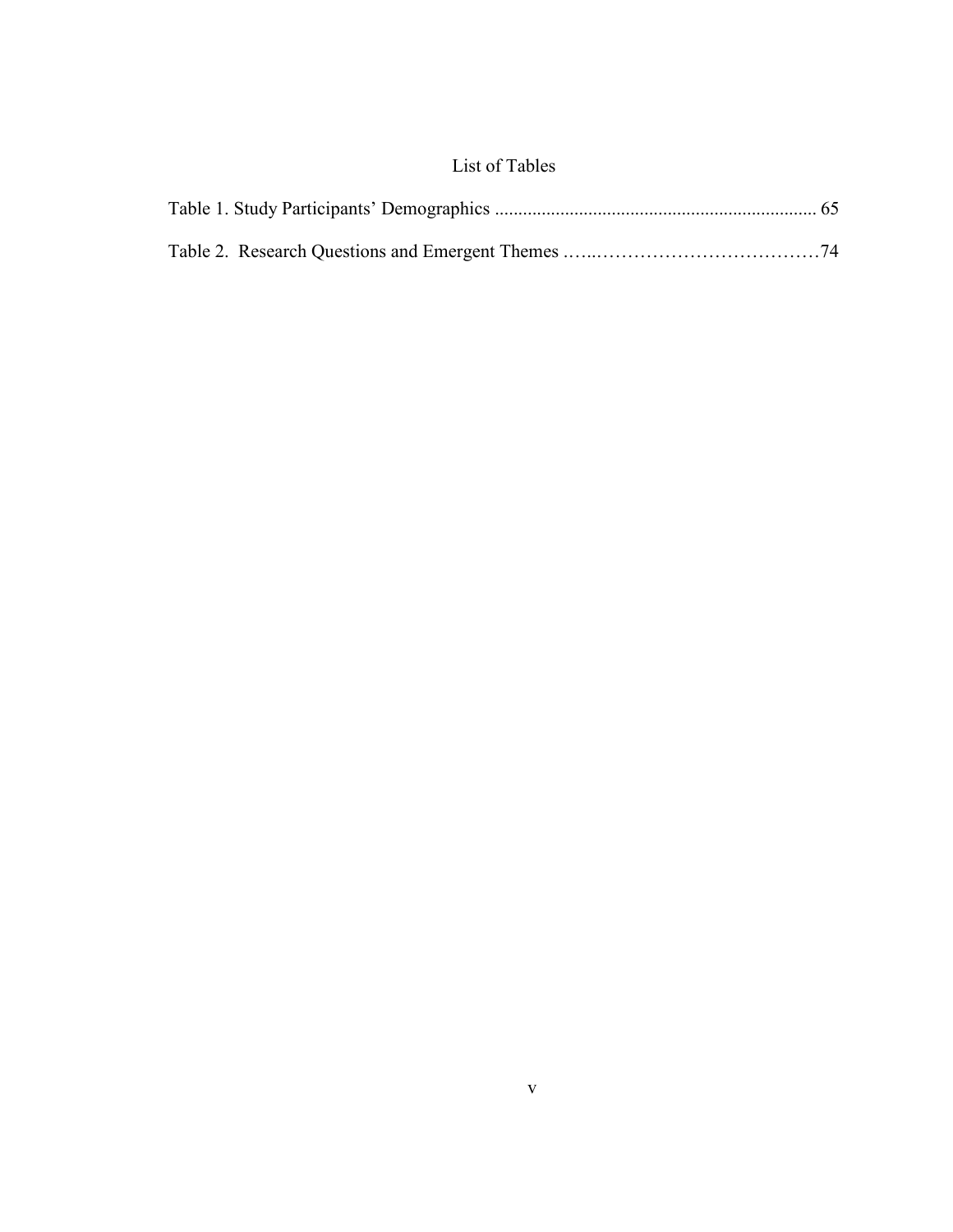# List of Tables

Table 1. Study Participants' Demographics .................................................................... 65

Table 2. Research Questions and Emergent Themes …....………………………………74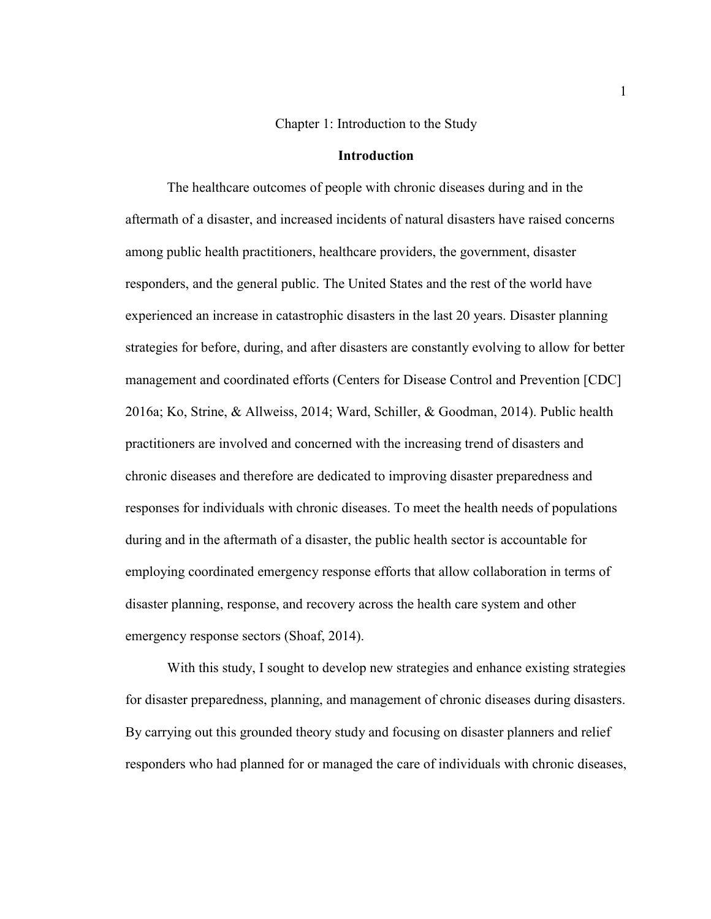# Chapter 1: Introduction to the Study

## Introduction

The healthcare outcomes of people with chronic diseases during and in the aftermath of a disaster, and increased incidents of natural disasters have raised concerns among public health practitioners, healthcare providers, the government, disaster responders, and the general public. The United States and the rest of the world have experienced an increase in catastrophic disasters in the last 20 years. Disaster planning strategies for before, during, and after disasters are constantly evolving to allow for better management and coordinated efforts (Centers for Disease Control and Prevention [CDC] 2016a; Ko, Strine, & Allweiss, 2014; Ward, Schiller, & Goodman, 2014). Public health practitioners are involved and concerned with the increasing trend of disasters and chronic diseases and therefore are dedicated to improving disaster preparedness and responses for individuals with chronic diseases. To meet the health needs of populations during and in the aftermath of a disaster, the public health sector is accountable for employing coordinated emergency response efforts that allow collaboration in terms of disaster planning, response, and recovery across the health care system and other emergency response sectors (Shoaf, 2014).

With this study, I sought to develop new strategies and enhance existing strategies for disaster preparedness, planning, and management of chronic diseases during disasters. By carrying out this grounded theory study and focusing on disaster planners and relief responders who had planned for or managed the care of individuals with chronic diseases,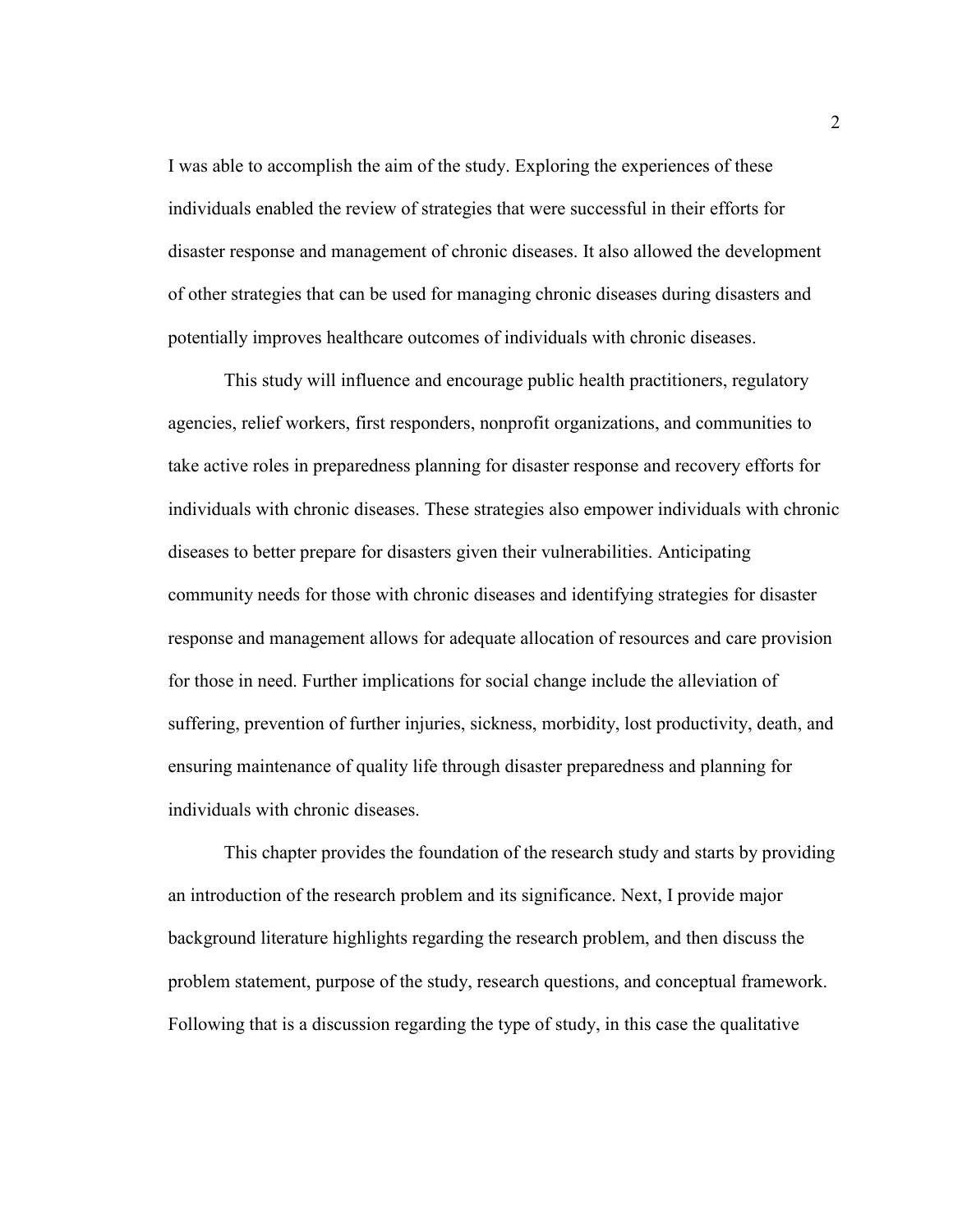I was able to accomplish the aim of the study. Exploring the experiences of these individuals enabled the review of strategies that were successful in their efforts for disaster response and management of chronic diseases. It also allowed the development of other strategies that can be used for managing chronic diseases during disasters and potentially improves healthcare outcomes of individuals with chronic diseases.

This study will influence and encourage public health practitioners, regulatory agencies, relief workers, first responders, nonprofit organizations, and communities to take active roles in preparedness planning for disaster response and recovery efforts for individuals with chronic diseases. These strategies also empower individuals with chronic diseases to better prepare for disasters given their vulnerabilities. Anticipating community needs for those with chronic diseases and identifying strategies for disaster response and management allows for adequate allocation of resources and care provision for those in need. Further implications for social change include the alleviation of suffering, prevention of further injuries, sickness, morbidity, lost productivity, death, and ensuring maintenance of quality life through disaster preparedness and planning for individuals with chronic diseases.

This chapter provides the foundation of the research study and starts by providing an introduction of the research problem and its significance. Next, I provide major background literature highlights regarding the research problem, and then discuss the problem statement, purpose of the study, research questions, and conceptual framework. Following that is a discussion regarding the type of study, in this case the qualitative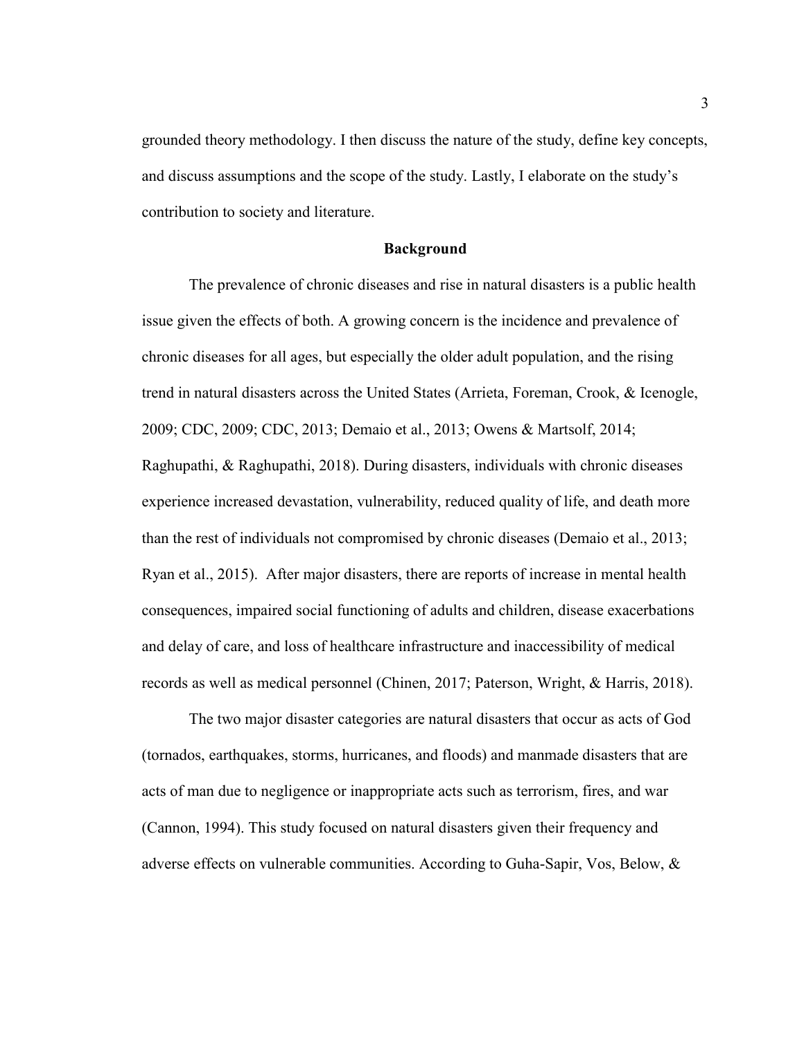grounded theory methodology. I then discuss the nature of the study, define key concepts, and discuss assumptions and the scope of the study. Lastly, I elaborate on the study's contribution to society and literature.

## Background

The prevalence of chronic diseases and rise in natural disasters is a public health issue given the effects of both. A growing concern is the incidence and prevalence of chronic diseases for all ages, but especially the older adult population, and the rising trend in natural disasters across the United States (Arrieta, Foreman, Crook, & Icenogle, 2009; CDC, 2009; CDC, 2013; Demaio et al., 2013; Owens & Martsolf, 2014; Raghupathi, & Raghupathi, 2018). During disasters, individuals with chronic diseases experience increased devastation, vulnerability, reduced quality of life, and death more than the rest of individuals not compromised by chronic diseases (Demaio et al., 2013; Ryan et al., 2015). After major disasters, there are reports of increase in mental health consequences, impaired social functioning of adults and children, disease exacerbations and delay of care, and loss of healthcare infrastructure and inaccessibility of medical records as well as medical personnel (Chinen, 2017; Paterson, Wright, & Harris, 2018).

The two major disaster categories are natural disasters that occur as acts of God (tornados, earthquakes, storms, hurricanes, and floods) and manmade disasters that are acts of man due to negligence or inappropriate acts such as terrorism, fires, and war (Cannon, 1994). This study focused on natural disasters given their frequency and adverse effects on vulnerable communities. According to Guha-Sapir, Vos, Below, &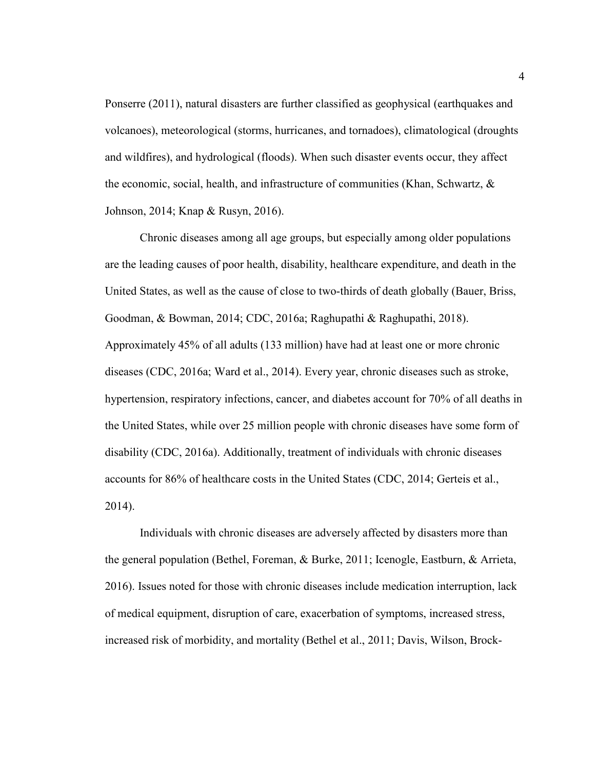Ponserre (2011), natural disasters are further classified as geophysical (earthquakes and volcanoes), meteorological (storms, hurricanes, and tornadoes), climatological (droughts and wildfires), and hydrological (floods). When such disaster events occur, they affect the economic, social, health, and infrastructure of communities (Khan, Schwartz, & Johnson, 2014; Knap & Rusyn, 2016).

Chronic diseases among all age groups, but especially among older populations are the leading causes of poor health, disability, healthcare expenditure, and death in the United States, as well as the cause of close to two-thirds of death globally (Bauer, Briss, Goodman, & Bowman, 2014; CDC, 2016a; Raghupathi & Raghupathi, 2018). Approximately 45% of all adults (133 million) have had at least one or more chronic diseases (CDC, 2016a; Ward et al., 2014). Every year, chronic diseases such as stroke, hypertension, respiratory infections, cancer, and diabetes account for 70% of all deaths in the United States, while over 25 million people with chronic diseases have some form of disability (CDC, 2016a). Additionally, treatment of individuals with chronic diseases accounts for 86% of healthcare costs in the United States (CDC, 2014; Gerteis et al., 2014).

Individuals with chronic diseases are adversely affected by disasters more than the general population (Bethel, Foreman, & Burke, 2011; Icenogle, Eastburn, & Arrieta, 2016). Issues noted for those with chronic diseases include medication interruption, lack of medical equipment, disruption of care, exacerbation of symptoms, increased stress, increased risk of morbidity, and mortality (Bethel et al., 2011; Davis, Wilson, Brock-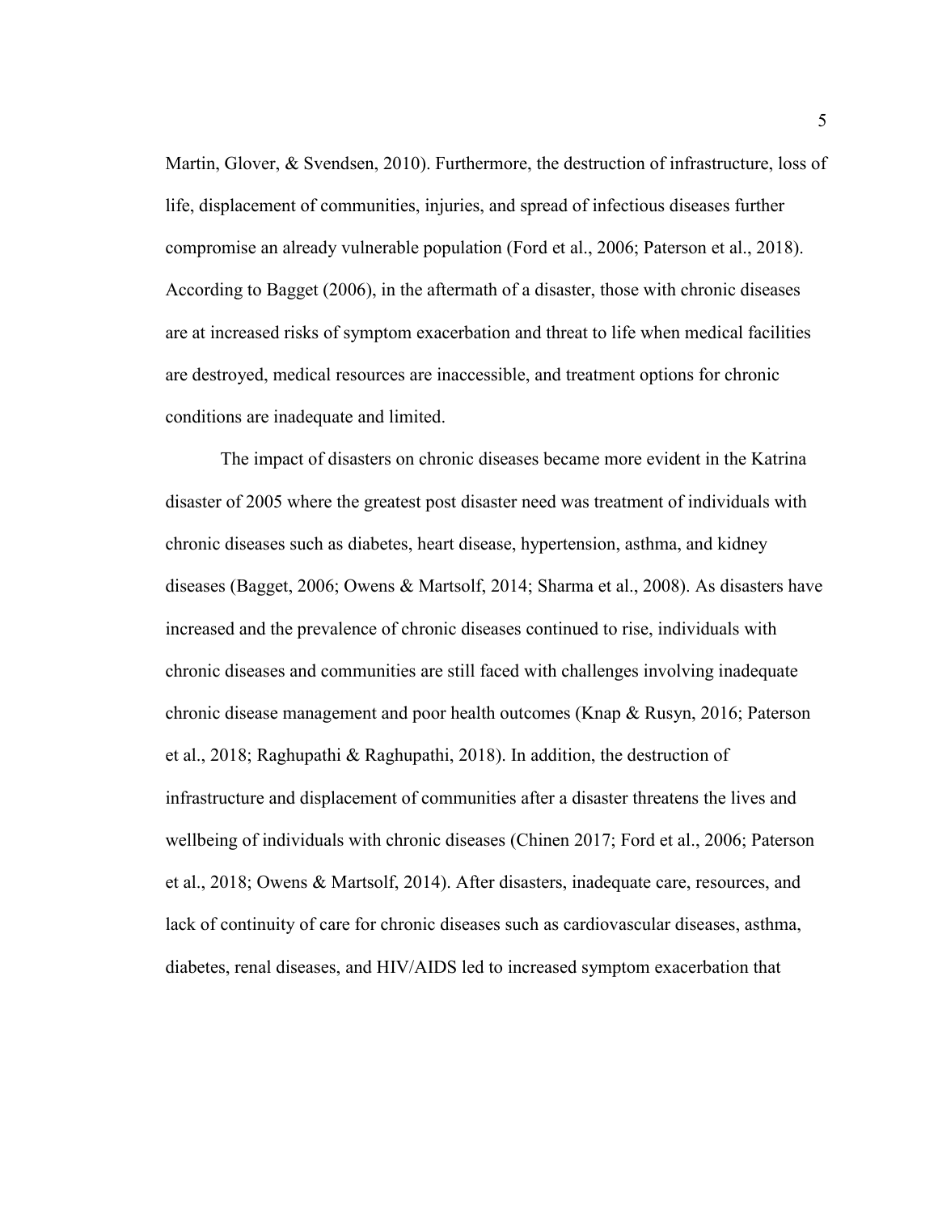Martin, Glover, & Svendsen, 2010). Furthermore, the destruction of infrastructure, loss of life, displacement of communities, injuries, and spread of infectious diseases further compromise an already vulnerable population (Ford et al., 2006; Paterson et al., 2018). According to Bagget (2006), in the aftermath of a disaster, those with chronic diseases are at increased risks of symptom exacerbation and threat to life when medical facilities are destroyed, medical resources are inaccessible, and treatment options for chronic conditions are inadequate and limited.

The impact of disasters on chronic diseases became more evident in the Katrina disaster of 2005 where the greatest post disaster need was treatment of individuals with chronic diseases such as diabetes, heart disease, hypertension, asthma, and kidney diseases (Bagget, 2006; Owens & Martsolf, 2014; Sharma et al., 2008). As disasters have increased and the prevalence of chronic diseases continued to rise, individuals with chronic diseases and communities are still faced with challenges involving inadequate chronic disease management and poor health outcomes (Knap & Rusyn, 2016; Paterson et al., 2018; Raghupathi & Raghupathi, 2018). In addition, the destruction of infrastructure and displacement of communities after a disaster threatens the lives and wellbeing of individuals with chronic diseases (Chinen 2017; Ford et al., 2006; Paterson et al., 2018; Owens & Martsolf, 2014). After disasters, inadequate care, resources, and lack of continuity of care for chronic diseases such as cardiovascular diseases, asthma, diabetes, renal diseases, and HIV/AIDS led to increased symptom exacerbation that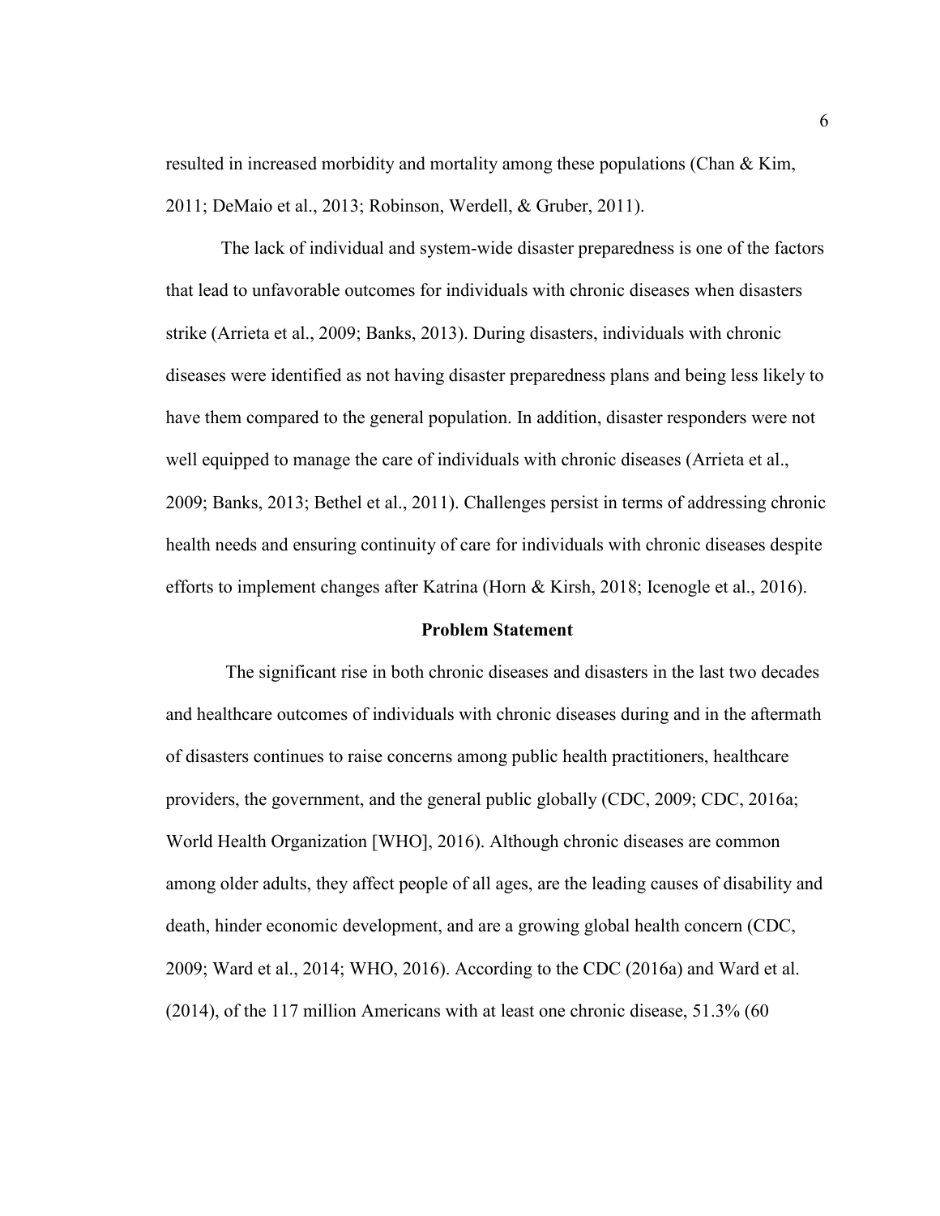resulted in increased morbidity and mortality among these populations (Chan & Kim, 2011; DeMaio et al., 2013; Robinson, Werdell, & Gruber, 2011).

The lack of individual and system-wide disaster preparedness is one of the factors that lead to unfavorable outcomes for individuals with chronic diseases when disasters strike (Arrieta et al., 2009; Banks, 2013). During disasters, individuals with chronic diseases were identified as not having disaster preparedness plans and being less likely to have them compared to the general population. In addition, disaster responders were not well equipped to manage the care of individuals with chronic diseases (Arrieta et al., 2009; Banks, 2013; Bethel et al., 2011). Challenges persist in terms of addressing chronic health needs and ensuring continuity of care for individuals with chronic diseases despite efforts to implement changes after Katrina (Horn & Kirsh, 2018; Icenogle et al., 2016).

## Problem Statement

The significant rise in both chronic diseases and disasters in the last two decades and healthcare outcomes of individuals with chronic diseases during and in the aftermath of disasters continues to raise concerns among public health practitioners, healthcare providers, the government, and the general public globally (CDC, 2009; CDC, 2016a; World Health Organization [WHO], 2016). Although chronic diseases are common among older adults, they affect people of all ages, are the leading causes of disability and death, hinder economic development, and are a growing global health concern (CDC, 2009; Ward et al., 2014; WHO, 2016). According to the CDC (2016a) and Ward et al. (2014), of the 117 million Americans with at least one chronic disease, 51.3% (60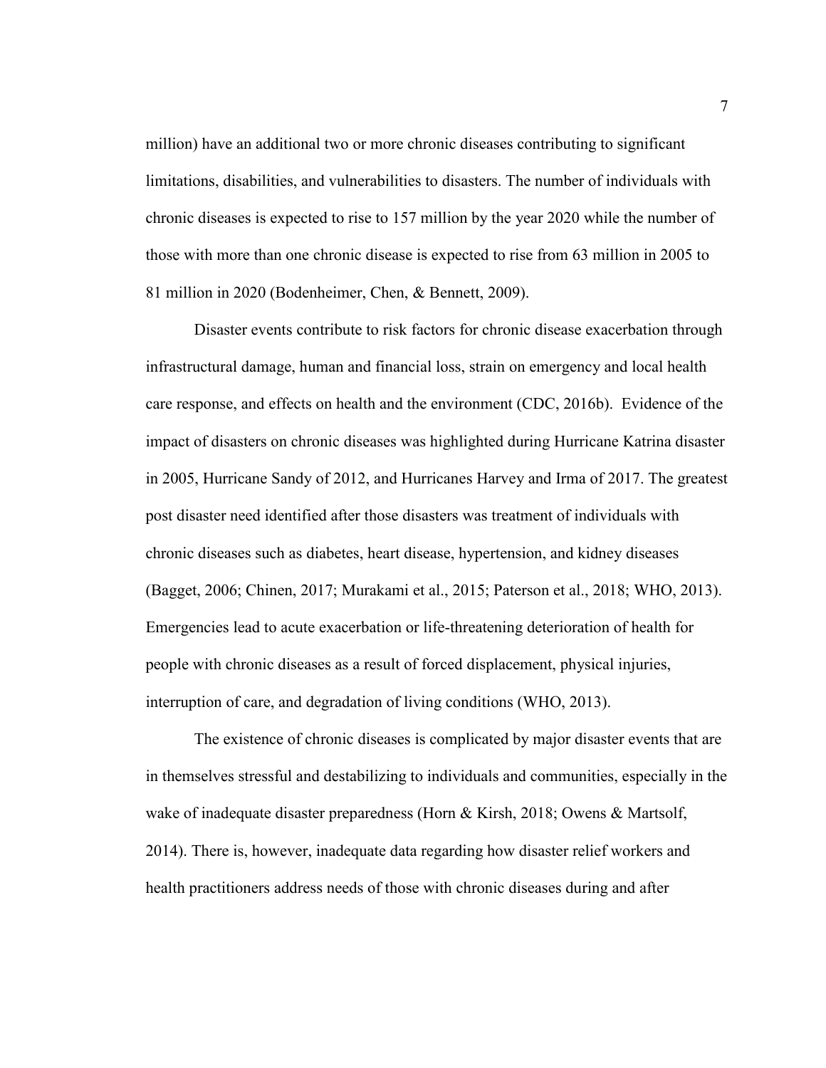million) have an additional two or more chronic diseases contributing to significant limitations, disabilities, and vulnerabilities to disasters. The number of individuals with chronic diseases is expected to rise to 157 million by the year 2020 while the number of those with more than one chronic disease is expected to rise from 63 million in 2005 to 81 million in 2020 (Bodenheimer, Chen, & Bennett, 2009).

Disaster events contribute to risk factors for chronic disease exacerbation through infrastructural damage, human and financial loss, strain on emergency and local health care response, and effects on health and the environment (CDC, 2016b). Evidence of the impact of disasters on chronic diseases was highlighted during Hurricane Katrina disaster in 2005, Hurricane Sandy of 2012, and Hurricanes Harvey and Irma of 2017. The greatest post disaster need identified after those disasters was treatment of individuals with chronic diseases such as diabetes, heart disease, hypertension, and kidney diseases (Bagget, 2006; Chinen, 2017; Murakami et al., 2015; Paterson et al., 2018; WHO, 2013). Emergencies lead to acute exacerbation or life-threatening deterioration of health for people with chronic diseases as a result of forced displacement, physical injuries, interruption of care, and degradation of living conditions (WHO, 2013).

The existence of chronic diseases is complicated by major disaster events that are in themselves stressful and destabilizing to individuals and communities, especially in the wake of inadequate disaster preparedness (Horn & Kirsh, 2018; Owens & Martsolf, 2014). There is, however, inadequate data regarding how disaster relief workers and health practitioners address needs of those with chronic diseases during and after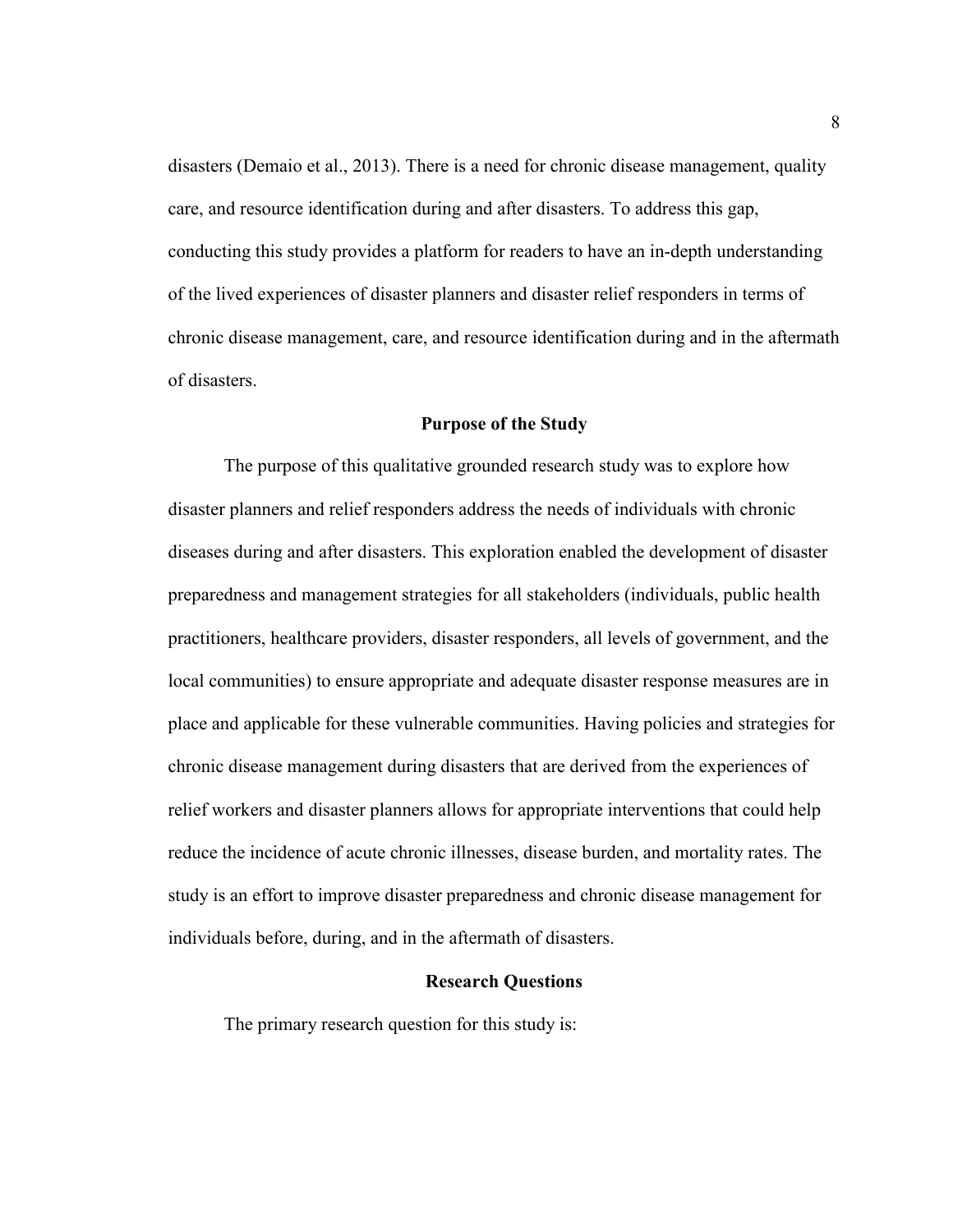disasters (Demaio et al., 2013). There is a need for chronic disease management, quality care, and resource identification during and after disasters. To address this gap, conducting this study provides a platform for readers to have an in-depth understanding of the lived experiences of disaster planners and disaster relief responders in terms of chronic disease management, care, and resource identification during and in the aftermath of disasters.

## Purpose of the Study

The purpose of this qualitative grounded research study was to explore how disaster planners and relief responders address the needs of individuals with chronic diseases during and after disasters. This exploration enabled the development of disaster preparedness and management strategies for all stakeholders (individuals, public health practitioners, healthcare providers, disaster responders, all levels of government, and the local communities) to ensure appropriate and adequate disaster response measures are in place and applicable for these vulnerable communities. Having policies and strategies for chronic disease management during disasters that are derived from the experiences of relief workers and disaster planners allows for appropriate interventions that could help reduce the incidence of acute chronic illnesses, disease burden, and mortality rates. The study is an effort to improve disaster preparedness and chronic disease management for individuals before, during, and in the aftermath of disasters.

## Research Questions

The primary research question for this study is: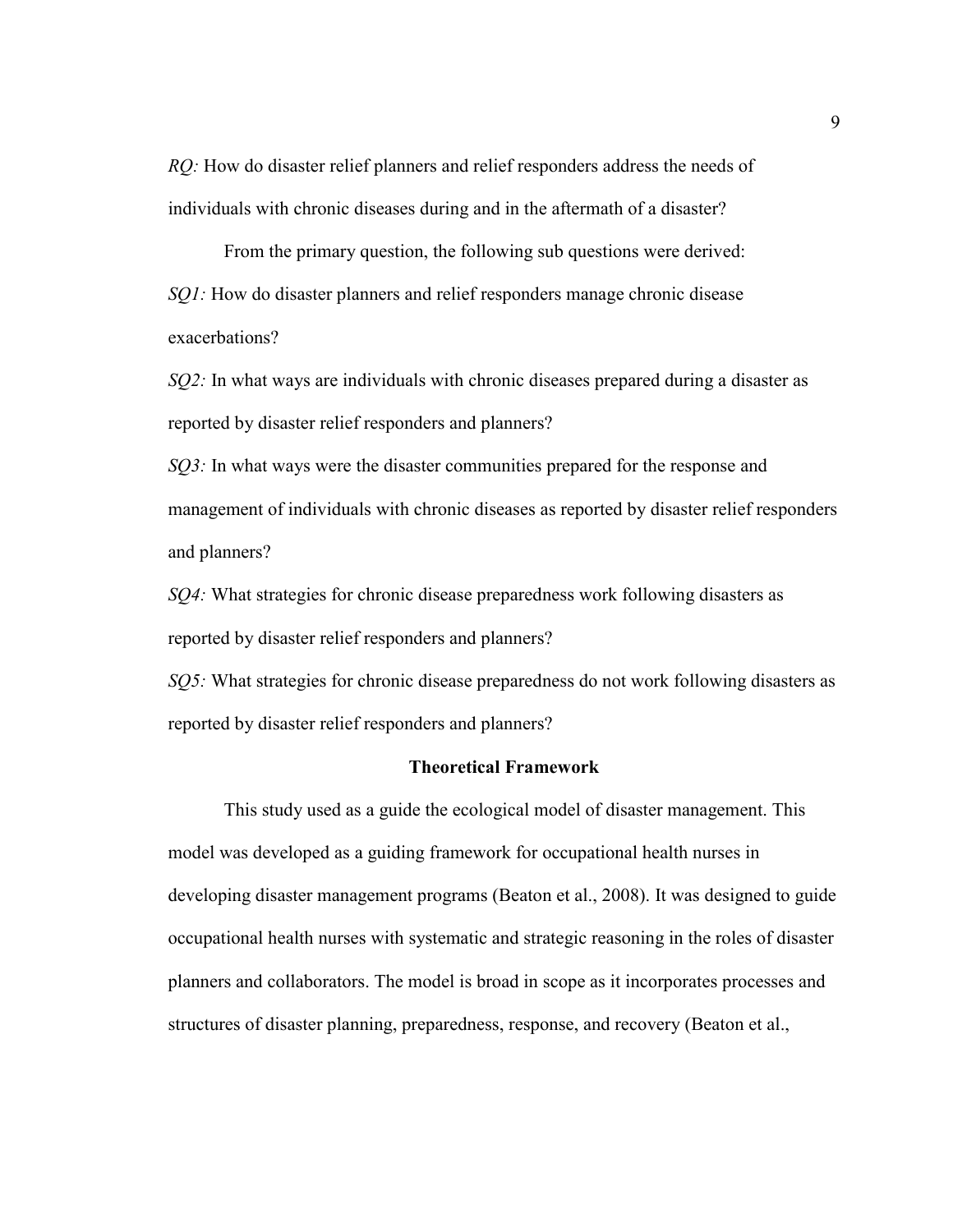*RQ:* How do disaster relief planners and relief responders address the needs of individuals with chronic diseases during and in the aftermath of a disaster?

From the primary question, the following sub questions were derived:

*SQ1:* How do disaster planners and relief responders manage chronic disease exacerbations?

*SQ2:* In what ways are individuals with chronic diseases prepared during a disaster as reported by disaster relief responders and planners?

*SQ3:* In what ways were the disaster communities prepared for the response and management of individuals with chronic diseases as reported by disaster relief responders and planners?

*SQ4:* What strategies for chronic disease preparedness work following disasters as reported by disaster relief responders and planners?

*SQ5:* What strategies for chronic disease preparedness do not work following disasters as reported by disaster relief responders and planners?

## Theoretical Framework

This study used as a guide the ecological model of disaster management. This model was developed as a guiding framework for occupational health nurses in developing disaster management programs (Beaton et al., 2008). It was designed to guide occupational health nurses with systematic and strategic reasoning in the roles of disaster planners and collaborators. The model is broad in scope as it incorporates processes and structures of disaster planning, preparedness, response, and recovery (Beaton et al.,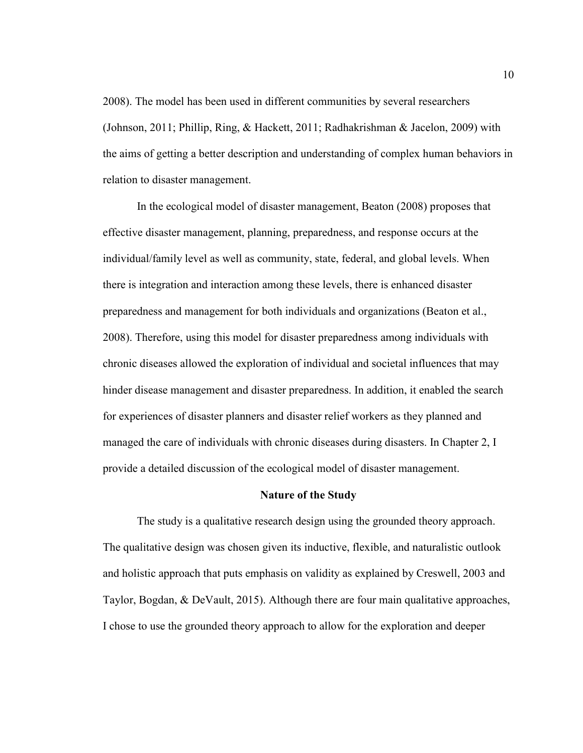2008). The model has been used in different communities by several researchers (Johnson, 2011; Phillip, Ring, & Hackett, 2011; Radhakrishman & Jacelon, 2009) with the aims of getting a better description and understanding of complex human behaviors in relation to disaster management.

In the ecological model of disaster management, Beaton (2008) proposes that effective disaster management, planning, preparedness, and response occurs at the individual/family level as well as community, state, federal, and global levels. When there is integration and interaction among these levels, there is enhanced disaster preparedness and management for both individuals and organizations (Beaton et al., 2008). Therefore, using this model for disaster preparedness among individuals with chronic diseases allowed the exploration of individual and societal influences that may hinder disease management and disaster preparedness. In addition, it enabled the search for experiences of disaster planners and disaster relief workers as they planned and managed the care of individuals with chronic diseases during disasters. In Chapter 2, I provide a detailed discussion of the ecological model of disaster management.

## Nature of the Study

The study is a qualitative research design using the grounded theory approach. The qualitative design was chosen given its inductive, flexible, and naturalistic outlook and holistic approach that puts emphasis on validity as explained by Creswell, 2003 and Taylor, Bogdan, & DeVault, 2015). Although there are four main qualitative approaches, I chose to use the grounded theory approach to allow for the exploration and deeper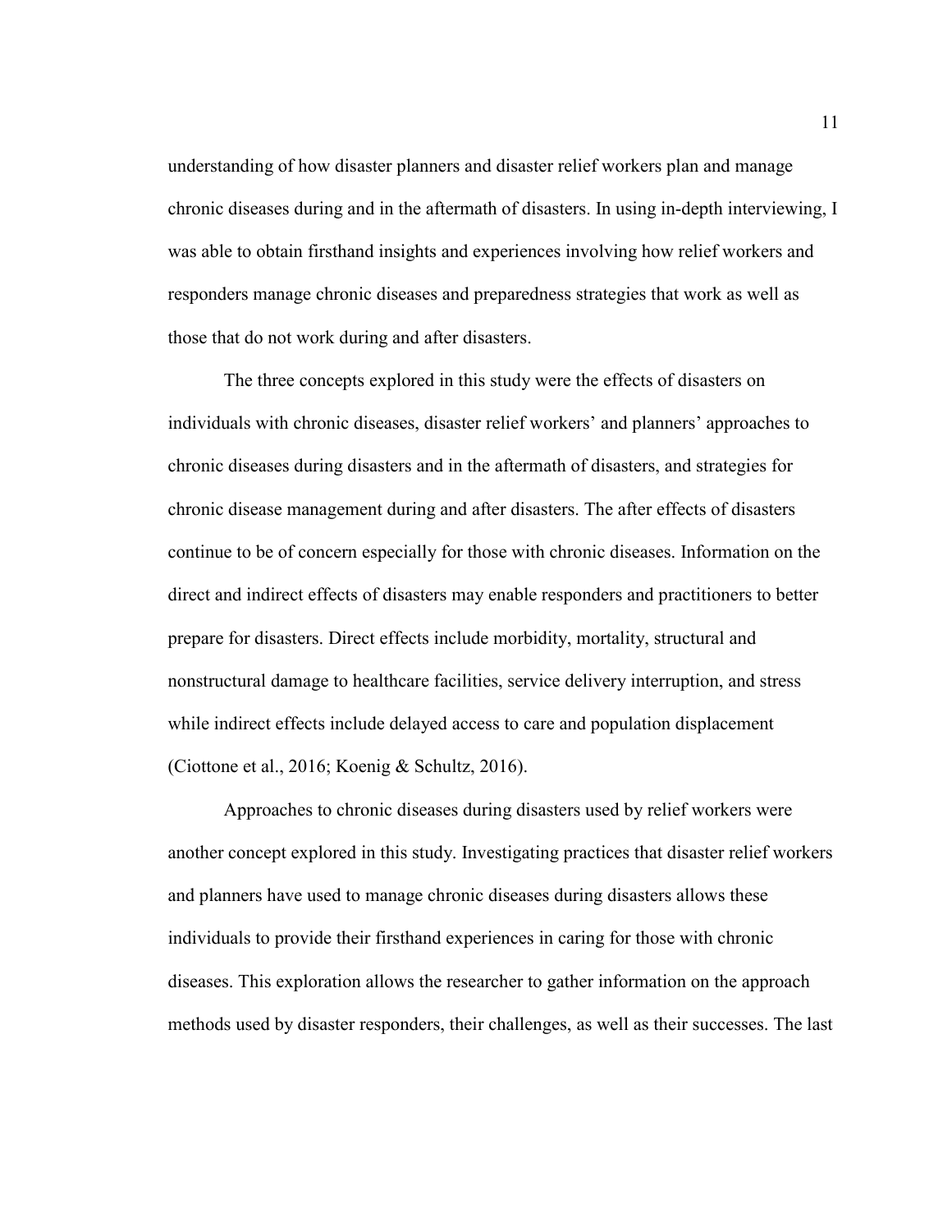understanding of how disaster planners and disaster relief workers plan and manage chronic diseases during and in the aftermath of disasters. In using in-depth interviewing, I was able to obtain firsthand insights and experiences involving how relief workers and responders manage chronic diseases and preparedness strategies that work as well as those that do not work during and after disasters.

The three concepts explored in this study were the effects of disasters on individuals with chronic diseases, disaster relief workers' and planners' approaches to chronic diseases during disasters and in the aftermath of disasters, and strategies for chronic disease management during and after disasters. The after effects of disasters continue to be of concern especially for those with chronic diseases. Information on the direct and indirect effects of disasters may enable responders and practitioners to better prepare for disasters. Direct effects include morbidity, mortality, structural and nonstructural damage to healthcare facilities, service delivery interruption, and stress while indirect effects include delayed access to care and population displacement (Ciottone et al., 2016; Koenig & Schultz, 2016).

Approaches to chronic diseases during disasters used by relief workers were another concept explored in this study. Investigating practices that disaster relief workers and planners have used to manage chronic diseases during disasters allows these individuals to provide their firsthand experiences in caring for those with chronic diseases. This exploration allows the researcher to gather information on the approach methods used by disaster responders, their challenges, as well as their successes. The last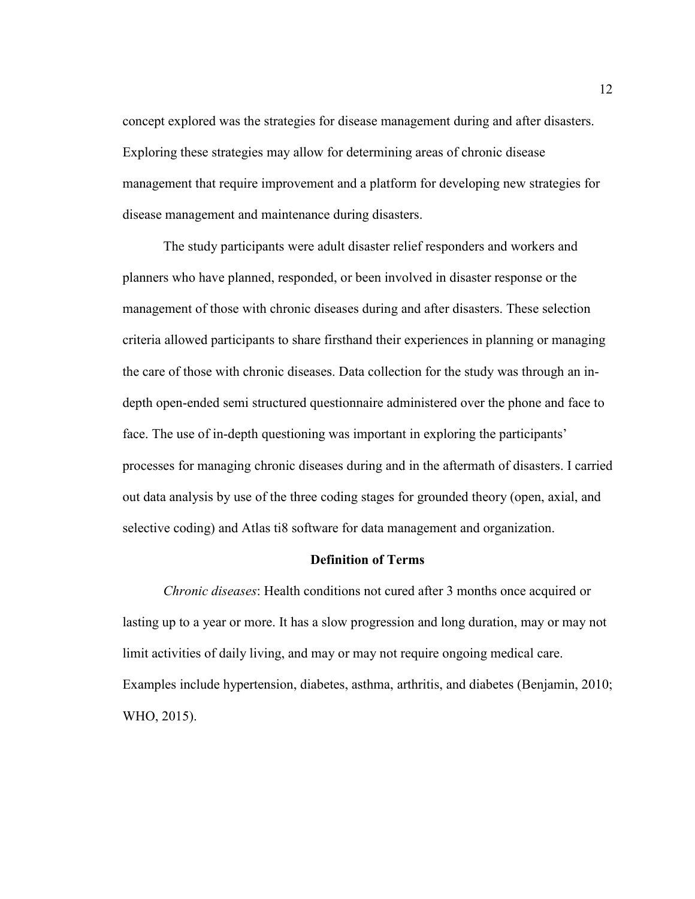concept explored was the strategies for disease management during and after disasters. Exploring these strategies may allow for determining areas of chronic disease management that require improvement and a platform for developing new strategies for disease management and maintenance during disasters.

The study participants were adult disaster relief responders and workers and planners who have planned, responded, or been involved in disaster response or the management of those with chronic diseases during and after disasters. These selection criteria allowed participants to share firsthand their experiences in planning or managing the care of those with chronic diseases. Data collection for the study was through an in-depth open-ended semi structured questionnaire administered over the phone and face to face. The use of in-depth questioning was important in exploring the participants' processes for managing chronic diseases during and in the aftermath of disasters. I carried out data analysis by use of the three coding stages for grounded theory (open, axial, and selective coding) and Atlas ti8 software for data management and organization.

## Definition of Terms

*Chronic diseases*: Health conditions not cured after 3 months once acquired or lasting up to a year or more. It has a slow progression and long duration, may or may not limit activities of daily living, and may or may not require ongoing medical care. Examples include hypertension, diabetes, asthma, arthritis, and diabetes (Benjamin, 2010; WHO, 2015).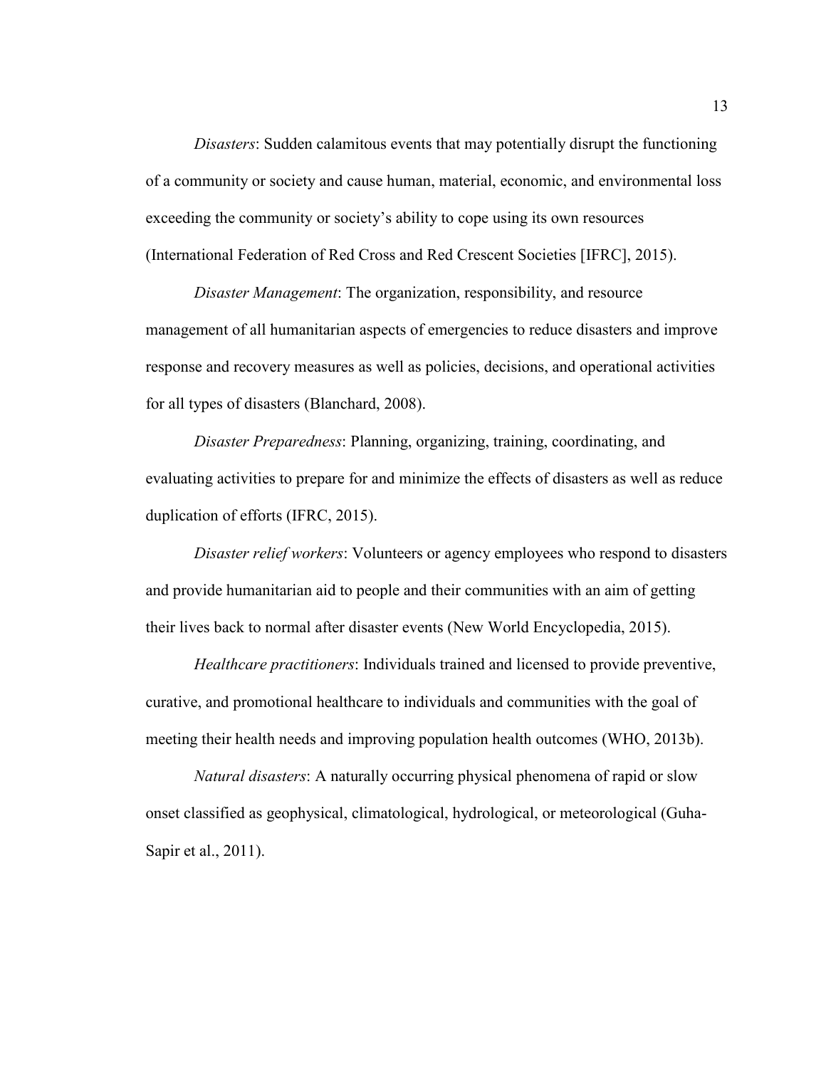*Disasters*: Sudden calamitous events that may potentially disrupt the functioning of a community or society and cause human, material, economic, and environmental loss exceeding the community or society's ability to cope using its own resources (International Federation of Red Cross and Red Crescent Societies [IFRC], 2015).

*Disaster Management*: The organization, responsibility, and resource management of all humanitarian aspects of emergencies to reduce disasters and improve response and recovery measures as well as policies, decisions, and operational activities for all types of disasters (Blanchard, 2008).

*Disaster Preparedness*: Planning, organizing, training, coordinating, and evaluating activities to prepare for and minimize the effects of disasters as well as reduce duplication of efforts (IFRC, 2015).

*Disaster relief workers*: Volunteers or agency employees who respond to disasters and provide humanitarian aid to people and their communities with an aim of getting their lives back to normal after disaster events (New World Encyclopedia, 2015).

*Healthcare practitioners*: Individuals trained and licensed to provide preventive, curative, and promotional healthcare to individuals and communities with the goal of meeting their health needs and improving population health outcomes (WHO, 2013b).

*Natural disasters*: A naturally occurring physical phenomena of rapid or slow onset classified as geophysical, climatological, hydrological, or meteorological (Guha-Sapir et al., 2011).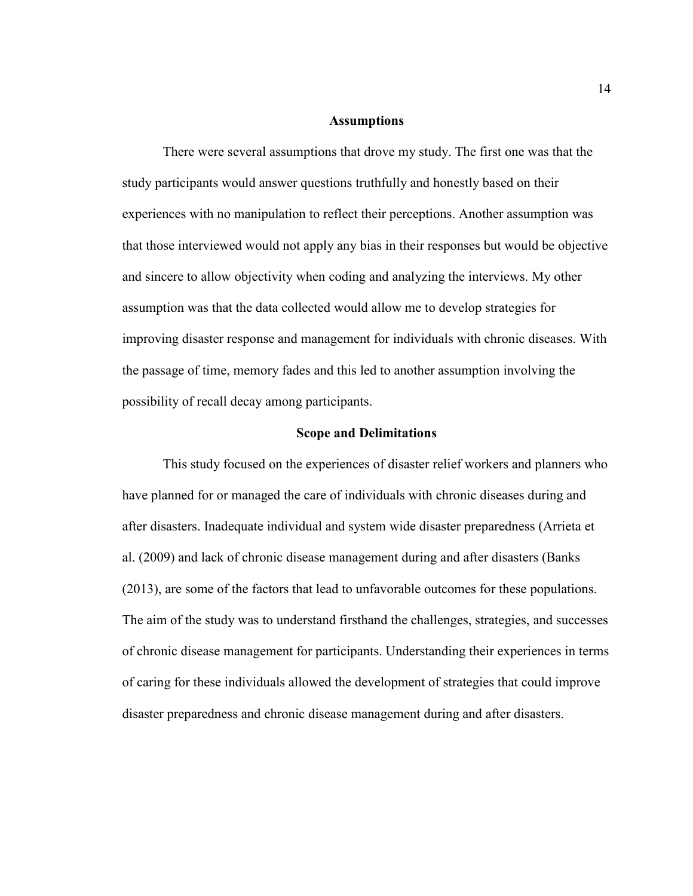## Assumptions

There were several assumptions that drove my study. The first one was that the study participants would answer questions truthfully and honestly based on their experiences with no manipulation to reflect their perceptions. Another assumption was that those interviewed would not apply any bias in their responses but would be objective and sincere to allow objectivity when coding and analyzing the interviews. My other assumption was that the data collected would allow me to develop strategies for improving disaster response and management for individuals with chronic diseases. With the passage of time, memory fades and this led to another assumption involving the possibility of recall decay among participants.

## Scope and Delimitations

This study focused on the experiences of disaster relief workers and planners who have planned for or managed the care of individuals with chronic diseases during and after disasters. Inadequate individual and system wide disaster preparedness (Arrieta et al. (2009) and lack of chronic disease management during and after disasters (Banks (2013), are some of the factors that lead to unfavorable outcomes for these populations. The aim of the study was to understand firsthand the challenges, strategies, and successes of chronic disease management for participants. Understanding their experiences in terms of caring for these individuals allowed the development of strategies that could improve disaster preparedness and chronic disease management during and after disasters.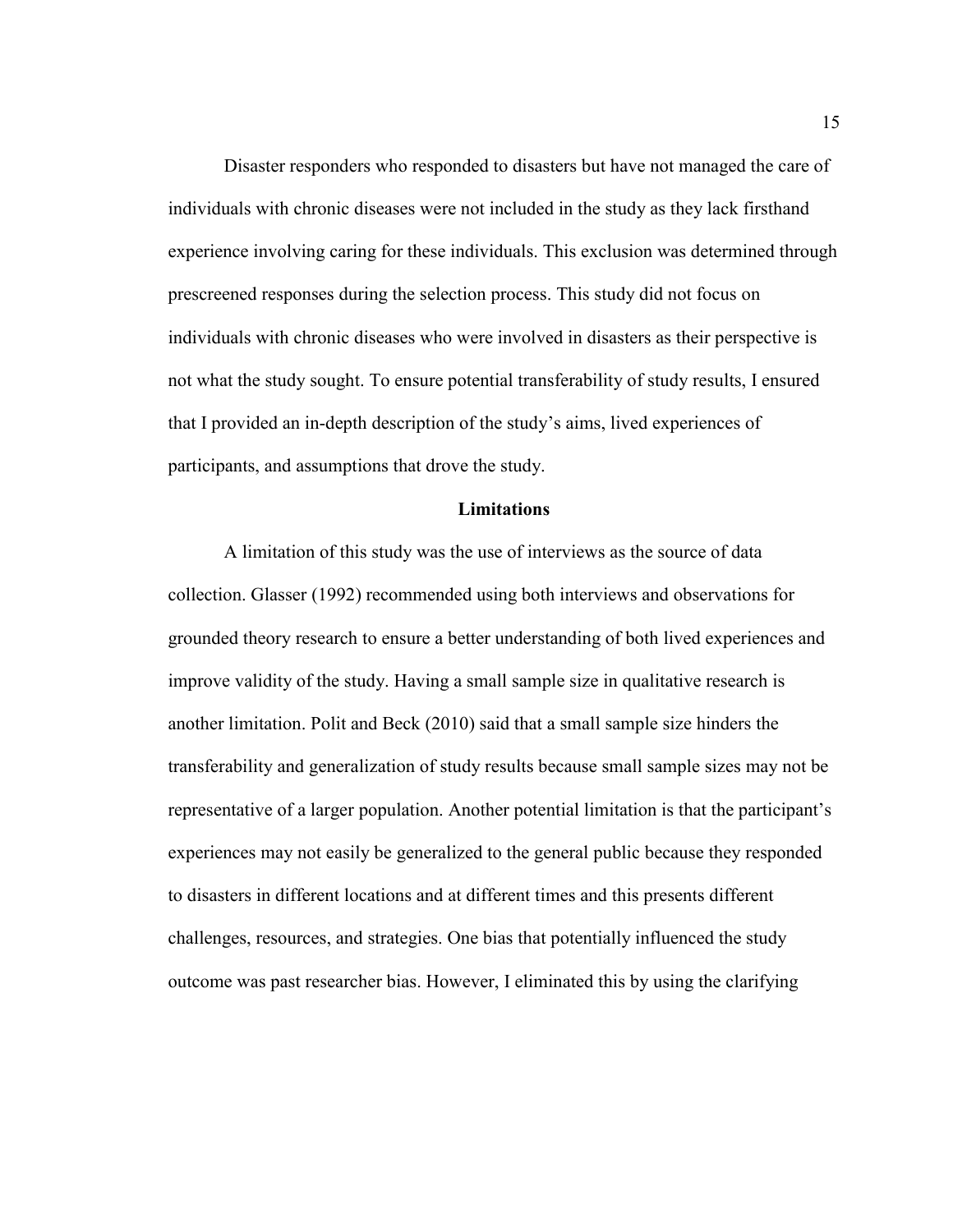Disaster responders who responded to disasters but have not managed the care of individuals with chronic diseases were not included in the study as they lack firsthand experience involving caring for these individuals. This exclusion was determined through prescreened responses during the selection process. This study did not focus on individuals with chronic diseases who were involved in disasters as their perspective is not what the study sought. To ensure potential transferability of study results, I ensured that I provided an in-depth description of the study's aims, lived experiences of participants, and assumptions that drove the study.

## Limitations

A limitation of this study was the use of interviews as the source of data collection. Glasser (1992) recommended using both interviews and observations for grounded theory research to ensure a better understanding of both lived experiences and improve validity of the study. Having a small sample size in qualitative research is another limitation. Polit and Beck (2010) said that a small sample size hinders the transferability and generalization of study results because small sample sizes may not be representative of a larger population. Another potential limitation is that the participant's experiences may not easily be generalized to the general public because they responded to disasters in different locations and at different times and this presents different challenges, resources, and strategies. One bias that potentially influenced the study outcome was past researcher bias. However, I eliminated this by using the clarifying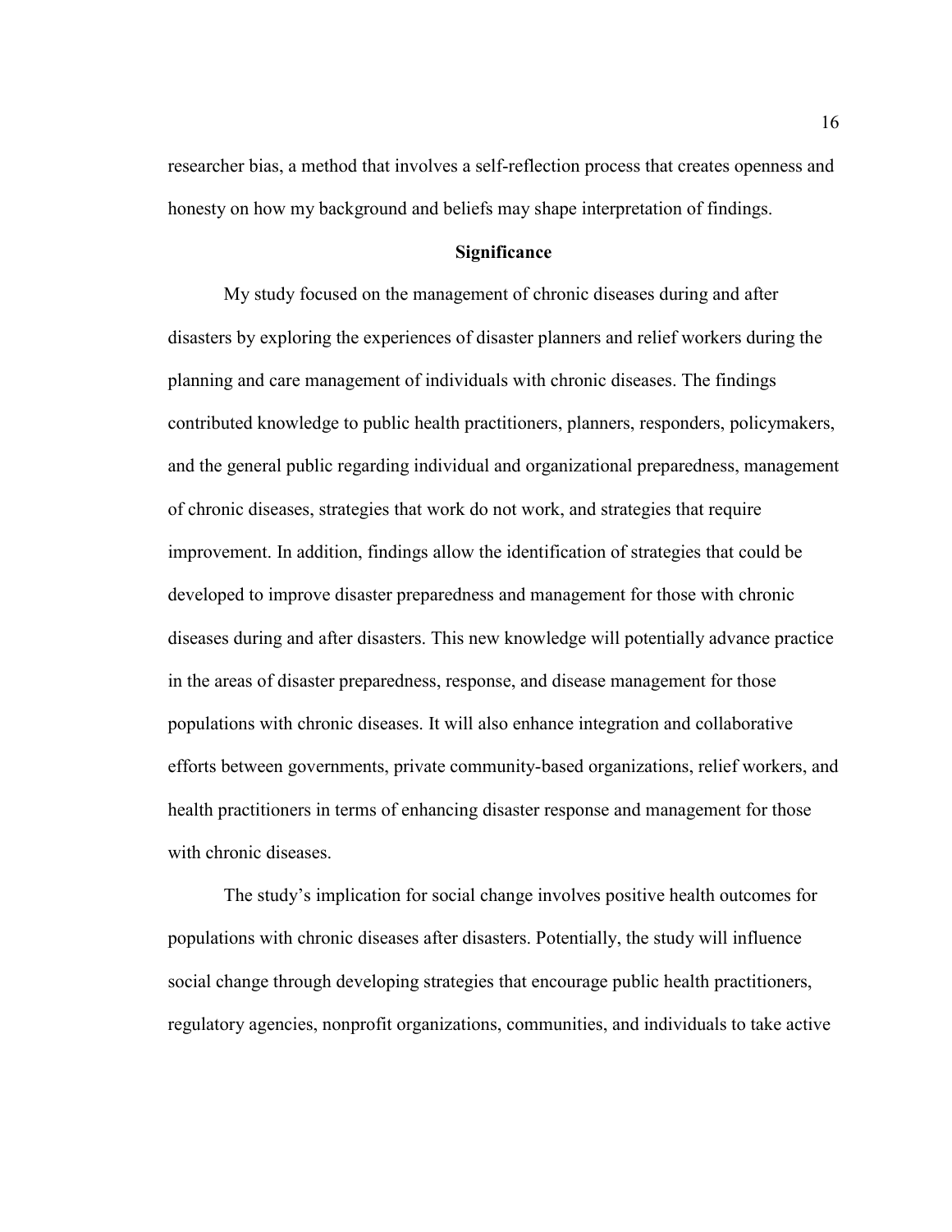researcher bias, a method that involves a self-reflection process that creates openness and honesty on how my background and beliefs may shape interpretation of findings.

## Significance

My study focused on the management of chronic diseases during and after disasters by exploring the experiences of disaster planners and relief workers during the planning and care management of individuals with chronic diseases. The findings contributed knowledge to public health practitioners, planners, responders, policymakers, and the general public regarding individual and organizational preparedness, management of chronic diseases, strategies that work do not work, and strategies that require improvement. In addition, findings allow the identification of strategies that could be developed to improve disaster preparedness and management for those with chronic diseases during and after disasters. This new knowledge will potentially advance practice in the areas of disaster preparedness, response, and disease management for those populations with chronic diseases. It will also enhance integration and collaborative efforts between governments, private community-based organizations, relief workers, and health practitioners in terms of enhancing disaster response and management for those with chronic diseases.

The study's implication for social change involves positive health outcomes for populations with chronic diseases after disasters. Potentially, the study will influence social change through developing strategies that encourage public health practitioners, regulatory agencies, nonprofit organizations, communities, and individuals to take active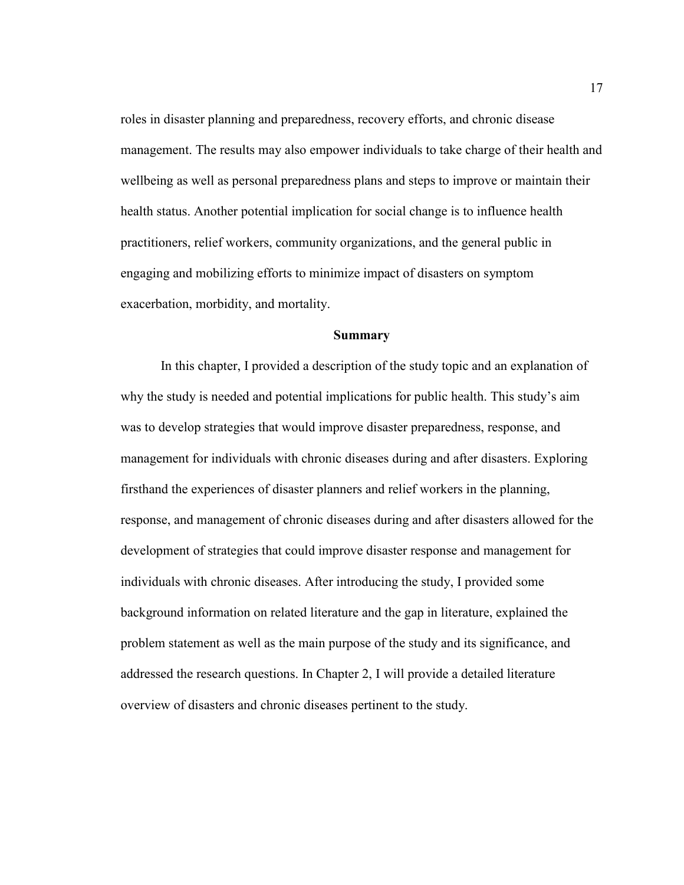roles in disaster planning and preparedness, recovery efforts, and chronic disease management. The results may also empower individuals to take charge of their health and wellbeing as well as personal preparedness plans and steps to improve or maintain their health status. Another potential implication for social change is to influence health practitioners, relief workers, community organizations, and the general public in engaging and mobilizing efforts to minimize impact of disasters on symptom exacerbation, morbidity, and mortality.

## Summary

In this chapter, I provided a description of the study topic and an explanation of why the study is needed and potential implications for public health. This study's aim was to develop strategies that would improve disaster preparedness, response, and management for individuals with chronic diseases during and after disasters. Exploring firsthand the experiences of disaster planners and relief workers in the planning, response, and management of chronic diseases during and after disasters allowed for the development of strategies that could improve disaster response and management for individuals with chronic diseases. After introducing the study, I provided some background information on related literature and the gap in literature, explained the problem statement as well as the main purpose of the study and its significance, and addressed the research questions. In Chapter 2, I will provide a detailed literature overview of disasters and chronic diseases pertinent to the study.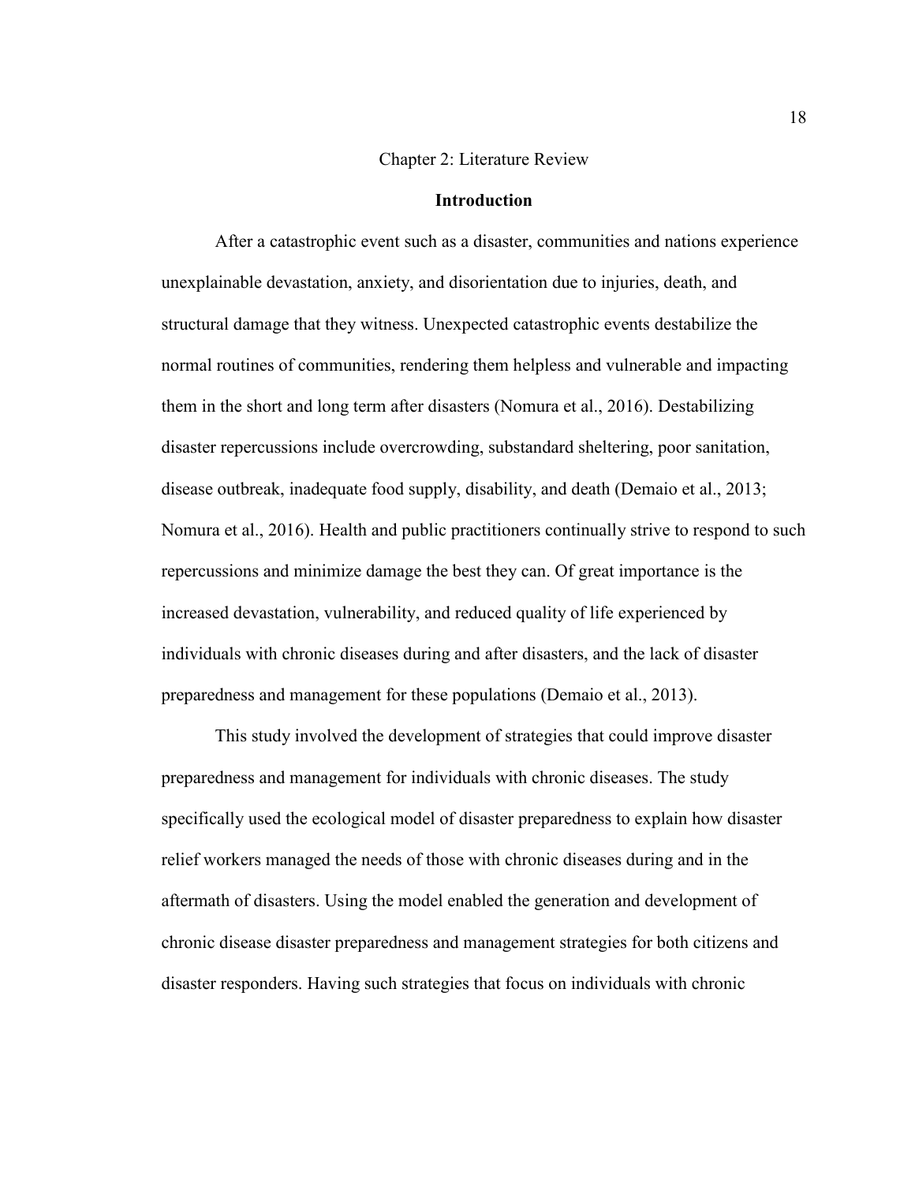# Chapter 2: Literature Review

## Introduction

After a catastrophic event such as a disaster, communities and nations experience unexplainable devastation, anxiety, and disorientation due to injuries, death, and structural damage that they witness. Unexpected catastrophic events destabilize the normal routines of communities, rendering them helpless and vulnerable and impacting them in the short and long term after disasters (Nomura et al., 2016). Destabilizing disaster repercussions include overcrowding, substandard sheltering, poor sanitation, disease outbreak, inadequate food supply, disability, and death (Demaio et al., 2013; Nomura et al., 2016). Health and public practitioners continually strive to respond to such repercussions and minimize damage the best they can. Of great importance is the increased devastation, vulnerability, and reduced quality of life experienced by individuals with chronic diseases during and after disasters, and the lack of disaster preparedness and management for these populations (Demaio et al., 2013).

This study involved the development of strategies that could improve disaster preparedness and management for individuals with chronic diseases. The study specifically used the ecological model of disaster preparedness to explain how disaster relief workers managed the needs of those with chronic diseases during and in the aftermath of disasters. Using the model enabled the generation and development of chronic disease disaster preparedness and management strategies for both citizens and disaster responders. Having such strategies that focus on individuals with chronic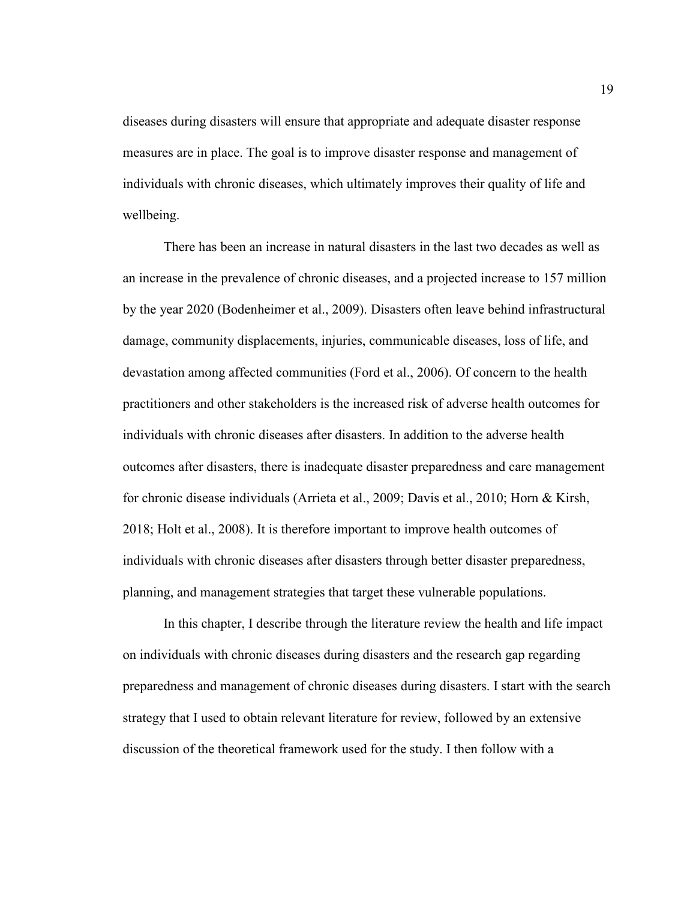diseases during disasters will ensure that appropriate and adequate disaster response measures are in place. The goal is to improve disaster response and management of individuals with chronic diseases, which ultimately improves their quality of life and wellbeing.

There has been an increase in natural disasters in the last two decades as well as an increase in the prevalence of chronic diseases, and a projected increase to 157 million by the year 2020 (Bodenheimer et al., 2009). Disasters often leave behind infrastructural damage, community displacements, injuries, communicable diseases, loss of life, and devastation among affected communities (Ford et al., 2006). Of concern to the health practitioners and other stakeholders is the increased risk of adverse health outcomes for individuals with chronic diseases after disasters. In addition to the adverse health outcomes after disasters, there is inadequate disaster preparedness and care management for chronic disease individuals (Arrieta et al., 2009; Davis et al., 2010; Horn & Kirsh, 2018; Holt et al., 2008). It is therefore important to improve health outcomes of individuals with chronic diseases after disasters through better disaster preparedness, planning, and management strategies that target these vulnerable populations.

In this chapter, I describe through the literature review the health and life impact on individuals with chronic diseases during disasters and the research gap regarding preparedness and management of chronic diseases during disasters. I start with the search strategy that I used to obtain relevant literature for review, followed by an extensive discussion of the theoretical framework used for the study. I then follow with a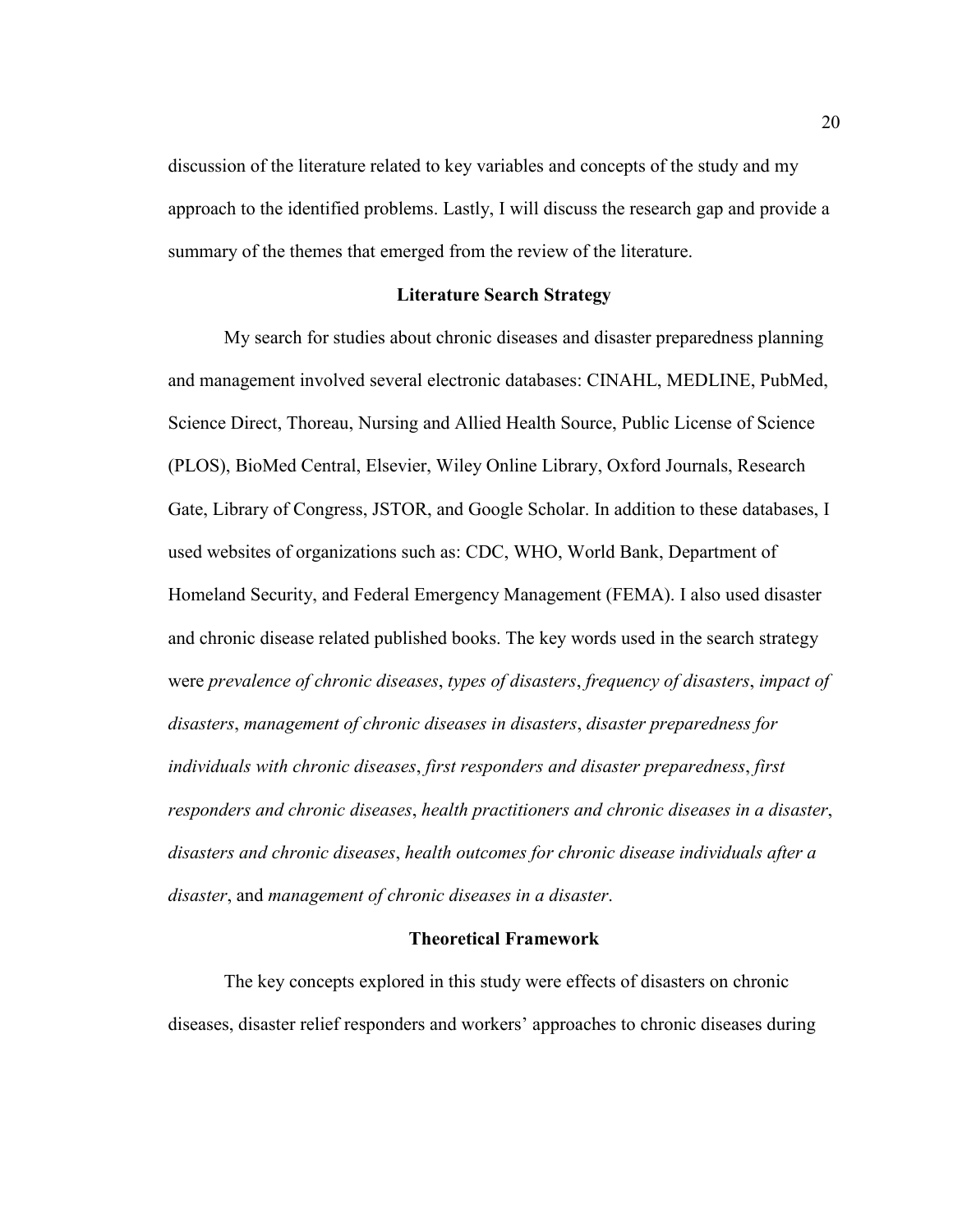discussion of the literature related to key variables and concepts of the study and my approach to the identified problems. Lastly, I will discuss the research gap and provide a summary of the themes that emerged from the review of the literature.

## Literature Search Strategy

My search for studies about chronic diseases and disaster preparedness planning and management involved several electronic databases: CINAHL, MEDLINE, PubMed, Science Direct, Thoreau, Nursing and Allied Health Source, Public License of Science (PLOS), BioMed Central, Elsevier, Wiley Online Library, Oxford Journals, Research Gate, Library of Congress, JSTOR, and Google Scholar. In addition to these databases, I used websites of organizations such as: CDC, WHO, World Bank, Department of Homeland Security, and Federal Emergency Management (FEMA). I also used disaster and chronic disease related published books. The key words used in the search strategy were *prevalence of chronic diseases*, *types of disasters*, *frequency of disasters*, *impact of disasters*, *management of chronic diseases in disasters*, *disaster preparedness for individuals with chronic diseases*, *first responders and disaster preparedness*, *first responders and chronic diseases*, *health practitioners and chronic diseases in a disaster*, *disasters and chronic diseases*, *health outcomes for chronic disease individuals after a disaster*, and *management of chronic diseases in a disaster*.

## Theoretical Framework

The key concepts explored in this study were effects of disasters on chronic diseases, disaster relief responders and workers' approaches to chronic diseases during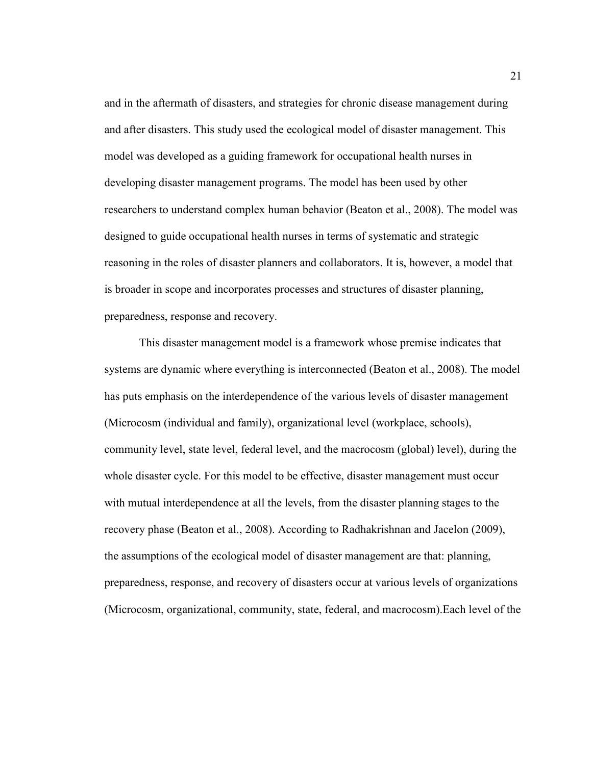and in the aftermath of disasters, and strategies for chronic disease management during and after disasters. This study used the ecological model of disaster management. This model was developed as a guiding framework for occupational health nurses in developing disaster management programs. The model has been used by other researchers to understand complex human behavior (Beaton et al., 2008). The model was designed to guide occupational health nurses in terms of systematic and strategic reasoning in the roles of disaster planners and collaborators. It is, however, a model that is broader in scope and incorporates processes and structures of disaster planning, preparedness, response and recovery.

This disaster management model is a framework whose premise indicates that systems are dynamic where everything is interconnected (Beaton et al., 2008). The model has puts emphasis on the interdependence of the various levels of disaster management (Microcosm (individual and family), organizational level (workplace, schools), community level, state level, federal level, and the macrocosm (global) level), during the whole disaster cycle. For this model to be effective, disaster management must occur with mutual interdependence at all the levels, from the disaster planning stages to the recovery phase (Beaton et al., 2008). According to Radhakrishnan and Jacelon (2009), the assumptions of the ecological model of disaster management are that: planning, preparedness, response, and recovery of disasters occur at various levels of organizations (Microcosm, organizational, community, state, federal, and macrocosm).Each level of the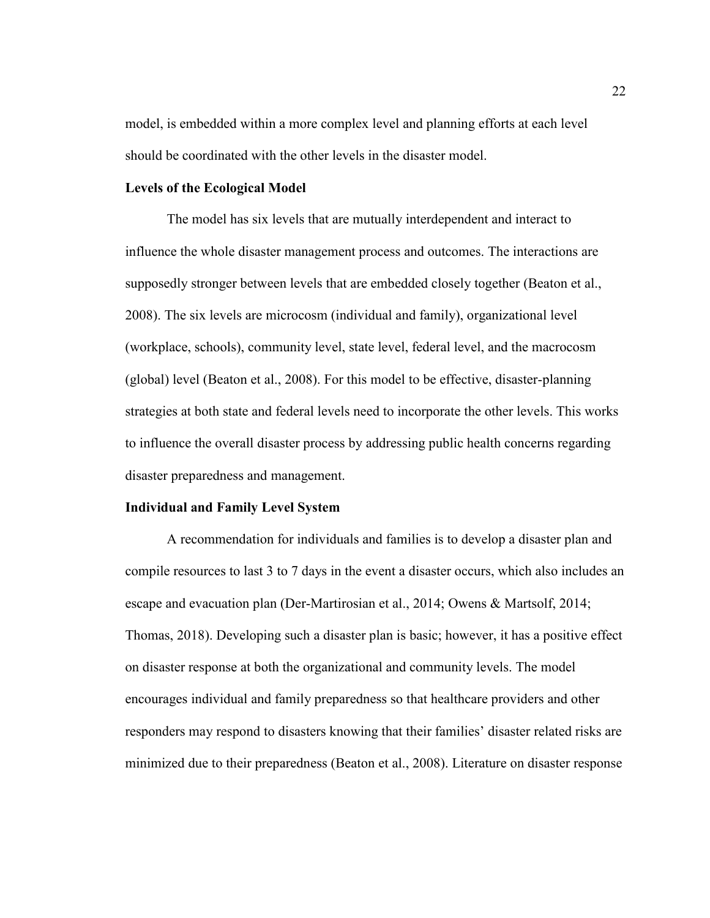model, is embedded within a more complex level and planning efforts at each level should be coordinated with the other levels in the disaster model.

**Levels of the Ecological Model**

The model has six levels that are mutually interdependent and interact to influence the whole disaster management process and outcomes. The interactions are supposedly stronger between levels that are embedded closely together (Beaton et al., 2008). The six levels are microcosm (individual and family), organizational level (workplace, schools), community level, state level, federal level, and the macrocosm (global) level (Beaton et al., 2008). For this model to be effective, disaster-planning strategies at both state and federal levels need to incorporate the other levels. This works to influence the overall disaster process by addressing public health concerns regarding disaster preparedness and management.

**Individual and Family Level System**

A recommendation for individuals and families is to develop a disaster plan and compile resources to last 3 to 7 days in the event a disaster occurs, which also includes an escape and evacuation plan (Der-Martirosian et al., 2014; Owens & Martsolf, 2014; Thomas, 2018). Developing such a disaster plan is basic; however, it has a positive effect on disaster response at both the organizational and community levels. The model encourages individual and family preparedness so that healthcare providers and other responders may respond to disasters knowing that their families' disaster related risks are minimized due to their preparedness (Beaton et al., 2008). Literature on disaster response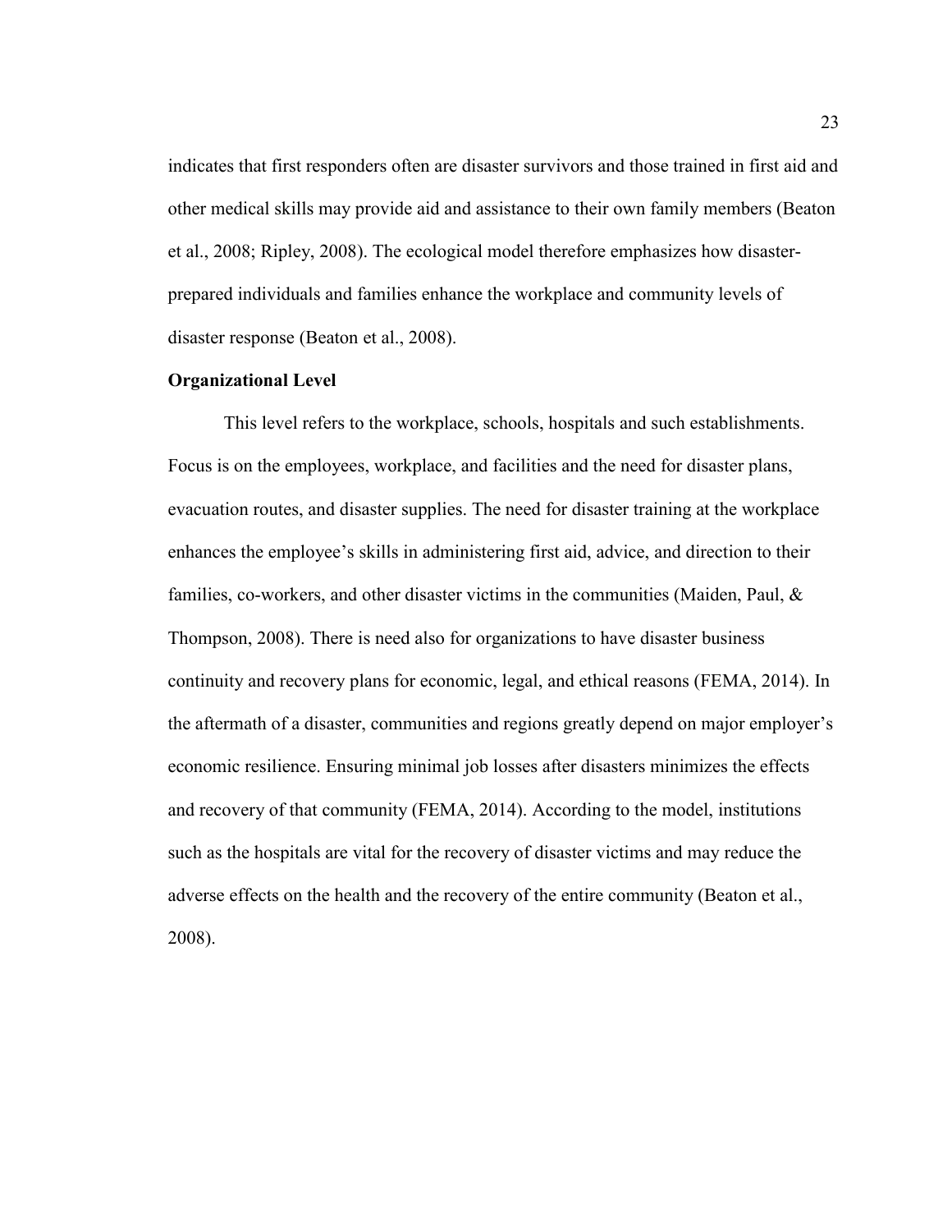indicates that first responders often are disaster survivors and those trained in first aid and other medical skills may provide aid and assistance to their own family members (Beaton et al., 2008; Ripley, 2008). The ecological model therefore emphasizes how disaster-prepared individuals and families enhance the workplace and community levels of disaster response (Beaton et al., 2008).

### Organizational Level

This level refers to the workplace, schools, hospitals and such establishments. Focus is on the employees, workplace, and facilities and the need for disaster plans, evacuation routes, and disaster supplies. The need for disaster training at the workplace enhances the employee's skills in administering first aid, advice, and direction to their families, co-workers, and other disaster victims in the communities (Maiden, Paul, & Thompson, 2008). There is need also for organizations to have disaster business continuity and recovery plans for economic, legal, and ethical reasons (FEMA, 2014). In the aftermath of a disaster, communities and regions greatly depend on major employer's economic resilience. Ensuring minimal job losses after disasters minimizes the effects and recovery of that community (FEMA, 2014). According to the model, institutions such as the hospitals are vital for the recovery of disaster victims and may reduce the adverse effects on the health and the recovery of the entire community (Beaton et al., 2008).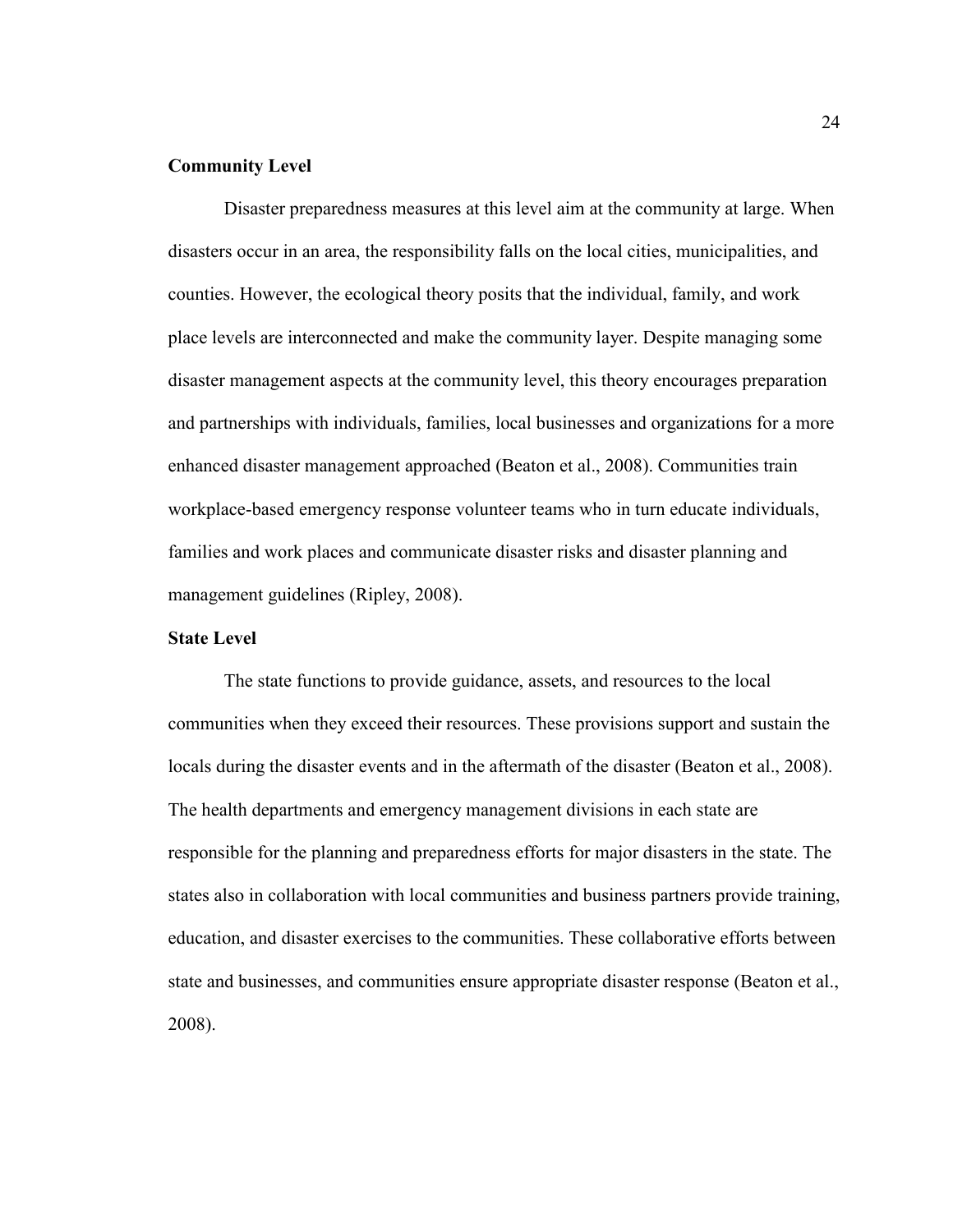### Community Level

Disaster preparedness measures at this level aim at the community at large. When disasters occur in an area, the responsibility falls on the local cities, municipalities, and counties. However, the ecological theory posits that the individual, family, and work place levels are interconnected and make the community layer. Despite managing some disaster management aspects at the community level, this theory encourages preparation and partnerships with individuals, families, local businesses and organizations for a more enhanced disaster management approached (Beaton et al., 2008). Communities train workplace-based emergency response volunteer teams who in turn educate individuals, families and work places and communicate disaster risks and disaster planning and management guidelines (Ripley, 2008).

### State Level

The state functions to provide guidance, assets, and resources to the local communities when they exceed their resources. These provisions support and sustain the locals during the disaster events and in the aftermath of the disaster (Beaton et al., 2008). The health departments and emergency management divisions in each state are responsible for the planning and preparedness efforts for major disasters in the state. The states also in collaboration with local communities and business partners provide training, education, and disaster exercises to the communities. These collaborative efforts between state and businesses, and communities ensure appropriate disaster response (Beaton et al., 2008).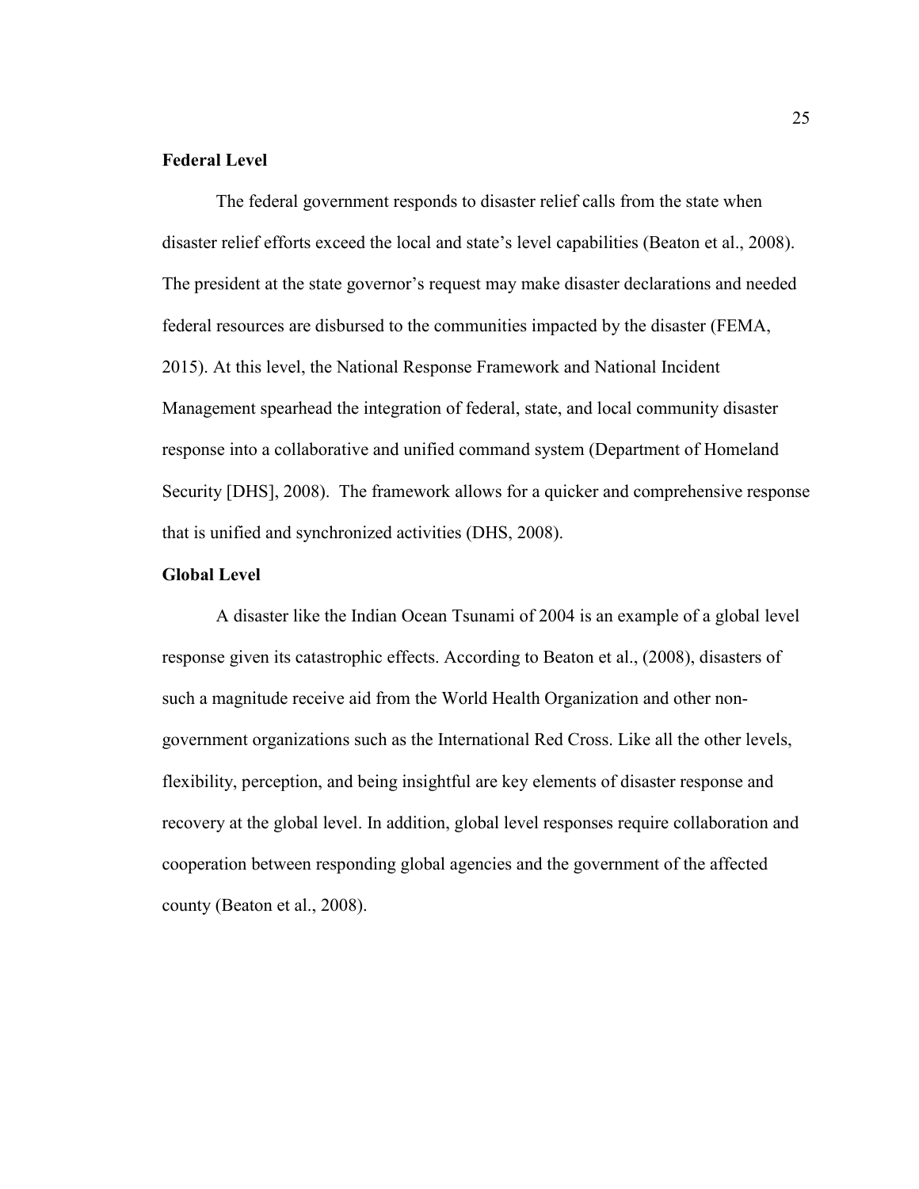### Federal Level

The federal government responds to disaster relief calls from the state when disaster relief efforts exceed the local and state's level capabilities (Beaton et al., 2008). The president at the state governor's request may make disaster declarations and needed federal resources are disbursed to the communities impacted by the disaster (FEMA, 2015). At this level, the National Response Framework and National Incident Management spearhead the integration of federal, state, and local community disaster response into a collaborative and unified command system (Department of Homeland Security [DHS], 2008). The framework allows for a quicker and comprehensive response that is unified and synchronized activities (DHS, 2008).

### Global Level

A disaster like the Indian Ocean Tsunami of 2004 is an example of a global level response given its catastrophic effects. According to Beaton et al., (2008), disasters of such a magnitude receive aid from the World Health Organization and other non-government organizations such as the International Red Cross. Like all the other levels, flexibility, perception, and being insightful are key elements of disaster response and recovery at the global level. In addition, global level responses require collaboration and cooperation between responding global agencies and the government of the affected county (Beaton et al., 2008).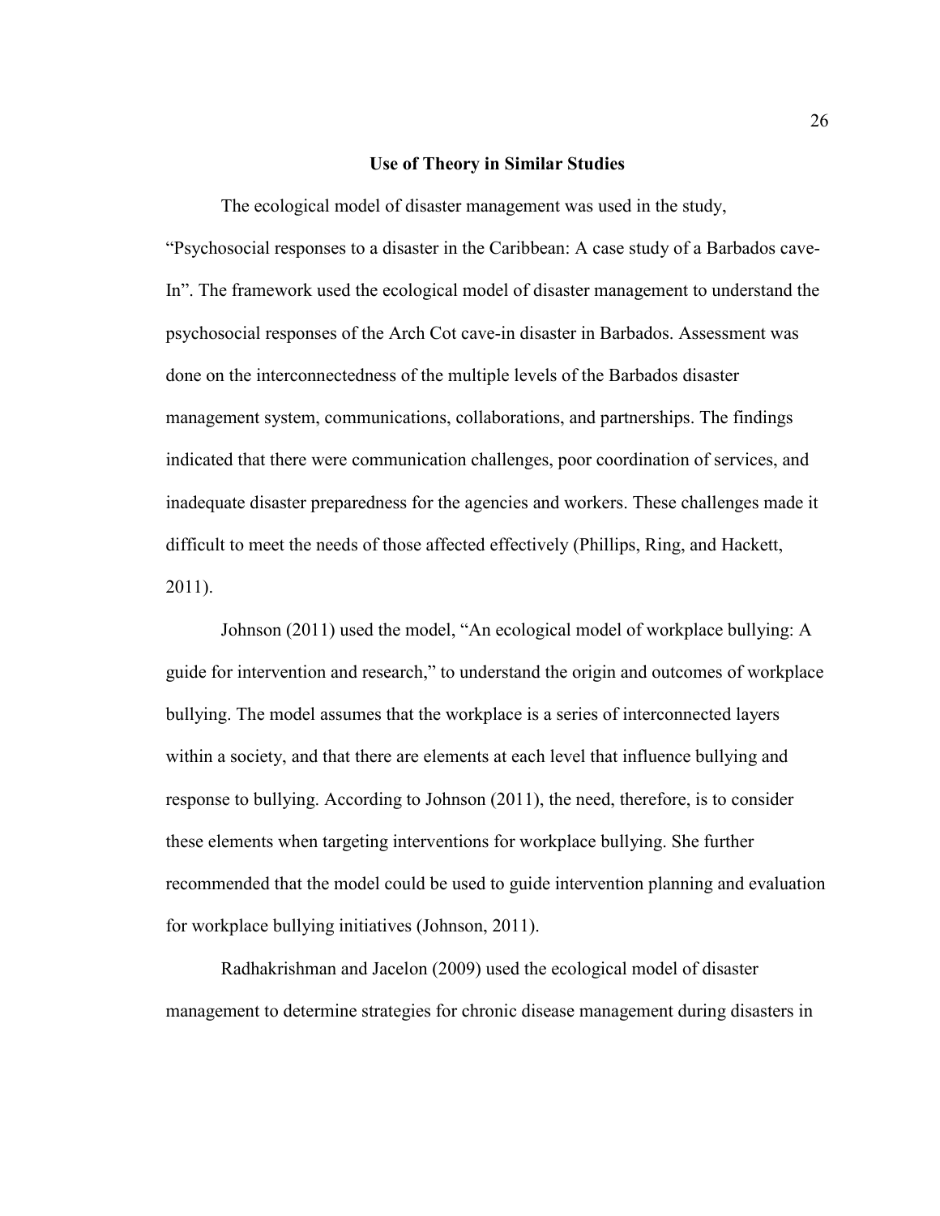### Use of Theory in Similar Studies

The ecological model of disaster management was used in the study, "Psychosocial responses to a disaster in the Caribbean: A case study of a Barbados cave-In". The framework used the ecological model of disaster management to understand the psychosocial responses of the Arch Cot cave-in disaster in Barbados. Assessment was done on the interconnectedness of the multiple levels of the Barbados disaster management system, communications, collaborations, and partnerships. The findings indicated that there were communication challenges, poor coordination of services, and inadequate disaster preparedness for the agencies and workers. These challenges made it difficult to meet the needs of those affected effectively (Phillips, Ring, and Hackett, 2011).

Johnson (2011) used the model, "An ecological model of workplace bullying: A guide for intervention and research," to understand the origin and outcomes of workplace bullying. The model assumes that the workplace is a series of interconnected layers within a society, and that there are elements at each level that influence bullying and response to bullying. According to Johnson (2011), the need, therefore, is to consider these elements when targeting interventions for workplace bullying. She further recommended that the model could be used to guide intervention planning and evaluation for workplace bullying initiatives (Johnson, 2011).

Radhakrishman and Jacelon (2009) used the ecological model of disaster management to determine strategies for chronic disease management during disasters in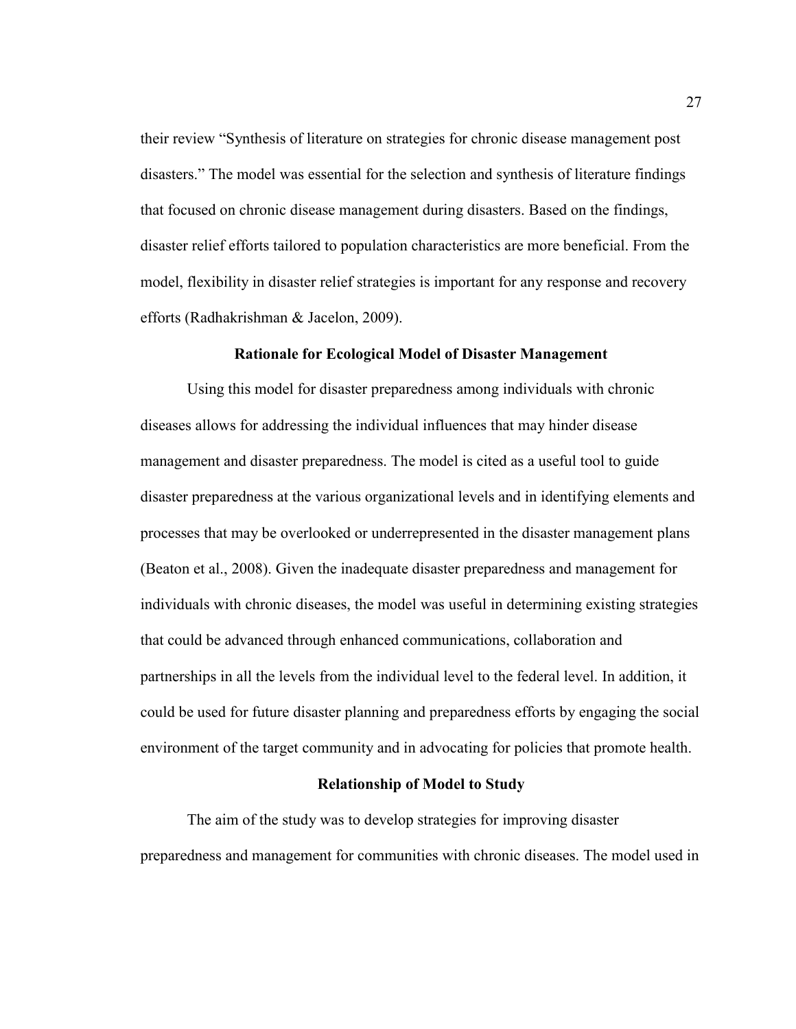their review "Synthesis of literature on strategies for chronic disease management post disasters." The model was essential for the selection and synthesis of literature findings that focused on chronic disease management during disasters. Based on the findings, disaster relief efforts tailored to population characteristics are more beneficial. From the model, flexibility in disaster relief strategies is important for any response and recovery efforts (Radhakrishman & Jacelon, 2009).

## Rationale for Ecological Model of Disaster Management

Using this model for disaster preparedness among individuals with chronic diseases allows for addressing the individual influences that may hinder disease management and disaster preparedness. The model is cited as a useful tool to guide disaster preparedness at the various organizational levels and in identifying elements and processes that may be overlooked or underrepresented in the disaster management plans (Beaton et al., 2008). Given the inadequate disaster preparedness and management for individuals with chronic diseases, the model was useful in determining existing strategies that could be advanced through enhanced communications, collaboration and partnerships in all the levels from the individual level to the federal level. In addition, it could be used for future disaster planning and preparedness efforts by engaging the social environment of the target community and in advocating for policies that promote health.

## Relationship of Model to Study

The aim of the study was to develop strategies for improving disaster preparedness and management for communities with chronic diseases. The model used in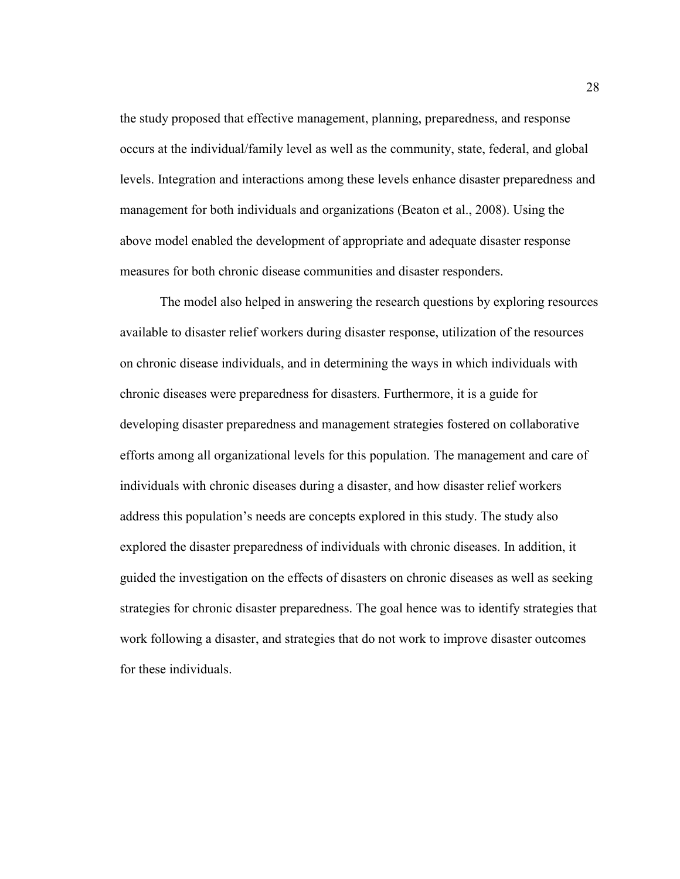the study proposed that effective management, planning, preparedness, and response occurs at the individual/family level as well as the community, state, federal, and global levels. Integration and interactions among these levels enhance disaster preparedness and management for both individuals and organizations (Beaton et al., 2008). Using the above model enabled the development of appropriate and adequate disaster response measures for both chronic disease communities and disaster responders.

The model also helped in answering the research questions by exploring resources available to disaster relief workers during disaster response, utilization of the resources on chronic disease individuals, and in determining the ways in which individuals with chronic diseases were preparedness for disasters. Furthermore, it is a guide for developing disaster preparedness and management strategies fostered on collaborative efforts among all organizational levels for this population. The management and care of individuals with chronic diseases during a disaster, and how disaster relief workers address this population's needs are concepts explored in this study. The study also explored the disaster preparedness of individuals with chronic diseases. In addition, it guided the investigation on the effects of disasters on chronic diseases as well as seeking strategies for chronic disaster preparedness. The goal hence was to identify strategies that work following a disaster, and strategies that do not work to improve disaster outcomes for these individuals.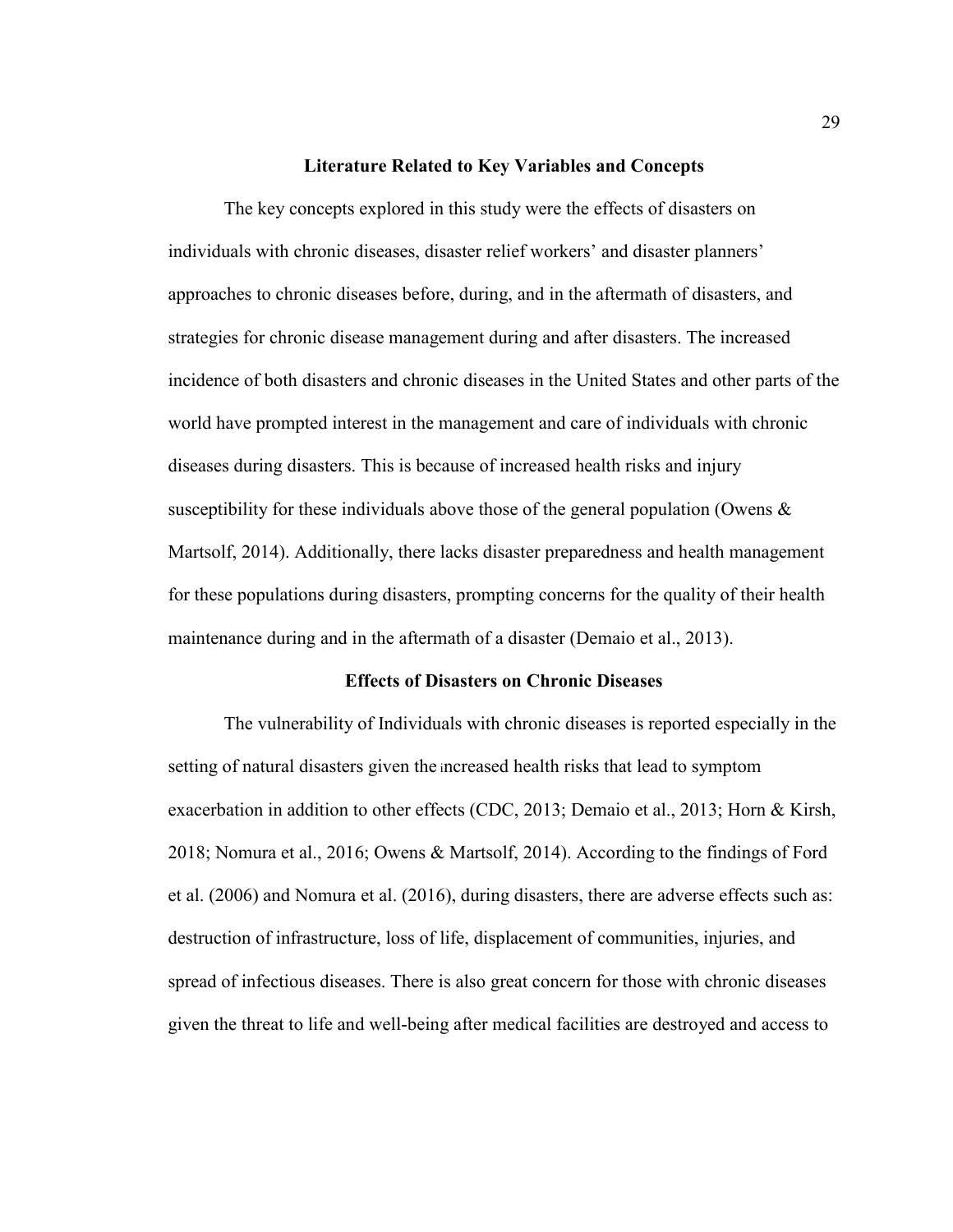## Literature Related to Key Variables and Concepts

The key concepts explored in this study were the effects of disasters on individuals with chronic diseases, disaster relief workers' and disaster planners' approaches to chronic diseases before, during, and in the aftermath of disasters, and strategies for chronic disease management during and after disasters. The increased incidence of both disasters and chronic diseases in the United States and other parts of the world have prompted interest in the management and care of individuals with chronic diseases during disasters. This is because of increased health risks and injury susceptibility for these individuals above those of the general population (Owens & Martsolf, 2014). Additionally, there lacks disaster preparedness and health management for these populations during disasters, prompting concerns for the quality of their health maintenance during and in the aftermath of a disaster (Demaio et al., 2013).

### Effects of Disasters on Chronic Diseases

The vulnerability of Individuals with chronic diseases is reported especially in the setting of natural disasters given the increased health risks that lead to symptom exacerbation in addition to other effects (CDC, 2013; Demaio et al., 2013; Horn & Kirsh, 2018; Nomura et al., 2016; Owens & Martsolf, 2014). According to the findings of Ford et al. (2006) and Nomura et al. (2016), during disasters, there are adverse effects such as: destruction of infrastructure, loss of life, displacement of communities, injuries, and spread of infectious diseases. There is also great concern for those with chronic diseases given the threat to life and well-being after medical facilities are destroyed and access to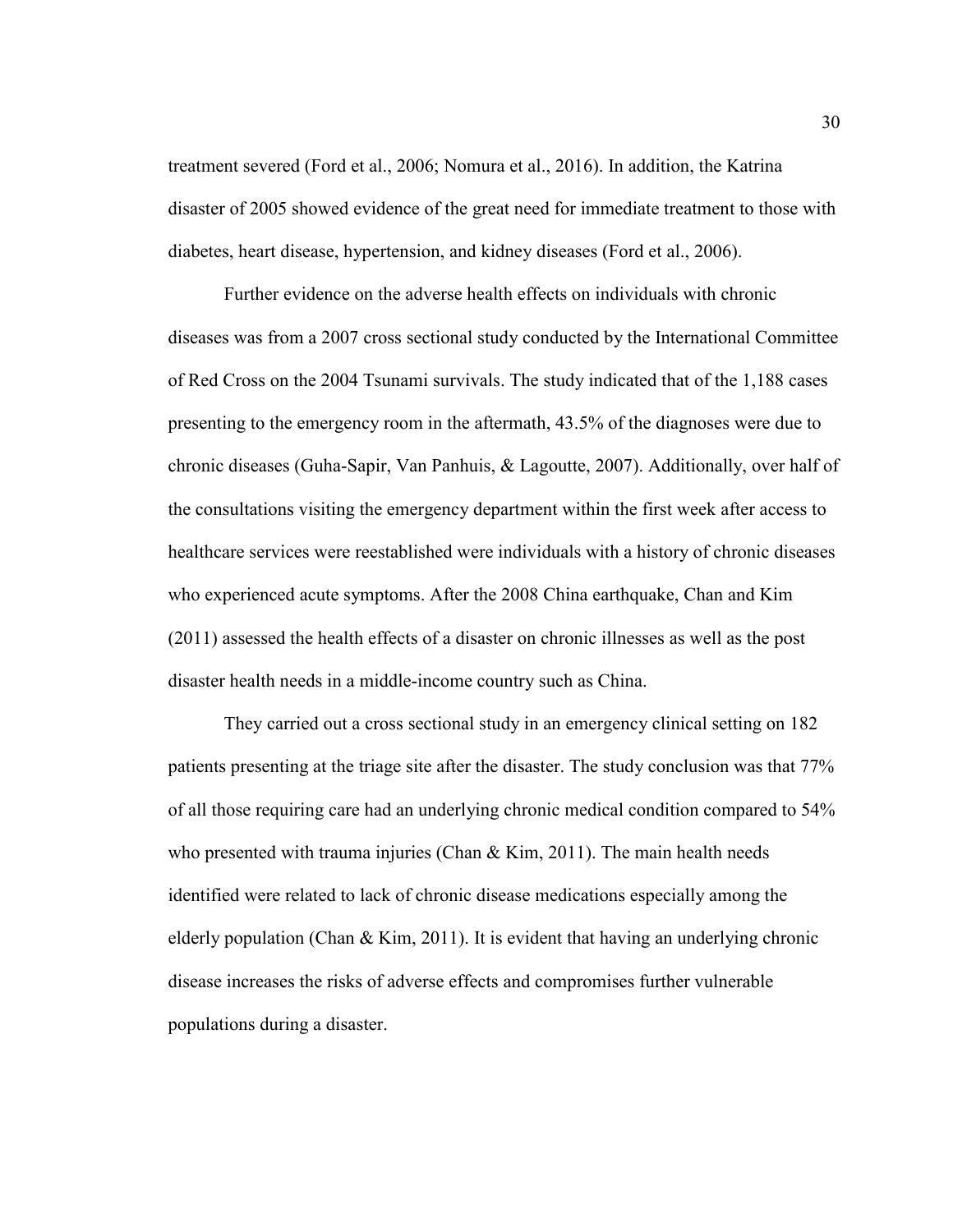treatment severed (Ford et al., 2006; Nomura et al., 2016). In addition, the Katrina disaster of 2005 showed evidence of the great need for immediate treatment to those with diabetes, heart disease, hypertension, and kidney diseases (Ford et al., 2006).

Further evidence on the adverse health effects on individuals with chronic diseases was from a 2007 cross sectional study conducted by the International Committee of Red Cross on the 2004 Tsunami survivals. The study indicated that of the 1,188 cases presenting to the emergency room in the aftermath, 43.5% of the diagnoses were due to chronic diseases (Guha-Sapir, Van Panhuis, & Lagoutte, 2007). Additionally, over half of the consultations visiting the emergency department within the first week after access to healthcare services were reestablished were individuals with a history of chronic diseases who experienced acute symptoms. After the 2008 China earthquake, Chan and Kim (2011) assessed the health effects of a disaster on chronic illnesses as well as the post disaster health needs in a middle-income country such as China.

They carried out a cross sectional study in an emergency clinical setting on 182 patients presenting at the triage site after the disaster. The study conclusion was that 77% of all those requiring care had an underlying chronic medical condition compared to 54% who presented with trauma injuries (Chan & Kim, 2011). The main health needs identified were related to lack of chronic disease medications especially among the elderly population (Chan & Kim, 2011). It is evident that having an underlying chronic disease increases the risks of adverse effects and compromises further vulnerable populations during a disaster.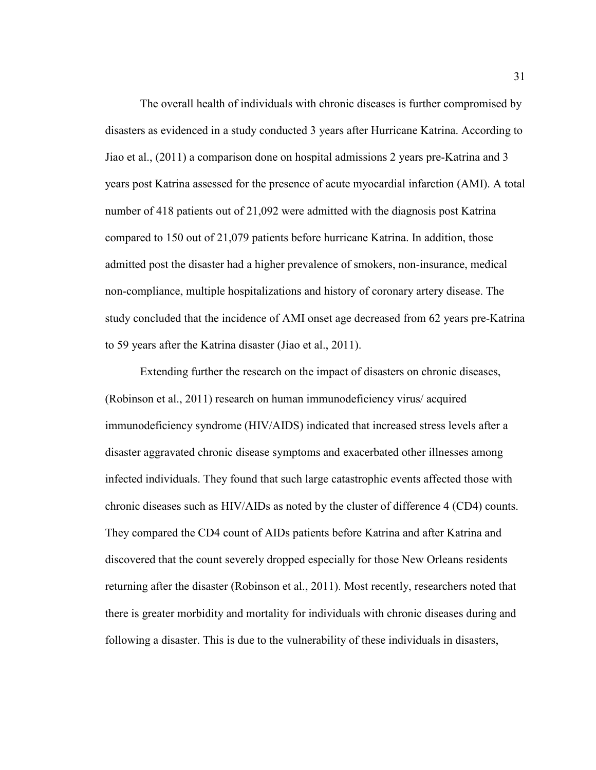The overall health of individuals with chronic diseases is further compromised by disasters as evidenced in a study conducted 3 years after Hurricane Katrina. According to Jiao et al., (2011) a comparison done on hospital admissions 2 years pre-Katrina and 3 years post Katrina assessed for the presence of acute myocardial infarction (AMI). A total number of 418 patients out of 21,092 were admitted with the diagnosis post Katrina compared to 150 out of 21,079 patients before hurricane Katrina. In addition, those admitted post the disaster had a higher prevalence of smokers, non-insurance, medical non-compliance, multiple hospitalizations and history of coronary artery disease. The study concluded that the incidence of AMI onset age decreased from 62 years pre-Katrina to 59 years after the Katrina disaster (Jiao et al., 2011).

Extending further the research on the impact of disasters on chronic diseases, (Robinson et al., 2011) research on human immunodeficiency virus/ acquired immunodeficiency syndrome (HIV/AIDS) indicated that increased stress levels after a disaster aggravated chronic disease symptoms and exacerbated other illnesses among infected individuals. They found that such large catastrophic events affected those with chronic diseases such as HIV/AIDs as noted by the cluster of difference 4 (CD4) counts. They compared the CD4 count of AIDs patients before Katrina and after Katrina and discovered that the count severely dropped especially for those New Orleans residents returning after the disaster (Robinson et al., 2011). Most recently, researchers noted that there is greater morbidity and mortality for individuals with chronic diseases during and following a disaster. This is due to the vulnerability of these individuals in disasters,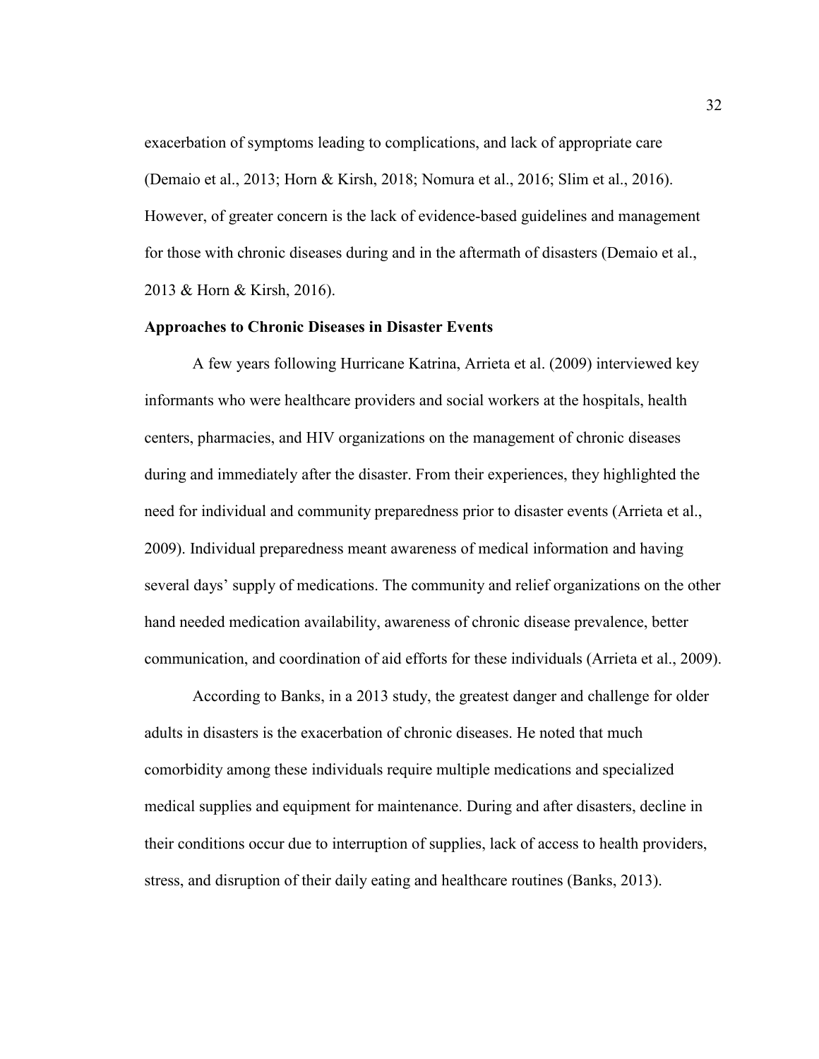exacerbation of symptoms leading to complications, and lack of appropriate care (Demaio et al., 2013; Horn & Kirsh, 2018; Nomura et al., 2016; Slim et al., 2016). However, of greater concern is the lack of evidence-based guidelines and management for those with chronic diseases during and in the aftermath of disasters (Demaio et al., 2013 & Horn & Kirsh, 2016).

**Approaches to Chronic Diseases in Disaster Events**

A few years following Hurricane Katrina, Arrieta et al. (2009) interviewed key informants who were healthcare providers and social workers at the hospitals, health centers, pharmacies, and HIV organizations on the management of chronic diseases during and immediately after the disaster. From their experiences, they highlighted the need for individual and community preparedness prior to disaster events (Arrieta et al., 2009). Individual preparedness meant awareness of medical information and having several days' supply of medications. The community and relief organizations on the other hand needed medication availability, awareness of chronic disease prevalence, better communication, and coordination of aid efforts for these individuals (Arrieta et al., 2009).

According to Banks, in a 2013 study, the greatest danger and challenge for older adults in disasters is the exacerbation of chronic diseases. He noted that much comorbidity among these individuals require multiple medications and specialized medical supplies and equipment for maintenance. During and after disasters, decline in their conditions occur due to interruption of supplies, lack of access to health providers, stress, and disruption of their daily eating and healthcare routines (Banks, 2013).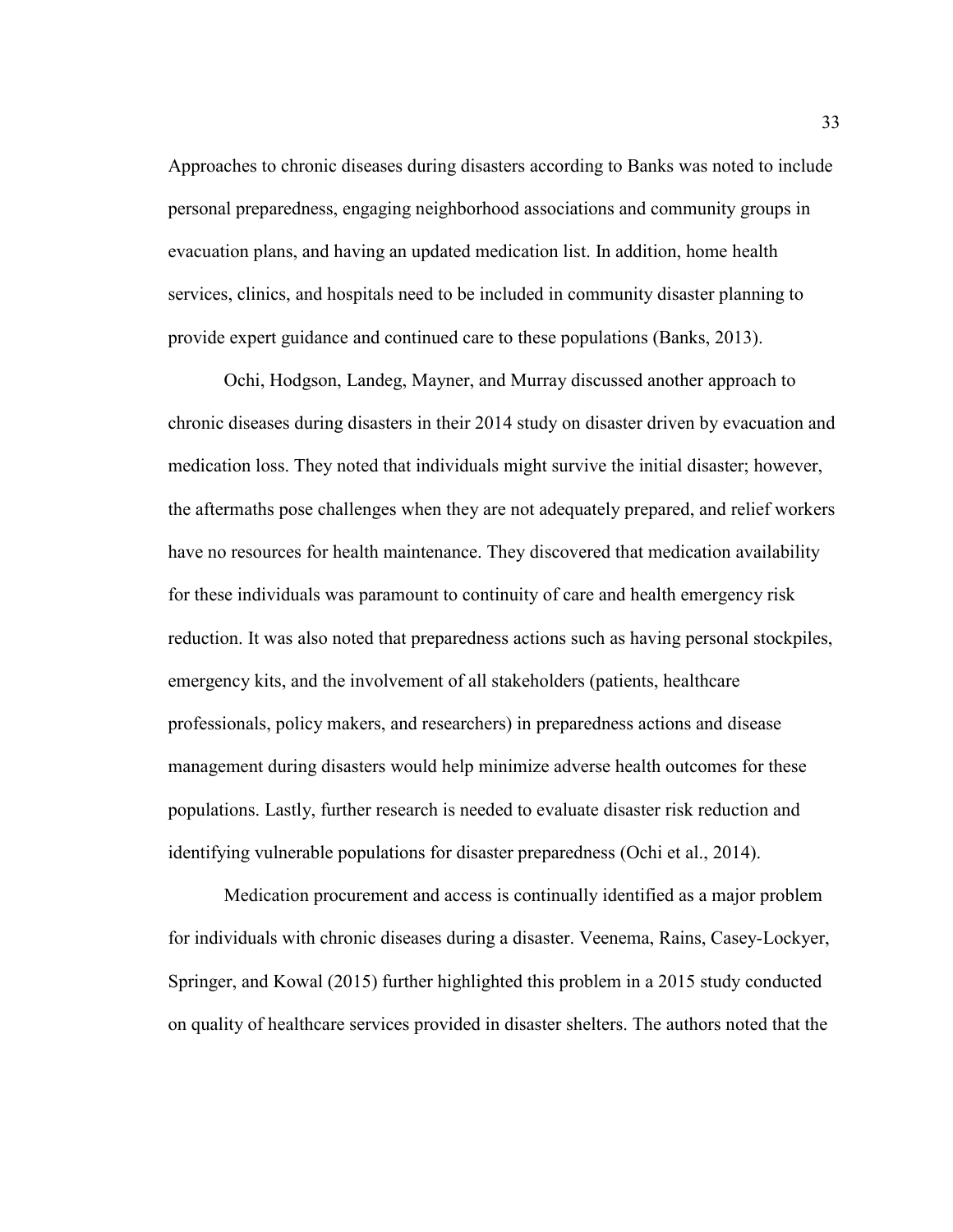Approaches to chronic diseases during disasters according to Banks was noted to include personal preparedness, engaging neighborhood associations and community groups in evacuation plans, and having an updated medication list. In addition, home health services, clinics, and hospitals need to be included in community disaster planning to provide expert guidance and continued care to these populations (Banks, 2013).

Ochi, Hodgson, Landeg, Mayner, and Murray discussed another approach to chronic diseases during disasters in their 2014 study on disaster driven by evacuation and medication loss. They noted that individuals might survive the initial disaster; however, the aftermaths pose challenges when they are not adequately prepared, and relief workers have no resources for health maintenance. They discovered that medication availability for these individuals was paramount to continuity of care and health emergency risk reduction. It was also noted that preparedness actions such as having personal stockpiles, emergency kits, and the involvement of all stakeholders (patients, healthcare professionals, policy makers, and researchers) in preparedness actions and disease management during disasters would help minimize adverse health outcomes for these populations. Lastly, further research is needed to evaluate disaster risk reduction and identifying vulnerable populations for disaster preparedness (Ochi et al., 2014).

Medication procurement and access is continually identified as a major problem for individuals with chronic diseases during a disaster. Veenema, Rains, Casey-Lockyer, Springer, and Kowal (2015) further highlighted this problem in a 2015 study conducted on quality of healthcare services provided in disaster shelters. The authors noted that the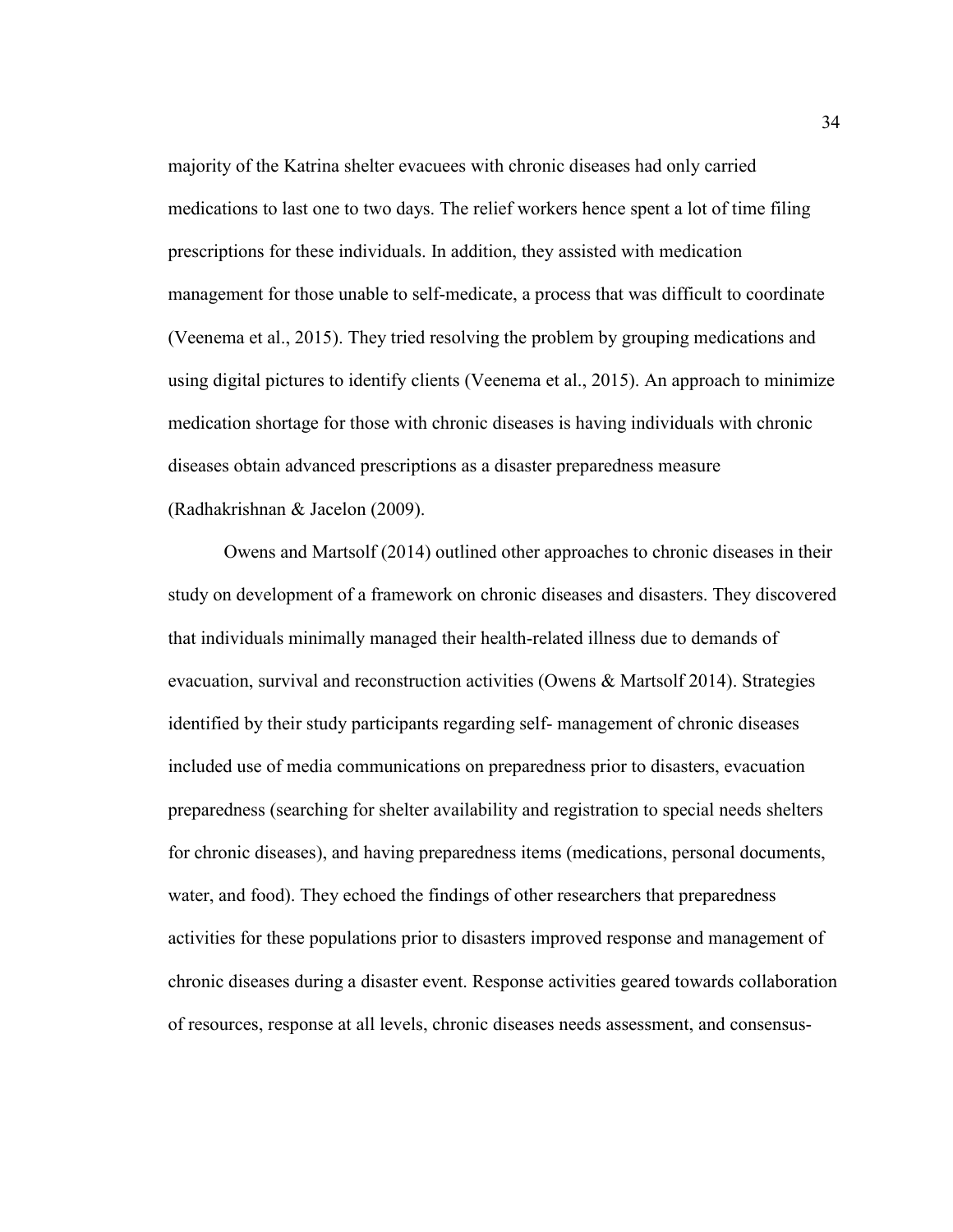majority of the Katrina shelter evacuees with chronic diseases had only carried medications to last one to two days. The relief workers hence spent a lot of time filing prescriptions for these individuals. In addition, they assisted with medication management for those unable to self-medicate, a process that was difficult to coordinate (Veenema et al., 2015). They tried resolving the problem by grouping medications and using digital pictures to identify clients (Veenema et al., 2015). An approach to minimize medication shortage for those with chronic diseases is having individuals with chronic diseases obtain advanced prescriptions as a disaster preparedness measure (Radhakrishnan & Jacelon (2009).

Owens and Martsolf (2014) outlined other approaches to chronic diseases in their study on development of a framework on chronic diseases and disasters. They discovered that individuals minimally managed their health-related illness due to demands of evacuation, survival and reconstruction activities (Owens & Martsolf 2014). Strategies identified by their study participants regarding self- management of chronic diseases included use of media communications on preparedness prior to disasters, evacuation preparedness (searching for shelter availability and registration to special needs shelters for chronic diseases), and having preparedness items (medications, personal documents, water, and food). They echoed the findings of other researchers that preparedness activities for these populations prior to disasters improved response and management of chronic diseases during a disaster event. Response activities geared towards collaboration of resources, response at all levels, chronic diseases needs assessment, and consensus-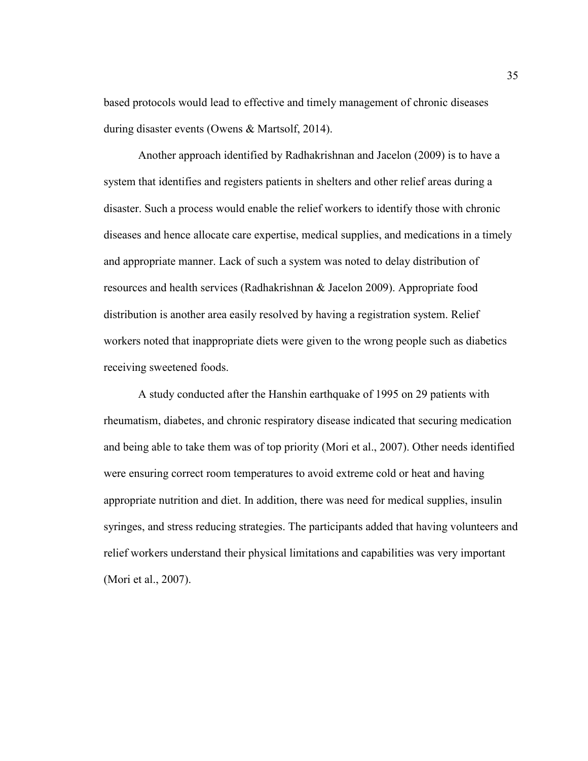based protocols would lead to effective and timely management of chronic diseases during disaster events (Owens & Martsolf, 2014).

Another approach identified by Radhakrishnan and Jacelon (2009) is to have a system that identifies and registers patients in shelters and other relief areas during a disaster. Such a process would enable the relief workers to identify those with chronic diseases and hence allocate care expertise, medical supplies, and medications in a timely and appropriate manner. Lack of such a system was noted to delay distribution of resources and health services (Radhakrishnan & Jacelon 2009). Appropriate food distribution is another area easily resolved by having a registration system. Relief workers noted that inappropriate diets were given to the wrong people such as diabetics receiving sweetened foods.

A study conducted after the Hanshin earthquake of 1995 on 29 patients with rheumatism, diabetes, and chronic respiratory disease indicated that securing medication and being able to take them was of top priority (Mori et al., 2007). Other needs identified were ensuring correct room temperatures to avoid extreme cold or heat and having appropriate nutrition and diet. In addition, there was need for medical supplies, insulin syringes, and stress reducing strategies. The participants added that having volunteers and relief workers understand their physical limitations and capabilities was very important (Mori et al., 2007).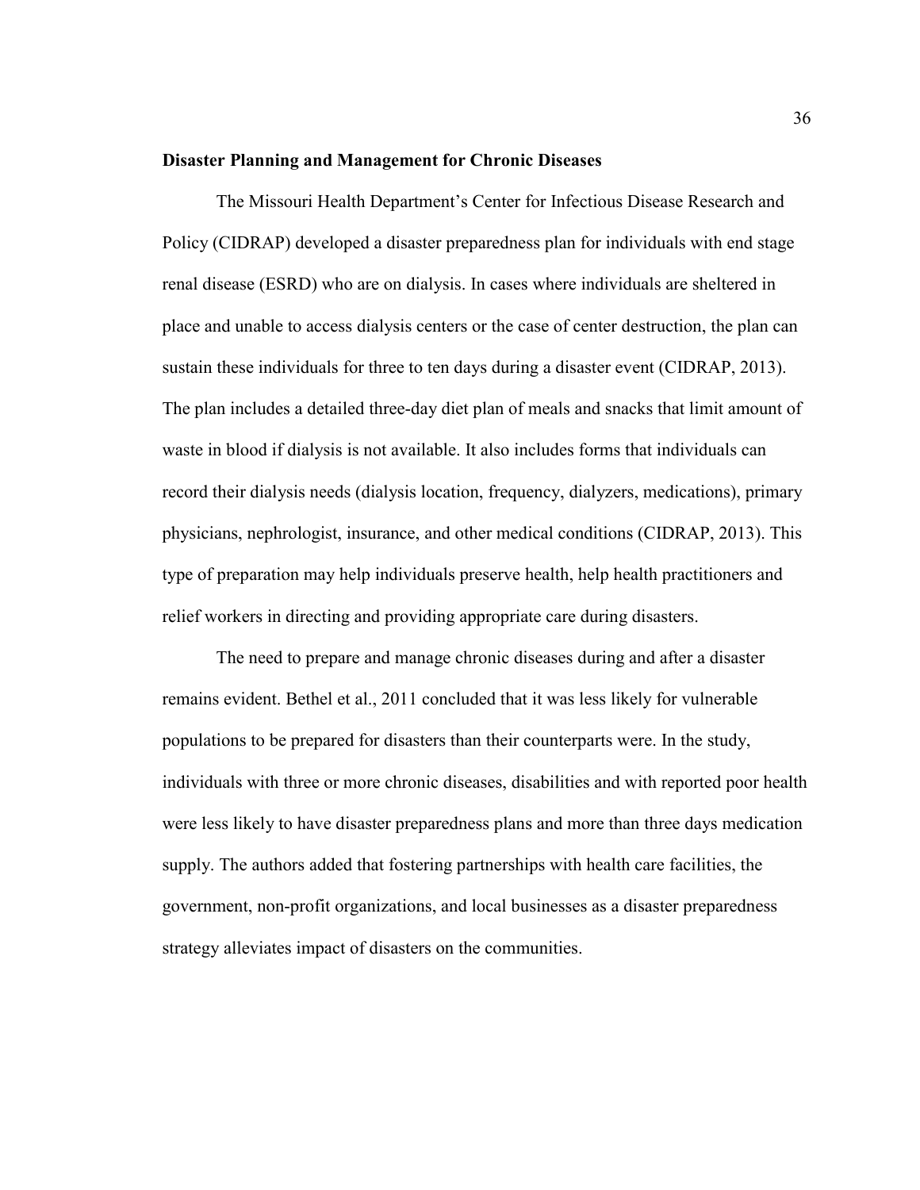**Disaster Planning and Management for Chronic Diseases**

The Missouri Health Department's Center for Infectious Disease Research and Policy (CIDRAP) developed a disaster preparedness plan for individuals with end stage renal disease (ESRD) who are on dialysis. In cases where individuals are sheltered in place and unable to access dialysis centers or the case of center destruction, the plan can sustain these individuals for three to ten days during a disaster event (CIDRAP, 2013). The plan includes a detailed three-day diet plan of meals and snacks that limit amount of waste in blood if dialysis is not available. It also includes forms that individuals can record their dialysis needs (dialysis location, frequency, dialyzers, medications), primary physicians, nephrologist, insurance, and other medical conditions (CIDRAP, 2013). This type of preparation may help individuals preserve health, help health practitioners and relief workers in directing and providing appropriate care during disasters.

The need to prepare and manage chronic diseases during and after a disaster remains evident. Bethel et al., 2011 concluded that it was less likely for vulnerable populations to be prepared for disasters than their counterparts were. In the study, individuals with three or more chronic diseases, disabilities and with reported poor health were less likely to have disaster preparedness plans and more than three days medication supply. The authors added that fostering partnerships with health care facilities, the government, non-profit organizations, and local businesses as a disaster preparedness strategy alleviates impact of disasters on the communities.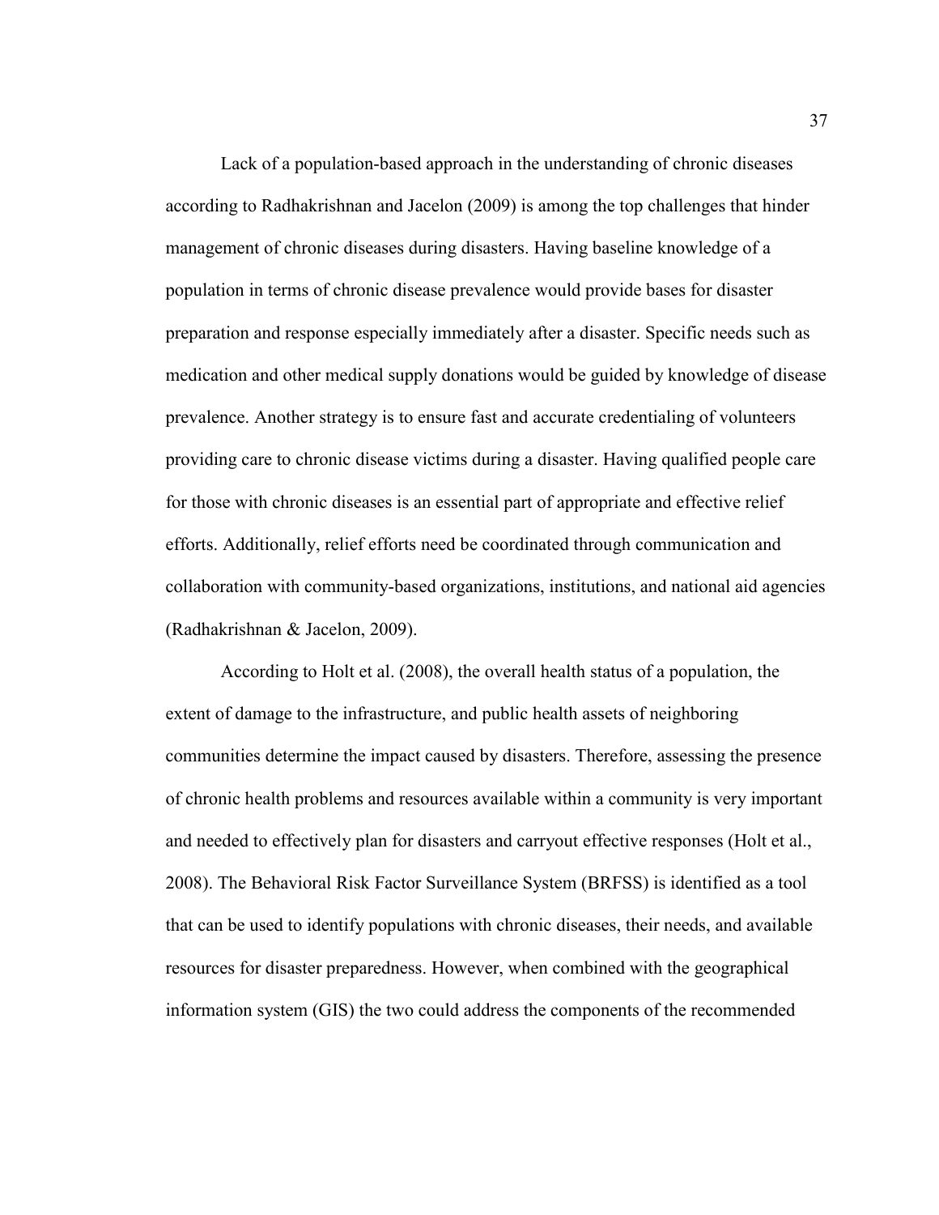Lack of a population-based approach in the understanding of chronic diseases according to Radhakrishnan and Jacelon (2009) is among the top challenges that hinder management of chronic diseases during disasters. Having baseline knowledge of a population in terms of chronic disease prevalence would provide bases for disaster preparation and response especially immediately after a disaster. Specific needs such as medication and other medical supply donations would be guided by knowledge of disease prevalence. Another strategy is to ensure fast and accurate credentialing of volunteers providing care to chronic disease victims during a disaster. Having qualified people care for those with chronic diseases is an essential part of appropriate and effective relief efforts. Additionally, relief efforts need be coordinated through communication and collaboration with community-based organizations, institutions, and national aid agencies (Radhakrishnan & Jacelon, 2009).

According to Holt et al. (2008), the overall health status of a population, the extent of damage to the infrastructure, and public health assets of neighboring communities determine the impact caused by disasters. Therefore, assessing the presence of chronic health problems and resources available within a community is very important and needed to effectively plan for disasters and carryout effective responses (Holt et al., 2008). The Behavioral Risk Factor Surveillance System (BRFSS) is identified as a tool that can be used to identify populations with chronic diseases, their needs, and available resources for disaster preparedness. However, when combined with the geographical information system (GIS) the two could address the components of the recommended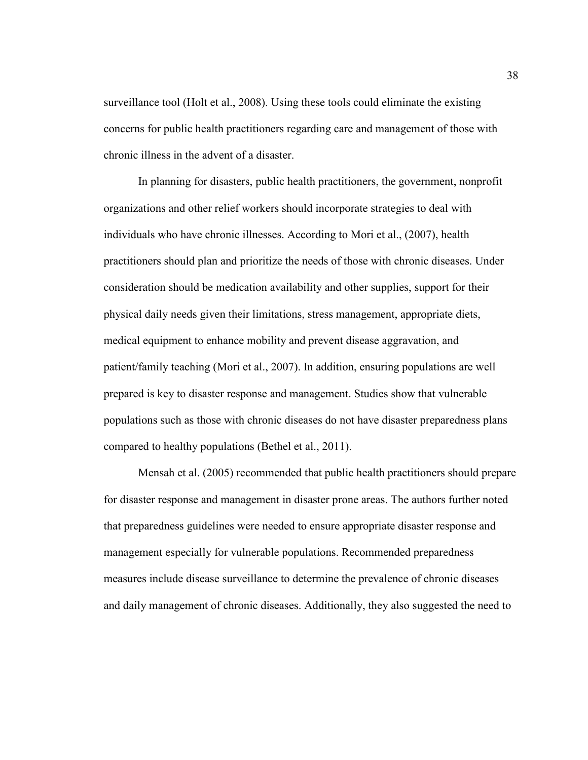surveillance tool (Holt et al., 2008). Using these tools could eliminate the existing concerns for public health practitioners regarding care and management of those with chronic illness in the advent of a disaster.

In planning for disasters, public health practitioners, the government, nonprofit organizations and other relief workers should incorporate strategies to deal with individuals who have chronic illnesses. According to Mori et al., (2007), health practitioners should plan and prioritize the needs of those with chronic diseases. Under consideration should be medication availability and other supplies, support for their physical daily needs given their limitations, stress management, appropriate diets, medical equipment to enhance mobility and prevent disease aggravation, and patient/family teaching (Mori et al., 2007). In addition, ensuring populations are well prepared is key to disaster response and management. Studies show that vulnerable populations such as those with chronic diseases do not have disaster preparedness plans compared to healthy populations (Bethel et al., 2011).

Mensah et al. (2005) recommended that public health practitioners should prepare for disaster response and management in disaster prone areas. The authors further noted that preparedness guidelines were needed to ensure appropriate disaster response and management especially for vulnerable populations. Recommended preparedness measures include disease surveillance to determine the prevalence of chronic diseases and daily management of chronic diseases. Additionally, they also suggested the need to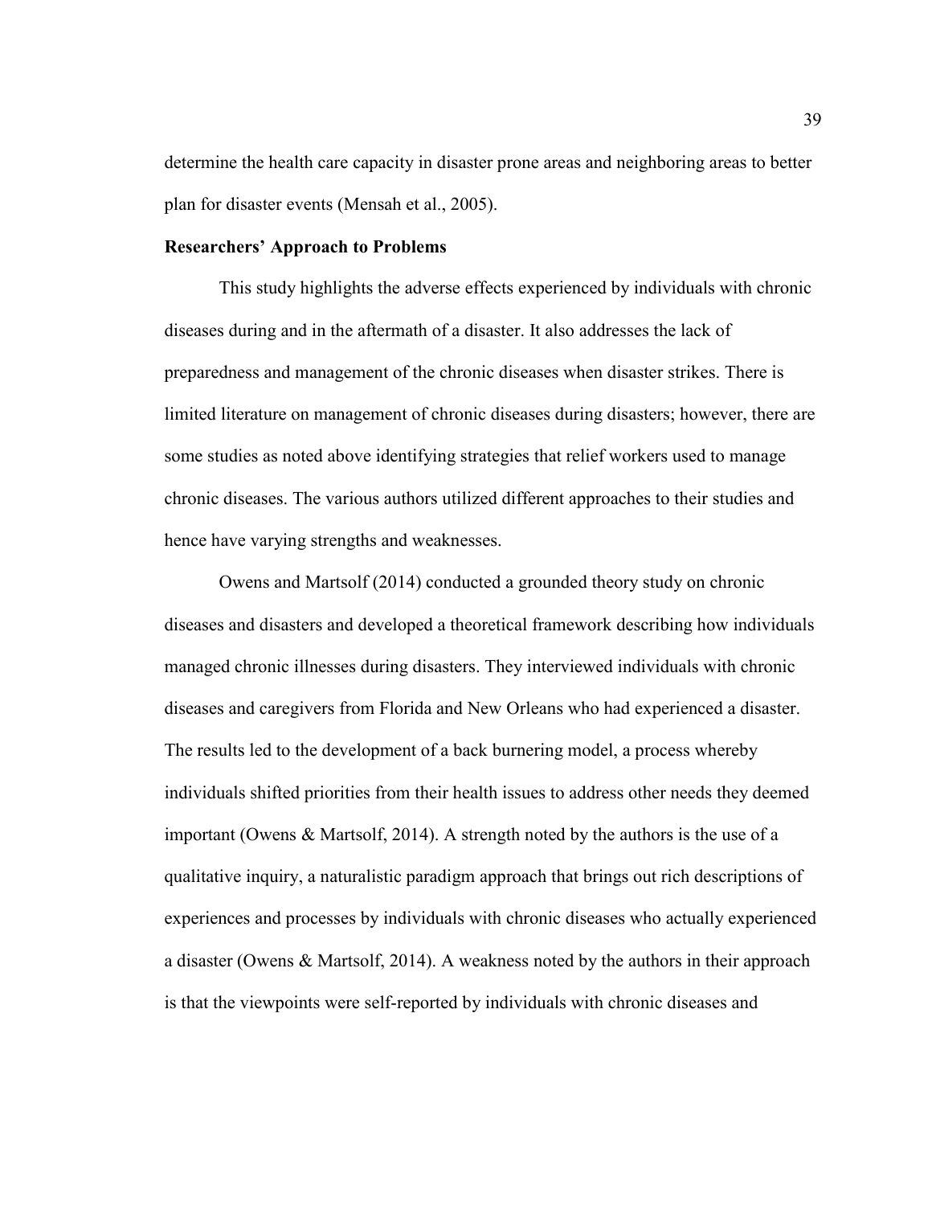determine the health care capacity in disaster prone areas and neighboring areas to better plan for disaster events (Mensah et al., 2005).

**Researchers' Approach to Problems**

This study highlights the adverse effects experienced by individuals with chronic diseases during and in the aftermath of a disaster. It also addresses the lack of preparedness and management of the chronic diseases when disaster strikes. There is limited literature on management of chronic diseases during disasters; however, there are some studies as noted above identifying strategies that relief workers used to manage chronic diseases. The various authors utilized different approaches to their studies and hence have varying strengths and weaknesses.

Owens and Martsolf (2014) conducted a grounded theory study on chronic diseases and disasters and developed a theoretical framework describing how individuals managed chronic illnesses during disasters. They interviewed individuals with chronic diseases and caregivers from Florida and New Orleans who had experienced a disaster. The results led to the development of a back burnering model, a process whereby individuals shifted priorities from their health issues to address other needs they deemed important (Owens & Martsolf, 2014). A strength noted by the authors is the use of a qualitative inquiry, a naturalistic paradigm approach that brings out rich descriptions of experiences and processes by individuals with chronic diseases who actually experienced a disaster (Owens & Martsolf, 2014). A weakness noted by the authors in their approach is that the viewpoints were self-reported by individuals with chronic diseases and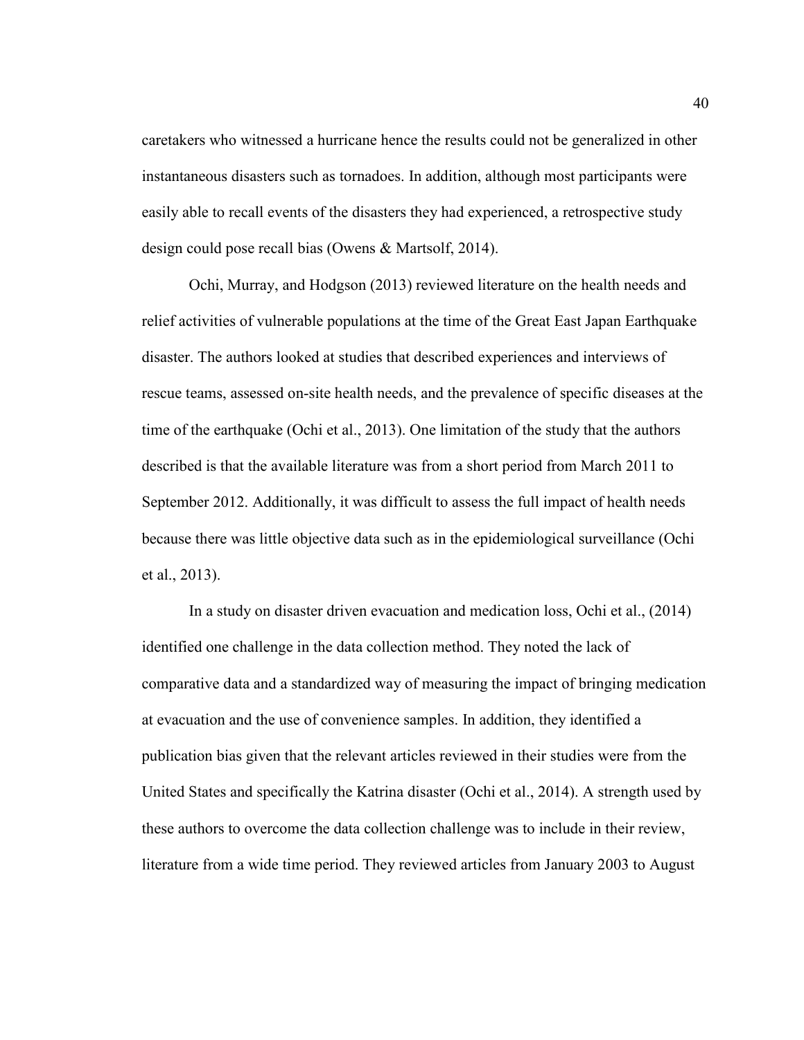caretakers who witnessed a hurricane hence the results could not be generalized in other instantaneous disasters such as tornadoes. In addition, although most participants were easily able to recall events of the disasters they had experienced, a retrospective study design could pose recall bias (Owens & Martsolf, 2014).

Ochi, Murray, and Hodgson (2013) reviewed literature on the health needs and relief activities of vulnerable populations at the time of the Great East Japan Earthquake disaster. The authors looked at studies that described experiences and interviews of rescue teams, assessed on-site health needs, and the prevalence of specific diseases at the time of the earthquake (Ochi et al., 2013). One limitation of the study that the authors described is that the available literature was from a short period from March 2011 to September 2012. Additionally, it was difficult to assess the full impact of health needs because there was little objective data such as in the epidemiological surveillance (Ochi et al., 2013).

In a study on disaster driven evacuation and medication loss, Ochi et al., (2014) identified one challenge in the data collection method. They noted the lack of comparative data and a standardized way of measuring the impact of bringing medication at evacuation and the use of convenience samples. In addition, they identified a publication bias given that the relevant articles reviewed in their studies were from the United States and specifically the Katrina disaster (Ochi et al., 2014). A strength used by these authors to overcome the data collection challenge was to include in their review, literature from a wide time period. They reviewed articles from January 2003 to August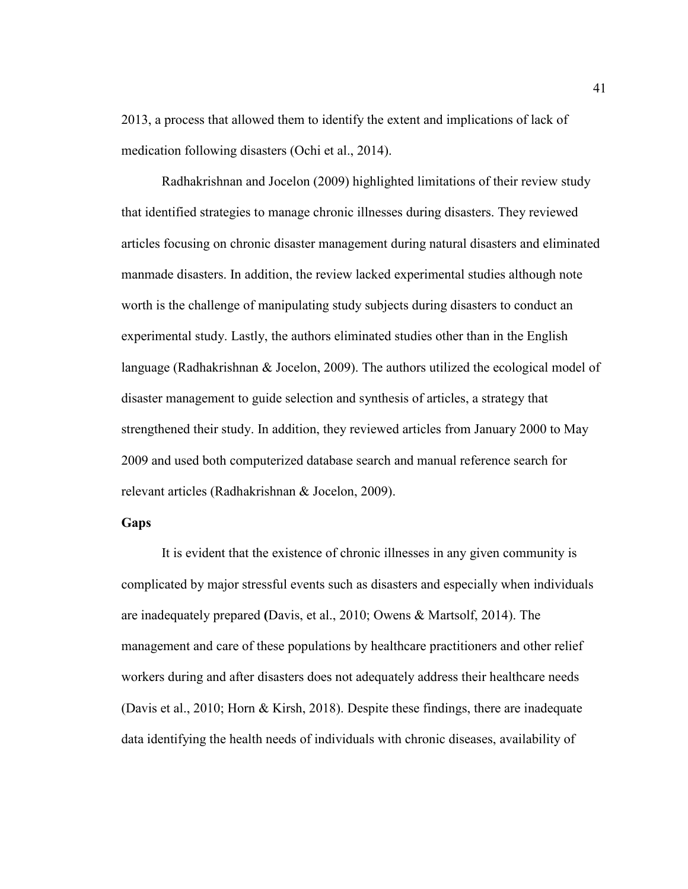2013, a process that allowed them to identify the extent and implications of lack of medication following disasters (Ochi et al., 2014).

Radhakrishnan and Jocelon (2009) highlighted limitations of their review study that identified strategies to manage chronic illnesses during disasters. They reviewed articles focusing on chronic disaster management during natural disasters and eliminated manmade disasters. In addition, the review lacked experimental studies although note worth is the challenge of manipulating study subjects during disasters to conduct an experimental study. Lastly, the authors eliminated studies other than in the English language (Radhakrishnan & Jocelon, 2009). The authors utilized the ecological model of disaster management to guide selection and synthesis of articles, a strategy that strengthened their study. In addition, they reviewed articles from January 2000 to May 2009 and used both computerized database search and manual reference search for relevant articles (Radhakrishnan & Jocelon, 2009).

**Gaps**

It is evident that the existence of chronic illnesses in any given community is complicated by major stressful events such as disasters and especially when individuals are inadequately prepared **(**Davis, et al., 2010; Owens & Martsolf, 2014). The management and care of these populations by healthcare practitioners and other relief workers during and after disasters does not adequately address their healthcare needs (Davis et al., 2010; Horn & Kirsh, 2018). Despite these findings, there are inadequate data identifying the health needs of individuals with chronic diseases, availability of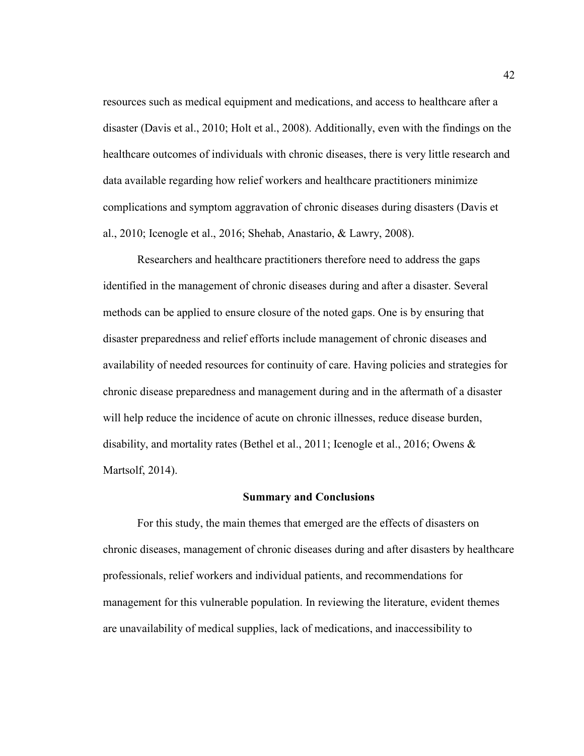resources such as medical equipment and medications, and access to healthcare after a disaster (Davis et al., 2010; Holt et al., 2008). Additionally, even with the findings on the healthcare outcomes of individuals with chronic diseases, there is very little research and data available regarding how relief workers and healthcare practitioners minimize complications and symptom aggravation of chronic diseases during disasters (Davis et al., 2010; Icenogle et al., 2016; Shehab, Anastario, & Lawry, 2008).

Researchers and healthcare practitioners therefore need to address the gaps identified in the management of chronic diseases during and after a disaster. Several methods can be applied to ensure closure of the noted gaps. One is by ensuring that disaster preparedness and relief efforts include management of chronic diseases and availability of needed resources for continuity of care. Having policies and strategies for chronic disease preparedness and management during and in the aftermath of a disaster will help reduce the incidence of acute on chronic illnesses, reduce disease burden, disability, and mortality rates (Bethel et al., 2011; Icenogle et al., 2016; Owens & Martsolf, 2014).

## Summary and Conclusions

For this study, the main themes that emerged are the effects of disasters on chronic diseases, management of chronic diseases during and after disasters by healthcare professionals, relief workers and individual patients, and recommendations for management for this vulnerable population. In reviewing the literature, evident themes are unavailability of medical supplies, lack of medications, and inaccessibility to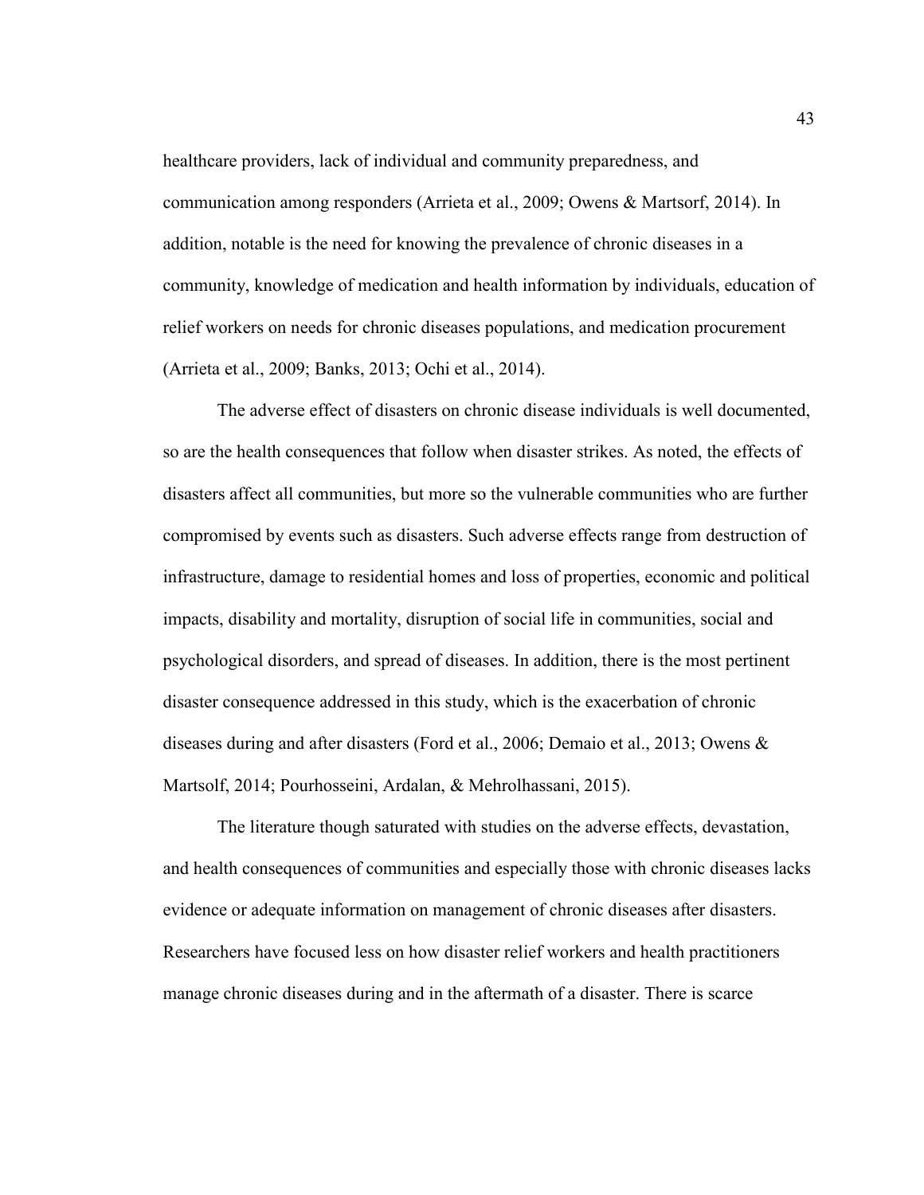healthcare providers, lack of individual and community preparedness, and communication among responders (Arrieta et al., 2009; Owens & Martsorf, 2014). In addition, notable is the need for knowing the prevalence of chronic diseases in a community, knowledge of medication and health information by individuals, education of relief workers on needs for chronic diseases populations, and medication procurement (Arrieta et al., 2009; Banks, 2013; Ochi et al., 2014).

The adverse effect of disasters on chronic disease individuals is well documented, so are the health consequences that follow when disaster strikes. As noted, the effects of disasters affect all communities, but more so the vulnerable communities who are further compromised by events such as disasters. Such adverse effects range from destruction of infrastructure, damage to residential homes and loss of properties, economic and political impacts, disability and mortality, disruption of social life in communities, social and psychological disorders, and spread of diseases. In addition, there is the most pertinent disaster consequence addressed in this study, which is the exacerbation of chronic diseases during and after disasters (Ford et al., 2006; Demaio et al., 2013; Owens & Martsolf, 2014; Pourhosseini, Ardalan, & Mehrolhassani, 2015).

The literature though saturated with studies on the adverse effects, devastation, and health consequences of communities and especially those with chronic diseases lacks evidence or adequate information on management of chronic diseases after disasters. Researchers have focused less on how disaster relief workers and health practitioners manage chronic diseases during and in the aftermath of a disaster. There is scarce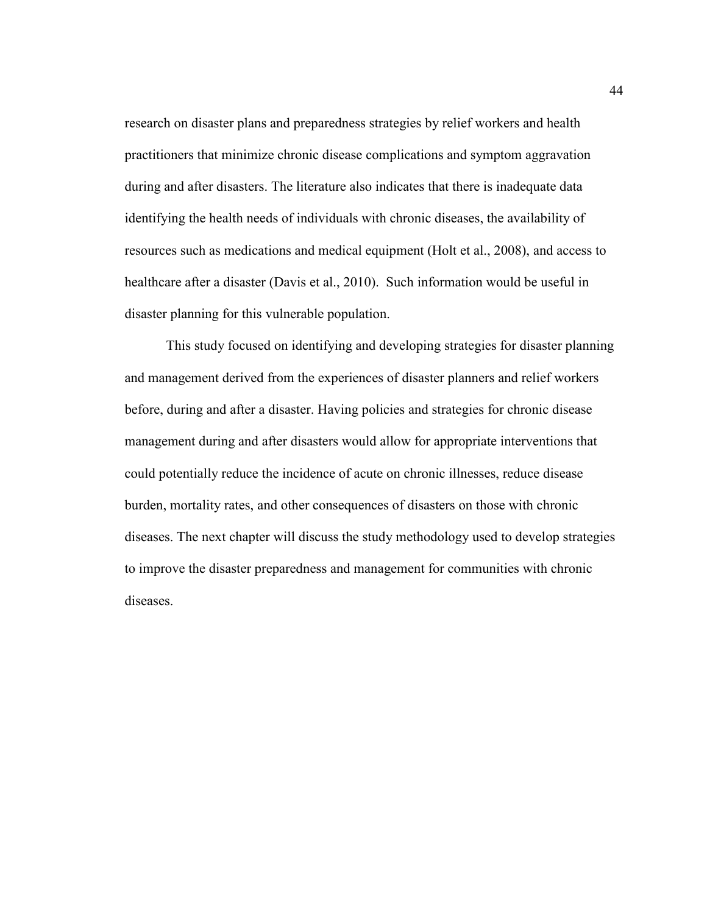research on disaster plans and preparedness strategies by relief workers and health practitioners that minimize chronic disease complications and symptom aggravation during and after disasters. The literature also indicates that there is inadequate data identifying the health needs of individuals with chronic diseases, the availability of resources such as medications and medical equipment (Holt et al., 2008), and access to healthcare after a disaster (Davis et al., 2010). Such information would be useful in disaster planning for this vulnerable population.

This study focused on identifying and developing strategies for disaster planning and management derived from the experiences of disaster planners and relief workers before, during and after a disaster. Having policies and strategies for chronic disease management during and after disasters would allow for appropriate interventions that could potentially reduce the incidence of acute on chronic illnesses, reduce disease burden, mortality rates, and other consequences of disasters on those with chronic diseases. The next chapter will discuss the study methodology used to develop strategies to improve the disaster preparedness and management for communities with chronic diseases.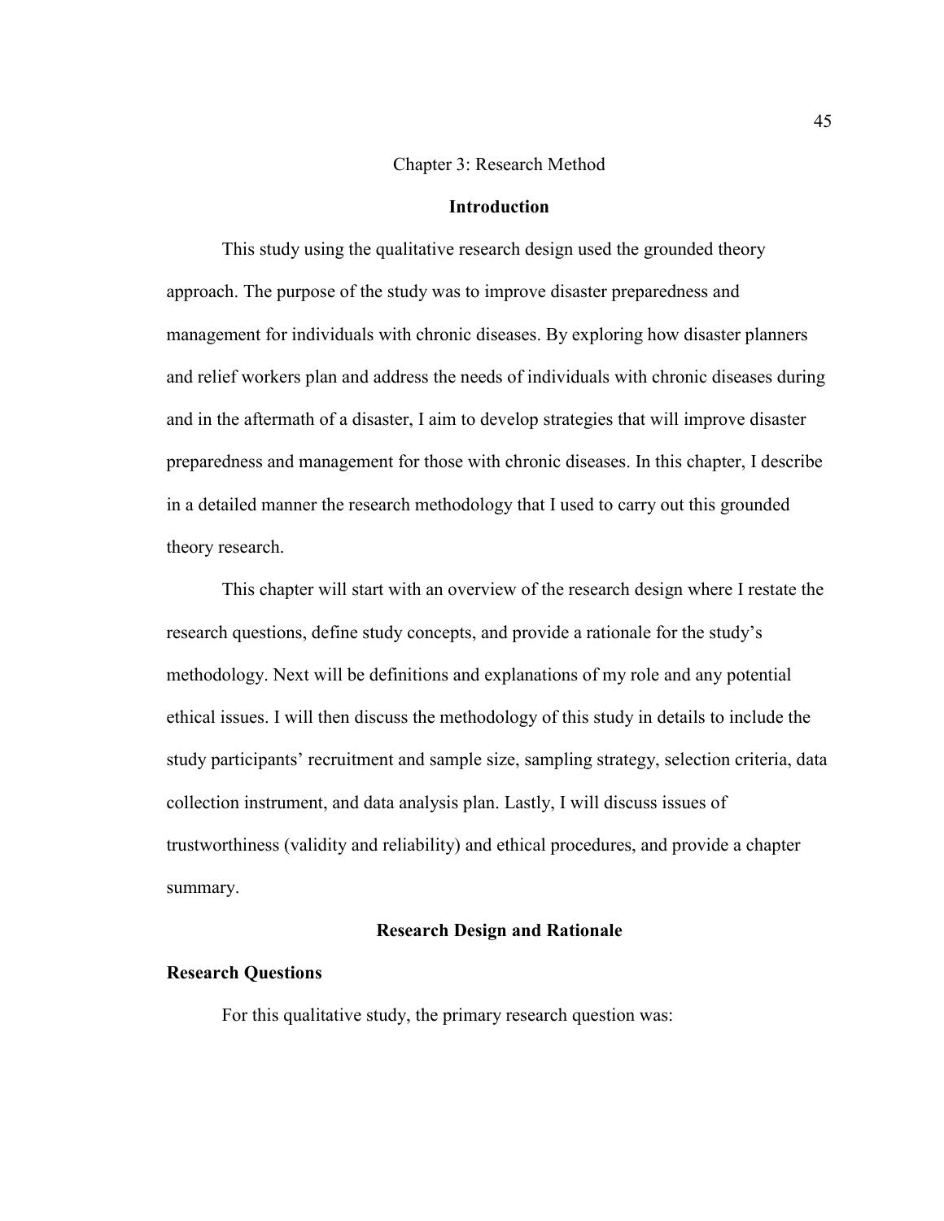# Chapter 3: Research Method

## Introduction

This study using the qualitative research design used the grounded theory approach. The purpose of the study was to improve disaster preparedness and management for individuals with chronic diseases. By exploring how disaster planners and relief workers plan and address the needs of individuals with chronic diseases during and in the aftermath of a disaster, I aim to develop strategies that will improve disaster preparedness and management for those with chronic diseases. In this chapter, I describe in a detailed manner the research methodology that I used to carry out this grounded theory research.

This chapter will start with an overview of the research design where I restate the research questions, define study concepts, and provide a rationale for the study's methodology. Next will be definitions and explanations of my role and any potential ethical issues. I will then discuss the methodology of this study in details to include the study participants' recruitment and sample size, sampling strategy, selection criteria, data collection instrument, and data analysis plan. Lastly, I will discuss issues of trustworthiness (validity and reliability) and ethical procedures, and provide a chapter summary.

## Research Design and Rationale

### Research Questions

For this qualitative study, the primary research question was: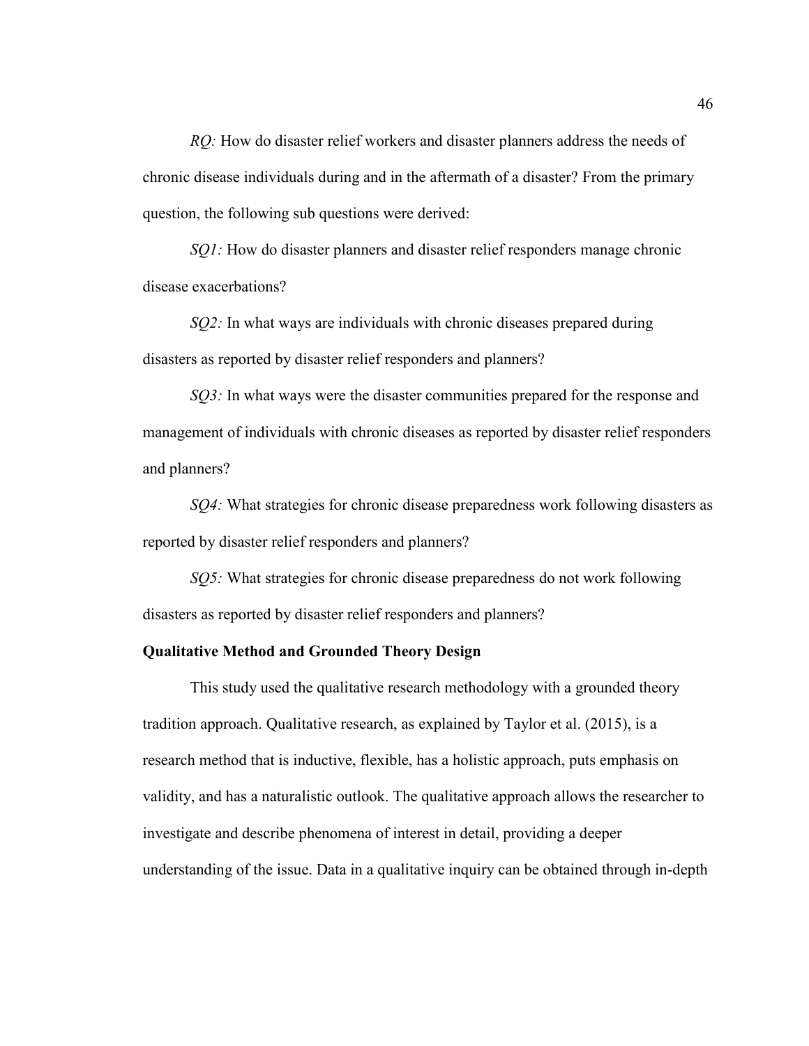*RQ:* How do disaster relief workers and disaster planners address the needs of chronic disease individuals during and in the aftermath of a disaster? From the primary question, the following sub questions were derived:

*SQ1:* How do disaster planners and disaster relief responders manage chronic disease exacerbations?

*SQ2:* In what ways are individuals with chronic diseases prepared during disasters as reported by disaster relief responders and planners?

*SQ3:* In what ways were the disaster communities prepared for the response and management of individuals with chronic diseases as reported by disaster relief responders and planners?

*SQ4:* What strategies for chronic disease preparedness work following disasters as reported by disaster relief responders and planners?

*SQ5:* What strategies for chronic disease preparedness do not work following disasters as reported by disaster relief responders and planners?

**Qualitative Method and Grounded Theory Design**

This study used the qualitative research methodology with a grounded theory tradition approach. Qualitative research, as explained by Taylor et al. (2015), is a research method that is inductive, flexible, has a holistic approach, puts emphasis on validity, and has a naturalistic outlook. The qualitative approach allows the researcher to investigate and describe phenomena of interest in detail, providing a deeper understanding of the issue. Data in a qualitative inquiry can be obtained through in-depth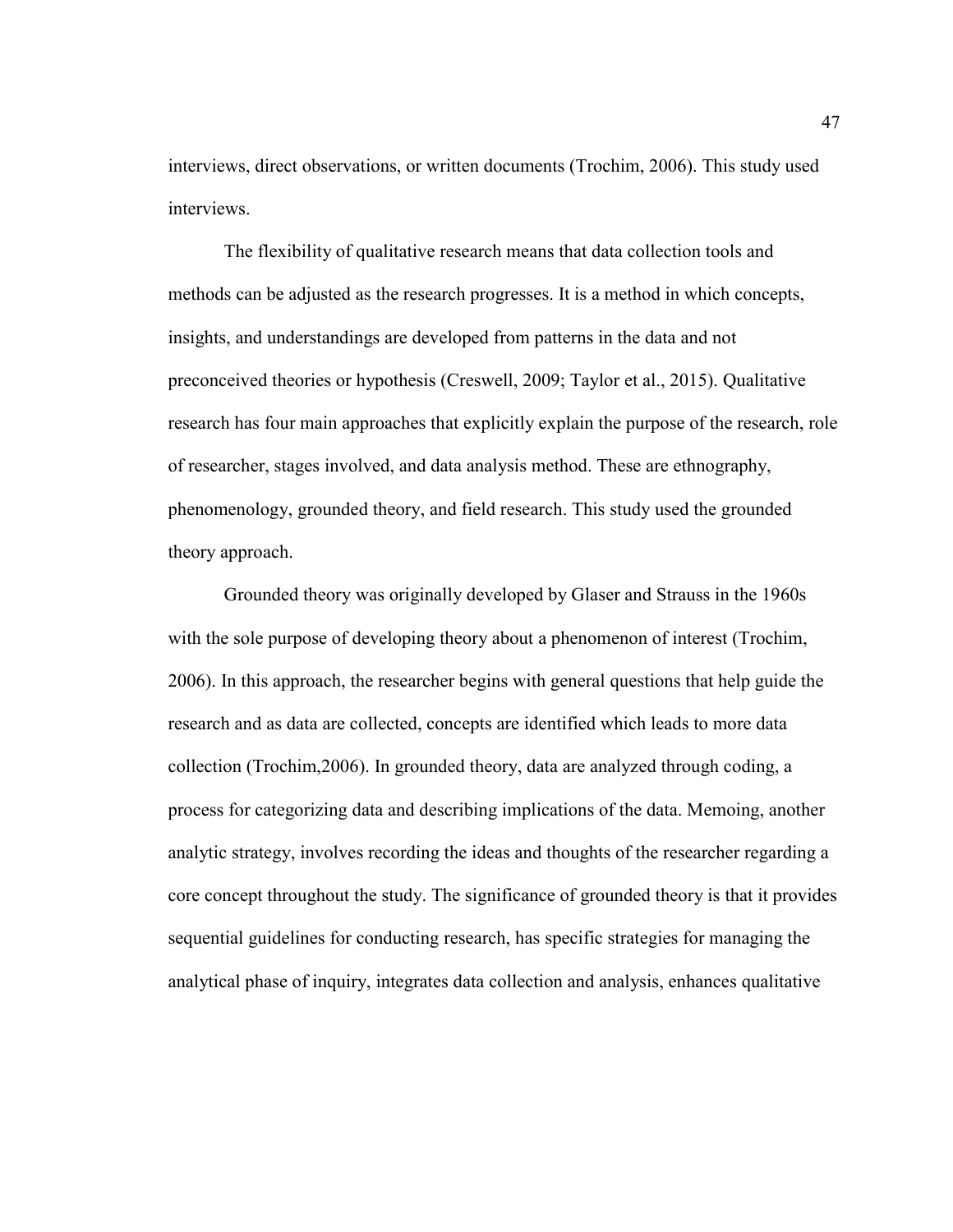interviews, direct observations, or written documents (Trochim, 2006). This study used interviews.

The flexibility of qualitative research means that data collection tools and methods can be adjusted as the research progresses. It is a method in which concepts, insights, and understandings are developed from patterns in the data and not preconceived theories or hypothesis (Creswell, 2009; Taylor et al., 2015). Qualitative research has four main approaches that explicitly explain the purpose of the research, role of researcher, stages involved, and data analysis method. These are ethnography, phenomenology, grounded theory, and field research. This study used the grounded theory approach.

Grounded theory was originally developed by Glaser and Strauss in the 1960s with the sole purpose of developing theory about a phenomenon of interest (Trochim, 2006). In this approach, the researcher begins with general questions that help guide the research and as data are collected, concepts are identified which leads to more data collection (Trochim,2006). In grounded theory, data are analyzed through coding, a process for categorizing data and describing implications of the data. Memoing, another analytic strategy, involves recording the ideas and thoughts of the researcher regarding a core concept throughout the study. The significance of grounded theory is that it provides sequential guidelines for conducting research, has specific strategies for managing the analytical phase of inquiry, integrates data collection and analysis, enhances qualitative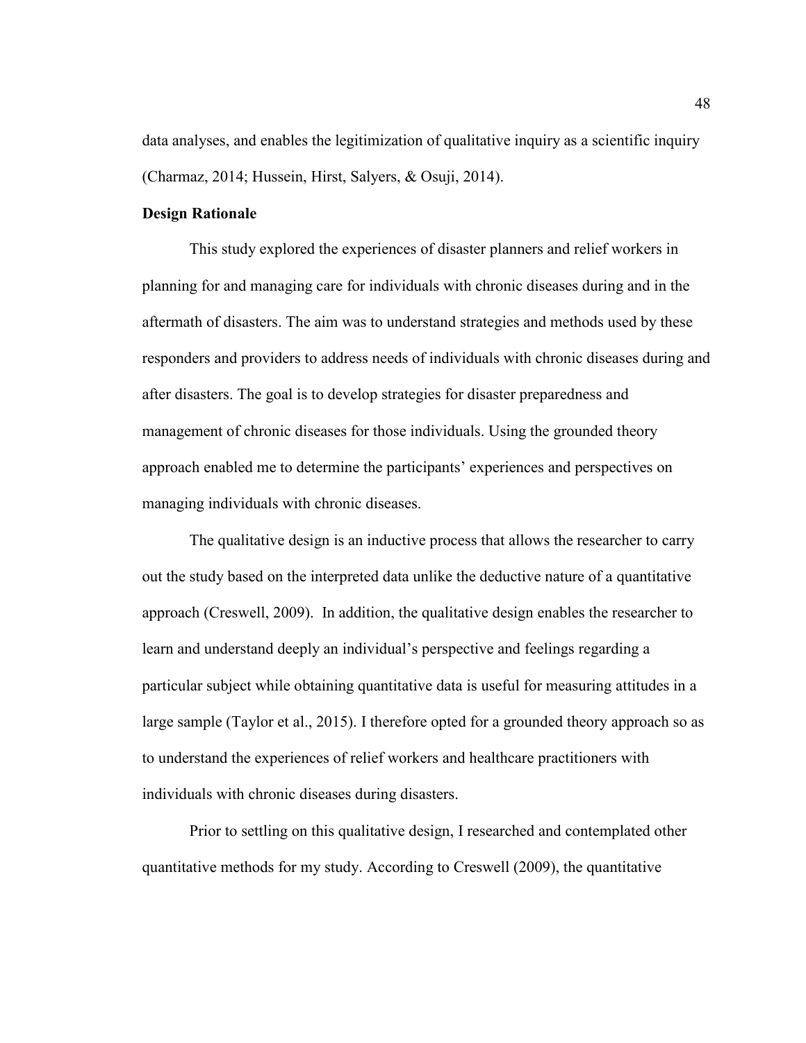data analyses, and enables the legitimization of qualitative inquiry as a scientific inquiry (Charmaz, 2014; Hussein, Hirst, Salyers, & Osuji, 2014).

**Design Rationale**

This study explored the experiences of disaster planners and relief workers in planning for and managing care for individuals with chronic diseases during and in the aftermath of disasters. The aim was to understand strategies and methods used by these responders and providers to address needs of individuals with chronic diseases during and after disasters. The goal is to develop strategies for disaster preparedness and management of chronic diseases for those individuals. Using the grounded theory approach enabled me to determine the participants' experiences and perspectives on managing individuals with chronic diseases.

The qualitative design is an inductive process that allows the researcher to carry out the study based on the interpreted data unlike the deductive nature of a quantitative approach (Creswell, 2009). In addition, the qualitative design enables the researcher to learn and understand deeply an individual's perspective and feelings regarding a particular subject while obtaining quantitative data is useful for measuring attitudes in a large sample (Taylor et al., 2015). I therefore opted for a grounded theory approach so as to understand the experiences of relief workers and healthcare practitioners with individuals with chronic diseases during disasters.

Prior to settling on this qualitative design, I researched and contemplated other quantitative methods for my study. According to Creswell (2009), the quantitative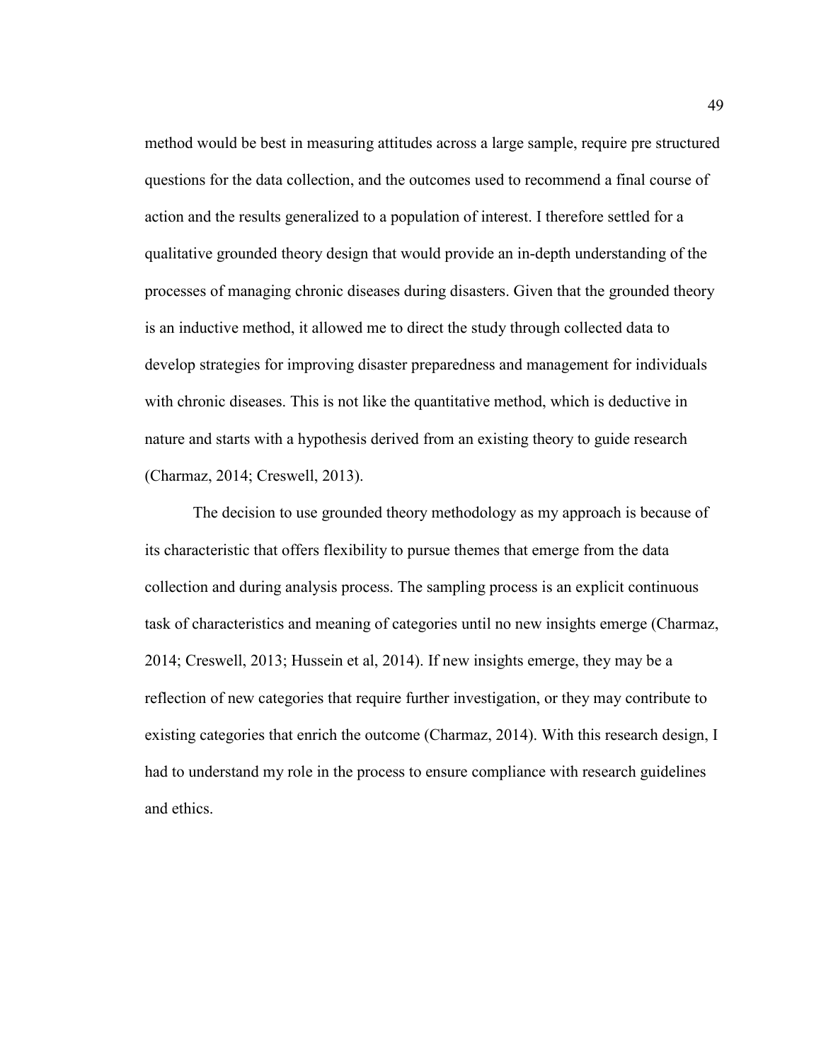method would be best in measuring attitudes across a large sample, require pre structured questions for the data collection, and the outcomes used to recommend a final course of action and the results generalized to a population of interest. I therefore settled for a qualitative grounded theory design that would provide an in-depth understanding of the processes of managing chronic diseases during disasters. Given that the grounded theory is an inductive method, it allowed me to direct the study through collected data to develop strategies for improving disaster preparedness and management for individuals with chronic diseases. This is not like the quantitative method, which is deductive in nature and starts with a hypothesis derived from an existing theory to guide research (Charmaz, 2014; Creswell, 2013).

The decision to use grounded theory methodology as my approach is because of its characteristic that offers flexibility to pursue themes that emerge from the data collection and during analysis process. The sampling process is an explicit continuous task of characteristics and meaning of categories until no new insights emerge (Charmaz, 2014; Creswell, 2013; Hussein et al, 2014). If new insights emerge, they may be a reflection of new categories that require further investigation, or they may contribute to existing categories that enrich the outcome (Charmaz, 2014). With this research design, I had to understand my role in the process to ensure compliance with research guidelines and ethics.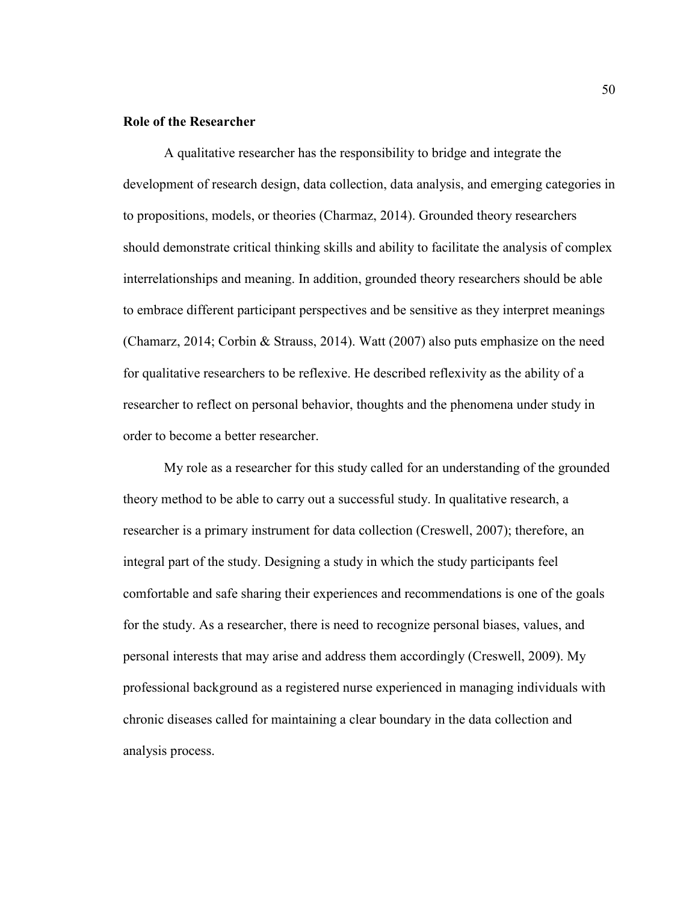**Role of the Researcher**

A qualitative researcher has the responsibility to bridge and integrate the development of research design, data collection, data analysis, and emerging categories in to propositions, models, or theories (Charmaz, 2014). Grounded theory researchers should demonstrate critical thinking skills and ability to facilitate the analysis of complex interrelationships and meaning. In addition, grounded theory researchers should be able to embrace different participant perspectives and be sensitive as they interpret meanings (Chamarz, 2014; Corbin & Strauss, 2014). Watt (2007) also puts emphasize on the need for qualitative researchers to be reflexive. He described reflexivity as the ability of a researcher to reflect on personal behavior, thoughts and the phenomena under study in order to become a better researcher.

My role as a researcher for this study called for an understanding of the grounded theory method to be able to carry out a successful study. In qualitative research, a researcher is a primary instrument for data collection (Creswell, 2007); therefore, an integral part of the study. Designing a study in which the study participants feel comfortable and safe sharing their experiences and recommendations is one of the goals for the study. As a researcher, there is need to recognize personal biases, values, and personal interests that may arise and address them accordingly (Creswell, 2009). My professional background as a registered nurse experienced in managing individuals with chronic diseases called for maintaining a clear boundary in the data collection and analysis process.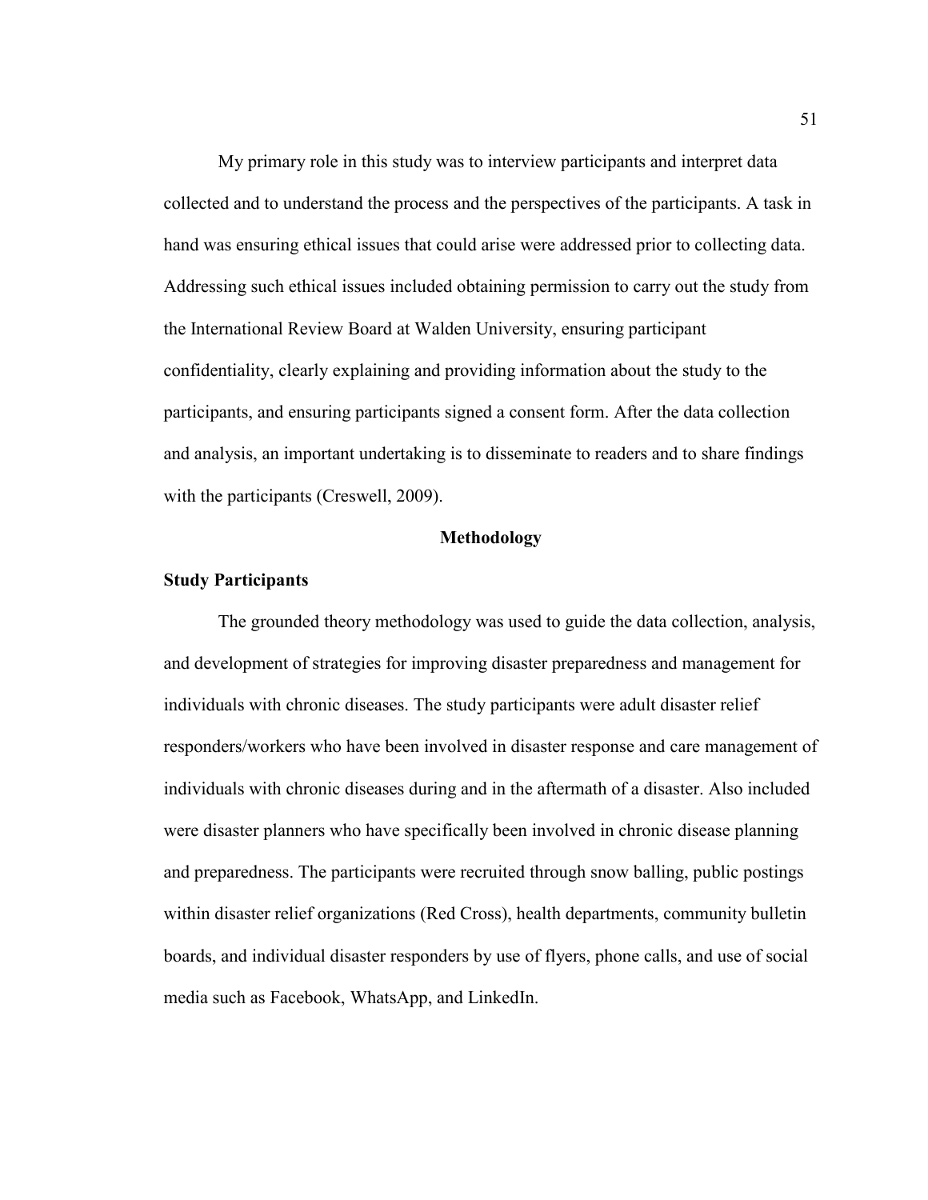My primary role in this study was to interview participants and interpret data collected and to understand the process and the perspectives of the participants. A task in hand was ensuring ethical issues that could arise were addressed prior to collecting data. Addressing such ethical issues included obtaining permission to carry out the study from the International Review Board at Walden University, ensuring participant confidentiality, clearly explaining and providing information about the study to the participants, and ensuring participants signed a consent form. After the data collection and analysis, an important undertaking is to disseminate to readers and to share findings with the participants (Creswell, 2009).

## Methodology

### Study Participants

The grounded theory methodology was used to guide the data collection, analysis, and development of strategies for improving disaster preparedness and management for individuals with chronic diseases. The study participants were adult disaster relief responders/workers who have been involved in disaster response and care management of individuals with chronic diseases during and in the aftermath of a disaster. Also included were disaster planners who have specifically been involved in chronic disease planning and preparedness. The participants were recruited through snow balling, public postings within disaster relief organizations (Red Cross), health departments, community bulletin boards, and individual disaster responders by use of flyers, phone calls, and use of social media such as Facebook, WhatsApp, and LinkedIn.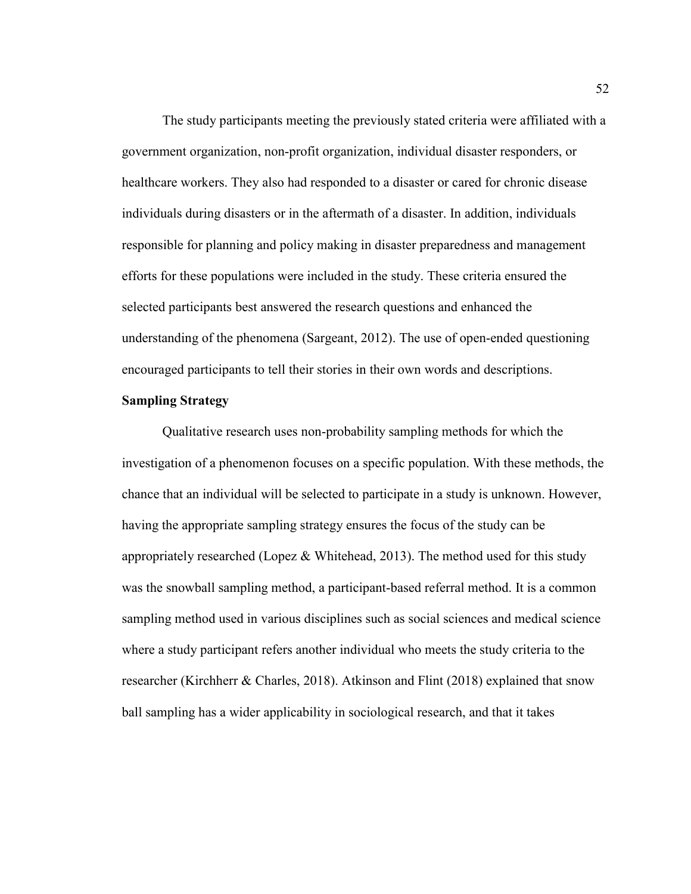The study participants meeting the previously stated criteria were affiliated with a government organization, non-profit organization, individual disaster responders, or healthcare workers. They also had responded to a disaster or cared for chronic disease individuals during disasters or in the aftermath of a disaster. In addition, individuals responsible for planning and policy making in disaster preparedness and management efforts for these populations were included in the study. These criteria ensured the selected participants best answered the research questions and enhanced the understanding of the phenomena (Sargeant, 2012). The use of open-ended questioning encouraged participants to tell their stories in their own words and descriptions.

**Sampling Strategy**

Qualitative research uses non-probability sampling methods for which the investigation of a phenomenon focuses on a specific population. With these methods, the chance that an individual will be selected to participate in a study is unknown. However, having the appropriate sampling strategy ensures the focus of the study can be appropriately researched (Lopez & Whitehead, 2013). The method used for this study was the snowball sampling method, a participant-based referral method. It is a common sampling method used in various disciplines such as social sciences and medical science where a study participant refers another individual who meets the study criteria to the researcher (Kirchherr & Charles, 2018). Atkinson and Flint (2018) explained that snow ball sampling has a wider applicability in sociological research, and that it takes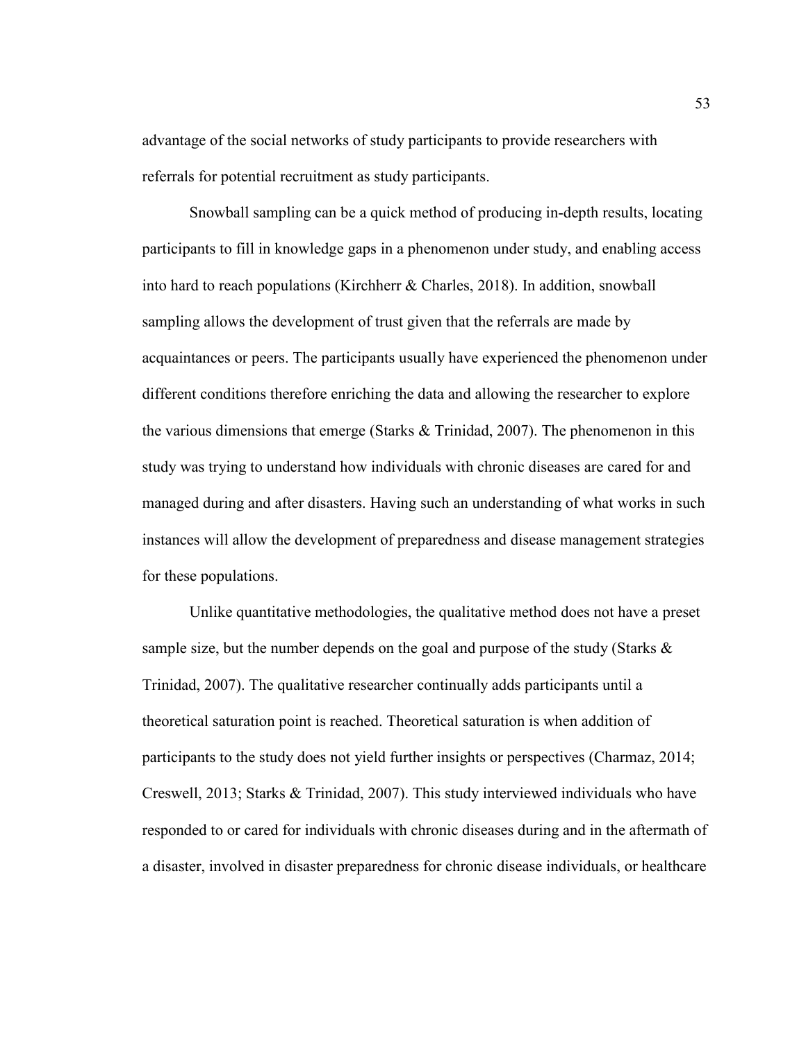advantage of the social networks of study participants to provide researchers with referrals for potential recruitment as study participants.

Snowball sampling can be a quick method of producing in-depth results, locating participants to fill in knowledge gaps in a phenomenon under study, and enabling access into hard to reach populations (Kirchherr & Charles, 2018). In addition, snowball sampling allows the development of trust given that the referrals are made by acquaintances or peers. The participants usually have experienced the phenomenon under different conditions therefore enriching the data and allowing the researcher to explore the various dimensions that emerge (Starks & Trinidad, 2007). The phenomenon in this study was trying to understand how individuals with chronic diseases are cared for and managed during and after disasters. Having such an understanding of what works in such instances will allow the development of preparedness and disease management strategies for these populations.

Unlike quantitative methodologies, the qualitative method does not have a preset sample size, but the number depends on the goal and purpose of the study (Starks & Trinidad, 2007). The qualitative researcher continually adds participants until a theoretical saturation point is reached. Theoretical saturation is when addition of participants to the study does not yield further insights or perspectives (Charmaz, 2014; Creswell, 2013; Starks & Trinidad, 2007). This study interviewed individuals who have responded to or cared for individuals with chronic diseases during and in the aftermath of a disaster, involved in disaster preparedness for chronic disease individuals, or healthcare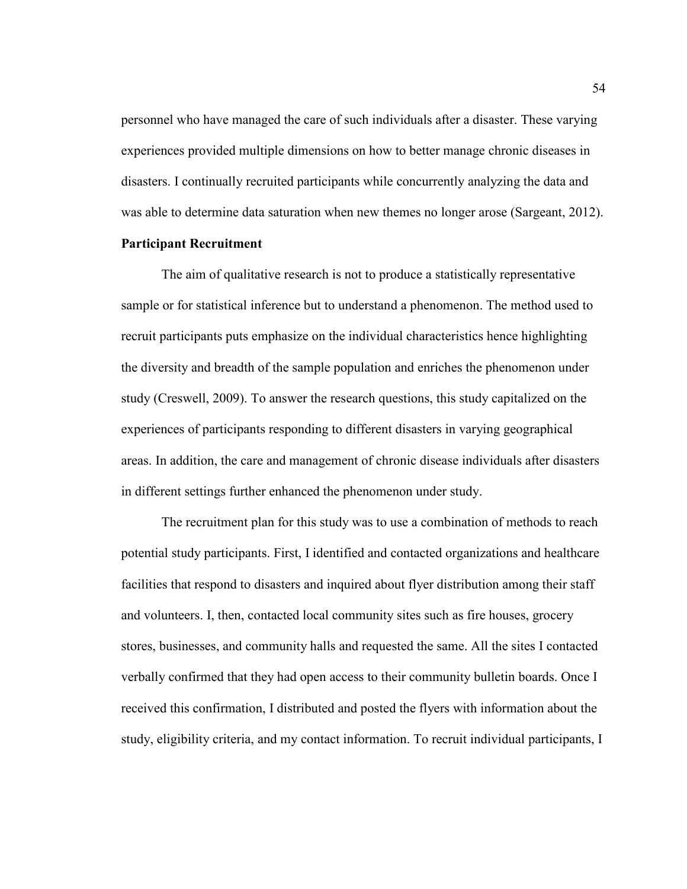personnel who have managed the care of such individuals after a disaster. These varying experiences provided multiple dimensions on how to better manage chronic diseases in disasters. I continually recruited participants while concurrently analyzing the data and was able to determine data saturation when new themes no longer arose (Sargeant, 2012).

**Participant Recruitment**

The aim of qualitative research is not to produce a statistically representative sample or for statistical inference but to understand a phenomenon. The method used to recruit participants puts emphasize on the individual characteristics hence highlighting the diversity and breadth of the sample population and enriches the phenomenon under study (Creswell, 2009). To answer the research questions, this study capitalized on the experiences of participants responding to different disasters in varying geographical areas. In addition, the care and management of chronic disease individuals after disasters in different settings further enhanced the phenomenon under study.

The recruitment plan for this study was to use a combination of methods to reach potential study participants. First, I identified and contacted organizations and healthcare facilities that respond to disasters and inquired about flyer distribution among their staff and volunteers. I, then, contacted local community sites such as fire houses, grocery stores, businesses, and community halls and requested the same. All the sites I contacted verbally confirmed that they had open access to their community bulletin boards. Once I received this confirmation, I distributed and posted the flyers with information about the study, eligibility criteria, and my contact information. To recruit individual participants, I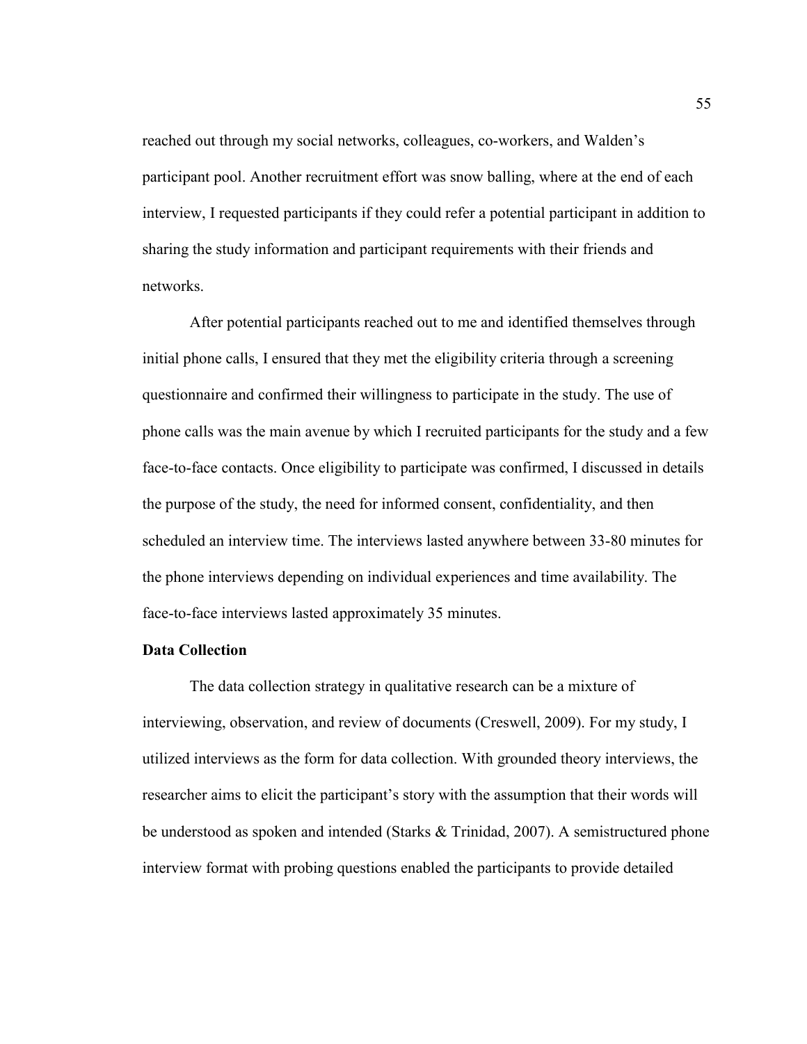reached out through my social networks, colleagues, co-workers, and Walden's participant pool. Another recruitment effort was snow balling, where at the end of each interview, I requested participants if they could refer a potential participant in addition to sharing the study information and participant requirements with their friends and networks.

After potential participants reached out to me and identified themselves through initial phone calls, I ensured that they met the eligibility criteria through a screening questionnaire and confirmed their willingness to participate in the study. The use of phone calls was the main avenue by which I recruited participants for the study and a few face-to-face contacts. Once eligibility to participate was confirmed, I discussed in details the purpose of the study, the need for informed consent, confidentiality, and then scheduled an interview time. The interviews lasted anywhere between 33-80 minutes for the phone interviews depending on individual experiences and time availability. The face-to-face interviews lasted approximately 35 minutes.

### Data Collection

The data collection strategy in qualitative research can be a mixture of interviewing, observation, and review of documents (Creswell, 2009). For my study, I utilized interviews as the form for data collection. With grounded theory interviews, the researcher aims to elicit the participant's story with the assumption that their words will be understood as spoken and intended (Starks & Trinidad, 2007). A semistructured phone interview format with probing questions enabled the participants to provide detailed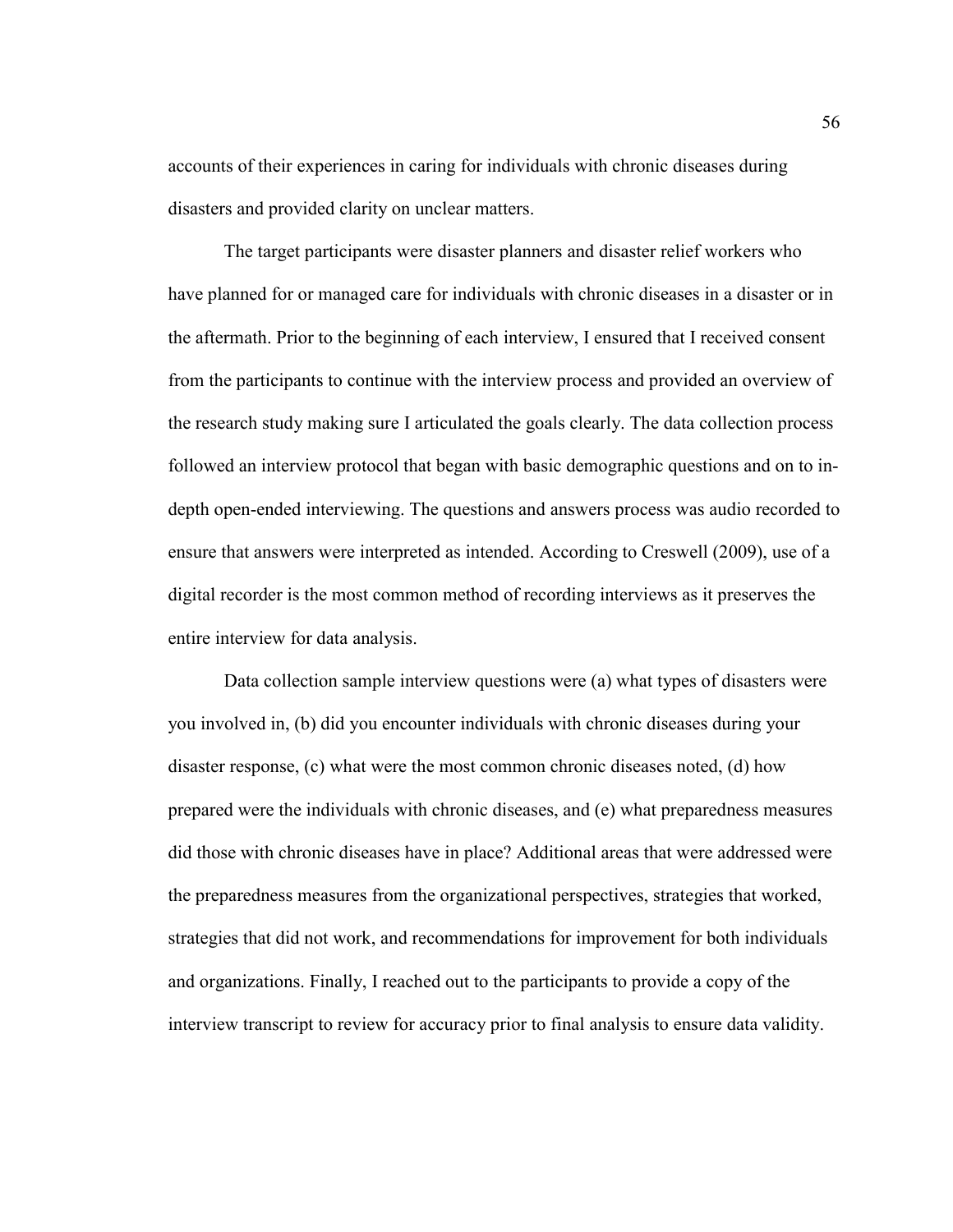accounts of their experiences in caring for individuals with chronic diseases during disasters and provided clarity on unclear matters.

The target participants were disaster planners and disaster relief workers who have planned for or managed care for individuals with chronic diseases in a disaster or in the aftermath. Prior to the beginning of each interview, I ensured that I received consent from the participants to continue with the interview process and provided an overview of the research study making sure I articulated the goals clearly. The data collection process followed an interview protocol that began with basic demographic questions and on to in-depth open-ended interviewing. The questions and answers process was audio recorded to ensure that answers were interpreted as intended. According to Creswell (2009), use of a digital recorder is the most common method of recording interviews as it preserves the entire interview for data analysis.

Data collection sample interview questions were (a) what types of disasters were you involved in, (b) did you encounter individuals with chronic diseases during your disaster response, (c) what were the most common chronic diseases noted, (d) how prepared were the individuals with chronic diseases, and (e) what preparedness measures did those with chronic diseases have in place? Additional areas that were addressed were the preparedness measures from the organizational perspectives, strategies that worked, strategies that did not work, and recommendations for improvement for both individuals and organizations. Finally, I reached out to the participants to provide a copy of the interview transcript to review for accuracy prior to final analysis to ensure data validity.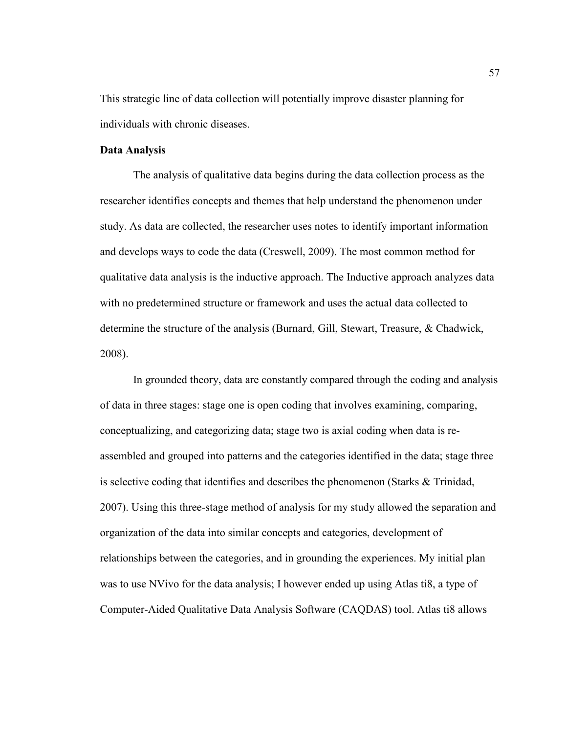This strategic line of data collection will potentially improve disaster planning for individuals with chronic diseases.

**Data Analysis**

The analysis of qualitative data begins during the data collection process as the researcher identifies concepts and themes that help understand the phenomenon under study. As data are collected, the researcher uses notes to identify important information and develops ways to code the data (Creswell, 2009). The most common method for qualitative data analysis is the inductive approach. The Inductive approach analyzes data with no predetermined structure or framework and uses the actual data collected to determine the structure of the analysis (Burnard, Gill, Stewart, Treasure, & Chadwick, 2008).

In grounded theory, data are constantly compared through the coding and analysis of data in three stages: stage one is open coding that involves examining, comparing, conceptualizing, and categorizing data; stage two is axial coding when data is re-assembled and grouped into patterns and the categories identified in the data; stage three is selective coding that identifies and describes the phenomenon (Starks & Trinidad, 2007). Using this three-stage method of analysis for my study allowed the separation and organization of the data into similar concepts and categories, development of relationships between the categories, and in grounding the experiences. My initial plan was to use NVivo for the data analysis; I however ended up using Atlas ti8, a type of Computer-Aided Qualitative Data Analysis Software (CAQDAS) tool. Atlas ti8 allows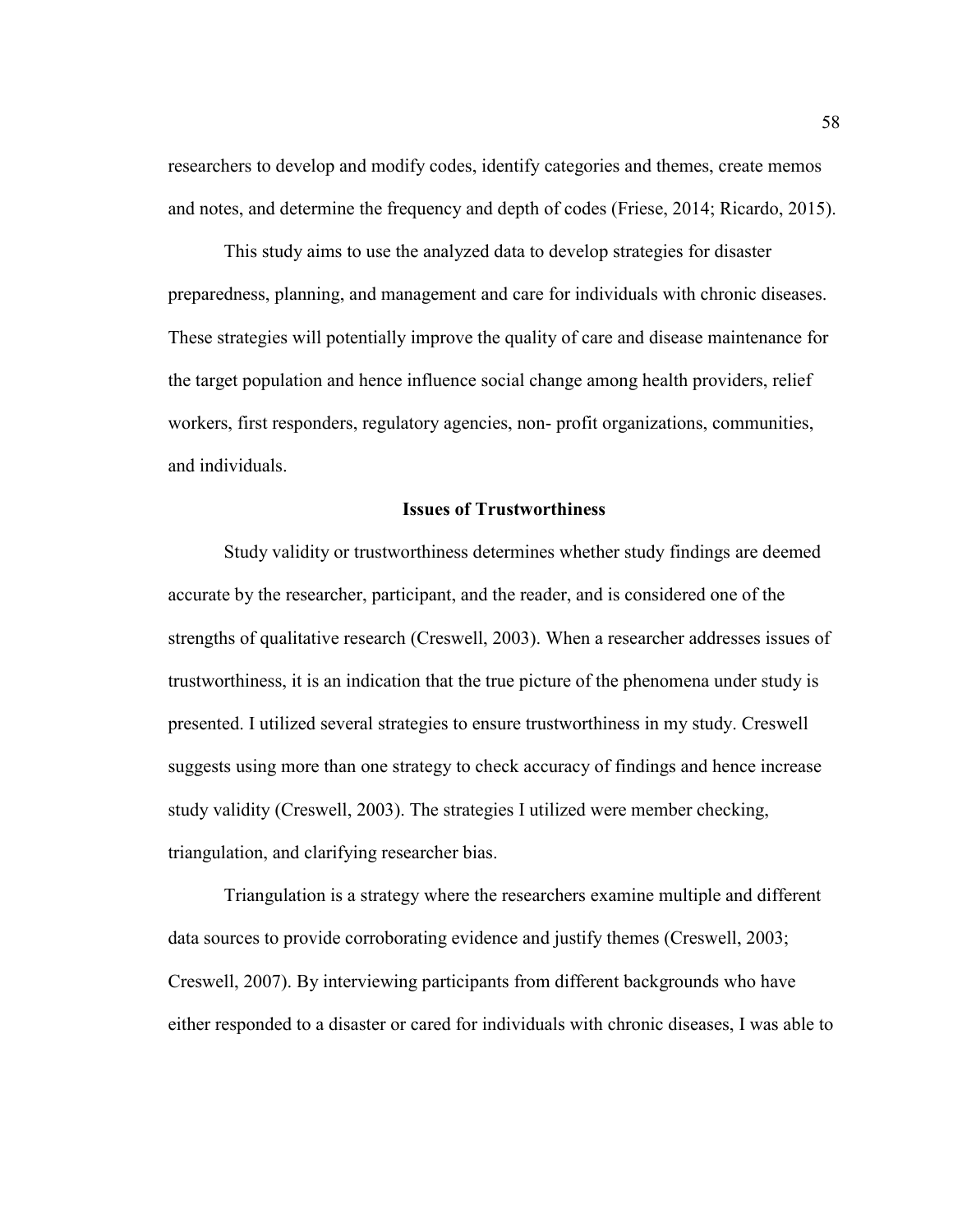researchers to develop and modify codes, identify categories and themes, create memos and notes, and determine the frequency and depth of codes (Friese, 2014; Ricardo, 2015).

This study aims to use the analyzed data to develop strategies for disaster preparedness, planning, and management and care for individuals with chronic diseases. These strategies will potentially improve the quality of care and disease maintenance for the target population and hence influence social change among health providers, relief workers, first responders, regulatory agencies, non- profit organizations, communities, and individuals.

## Issues of Trustworthiness

Study validity or trustworthiness determines whether study findings are deemed accurate by the researcher, participant, and the reader, and is considered one of the strengths of qualitative research (Creswell, 2003). When a researcher addresses issues of trustworthiness, it is an indication that the true picture of the phenomena under study is presented. I utilized several strategies to ensure trustworthiness in my study. Creswell suggests using more than one strategy to check accuracy of findings and hence increase study validity (Creswell, 2003). The strategies I utilized were member checking, triangulation, and clarifying researcher bias.

Triangulation is a strategy where the researchers examine multiple and different data sources to provide corroborating evidence and justify themes (Creswell, 2003; Creswell, 2007). By interviewing participants from different backgrounds who have either responded to a disaster or cared for individuals with chronic diseases, I was able to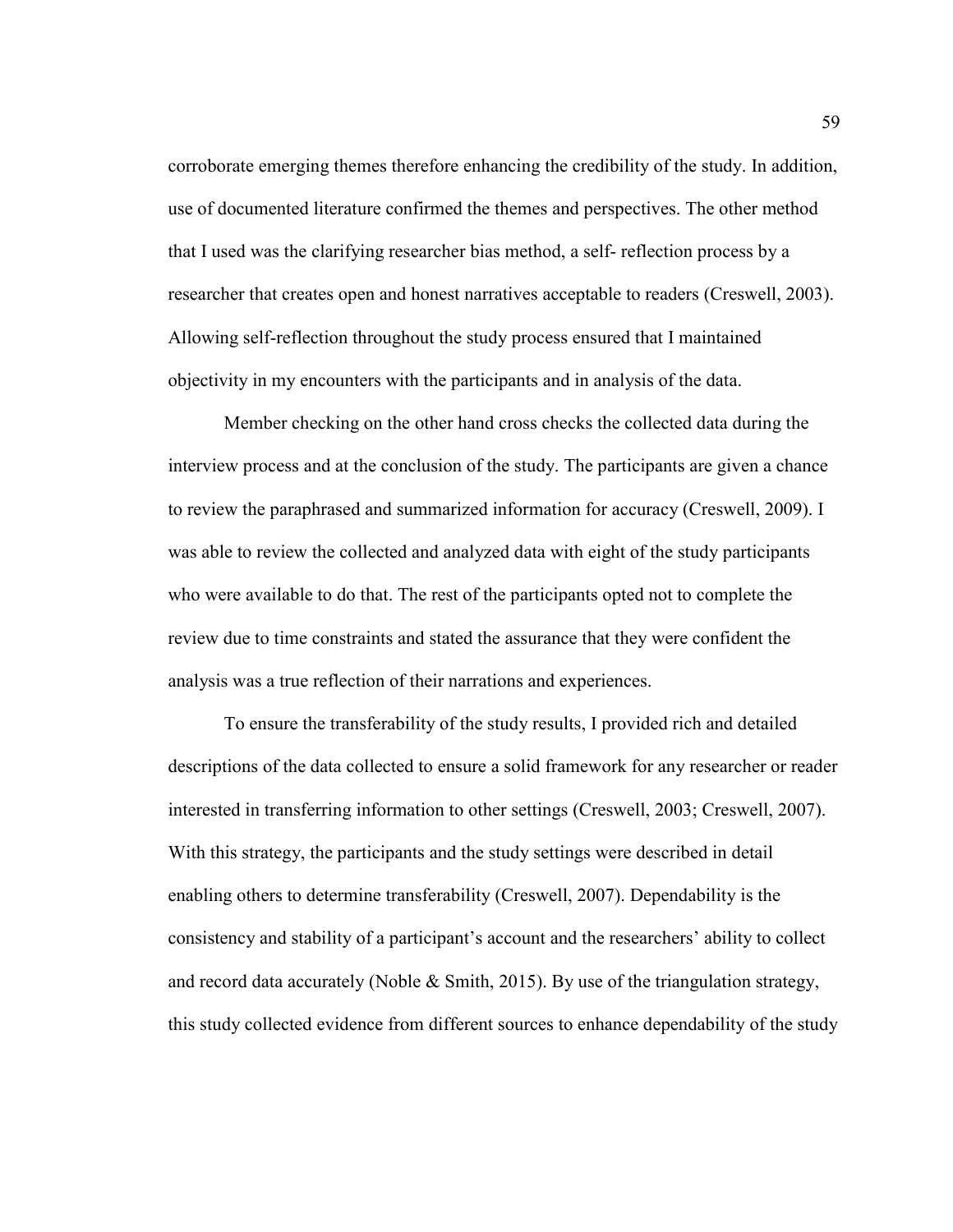corroborate emerging themes therefore enhancing the credibility of the study. In addition, use of documented literature confirmed the themes and perspectives. The other method that I used was the clarifying researcher bias method, a self- reflection process by a researcher that creates open and honest narratives acceptable to readers (Creswell, 2003). Allowing self-reflection throughout the study process ensured that I maintained objectivity in my encounters with the participants and in analysis of the data.

Member checking on the other hand cross checks the collected data during the interview process and at the conclusion of the study. The participants are given a chance to review the paraphrased and summarized information for accuracy (Creswell, 2009). I was able to review the collected and analyzed data with eight of the study participants who were available to do that. The rest of the participants opted not to complete the review due to time constraints and stated the assurance that they were confident the analysis was a true reflection of their narrations and experiences.

To ensure the transferability of the study results, I provided rich and detailed descriptions of the data collected to ensure a solid framework for any researcher or reader interested in transferring information to other settings (Creswell, 2003; Creswell, 2007). With this strategy, the participants and the study settings were described in detail enabling others to determine transferability (Creswell, 2007). Dependability is the consistency and stability of a participant's account and the researchers' ability to collect and record data accurately (Noble & Smith, 2015). By use of the triangulation strategy, this study collected evidence from different sources to enhance dependability of the study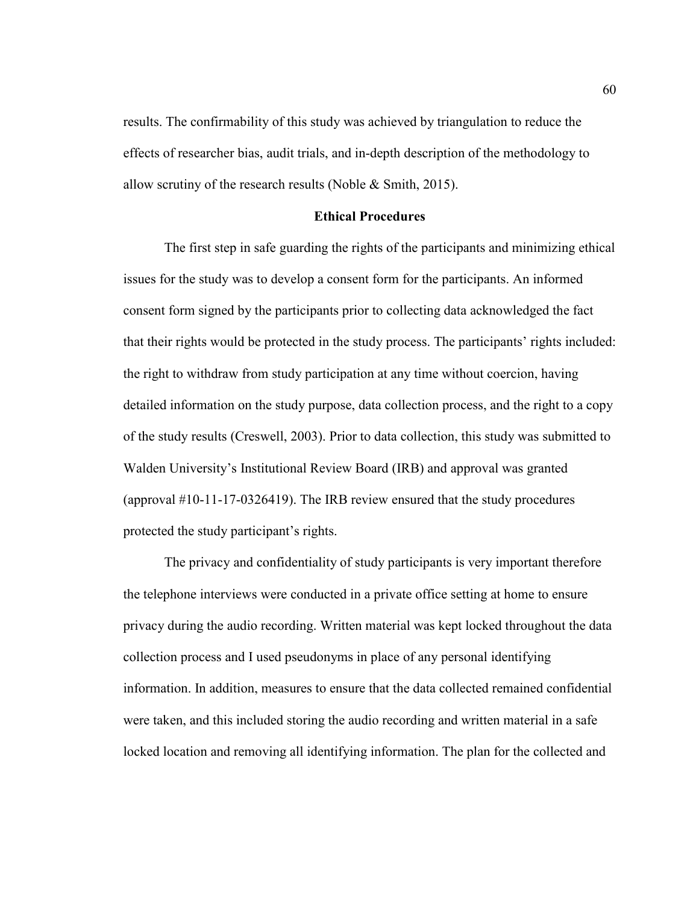results. The confirmability of this study was achieved by triangulation to reduce the effects of researcher bias, audit trials, and in-depth description of the methodology to allow scrutiny of the research results (Noble & Smith, 2015).

## Ethical Procedures

The first step in safe guarding the rights of the participants and minimizing ethical issues for the study was to develop a consent form for the participants. An informed consent form signed by the participants prior to collecting data acknowledged the fact that their rights would be protected in the study process. The participants' rights included: the right to withdraw from study participation at any time without coercion, having detailed information on the study purpose, data collection process, and the right to a copy of the study results (Creswell, 2003). Prior to data collection, this study was submitted to Walden University's Institutional Review Board (IRB) and approval was granted (approval #10-11-17-0326419). The IRB review ensured that the study procedures protected the study participant's rights.

The privacy and confidentiality of study participants is very important therefore the telephone interviews were conducted in a private office setting at home to ensure privacy during the audio recording. Written material was kept locked throughout the data collection process and I used pseudonyms in place of any personal identifying information. In addition, measures to ensure that the data collected remained confidential were taken, and this included storing the audio recording and written material in a safe locked location and removing all identifying information. The plan for the collected and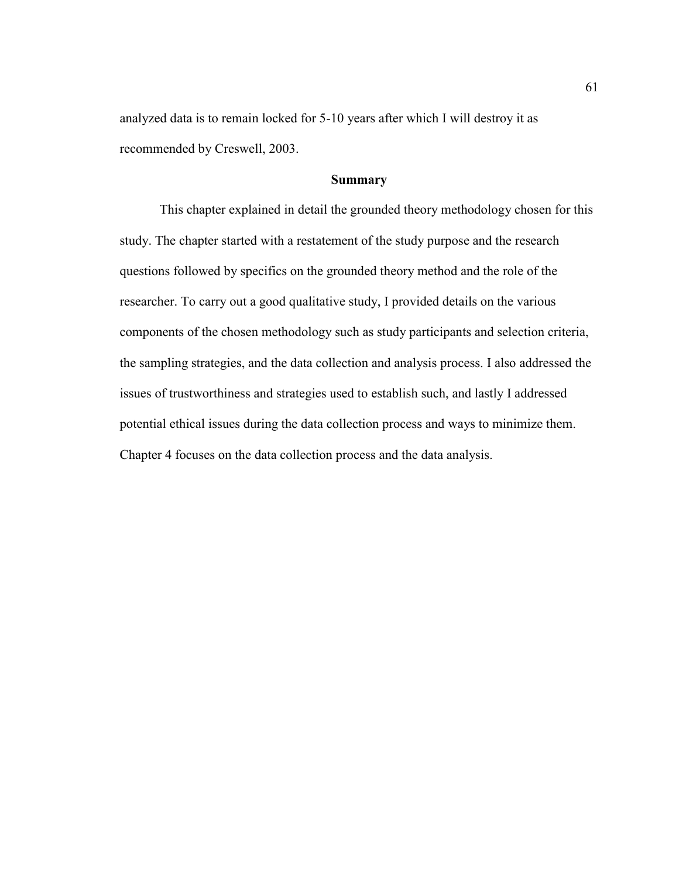analyzed data is to remain locked for 5-10 years after which I will destroy it as recommended by Creswell, 2003.

## Summary

This chapter explained in detail the grounded theory methodology chosen for this study. The chapter started with a restatement of the study purpose and the research questions followed by specifics on the grounded theory method and the role of the researcher. To carry out a good qualitative study, I provided details on the various components of the chosen methodology such as study participants and selection criteria, the sampling strategies, and the data collection and analysis process. I also addressed the issues of trustworthiness and strategies used to establish such, and lastly I addressed potential ethical issues during the data collection process and ways to minimize them. Chapter 4 focuses on the data collection process and the data analysis.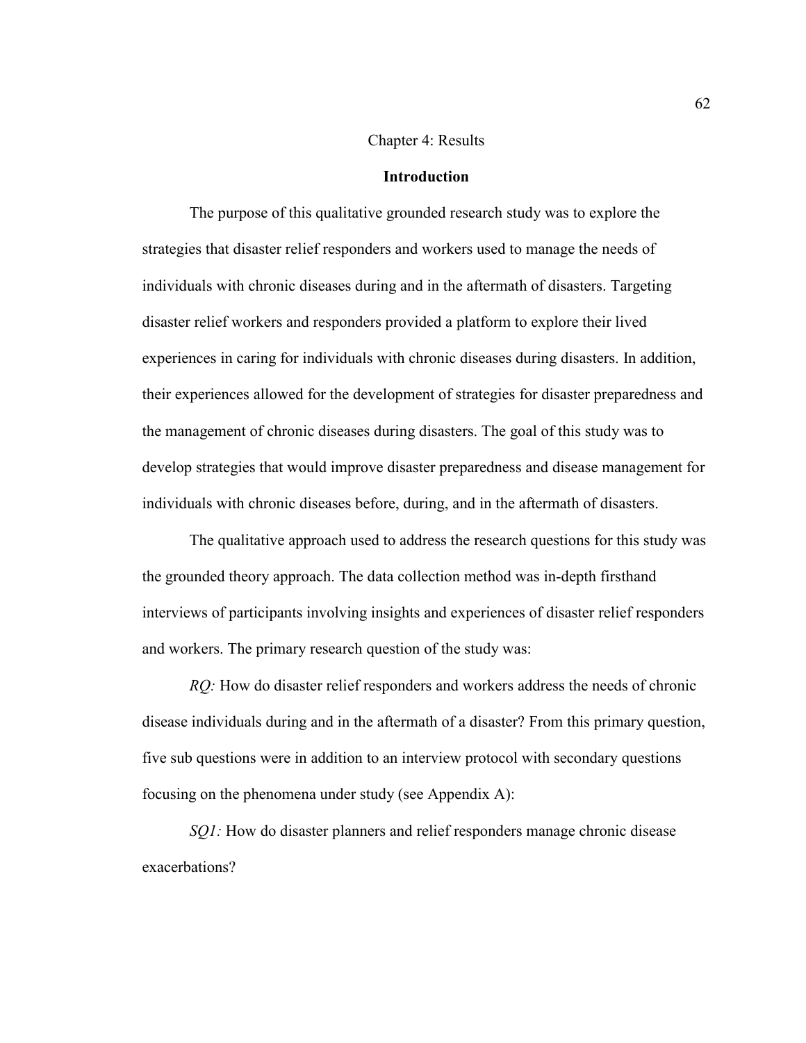# Chapter 4: Results

## Introduction

The purpose of this qualitative grounded research study was to explore the strategies that disaster relief responders and workers used to manage the needs of individuals with chronic diseases during and in the aftermath of disasters. Targeting disaster relief workers and responders provided a platform to explore their lived experiences in caring for individuals with chronic diseases during disasters. In addition, their experiences allowed for the development of strategies for disaster preparedness and the management of chronic diseases during disasters. The goal of this study was to develop strategies that would improve disaster preparedness and disease management for individuals with chronic diseases before, during, and in the aftermath of disasters.

The qualitative approach used to address the research questions for this study was the grounded theory approach. The data collection method was in-depth firsthand interviews of participants involving insights and experiences of disaster relief responders and workers. The primary research question of the study was:

*RQ:* How do disaster relief responders and workers address the needs of chronic disease individuals during and in the aftermath of a disaster? From this primary question, five sub questions were in addition to an interview protocol with secondary questions focusing on the phenomena under study (see Appendix A):

*SQ1:* How do disaster planners and relief responders manage chronic disease exacerbations?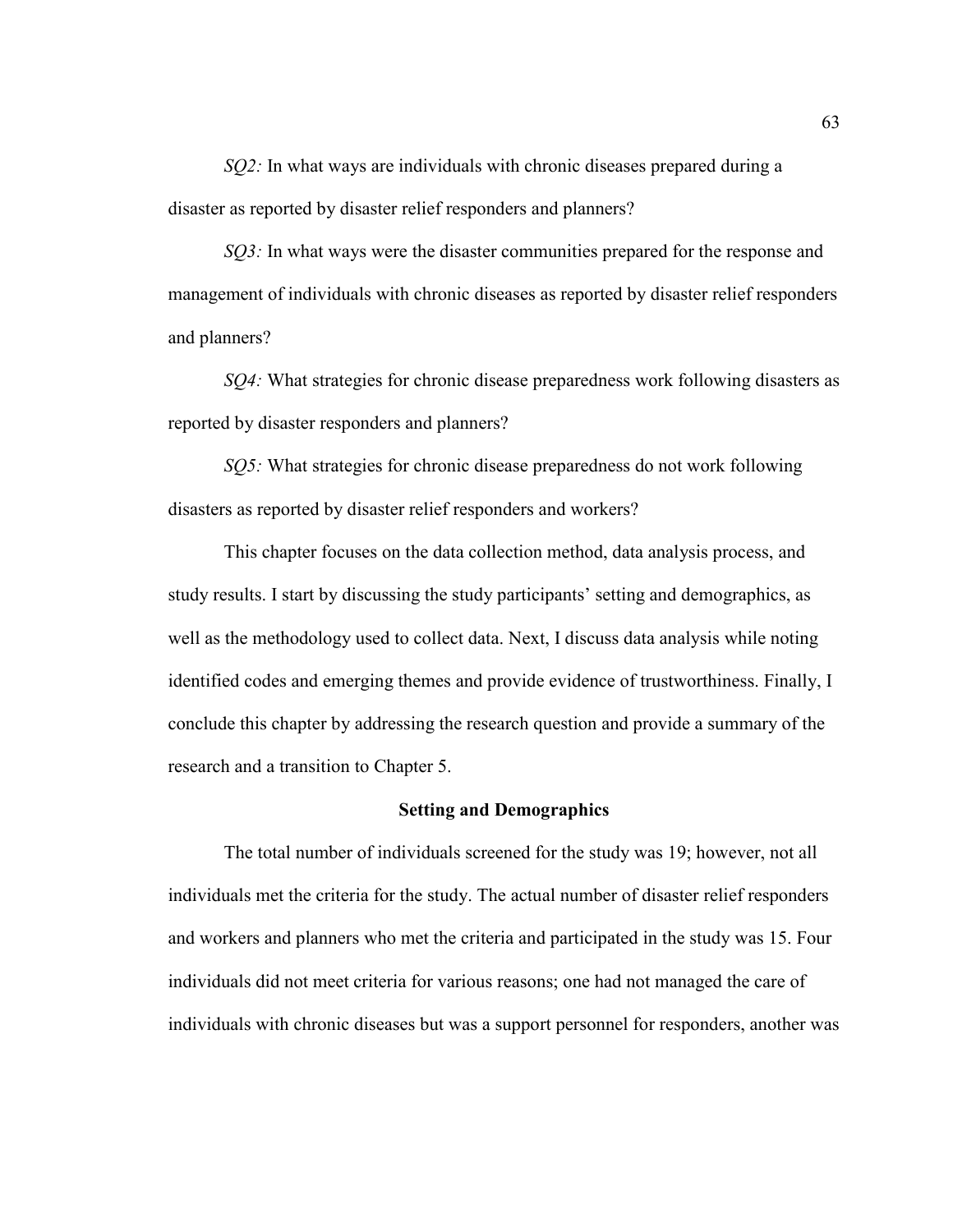*SQ2:* In what ways are individuals with chronic diseases prepared during a disaster as reported by disaster relief responders and planners?

*SQ3:* In what ways were the disaster communities prepared for the response and management of individuals with chronic diseases as reported by disaster relief responders and planners?

*SQ4:* What strategies for chronic disease preparedness work following disasters as reported by disaster responders and planners?

*SQ5:* What strategies for chronic disease preparedness do not work following disasters as reported by disaster relief responders and workers?

This chapter focuses on the data collection method, data analysis process, and study results. I start by discussing the study participants' setting and demographics, as well as the methodology used to collect data. Next, I discuss data analysis while noting identified codes and emerging themes and provide evidence of trustworthiness. Finally, I conclude this chapter by addressing the research question and provide a summary of the research and a transition to Chapter 5.

## Setting and Demographics

The total number of individuals screened for the study was 19; however, not all individuals met the criteria for the study. The actual number of disaster relief responders and workers and planners who met the criteria and participated in the study was 15. Four individuals did not meet criteria for various reasons; one had not managed the care of individuals with chronic diseases but was a support personnel for responders, another was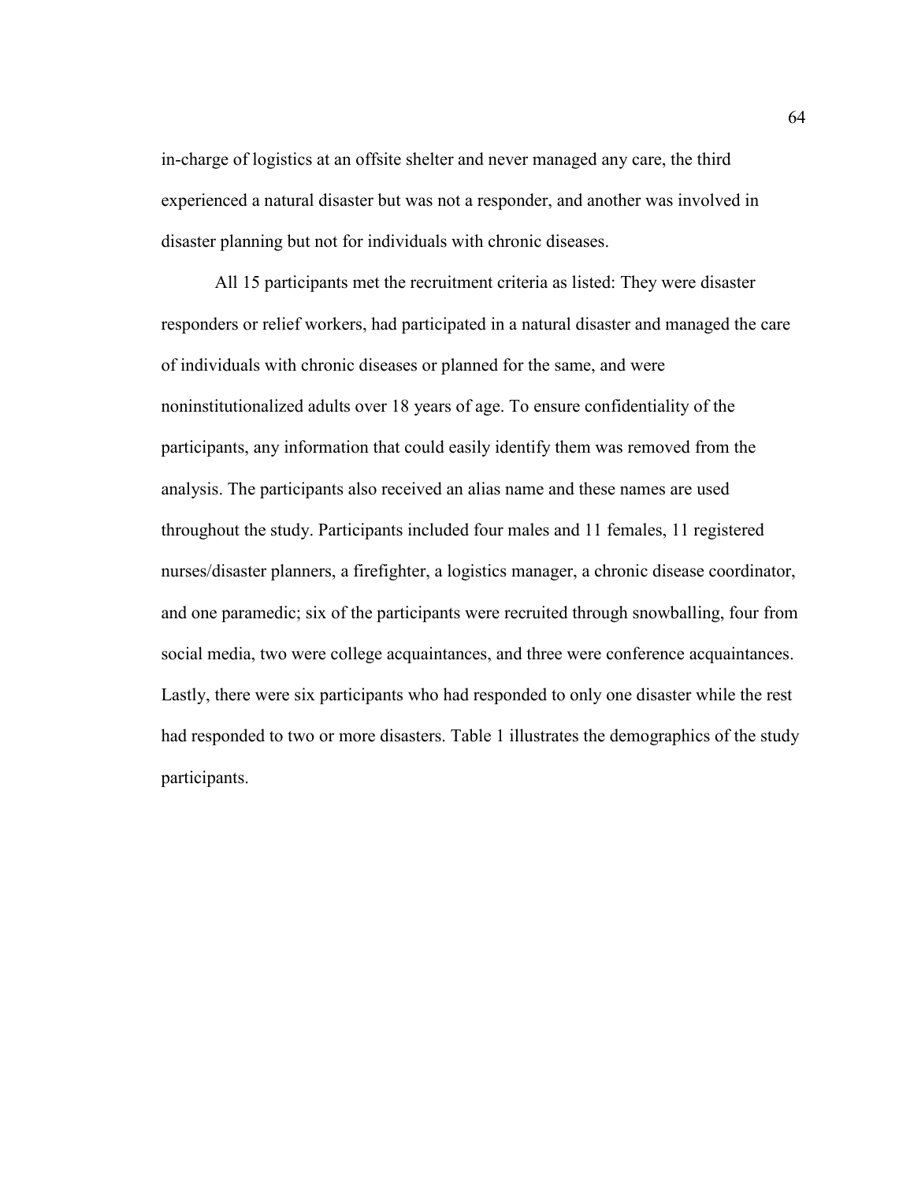in-charge of logistics at an offsite shelter and never managed any care, the third experienced a natural disaster but was not a responder, and another was involved in disaster planning but not for individuals with chronic diseases.

All 15 participants met the recruitment criteria as listed: They were disaster responders or relief workers, had participated in a natural disaster and managed the care of individuals with chronic diseases or planned for the same, and were noninstitutionalized adults over 18 years of age. To ensure confidentiality of the participants, any information that could easily identify them was removed from the analysis. The participants also received an alias name and these names are used throughout the study. Participants included four males and 11 females, 11 registered nurses/disaster planners, a firefighter, a logistics manager, a chronic disease coordinator, and one paramedic; six of the participants were recruited through snowballing, four from social media, two were college acquaintances, and three were conference acquaintances. Lastly, there were six participants who had responded to only one disaster while the rest had responded to two or more disasters. Table 1 illustrates the demographics of the study participants.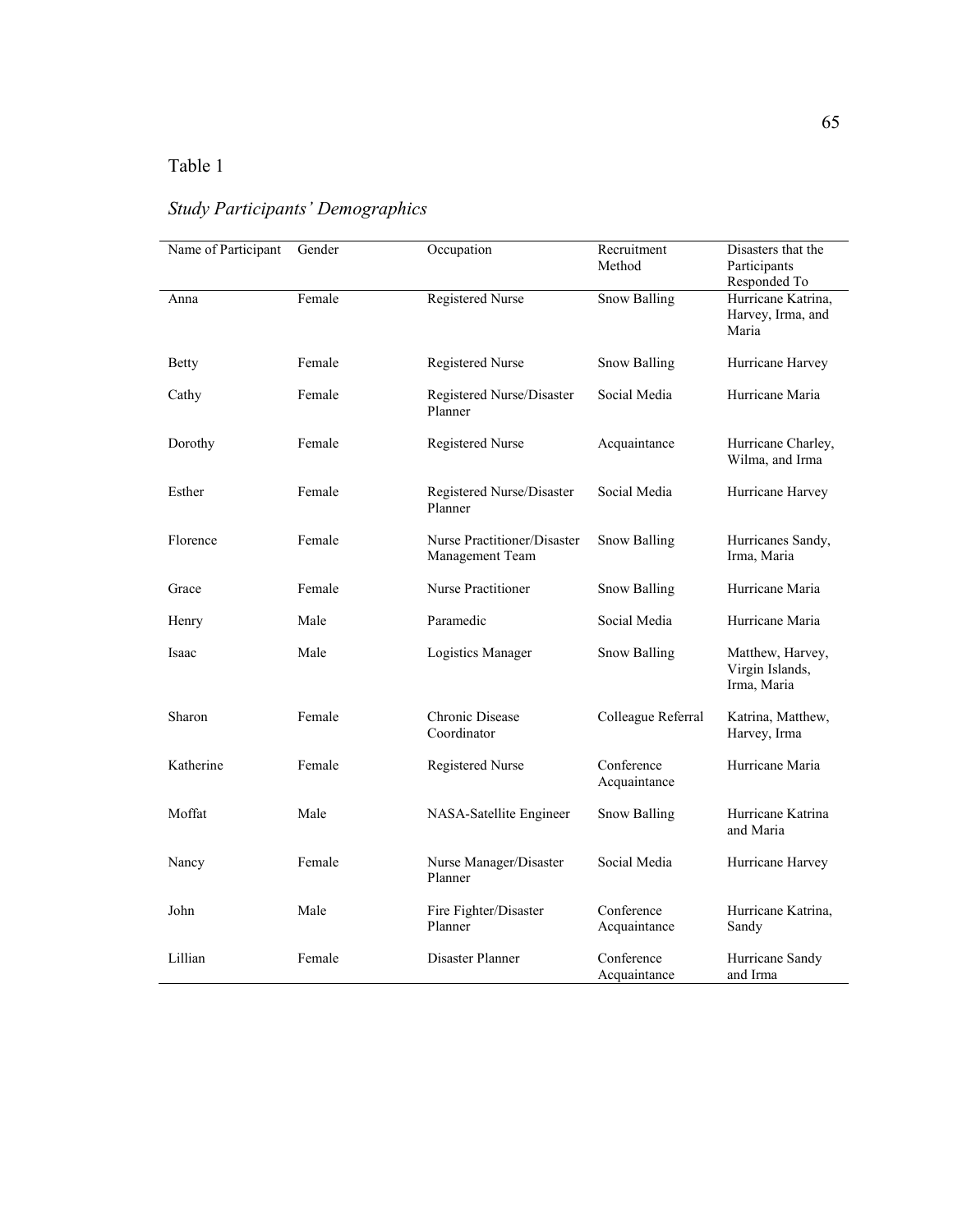Table 1

*Study Participants' Demographics*

| Name of Participant | Gender | Occupation | Recruitment Method | Disasters that the Participants Responded To |
|---|---|---|---|---|
| Anna | Female | Registered Nurse | Snow Balling | Hurricane Katrina, Harvey, Irma, and Maria |
| Betty | Female | Registered Nurse | Snow Balling | Hurricane Harvey |
| Cathy | Female | Registered Nurse/Disaster Planner | Social Media | Hurricane Maria |
| Dorothy | Female | Registered Nurse | Acquaintance | Hurricane Charley, Wilma, and Irma |
| Esther | Female | Registered Nurse/Disaster Planner | Social Media | Hurricane Harvey |
| Florence | Female | Nurse Practitioner/Disaster Management Team | Snow Balling | Hurricanes Sandy, Irma, Maria |
| Grace | Female | Nurse Practitioner | Snow Balling | Hurricane Maria |
| Henry | Male | Paramedic | Social Media | Hurricane Maria |
| Isaac | Male | Logistics Manager | Snow Balling | Matthew, Harvey, Virgin Islands, Irma, Maria |
| Sharon | Female | Chronic Disease Coordinator | Colleague Referral | Katrina, Matthew, Harvey, Irma |
| Katherine | Female | Registered Nurse | Conference Acquaintance | Hurricane Maria |
| Moffat | Male | NASA-Satellite Engineer | Snow Balling | Hurricane Katrina and Maria |
| Nancy | Female | Nurse Manager/Disaster Planner | Social Media | Hurricane Harvey |
| John | Male | Fire Fighter/Disaster Planner | Conference Acquaintance | Hurricane Katrina, Sandy |
| Lillian | Female | Disaster Planner | Conference Acquaintance | Hurricane Sandy and Irma |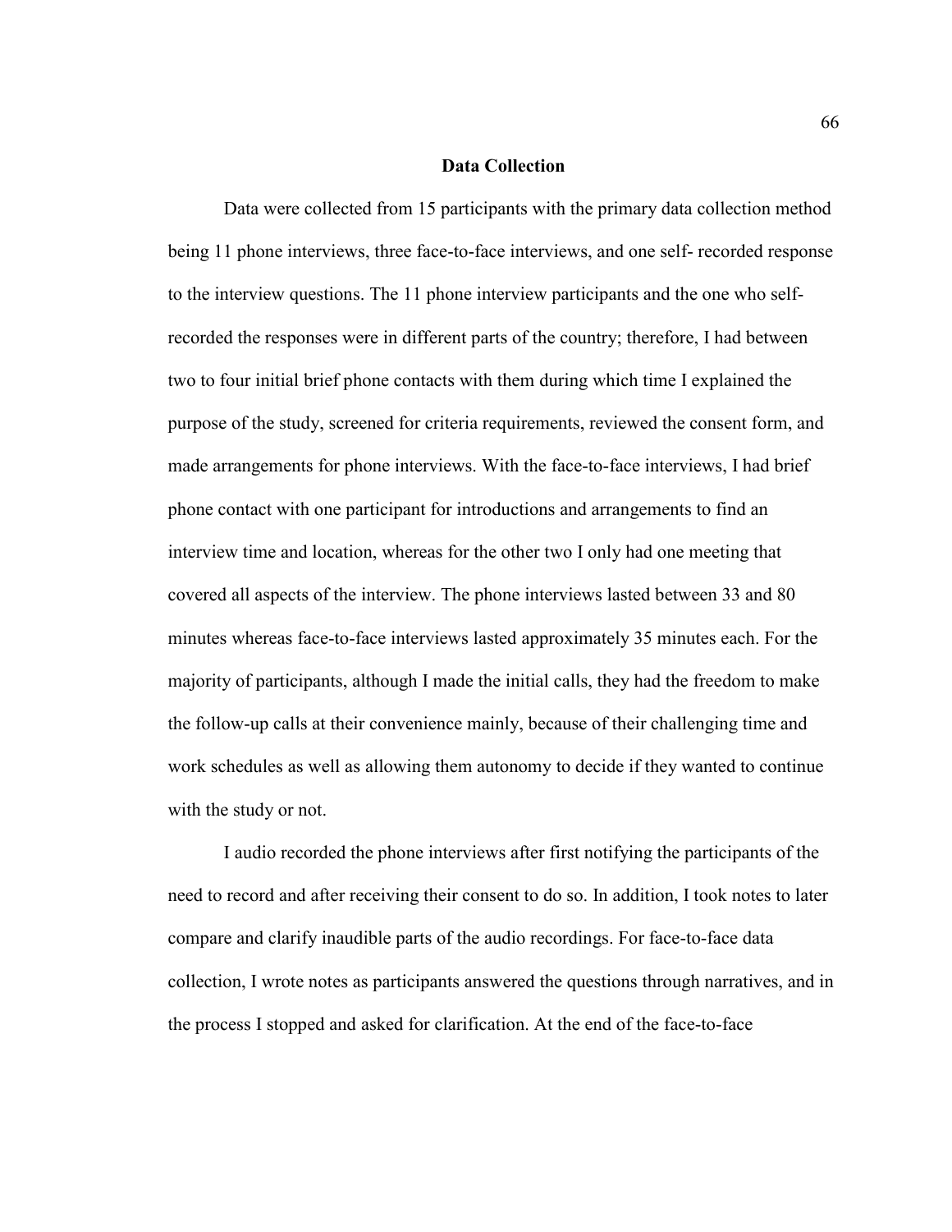## Data Collection

Data were collected from 15 participants with the primary data collection method being 11 phone interviews, three face-to-face interviews, and one self- recorded response to the interview questions. The 11 phone interview participants and the one who self-recorded the responses were in different parts of the country; therefore, I had between two to four initial brief phone contacts with them during which time I explained the purpose of the study, screened for criteria requirements, reviewed the consent form, and made arrangements for phone interviews. With the face-to-face interviews, I had brief phone contact with one participant for introductions and arrangements to find an interview time and location, whereas for the other two I only had one meeting that covered all aspects of the interview. The phone interviews lasted between 33 and 80 minutes whereas face-to-face interviews lasted approximately 35 minutes each. For the majority of participants, although I made the initial calls, they had the freedom to make the follow-up calls at their convenience mainly, because of their challenging time and work schedules as well as allowing them autonomy to decide if they wanted to continue with the study or not.

I audio recorded the phone interviews after first notifying the participants of the need to record and after receiving their consent to do so. In addition, I took notes to later compare and clarify inaudible parts of the audio recordings. For face-to-face data collection, I wrote notes as participants answered the questions through narratives, and in the process I stopped and asked for clarification. At the end of the face-to-face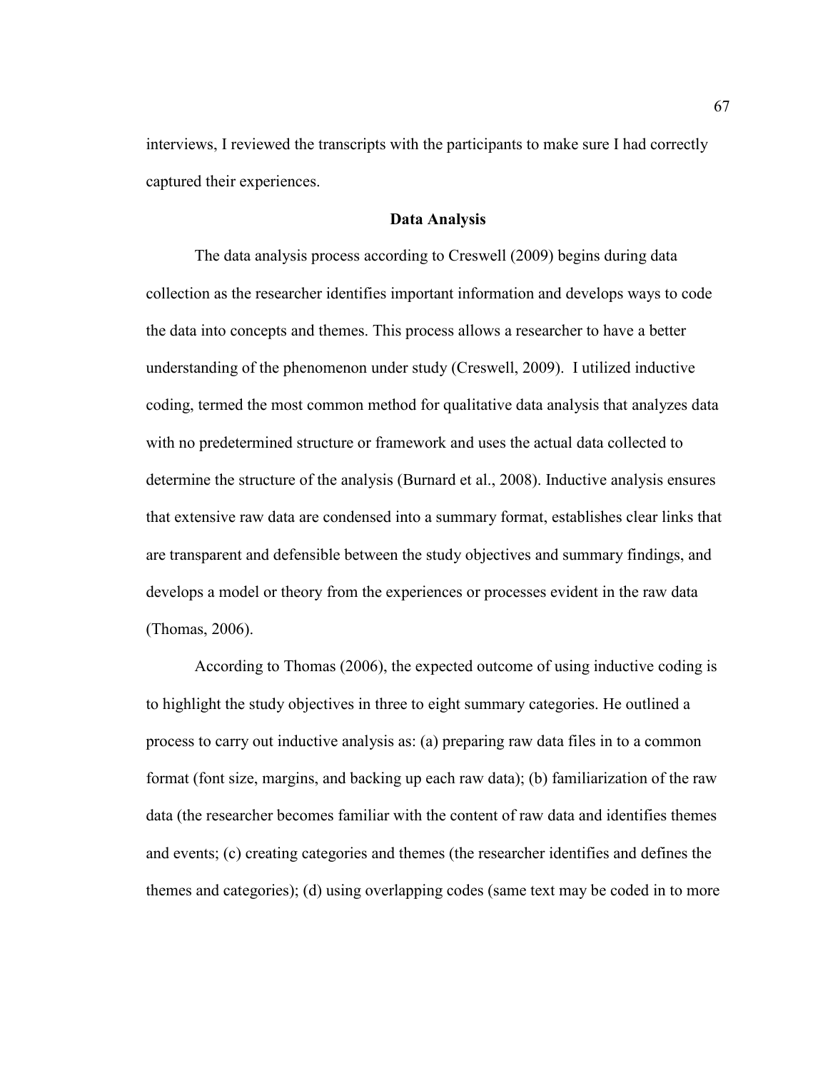interviews, I reviewed the transcripts with the participants to make sure I had correctly captured their experiences.

## Data Analysis

The data analysis process according to Creswell (2009) begins during data collection as the researcher identifies important information and develops ways to code the data into concepts and themes. This process allows a researcher to have a better understanding of the phenomenon under study (Creswell, 2009). I utilized inductive coding, termed the most common method for qualitative data analysis that analyzes data with no predetermined structure or framework and uses the actual data collected to determine the structure of the analysis (Burnard et al., 2008). Inductive analysis ensures that extensive raw data are condensed into a summary format, establishes clear links that are transparent and defensible between the study objectives and summary findings, and develops a model or theory from the experiences or processes evident in the raw data (Thomas, 2006).

According to Thomas (2006), the expected outcome of using inductive coding is to highlight the study objectives in three to eight summary categories. He outlined a process to carry out inductive analysis as: (a) preparing raw data files in to a common format (font size, margins, and backing up each raw data); (b) familiarization of the raw data (the researcher becomes familiar with the content of raw data and identifies themes and events; (c) creating categories and themes (the researcher identifies and defines the themes and categories); (d) using overlapping codes (same text may be coded in to more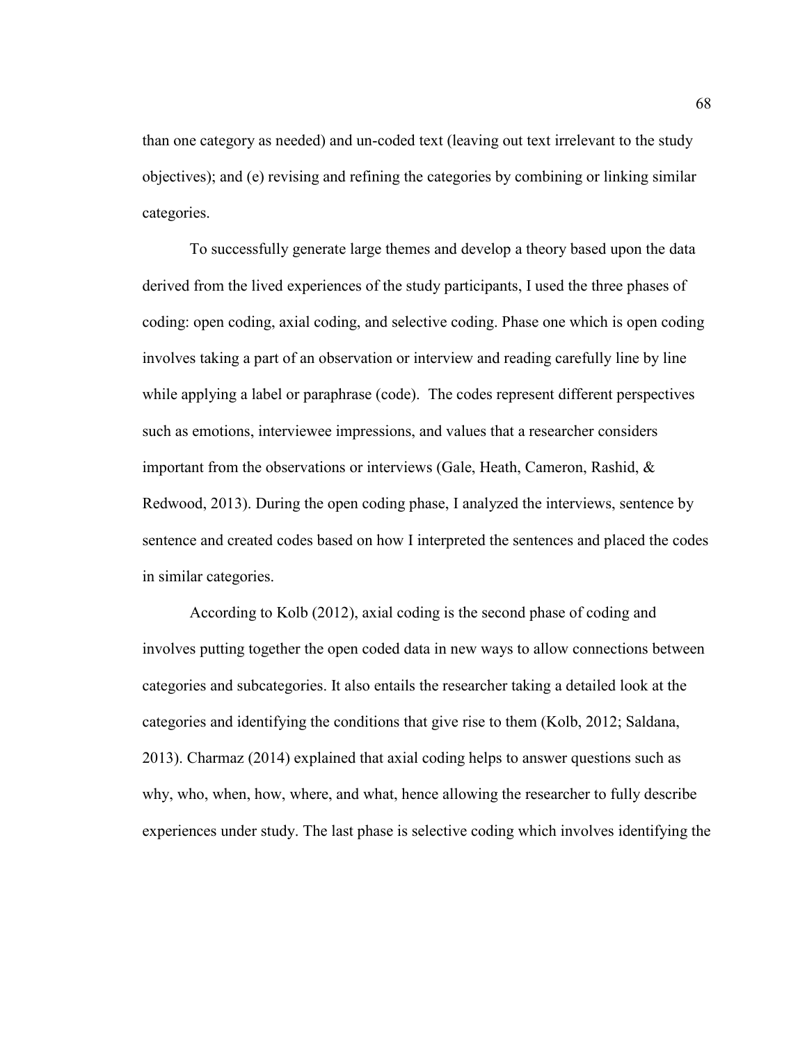than one category as needed) and un-coded text (leaving out text irrelevant to the study objectives); and (e) revising and refining the categories by combining or linking similar categories.

To successfully generate large themes and develop a theory based upon the data derived from the lived experiences of the study participants, I used the three phases of coding: open coding, axial coding, and selective coding. Phase one which is open coding involves taking a part of an observation or interview and reading carefully line by line while applying a label or paraphrase (code). The codes represent different perspectives such as emotions, interviewee impressions, and values that a researcher considers important from the observations or interviews (Gale, Heath, Cameron, Rashid, & Redwood, 2013). During the open coding phase, I analyzed the interviews, sentence by sentence and created codes based on how I interpreted the sentences and placed the codes in similar categories.

According to Kolb (2012), axial coding is the second phase of coding and involves putting together the open coded data in new ways to allow connections between categories and subcategories. It also entails the researcher taking a detailed look at the categories and identifying the conditions that give rise to them (Kolb, 2012; Saldana, 2013). Charmaz (2014) explained that axial coding helps to answer questions such as why, who, when, how, where, and what, hence allowing the researcher to fully describe experiences under study. The last phase is selective coding which involves identifying the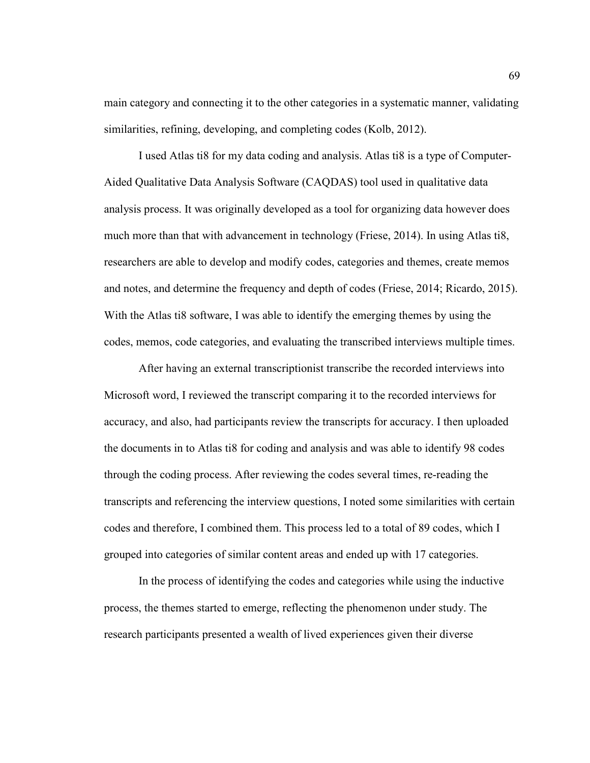main category and connecting it to the other categories in a systematic manner, validating similarities, refining, developing, and completing codes (Kolb, 2012).

I used Atlas ti8 for my data coding and analysis. Atlas ti8 is a type of Computer-Aided Qualitative Data Analysis Software (CAQDAS) tool used in qualitative data analysis process. It was originally developed as a tool for organizing data however does much more than that with advancement in technology (Friese, 2014). In using Atlas ti8, researchers are able to develop and modify codes, categories and themes, create memos and notes, and determine the frequency and depth of codes (Friese, 2014; Ricardo, 2015). With the Atlas ti8 software, I was able to identify the emerging themes by using the codes, memos, code categories, and evaluating the transcribed interviews multiple times.

After having an external transcriptionist transcribe the recorded interviews into Microsoft word, I reviewed the transcript comparing it to the recorded interviews for accuracy, and also, had participants review the transcripts for accuracy. I then uploaded the documents in to Atlas ti8 for coding and analysis and was able to identify 98 codes through the coding process. After reviewing the codes several times, re-reading the transcripts and referencing the interview questions, I noted some similarities with certain codes and therefore, I combined them. This process led to a total of 89 codes, which I grouped into categories of similar content areas and ended up with 17 categories.

In the process of identifying the codes and categories while using the inductive process, the themes started to emerge, reflecting the phenomenon under study. The research participants presented a wealth of lived experiences given their diverse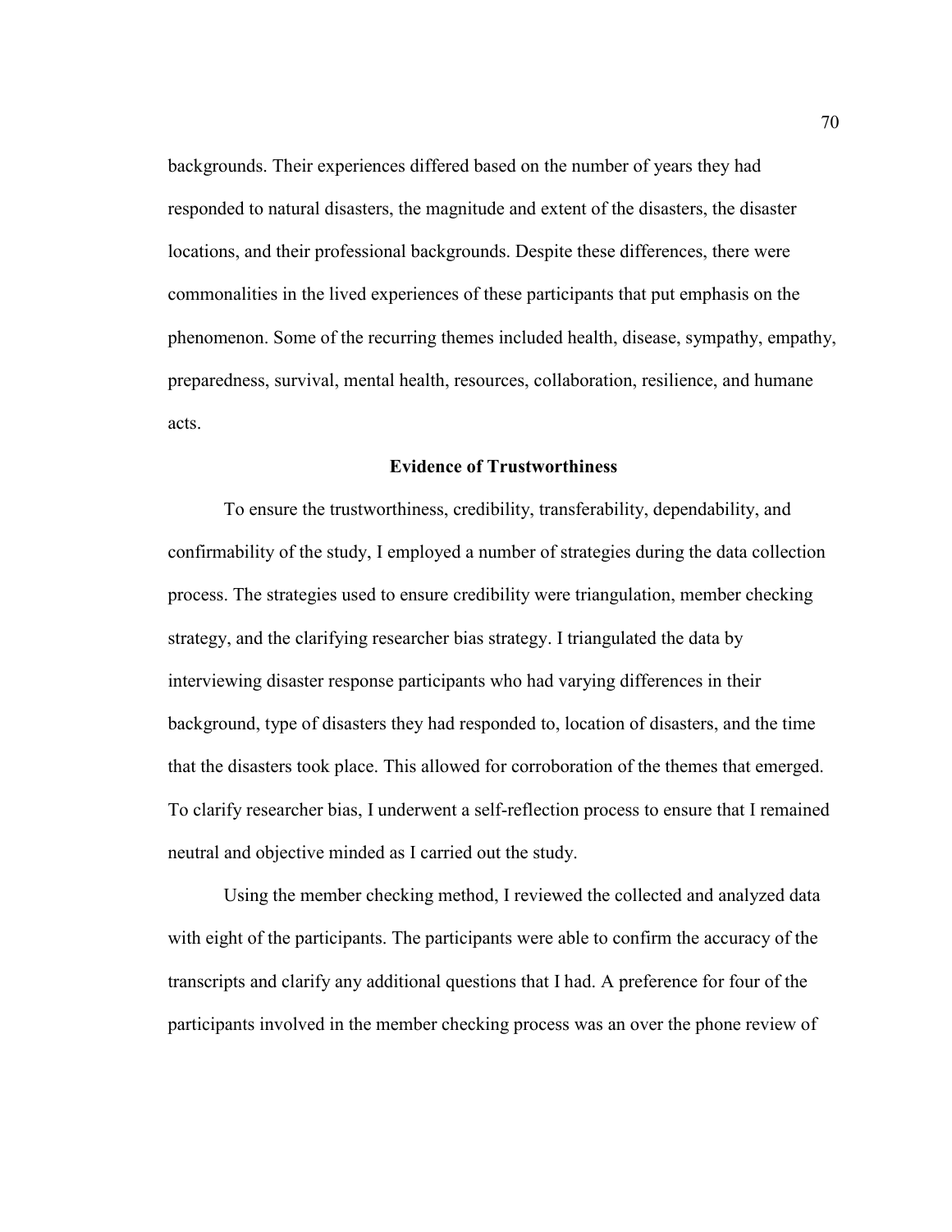backgrounds. Their experiences differed based on the number of years they had responded to natural disasters, the magnitude and extent of the disasters, the disaster locations, and their professional backgrounds. Despite these differences, there were commonalities in the lived experiences of these participants that put emphasis on the phenomenon. Some of the recurring themes included health, disease, sympathy, empathy, preparedness, survival, mental health, resources, collaboration, resilience, and humane acts.

## Evidence of Trustworthiness

To ensure the trustworthiness, credibility, transferability, dependability, and confirmability of the study, I employed a number of strategies during the data collection process. The strategies used to ensure credibility were triangulation, member checking strategy, and the clarifying researcher bias strategy. I triangulated the data by interviewing disaster response participants who had varying differences in their background, type of disasters they had responded to, location of disasters, and the time that the disasters took place. This allowed for corroboration of the themes that emerged. To clarify researcher bias, I underwent a self-reflection process to ensure that I remained neutral and objective minded as I carried out the study.

Using the member checking method, I reviewed the collected and analyzed data with eight of the participants. The participants were able to confirm the accuracy of the transcripts and clarify any additional questions that I had. A preference for four of the participants involved in the member checking process was an over the phone review of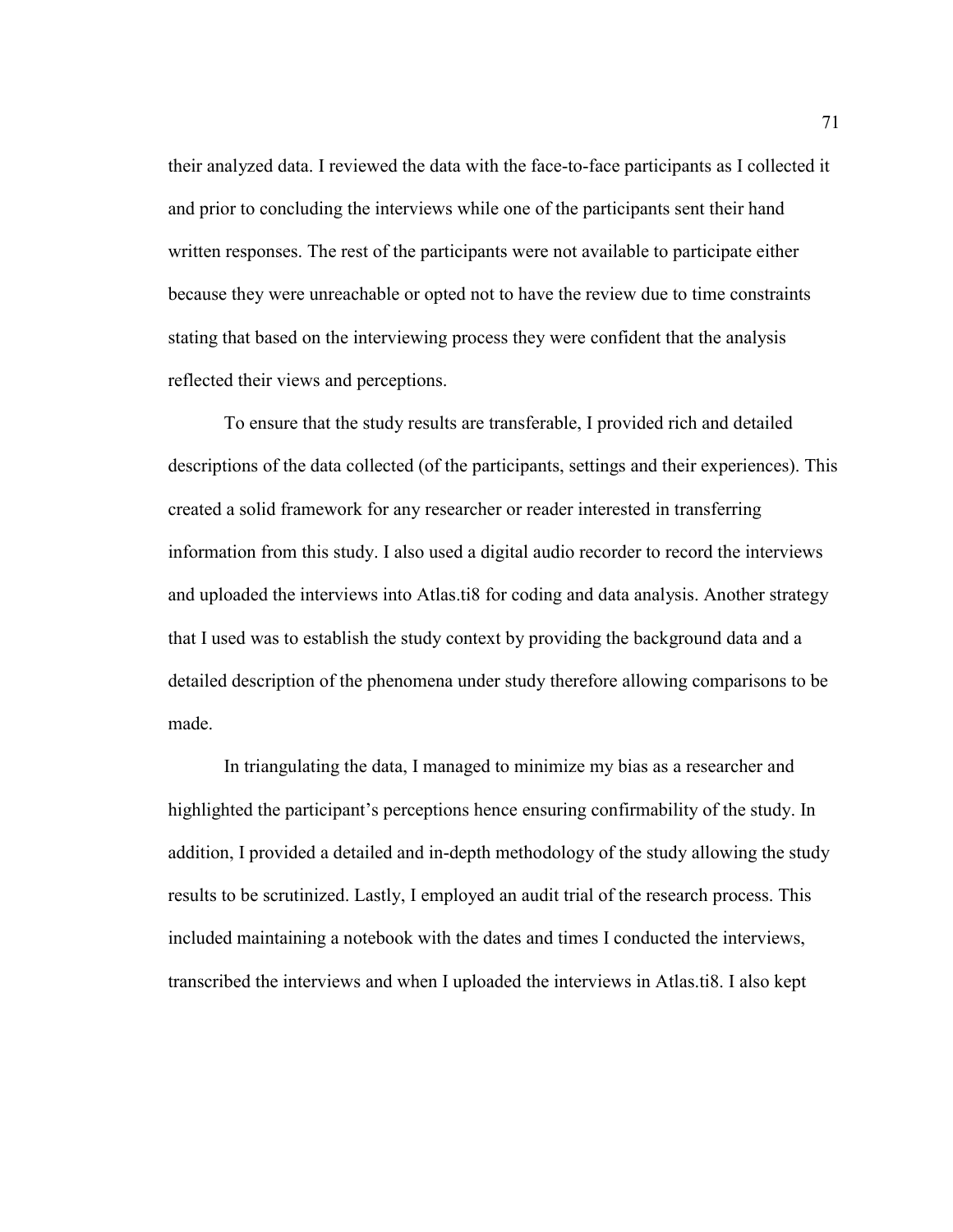their analyzed data. I reviewed the data with the face-to-face participants as I collected it and prior to concluding the interviews while one of the participants sent their hand written responses. The rest of the participants were not available to participate either because they were unreachable or opted not to have the review due to time constraints stating that based on the interviewing process they were confident that the analysis reflected their views and perceptions.

To ensure that the study results are transferable, I provided rich and detailed descriptions of the data collected (of the participants, settings and their experiences). This created a solid framework for any researcher or reader interested in transferring information from this study. I also used a digital audio recorder to record the interviews and uploaded the interviews into Atlas.ti8 for coding and data analysis. Another strategy that I used was to establish the study context by providing the background data and a detailed description of the phenomena under study therefore allowing comparisons to be made.

In triangulating the data, I managed to minimize my bias as a researcher and highlighted the participant's perceptions hence ensuring confirmability of the study. In addition, I provided a detailed and in-depth methodology of the study allowing the study results to be scrutinized. Lastly, I employed an audit trial of the research process. This included maintaining a notebook with the dates and times I conducted the interviews, transcribed the interviews and when I uploaded the interviews in Atlas.ti8. I also kept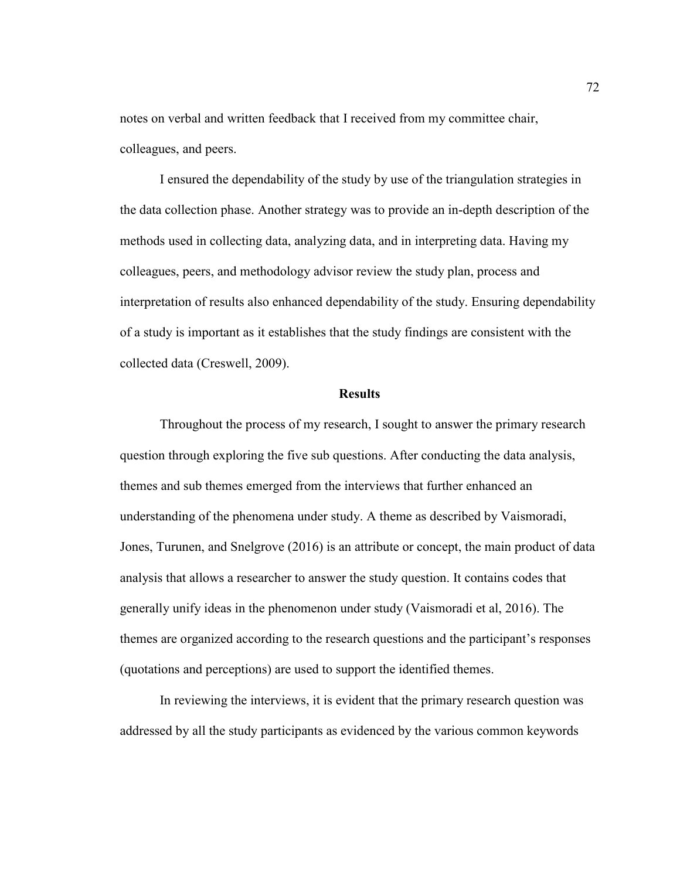notes on verbal and written feedback that I received from my committee chair, colleagues, and peers.

I ensured the dependability of the study by use of the triangulation strategies in the data collection phase. Another strategy was to provide an in-depth description of the methods used in collecting data, analyzing data, and in interpreting data. Having my colleagues, peers, and methodology advisor review the study plan, process and interpretation of results also enhanced dependability of the study. Ensuring dependability of a study is important as it establishes that the study findings are consistent with the collected data (Creswell, 2009).

## Results

Throughout the process of my research, I sought to answer the primary research question through exploring the five sub questions. After conducting the data analysis, themes and sub themes emerged from the interviews that further enhanced an understanding of the phenomena under study. A theme as described by Vaismoradi, Jones, Turunen, and Snelgrove (2016) is an attribute or concept, the main product of data analysis that allows a researcher to answer the study question. It contains codes that generally unify ideas in the phenomenon under study (Vaismoradi et al, 2016). The themes are organized according to the research questions and the participant's responses (quotations and perceptions) are used to support the identified themes.

In reviewing the interviews, it is evident that the primary research question was addressed by all the study participants as evidenced by the various common keywords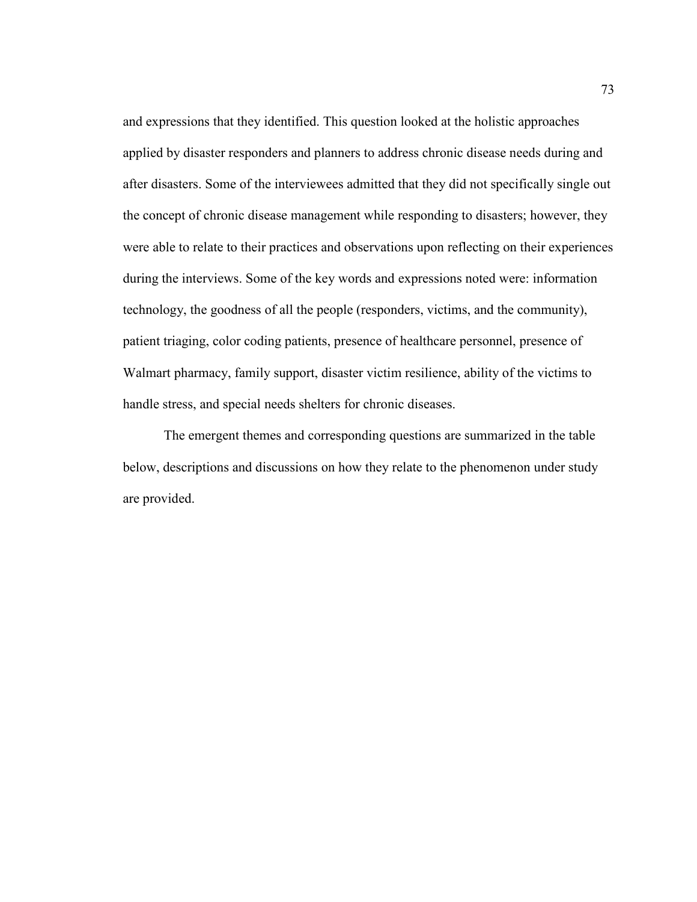and expressions that they identified. This question looked at the holistic approaches applied by disaster responders and planners to address chronic disease needs during and after disasters. Some of the interviewees admitted that they did not specifically single out the concept of chronic disease management while responding to disasters; however, they were able to relate to their practices and observations upon reflecting on their experiences during the interviews. Some of the key words and expressions noted were: information technology, the goodness of all the people (responders, victims, and the community), patient triaging, color coding patients, presence of healthcare personnel, presence of Walmart pharmacy, family support, disaster victim resilience, ability of the victims to handle stress, and special needs shelters for chronic diseases.

The emergent themes and corresponding questions are summarized in the table below, descriptions and discussions on how they relate to the phenomenon under study are provided.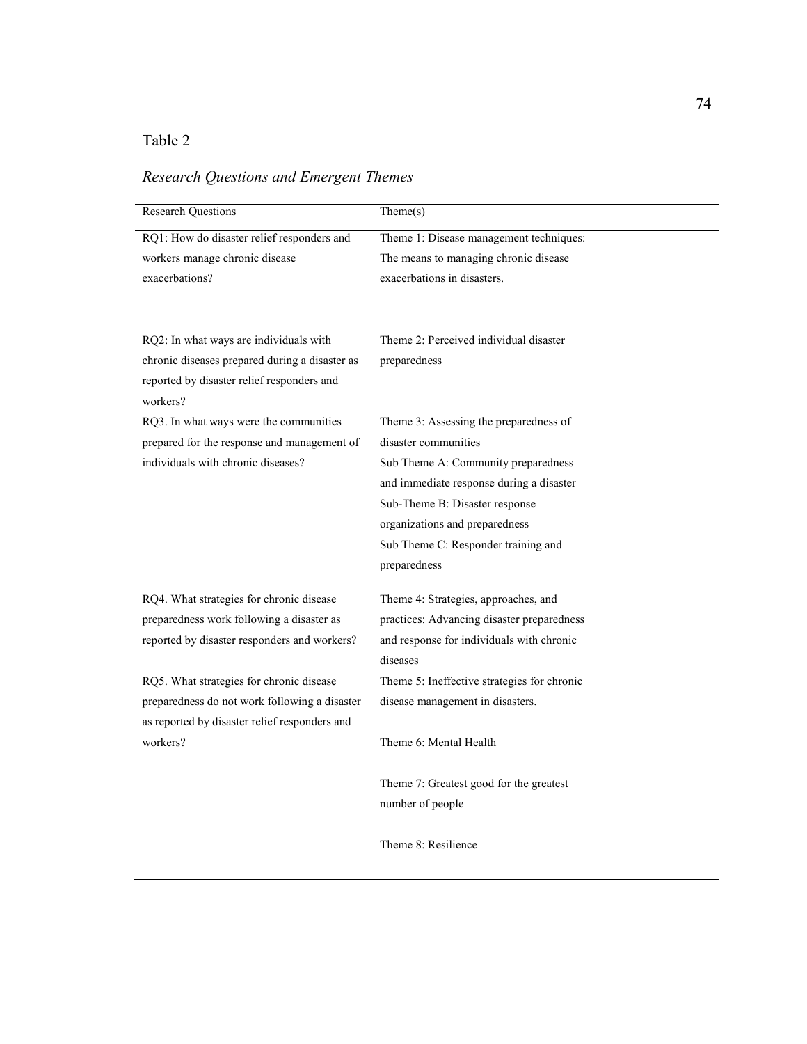Table 2

*Research Questions and Emergent Themes*

| Research Questions | Theme(s) |
| --- | --- |
| RQ1: How do disaster relief responders and workers manage chronic disease exacerbations? | Theme 1: Disease management techniques: The means to managing chronic disease exacerbations in disasters. |
| RQ2: In what ways are individuals with chronic diseases prepared during a disaster as reported by disaster relief responders and workers? | Theme 2: Perceived individual disaster preparedness |
| RQ3. In what ways were the communities prepared for the response and management of individuals with chronic diseases? | Theme 3: Assessing the preparedness of disaster communities<br>Sub Theme A: Community preparedness and immediate response during a disaster<br>Sub-Theme B: Disaster response organizations and preparedness<br>Sub Theme C: Responder training and preparedness |
| RQ4. What strategies for chronic disease preparedness work following a disaster as reported by disaster responders and workers? | Theme 4: Strategies, approaches, and practices: Advancing disaster preparedness and response for individuals with chronic diseases |
| RQ5. What strategies for chronic disease preparedness do not work following a disaster as reported by disaster relief responders and workers? | Theme 5: Ineffective strategies for chronic disease management in disasters.<br><br>Theme 6: Mental Health<br><br>Theme 7: Greatest good for the greatest number of people<br><br>Theme 8: Resilience |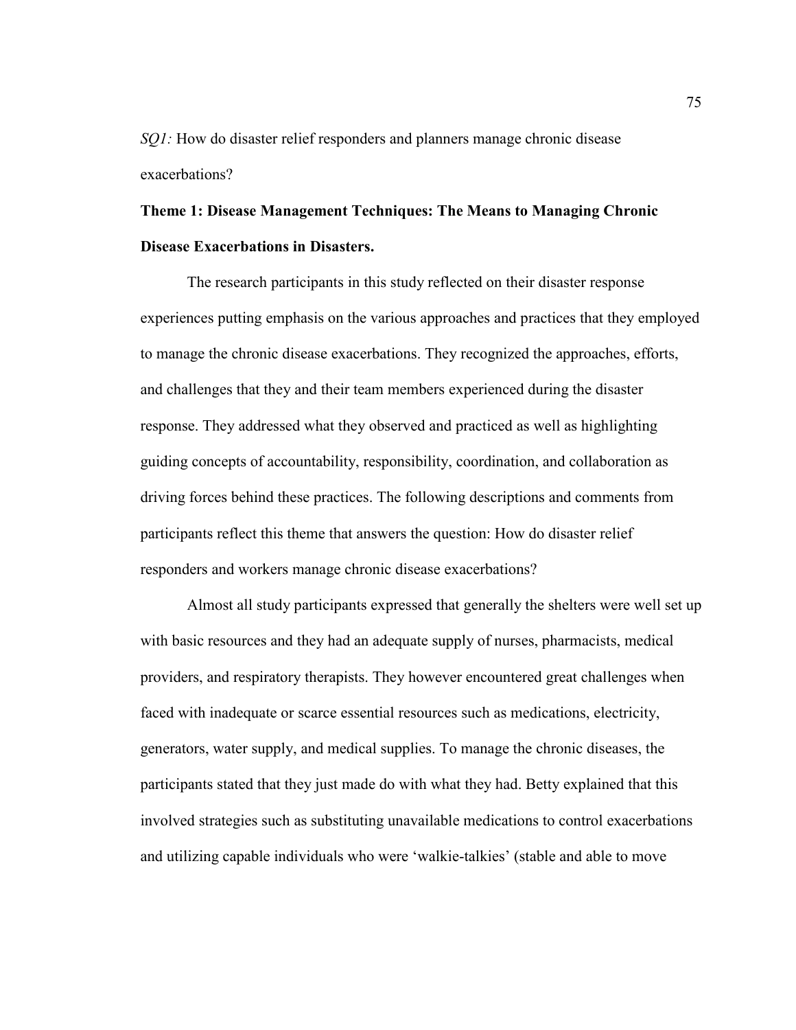*SQ1:* How do disaster relief responders and planners manage chronic disease exacerbations?

**Theme 1: Disease Management Techniques: The Means to Managing Chronic Disease Exacerbations in Disasters.**

The research participants in this study reflected on their disaster response experiences putting emphasis on the various approaches and practices that they employed to manage the chronic disease exacerbations. They recognized the approaches, efforts, and challenges that they and their team members experienced during the disaster response. They addressed what they observed and practiced as well as highlighting guiding concepts of accountability, responsibility, coordination, and collaboration as driving forces behind these practices. The following descriptions and comments from participants reflect this theme that answers the question: How do disaster relief responders and workers manage chronic disease exacerbations?

Almost all study participants expressed that generally the shelters were well set up with basic resources and they had an adequate supply of nurses, pharmacists, medical providers, and respiratory therapists. They however encountered great challenges when faced with inadequate or scarce essential resources such as medications, electricity, generators, water supply, and medical supplies. To manage the chronic diseases, the participants stated that they just made do with what they had. Betty explained that this involved strategies such as substituting unavailable medications to control exacerbations and utilizing capable individuals who were 'walkie-talkies' (stable and able to move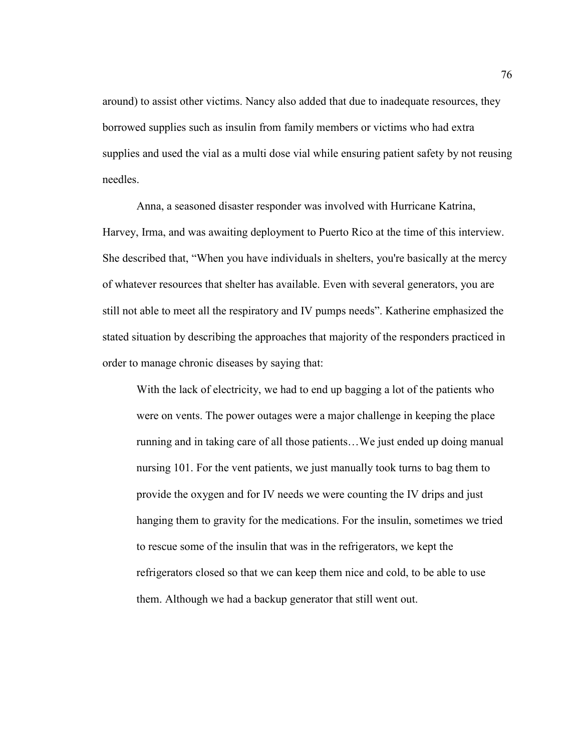around) to assist other victims. Nancy also added that due to inadequate resources, they borrowed supplies such as insulin from family members or victims who had extra supplies and used the vial as a multi dose vial while ensuring patient safety by not reusing needles.

Anna, a seasoned disaster responder was involved with Hurricane Katrina, Harvey, Irma, and was awaiting deployment to Puerto Rico at the time of this interview. She described that, "When you have individuals in shelters, you're basically at the mercy of whatever resources that shelter has available. Even with several generators, you are still not able to meet all the respiratory and IV pumps needs". Katherine emphasized the stated situation by describing the approaches that majority of the responders practiced in order to manage chronic diseases by saying that:

> With the lack of electricity, we had to end up bagging a lot of the patients who were on vents. The power outages were a major challenge in keeping the place running and in taking care of all those patients…We just ended up doing manual nursing 101. For the vent patients, we just manually took turns to bag them to provide the oxygen and for IV needs we were counting the IV drips and just hanging them to gravity for the medications. For the insulin, sometimes we tried to rescue some of the insulin that was in the refrigerators, we kept the refrigerators closed so that we can keep them nice and cold, to be able to use them. Although we had a backup generator that still went out.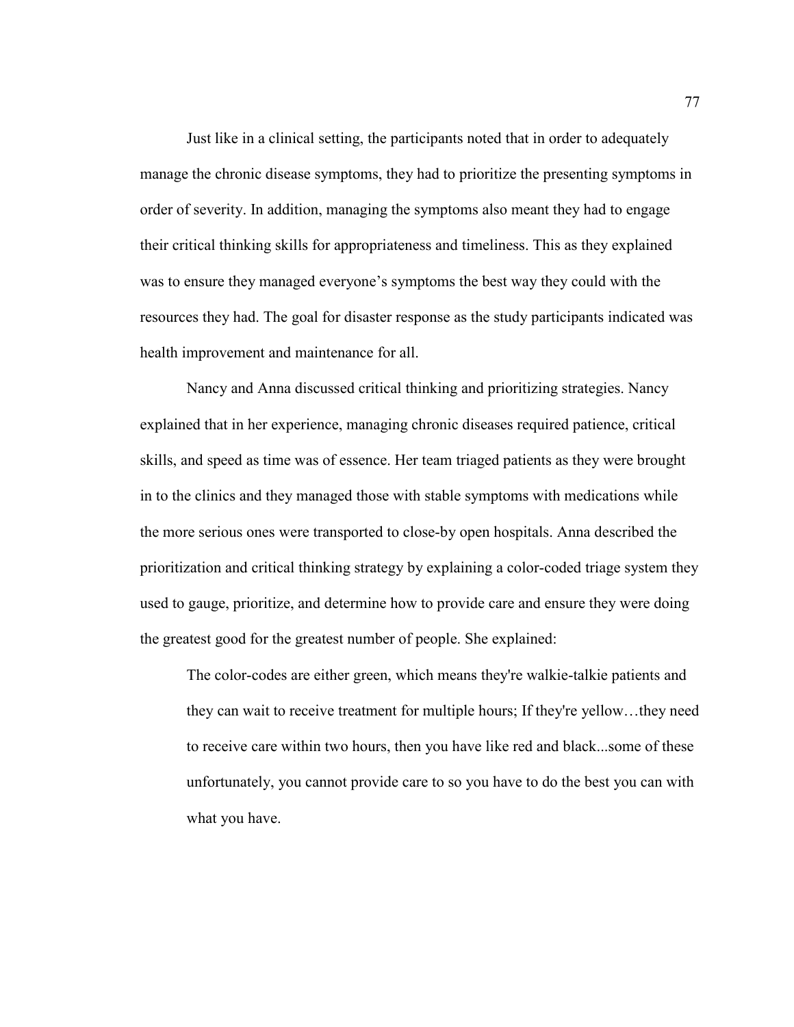Just like in a clinical setting, the participants noted that in order to adequately manage the chronic disease symptoms, they had to prioritize the presenting symptoms in order of severity. In addition, managing the symptoms also meant they had to engage their critical thinking skills for appropriateness and timeliness. This as they explained was to ensure they managed everyone's symptoms the best way they could with the resources they had. The goal for disaster response as the study participants indicated was health improvement and maintenance for all.

Nancy and Anna discussed critical thinking and prioritizing strategies. Nancy explained that in her experience, managing chronic diseases required patience, critical skills, and speed as time was of essence. Her team triaged patients as they were brought in to the clinics and they managed those with stable symptoms with medications while the more serious ones were transported to close-by open hospitals. Anna described the prioritization and critical thinking strategy by explaining a color-coded triage system they used to gauge, prioritize, and determine how to provide care and ensure they were doing the greatest good for the greatest number of people. She explained:

> The color-codes are either green, which means they're walkie-talkie patients and they can wait to receive treatment for multiple hours; If they're yellow…they need to receive care within two hours, then you have like red and black...some of these unfortunately, you cannot provide care to so you have to do the best you can with what you have.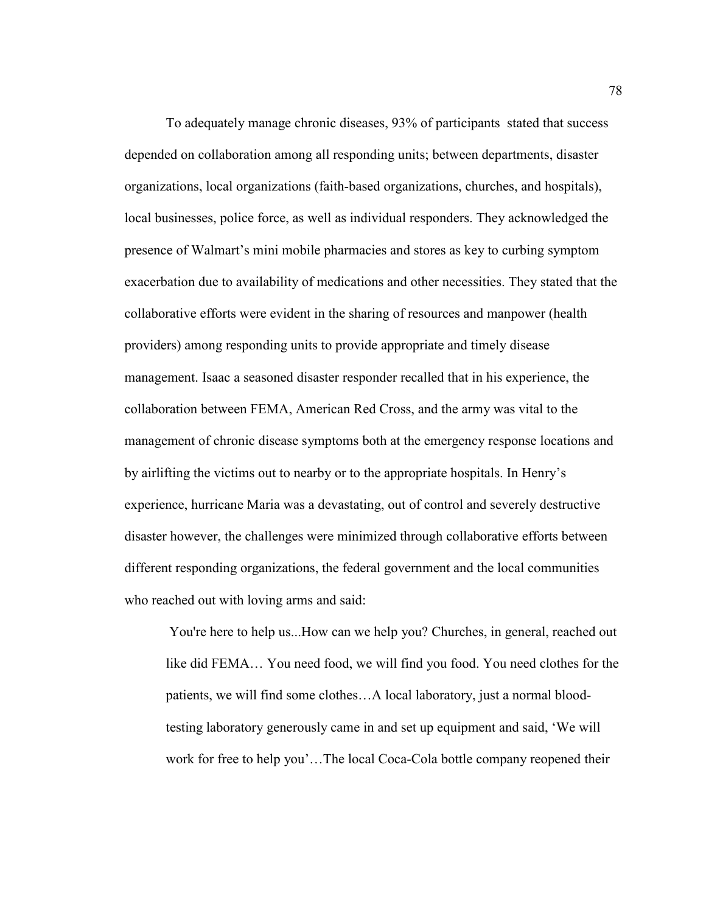To adequately manage chronic diseases, 93% of participants stated that success depended on collaboration among all responding units; between departments, disaster organizations, local organizations (faith-based organizations, churches, and hospitals), local businesses, police force, as well as individual responders. They acknowledged the presence of Walmart's mini mobile pharmacies and stores as key to curbing symptom exacerbation due to availability of medications and other necessities. They stated that the collaborative efforts were evident in the sharing of resources and manpower (health providers) among responding units to provide appropriate and timely disease management. Isaac a seasoned disaster responder recalled that in his experience, the collaboration between FEMA, American Red Cross, and the army was vital to the management of chronic disease symptoms both at the emergency response locations and by airlifting the victims out to nearby or to the appropriate hospitals. In Henry's experience, hurricane Maria was a devastating, out of control and severely destructive disaster however, the challenges were minimized through collaborative efforts between different responding organizations, the federal government and the local communities who reached out with loving arms and said:

> You're here to help us...How can we help you? Churches, in general, reached out like did FEMA… You need food, we will find you food. You need clothes for the patients, we will find some clothes…A local laboratory, just a normal blood-testing laboratory generously came in and set up equipment and said, 'We will work for free to help you'…The local Coca-Cola bottle company reopened their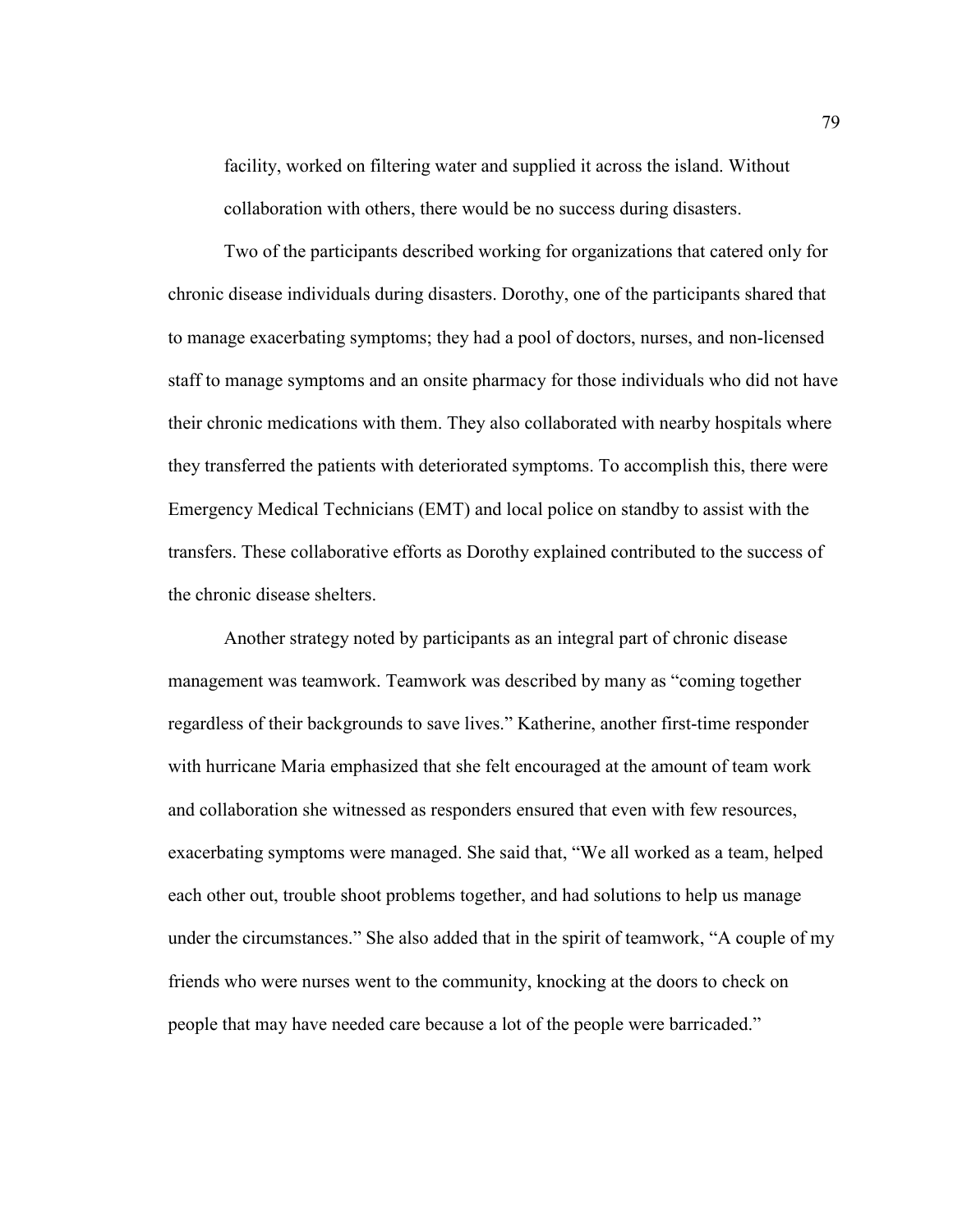facility, worked on filtering water and supplied it across the island. Without collaboration with others, there would be no success during disasters.

Two of the participants described working for organizations that catered only for chronic disease individuals during disasters. Dorothy, one of the participants shared that to manage exacerbating symptoms; they had a pool of doctors, nurses, and non-licensed staff to manage symptoms and an onsite pharmacy for those individuals who did not have their chronic medications with them. They also collaborated with nearby hospitals where they transferred the patients with deteriorated symptoms. To accomplish this, there were Emergency Medical Technicians (EMT) and local police on standby to assist with the transfers. These collaborative efforts as Dorothy explained contributed to the success of the chronic disease shelters.

Another strategy noted by participants as an integral part of chronic disease management was teamwork. Teamwork was described by many as "coming together regardless of their backgrounds to save lives." Katherine, another first-time responder with hurricane Maria emphasized that she felt encouraged at the amount of team work and collaboration she witnessed as responders ensured that even with few resources, exacerbating symptoms were managed. She said that, "We all worked as a team, helped each other out, trouble shoot problems together, and had solutions to help us manage under the circumstances." She also added that in the spirit of teamwork, "A couple of my friends who were nurses went to the community, knocking at the doors to check on people that may have needed care because a lot of the people were barricaded."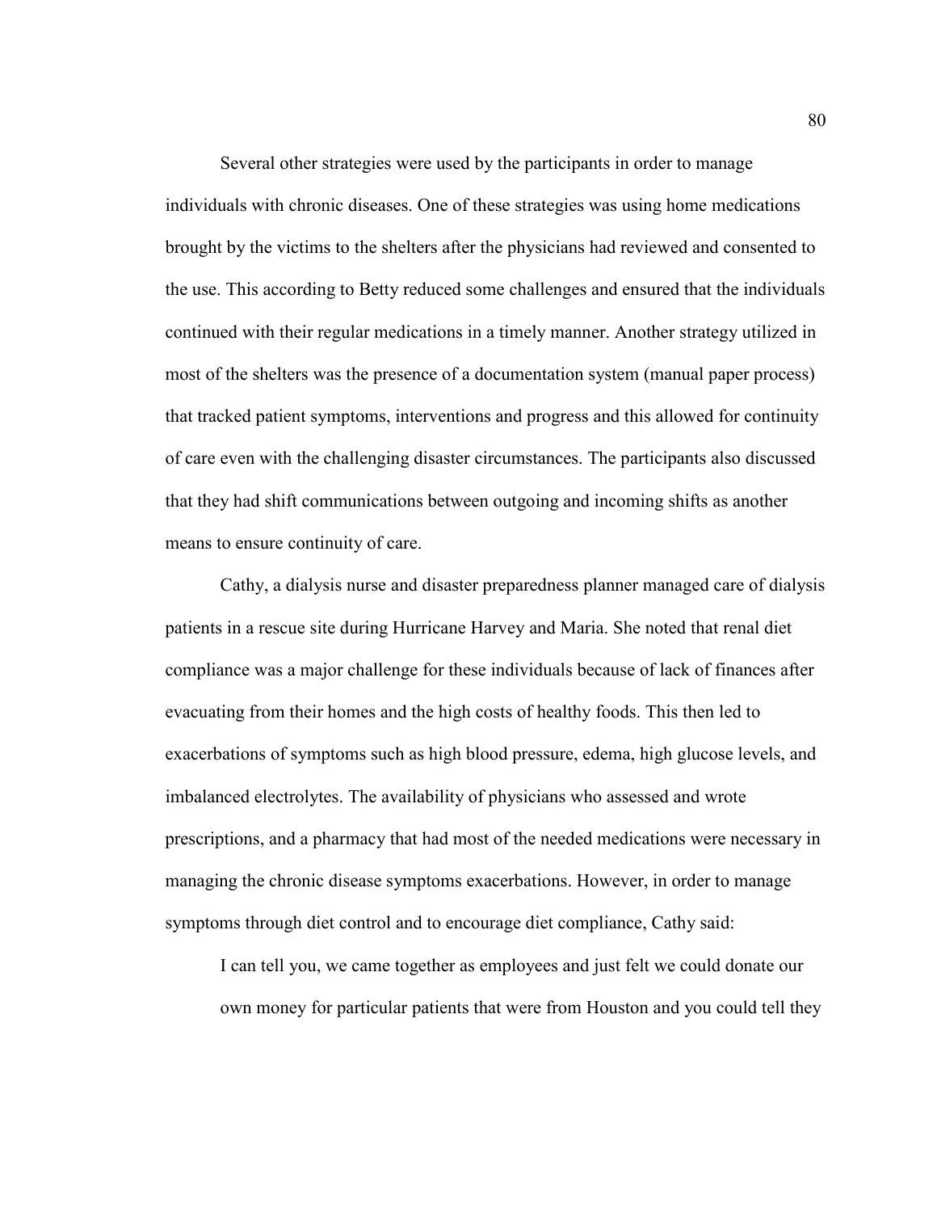Several other strategies were used by the participants in order to manage individuals with chronic diseases. One of these strategies was using home medications brought by the victims to the shelters after the physicians had reviewed and consented to the use. This according to Betty reduced some challenges and ensured that the individuals continued with their regular medications in a timely manner. Another strategy utilized in most of the shelters was the presence of a documentation system (manual paper process) that tracked patient symptoms, interventions and progress and this allowed for continuity of care even with the challenging disaster circumstances. The participants also discussed that they had shift communications between outgoing and incoming shifts as another means to ensure continuity of care.

Cathy, a dialysis nurse and disaster preparedness planner managed care of dialysis patients in a rescue site during Hurricane Harvey and Maria. She noted that renal diet compliance was a major challenge for these individuals because of lack of finances after evacuating from their homes and the high costs of healthy foods. This then led to exacerbations of symptoms such as high blood pressure, edema, high glucose levels, and imbalanced electrolytes. The availability of physicians who assessed and wrote prescriptions, and a pharmacy that had most of the needed medications were necessary in managing the chronic disease symptoms exacerbations. However, in order to manage symptoms through diet control and to encourage diet compliance, Cathy said:

> I can tell you, we came together as employees and just felt we could donate our own money for particular patients that were from Houston and you could tell they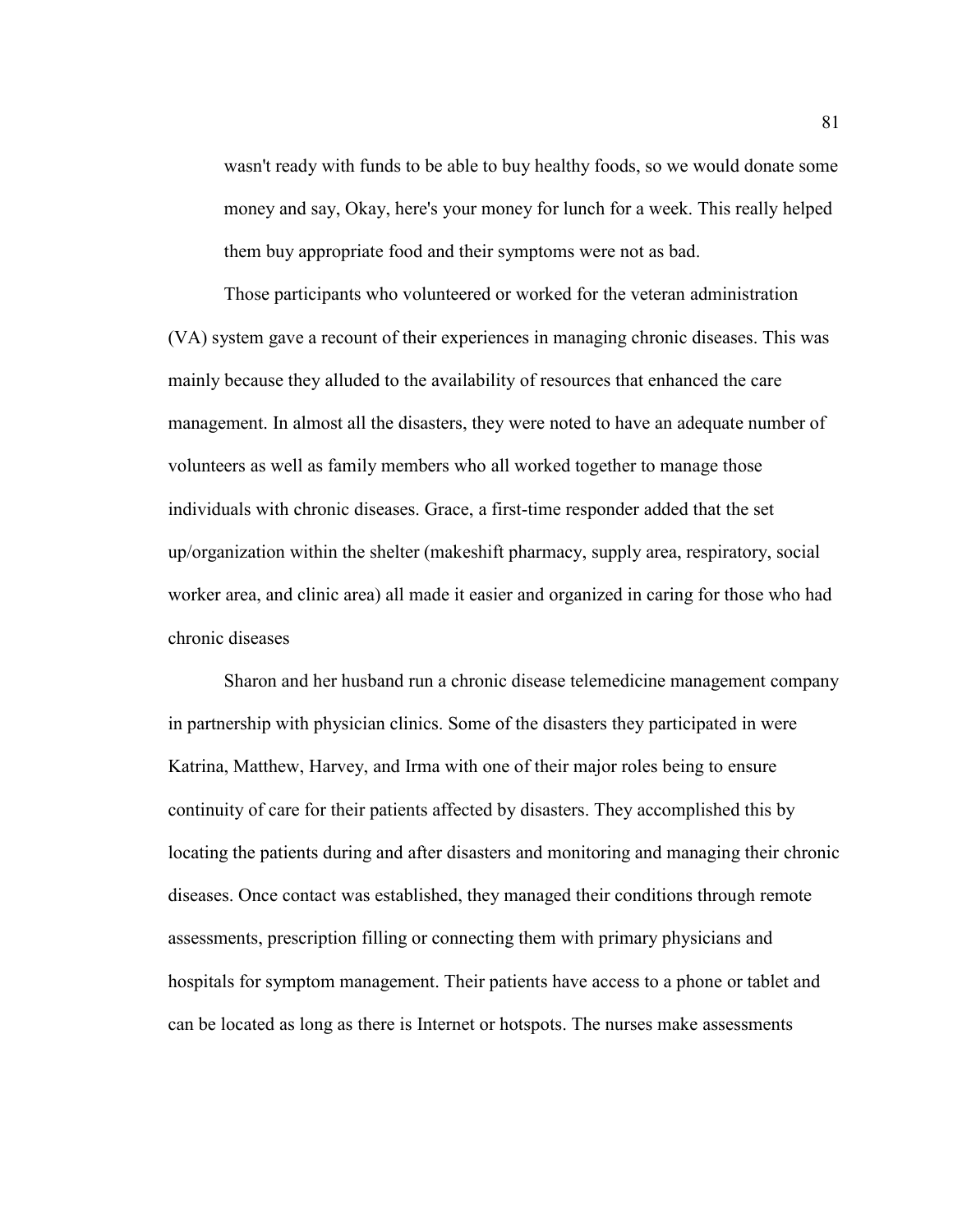wasn't ready with funds to be able to buy healthy foods, so we would donate some money and say, Okay, here's your money for lunch for a week. This really helped them buy appropriate food and their symptoms were not as bad.

Those participants who volunteered or worked for the veteran administration (VA) system gave a recount of their experiences in managing chronic diseases. This was mainly because they alluded to the availability of resources that enhanced the care management. In almost all the disasters, they were noted to have an adequate number of volunteers as well as family members who all worked together to manage those individuals with chronic diseases. Grace, a first-time responder added that the set up/organization within the shelter (makeshift pharmacy, supply area, respiratory, social worker area, and clinic area) all made it easier and organized in caring for those who had chronic diseases

Sharon and her husband run a chronic disease telemedicine management company in partnership with physician clinics. Some of the disasters they participated in were Katrina, Matthew, Harvey, and Irma with one of their major roles being to ensure continuity of care for their patients affected by disasters. They accomplished this by locating the patients during and after disasters and monitoring and managing their chronic diseases. Once contact was established, they managed their conditions through remote assessments, prescription filling or connecting them with primary physicians and hospitals for symptom management. Their patients have access to a phone or tablet and can be located as long as there is Internet or hotspots. The nurses make assessments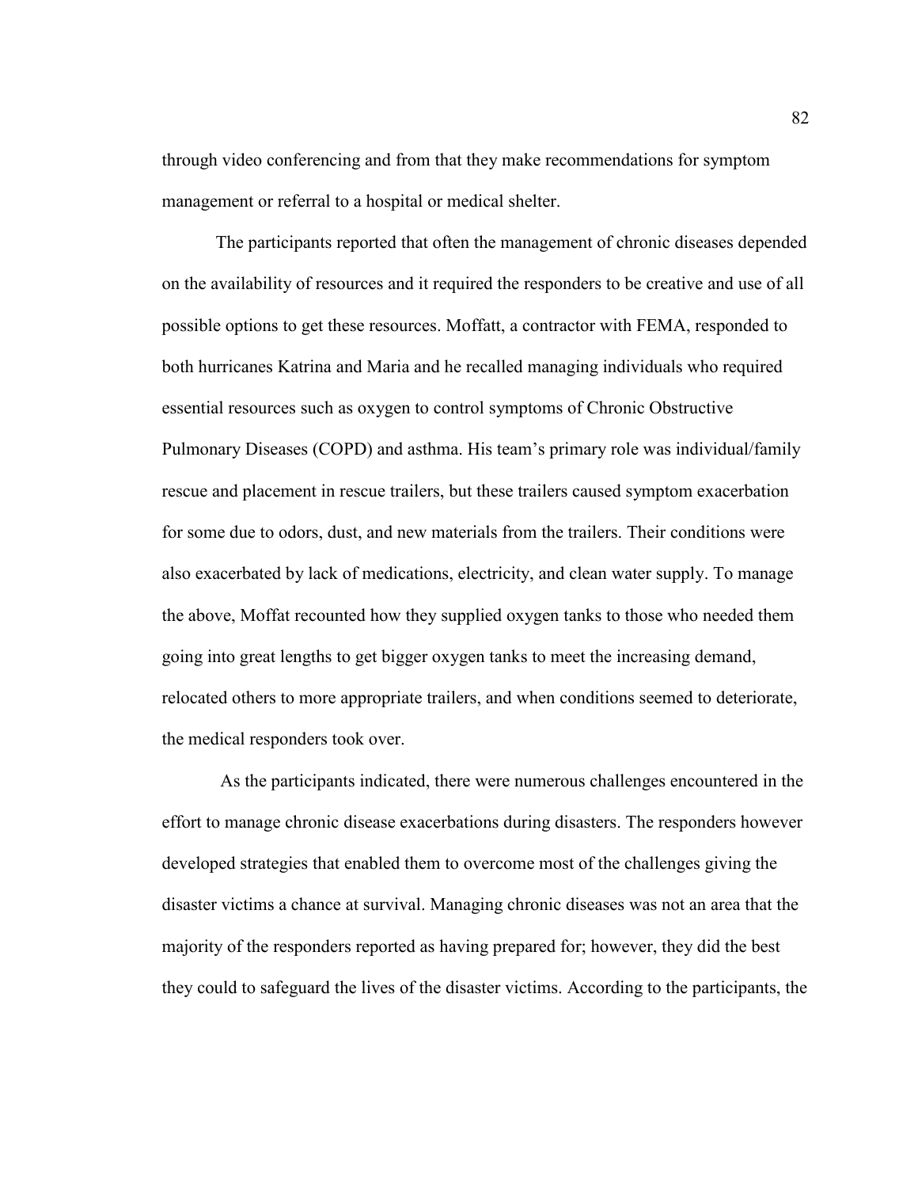through video conferencing and from that they make recommendations for symptom management or referral to a hospital or medical shelter.

The participants reported that often the management of chronic diseases depended on the availability of resources and it required the responders to be creative and use of all possible options to get these resources. Moffatt, a contractor with FEMA, responded to both hurricanes Katrina and Maria and he recalled managing individuals who required essential resources such as oxygen to control symptoms of Chronic Obstructive Pulmonary Diseases (COPD) and asthma. His team's primary role was individual/family rescue and placement in rescue trailers, but these trailers caused symptom exacerbation for some due to odors, dust, and new materials from the trailers. Their conditions were also exacerbated by lack of medications, electricity, and clean water supply. To manage the above, Moffat recounted how they supplied oxygen tanks to those who needed them going into great lengths to get bigger oxygen tanks to meet the increasing demand, relocated others to more appropriate trailers, and when conditions seemed to deteriorate, the medical responders took over.

As the participants indicated, there were numerous challenges encountered in the effort to manage chronic disease exacerbations during disasters. The responders however developed strategies that enabled them to overcome most of the challenges giving the disaster victims a chance at survival. Managing chronic diseases was not an area that the majority of the responders reported as having prepared for; however, they did the best they could to safeguard the lives of the disaster victims. According to the participants, the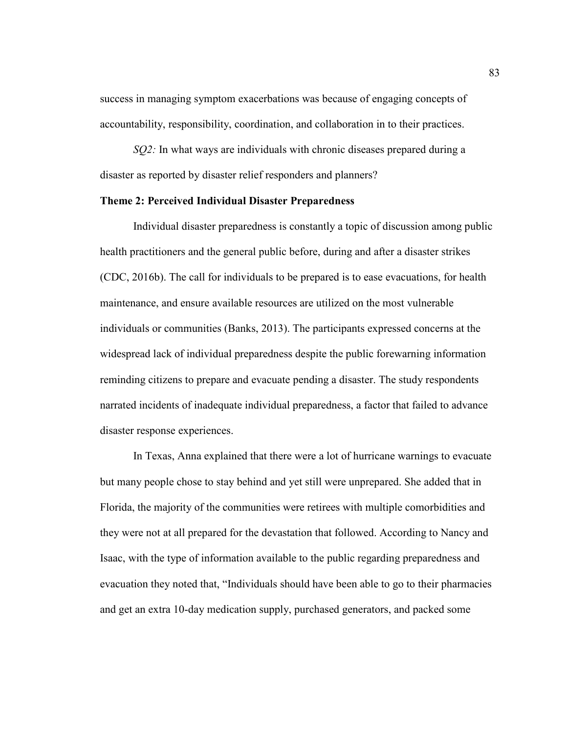success in managing symptom exacerbations was because of engaging concepts of accountability, responsibility, coordination, and collaboration in to their practices.

*SQ2:* In what ways are individuals with chronic diseases prepared during a disaster as reported by disaster relief responders and planners?

### Theme 2: Perceived Individual Disaster Preparedness

Individual disaster preparedness is constantly a topic of discussion among public health practitioners and the general public before, during and after a disaster strikes (CDC, 2016b). The call for individuals to be prepared is to ease evacuations, for health maintenance, and ensure available resources are utilized on the most vulnerable individuals or communities (Banks, 2013). The participants expressed concerns at the widespread lack of individual preparedness despite the public forewarning information reminding citizens to prepare and evacuate pending a disaster. The study respondents narrated incidents of inadequate individual preparedness, a factor that failed to advance disaster response experiences.

In Texas, Anna explained that there were a lot of hurricane warnings to evacuate but many people chose to stay behind and yet still were unprepared. She added that in Florida, the majority of the communities were retirees with multiple comorbidities and they were not at all prepared for the devastation that followed. According to Nancy and Isaac, with the type of information available to the public regarding preparedness and evacuation they noted that, "Individuals should have been able to go to their pharmacies and get an extra 10-day medication supply, purchased generators, and packed some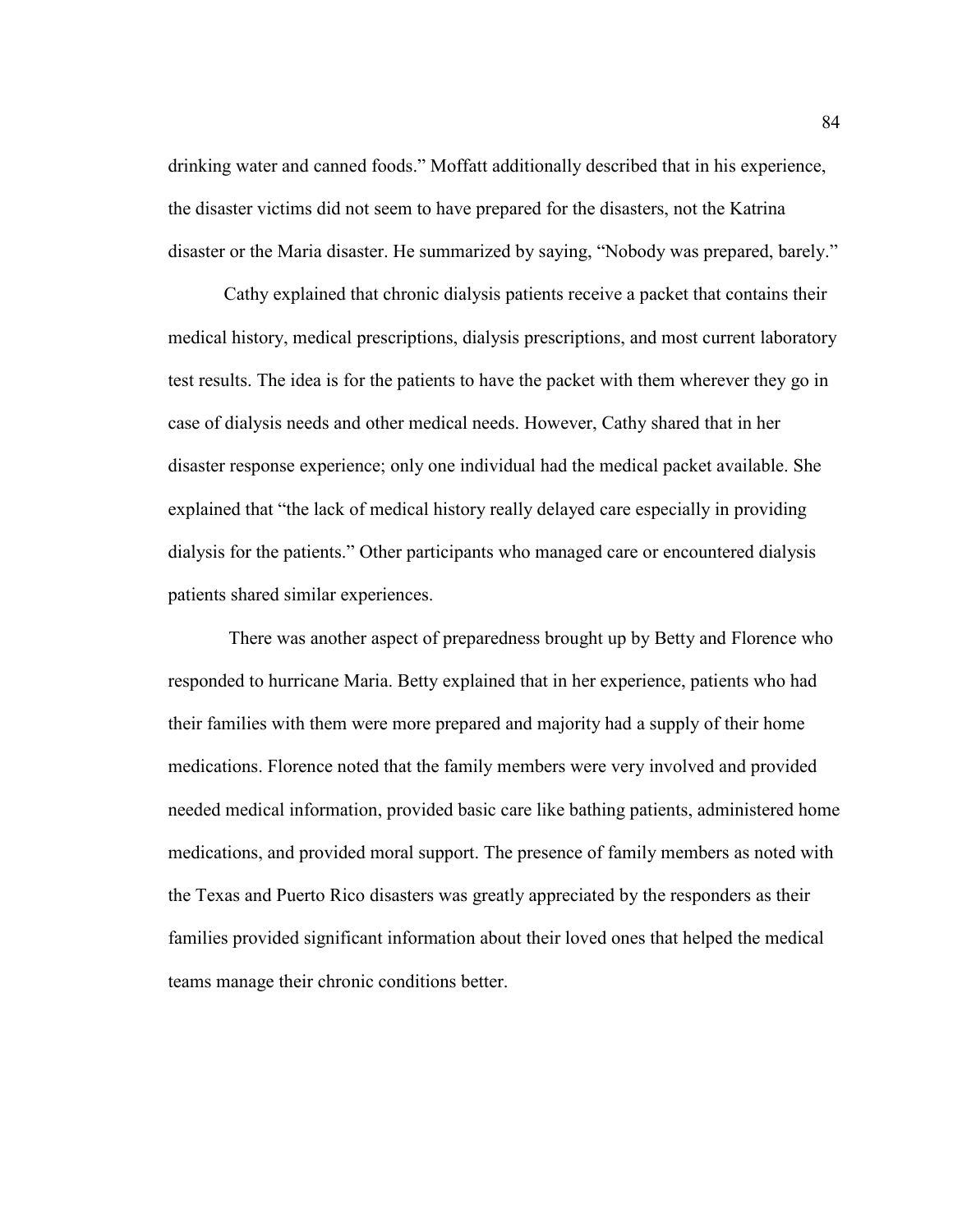drinking water and canned foods." Moffatt additionally described that in his experience, the disaster victims did not seem to have prepared for the disasters, not the Katrina disaster or the Maria disaster. He summarized by saying, "Nobody was prepared, barely."

Cathy explained that chronic dialysis patients receive a packet that contains their medical history, medical prescriptions, dialysis prescriptions, and most current laboratory test results. The idea is for the patients to have the packet with them wherever they go in case of dialysis needs and other medical needs. However, Cathy shared that in her disaster response experience; only one individual had the medical packet available. She explained that "the lack of medical history really delayed care especially in providing dialysis for the patients." Other participants who managed care or encountered dialysis patients shared similar experiences.

There was another aspect of preparedness brought up by Betty and Florence who responded to hurricane Maria. Betty explained that in her experience, patients who had their families with them were more prepared and majority had a supply of their home medications. Florence noted that the family members were very involved and provided needed medical information, provided basic care like bathing patients, administered home medications, and provided moral support. The presence of family members as noted with the Texas and Puerto Rico disasters was greatly appreciated by the responders as their families provided significant information about their loved ones that helped the medical teams manage their chronic conditions better.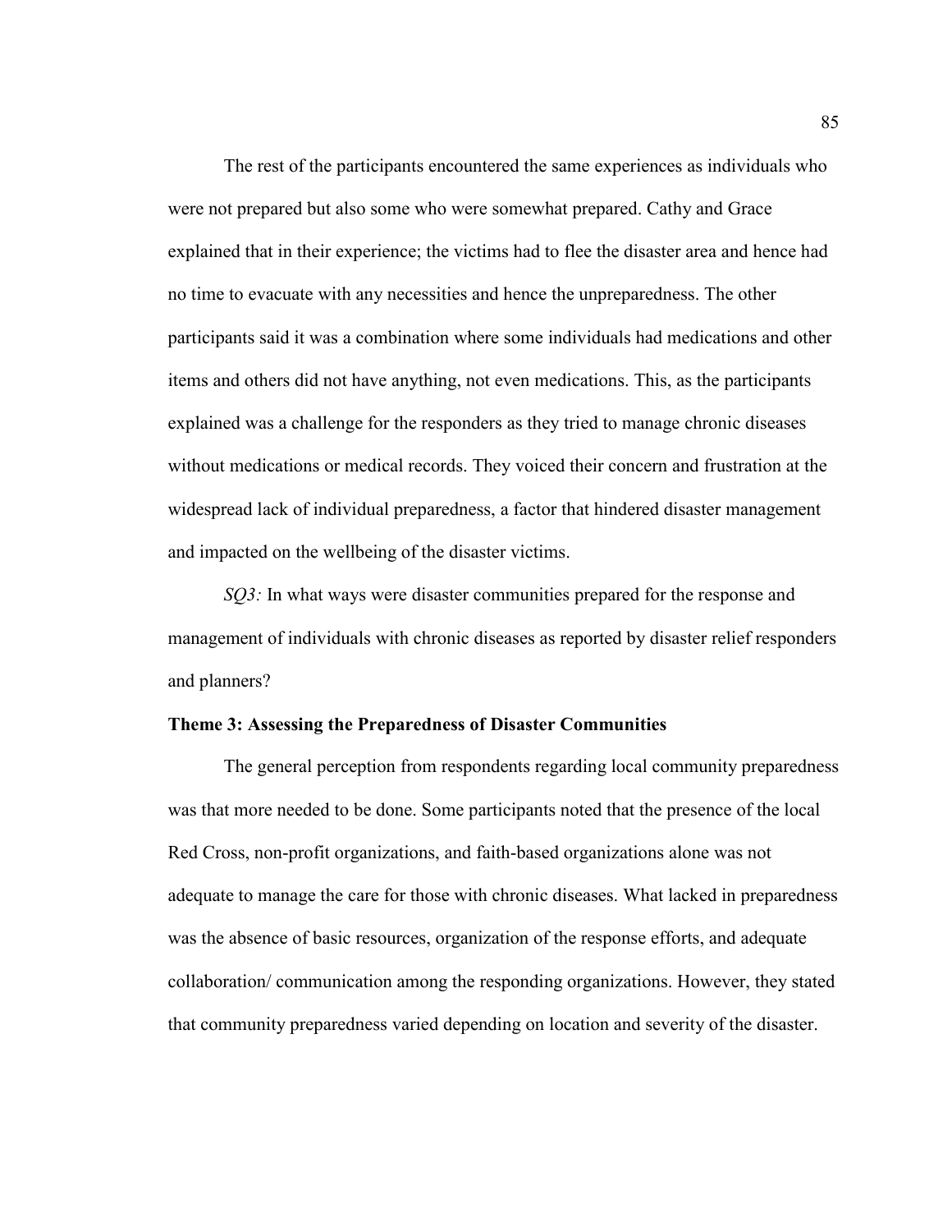The rest of the participants encountered the same experiences as individuals who were not prepared but also some who were somewhat prepared. Cathy and Grace explained that in their experience; the victims had to flee the disaster area and hence had no time to evacuate with any necessities and hence the unpreparedness. The other participants said it was a combination where some individuals had medications and other items and others did not have anything, not even medications. This, as the participants explained was a challenge for the responders as they tried to manage chronic diseases without medications or medical records. They voiced their concern and frustration at the widespread lack of individual preparedness, a factor that hindered disaster management and impacted on the wellbeing of the disaster victims.

*SQ3:* In what ways were disaster communities prepared for the response and management of individuals with chronic diseases as reported by disaster relief responders and planners?

### Theme 3: Assessing the Preparedness of Disaster Communities

The general perception from respondents regarding local community preparedness was that more needed to be done. Some participants noted that the presence of the local Red Cross, non-profit organizations, and faith-based organizations alone was not adequate to manage the care for those with chronic diseases. What lacked in preparedness was the absence of basic resources, organization of the response efforts, and adequate collaboration/ communication among the responding organizations. However, they stated that community preparedness varied depending on location and severity of the disaster.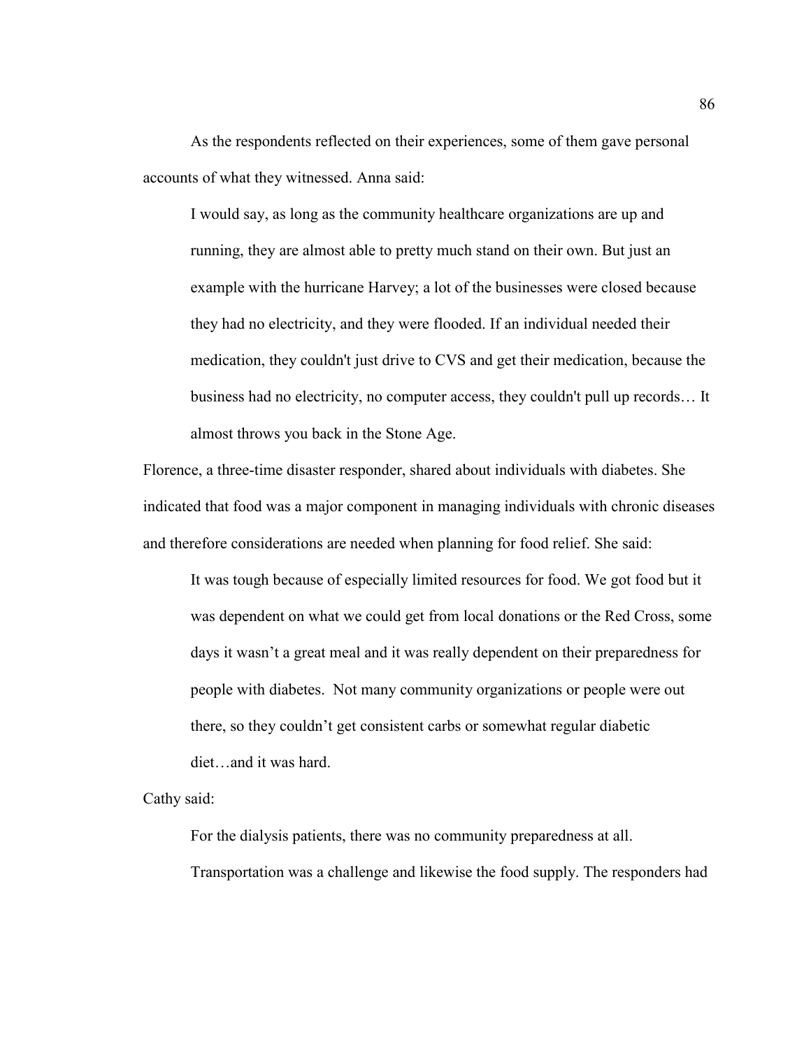As the respondents reflected on their experiences, some of them gave personal accounts of what they witnessed. Anna said:

> I would say, as long as the community healthcare organizations are up and running, they are almost able to pretty much stand on their own. But just an example with the hurricane Harvey; a lot of the businesses were closed because they had no electricity, and they were flooded. If an individual needed their medication, they couldn't just drive to CVS and get their medication, because the business had no electricity, no computer access, they couldn't pull up records… It almost throws you back in the Stone Age.

Florence, a three-time disaster responder, shared about individuals with diabetes. She indicated that food was a major component in managing individuals with chronic diseases and therefore considerations are needed when planning for food relief. She said:

> It was tough because of especially limited resources for food. We got food but it was dependent on what we could get from local donations or the Red Cross, some days it wasn't a great meal and it was really dependent on their preparedness for people with diabetes. Not many community organizations or people were out there, so they couldn't get consistent carbs or somewhat regular diabetic diet…and it was hard.

Cathy said:

> For the dialysis patients, there was no community preparedness at all.
>
> Transportation was a challenge and likewise the food supply. The responders had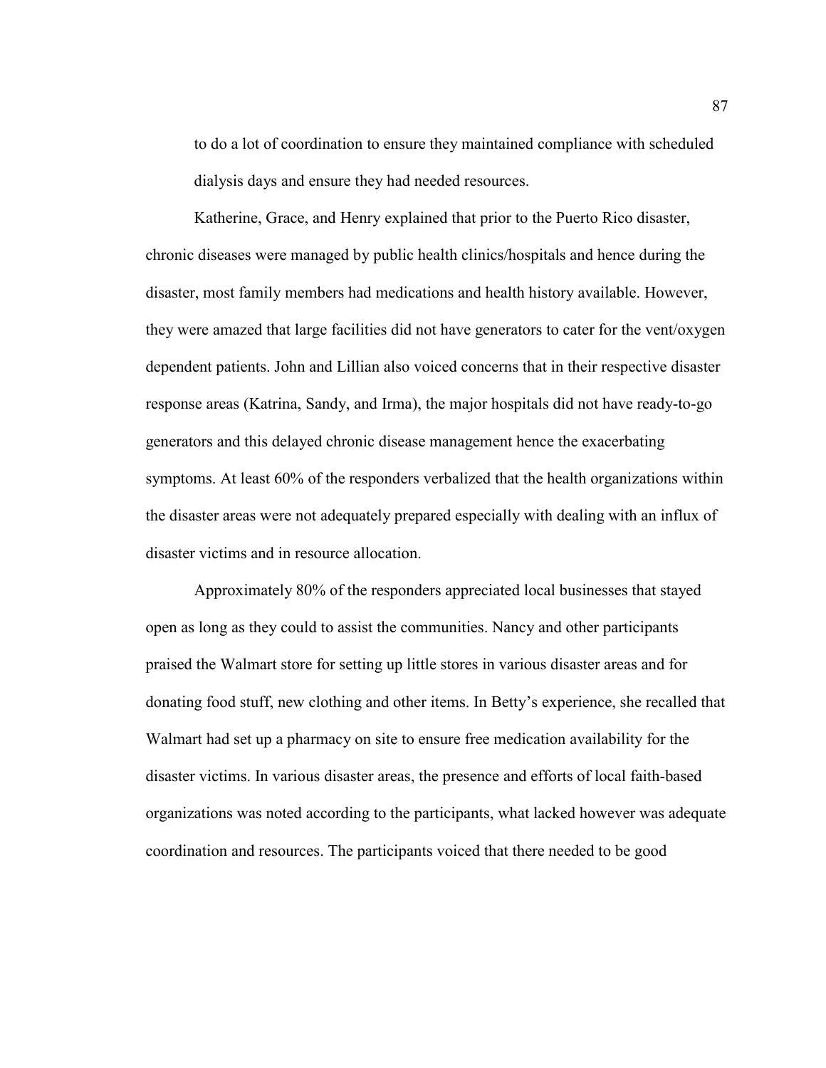to do a lot of coordination to ensure they maintained compliance with scheduled dialysis days and ensure they had needed resources.

Katherine, Grace, and Henry explained that prior to the Puerto Rico disaster, chronic diseases were managed by public health clinics/hospitals and hence during the disaster, most family members had medications and health history available. However, they were amazed that large facilities did not have generators to cater for the vent/oxygen dependent patients. John and Lillian also voiced concerns that in their respective disaster response areas (Katrina, Sandy, and Irma), the major hospitals did not have ready-to-go generators and this delayed chronic disease management hence the exacerbating symptoms. At least 60% of the responders verbalized that the health organizations within the disaster areas were not adequately prepared especially with dealing with an influx of disaster victims and in resource allocation.

Approximately 80% of the responders appreciated local businesses that stayed open as long as they could to assist the communities. Nancy and other participants praised the Walmart store for setting up little stores in various disaster areas and for donating food stuff, new clothing and other items. In Betty's experience, she recalled that Walmart had set up a pharmacy on site to ensure free medication availability for the disaster victims. In various disaster areas, the presence and efforts of local faith-based organizations was noted according to the participants, what lacked however was adequate coordination and resources. The participants voiced that there needed to be good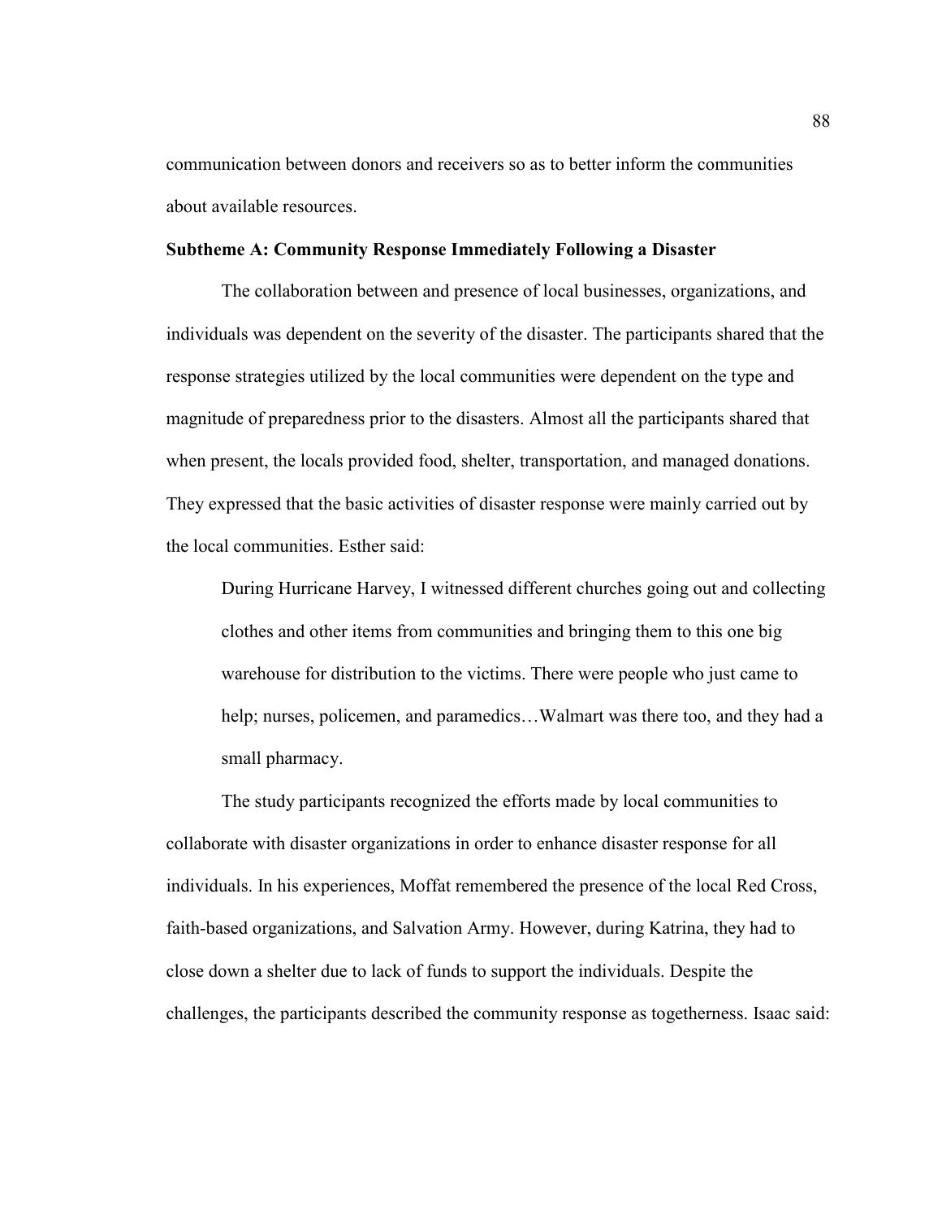communication between donors and receivers so as to better inform the communities about available resources.

**Subtheme A: Community Response Immediately Following a Disaster**

The collaboration between and presence of local businesses, organizations, and individuals was dependent on the severity of the disaster. The participants shared that the response strategies utilized by the local communities were dependent on the type and magnitude of preparedness prior to the disasters. Almost all the participants shared that when present, the locals provided food, shelter, transportation, and managed donations. They expressed that the basic activities of disaster response were mainly carried out by the local communities. Esther said:

> During Hurricane Harvey, I witnessed different churches going out and collecting clothes and other items from communities and bringing them to this one big warehouse for distribution to the victims. There were people who just came to help; nurses, policemen, and paramedics…Walmart was there too, and they had a small pharmacy.

The study participants recognized the efforts made by local communities to collaborate with disaster organizations in order to enhance disaster response for all individuals. In his experiences, Moffat remembered the presence of the local Red Cross, faith-based organizations, and Salvation Army. However, during Katrina, they had to close down a shelter due to lack of funds to support the individuals. Despite the challenges, the participants described the community response as togetherness. Isaac said: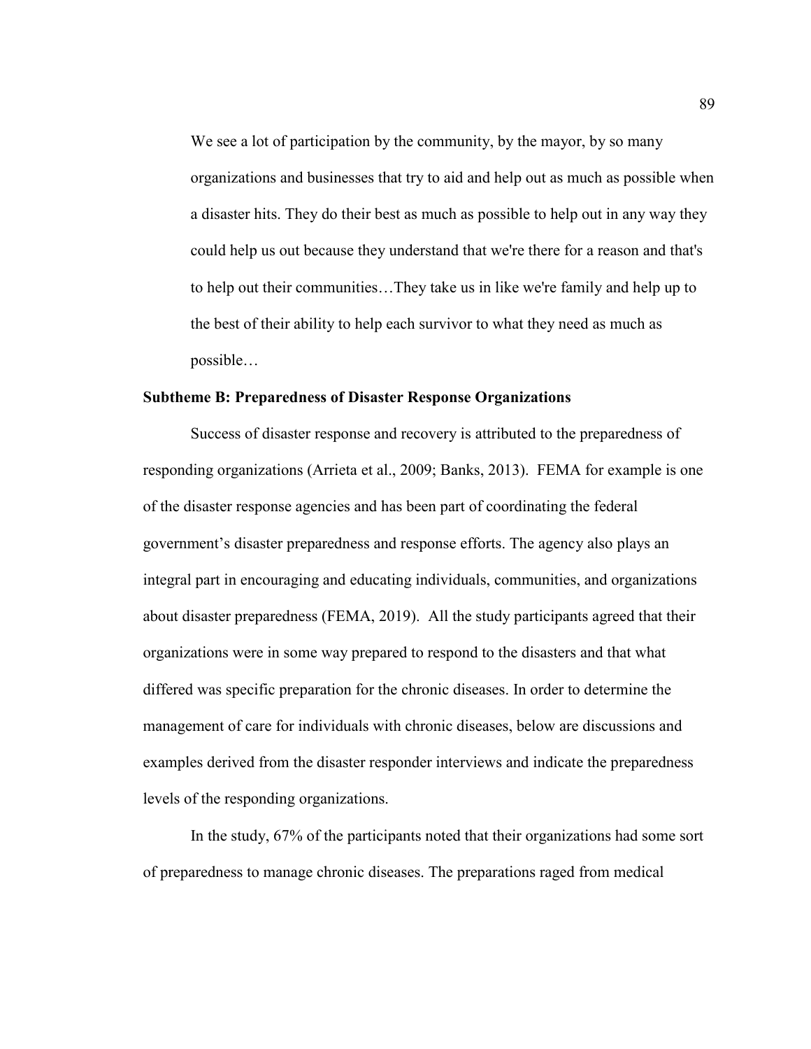> We see a lot of participation by the community, by the mayor, by so many organizations and businesses that try to aid and help out as much as possible when a disaster hits. They do their best as much as possible to help out in any way they could help us out because they understand that we're there for a reason and that's to help out their communities…They take us in like we're family and help up to the best of their ability to help each survivor to what they need as much as possible…

**Subtheme B: Preparedness of Disaster Response Organizations**

Success of disaster response and recovery is attributed to the preparedness of responding organizations (Arrieta et al., 2009; Banks, 2013). FEMA for example is one of the disaster response agencies and has been part of coordinating the federal government's disaster preparedness and response efforts. The agency also plays an integral part in encouraging and educating individuals, communities, and organizations about disaster preparedness (FEMA, 2019). All the study participants agreed that their organizations were in some way prepared to respond to the disasters and that what differed was specific preparation for the chronic diseases. In order to determine the management of care for individuals with chronic diseases, below are discussions and examples derived from the disaster responder interviews and indicate the preparedness levels of the responding organizations.

In the study, 67% of the participants noted that their organizations had some sort of preparedness to manage chronic diseases. The preparations raged from medical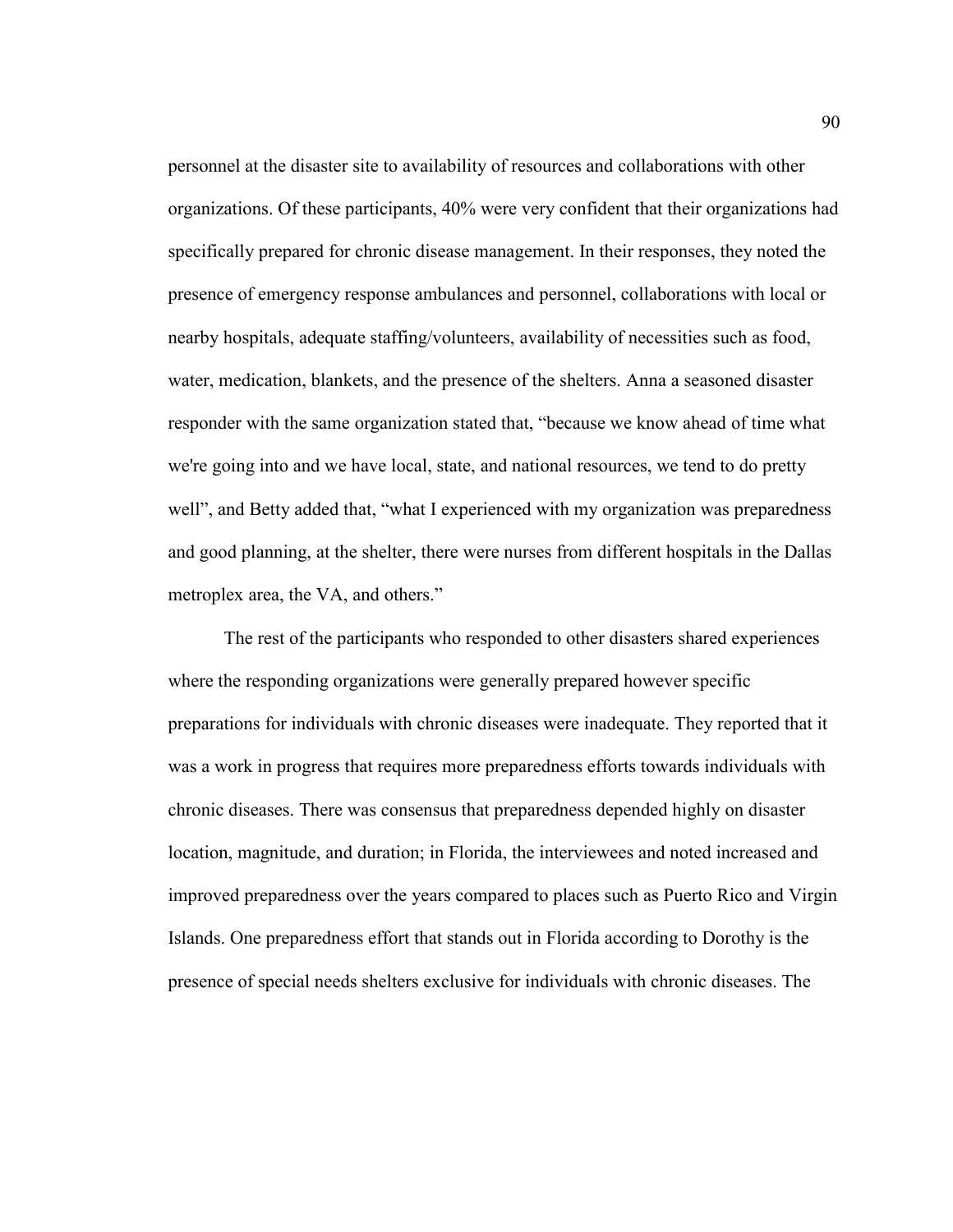personnel at the disaster site to availability of resources and collaborations with other organizations. Of these participants, 40% were very confident that their organizations had specifically prepared for chronic disease management. In their responses, they noted the presence of emergency response ambulances and personnel, collaborations with local or nearby hospitals, adequate staffing/volunteers, availability of necessities such as food, water, medication, blankets, and the presence of the shelters. Anna a seasoned disaster responder with the same organization stated that, "because we know ahead of time what we're going into and we have local, state, and national resources, we tend to do pretty well", and Betty added that, "what I experienced with my organization was preparedness and good planning, at the shelter, there were nurses from different hospitals in the Dallas metroplex area, the VA, and others."

The rest of the participants who responded to other disasters shared experiences where the responding organizations were generally prepared however specific preparations for individuals with chronic diseases were inadequate. They reported that it was a work in progress that requires more preparedness efforts towards individuals with chronic diseases. There was consensus that preparedness depended highly on disaster location, magnitude, and duration; in Florida, the interviewees and noted increased and improved preparedness over the years compared to places such as Puerto Rico and Virgin Islands. One preparedness effort that stands out in Florida according to Dorothy is the presence of special needs shelters exclusive for individuals with chronic diseases. The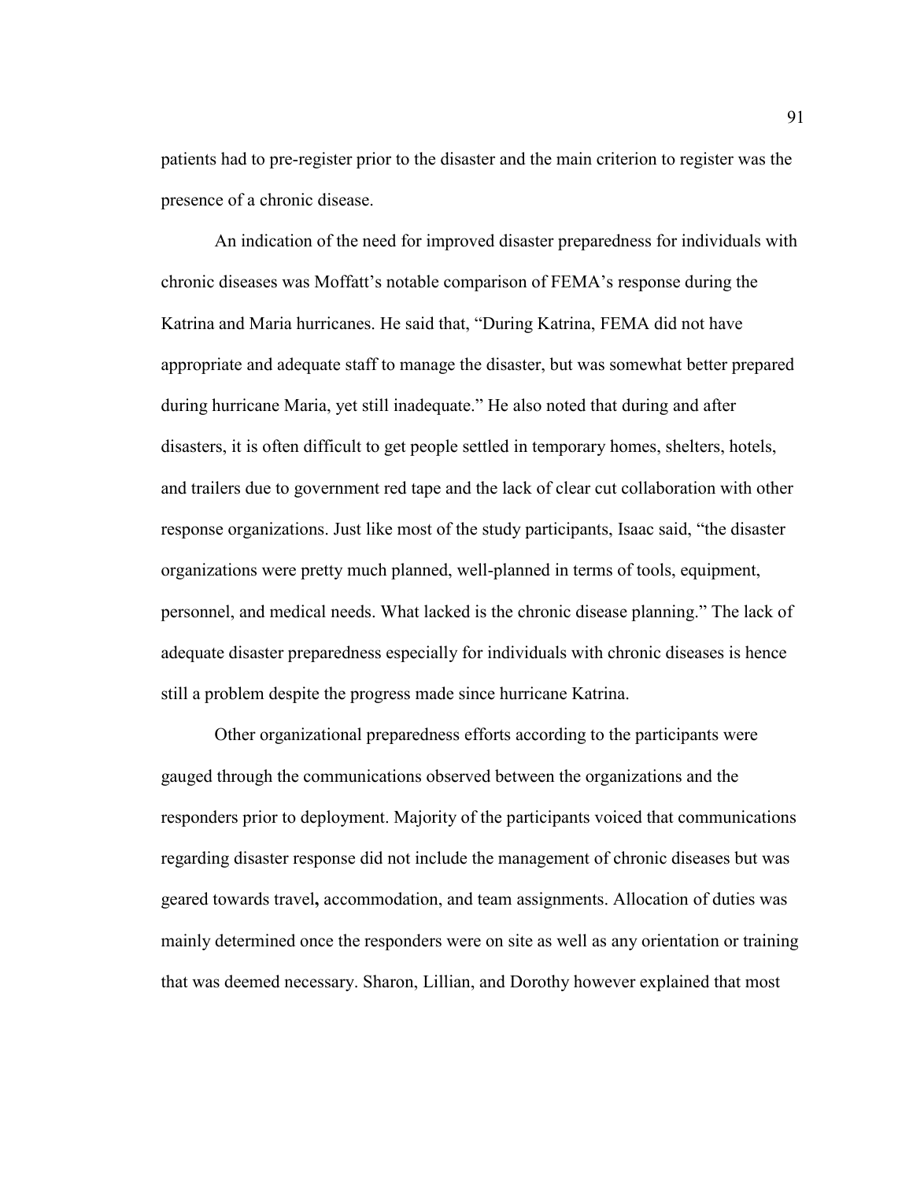patients had to pre-register prior to the disaster and the main criterion to register was the presence of a chronic disease.

An indication of the need for improved disaster preparedness for individuals with chronic diseases was Moffatt's notable comparison of FEMA's response during the Katrina and Maria hurricanes. He said that, "During Katrina, FEMA did not have appropriate and adequate staff to manage the disaster, but was somewhat better prepared during hurricane Maria, yet still inadequate." He also noted that during and after disasters, it is often difficult to get people settled in temporary homes, shelters, hotels, and trailers due to government red tape and the lack of clear cut collaboration with other response organizations. Just like most of the study participants, Isaac said, "the disaster organizations were pretty much planned, well-planned in terms of tools, equipment, personnel, and medical needs. What lacked is the chronic disease planning." The lack of adequate disaster preparedness especially for individuals with chronic diseases is hence still a problem despite the progress made since hurricane Katrina.

Other organizational preparedness efforts according to the participants were gauged through the communications observed between the organizations and the responders prior to deployment. Majority of the participants voiced that communications regarding disaster response did not include the management of chronic diseases but was geared towards travel**,** accommodation, and team assignments. Allocation of duties was mainly determined once the responders were on site as well as any orientation or training that was deemed necessary. Sharon, Lillian, and Dorothy however explained that most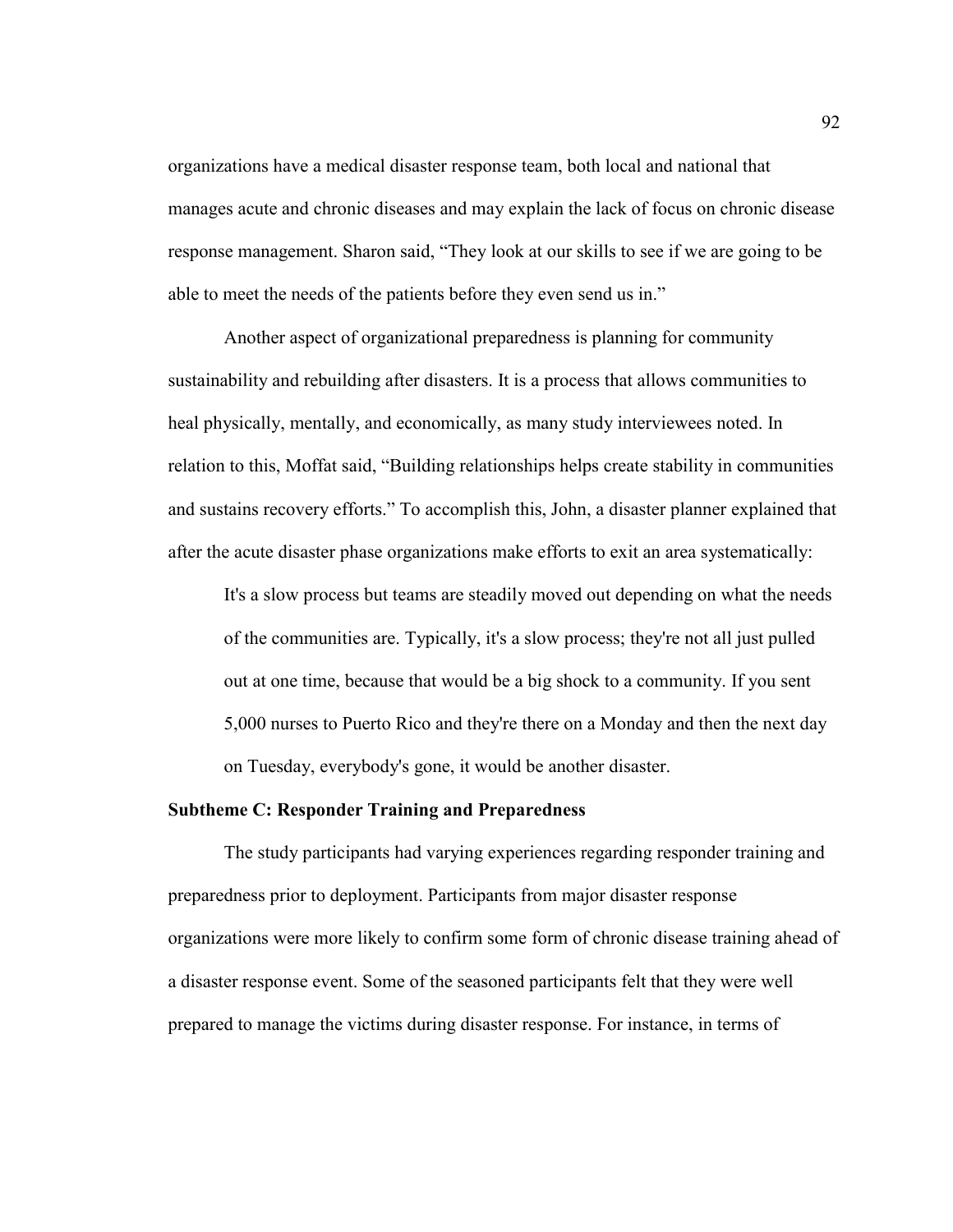organizations have a medical disaster response team, both local and national that manages acute and chronic diseases and may explain the lack of focus on chronic disease response management. Sharon said, "They look at our skills to see if we are going to be able to meet the needs of the patients before they even send us in."

Another aspect of organizational preparedness is planning for community sustainability and rebuilding after disasters. It is a process that allows communities to heal physically, mentally, and economically, as many study interviewees noted. In relation to this, Moffat said, "Building relationships helps create stability in communities and sustains recovery efforts." To accomplish this, John, a disaster planner explained that after the acute disaster phase organizations make efforts to exit an area systematically:

> It's a slow process but teams are steadily moved out depending on what the needs of the communities are. Typically, it's a slow process; they're not all just pulled out at one time, because that would be a big shock to a community. If you sent 5,000 nurses to Puerto Rico and they're there on a Monday and then the next day on Tuesday, everybody's gone, it would be another disaster.

**Subtheme C: Responder Training and Preparedness**

The study participants had varying experiences regarding responder training and preparedness prior to deployment. Participants from major disaster response organizations were more likely to confirm some form of chronic disease training ahead of a disaster response event. Some of the seasoned participants felt that they were well prepared to manage the victims during disaster response. For instance, in terms of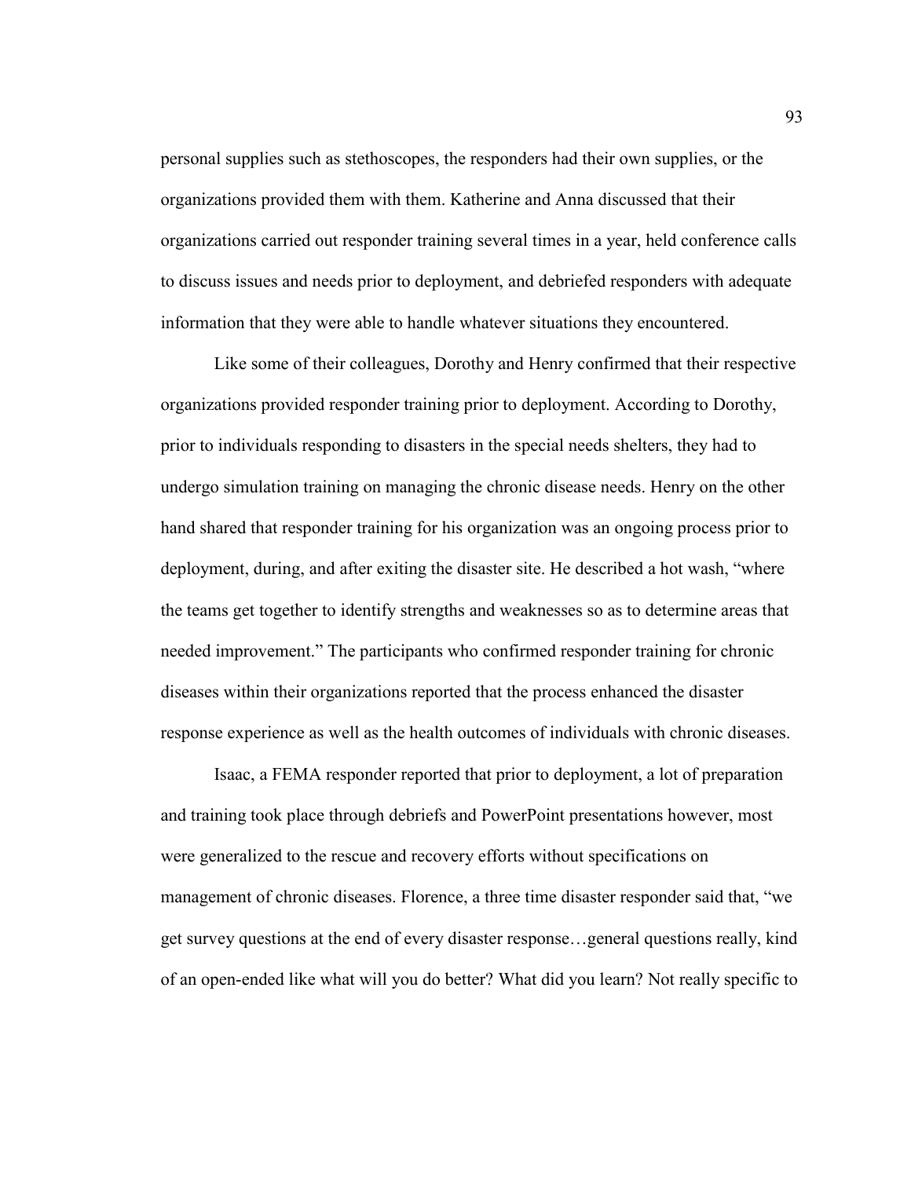personal supplies such as stethoscopes, the responders had their own supplies, or the organizations provided them with them. Katherine and Anna discussed that their organizations carried out responder training several times in a year, held conference calls to discuss issues and needs prior to deployment, and debriefed responders with adequate information that they were able to handle whatever situations they encountered.

Like some of their colleagues, Dorothy and Henry confirmed that their respective organizations provided responder training prior to deployment. According to Dorothy, prior to individuals responding to disasters in the special needs shelters, they had to undergo simulation training on managing the chronic disease needs. Henry on the other hand shared that responder training for his organization was an ongoing process prior to deployment, during, and after exiting the disaster site. He described a hot wash, "where the teams get together to identify strengths and weaknesses so as to determine areas that needed improvement." The participants who confirmed responder training for chronic diseases within their organizations reported that the process enhanced the disaster response experience as well as the health outcomes of individuals with chronic diseases.

Isaac, a FEMA responder reported that prior to deployment, a lot of preparation and training took place through debriefs and PowerPoint presentations however, most were generalized to the rescue and recovery efforts without specifications on management of chronic diseases. Florence, a three time disaster responder said that, "we get survey questions at the end of every disaster response…general questions really, kind of an open-ended like what will you do better? What did you learn? Not really specific to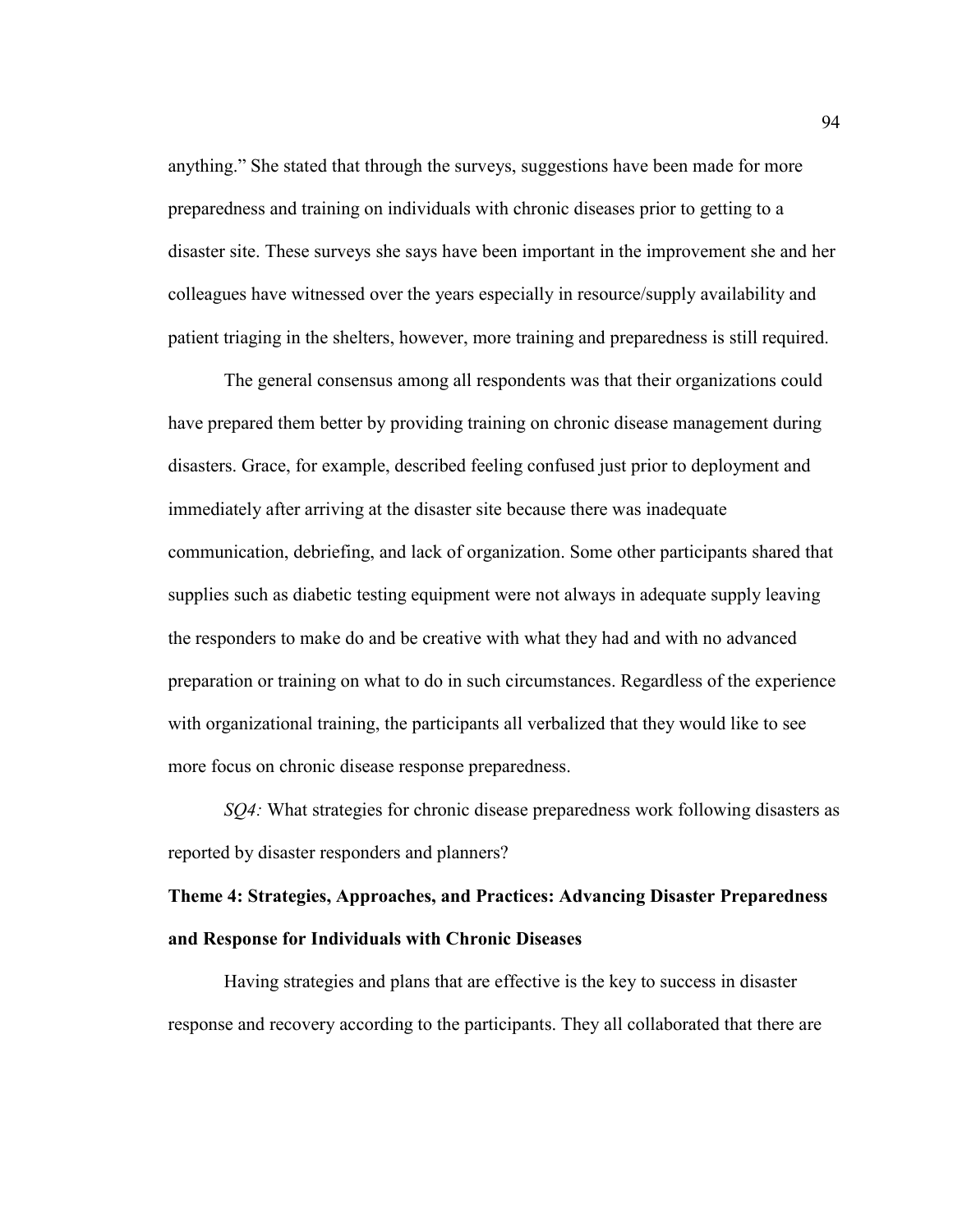anything." She stated that through the surveys, suggestions have been made for more preparedness and training on individuals with chronic diseases prior to getting to a disaster site. These surveys she says have been important in the improvement she and her colleagues have witnessed over the years especially in resource/supply availability and patient triaging in the shelters, however, more training and preparedness is still required.

The general consensus among all respondents was that their organizations could have prepared them better by providing training on chronic disease management during disasters. Grace, for example, described feeling confused just prior to deployment and immediately after arriving at the disaster site because there was inadequate communication, debriefing, and lack of organization. Some other participants shared that supplies such as diabetic testing equipment were not always in adequate supply leaving the responders to make do and be creative with what they had and with no advanced preparation or training on what to do in such circumstances. Regardless of the experience with organizational training, the participants all verbalized that they would like to see more focus on chronic disease response preparedness.

*SQ4:* What strategies for chronic disease preparedness work following disasters as reported by disaster responders and planners?

**Theme 4: Strategies, Approaches, and Practices: Advancing Disaster Preparedness and Response for Individuals with Chronic Diseases**

Having strategies and plans that are effective is the key to success in disaster response and recovery according to the participants. They all collaborated that there are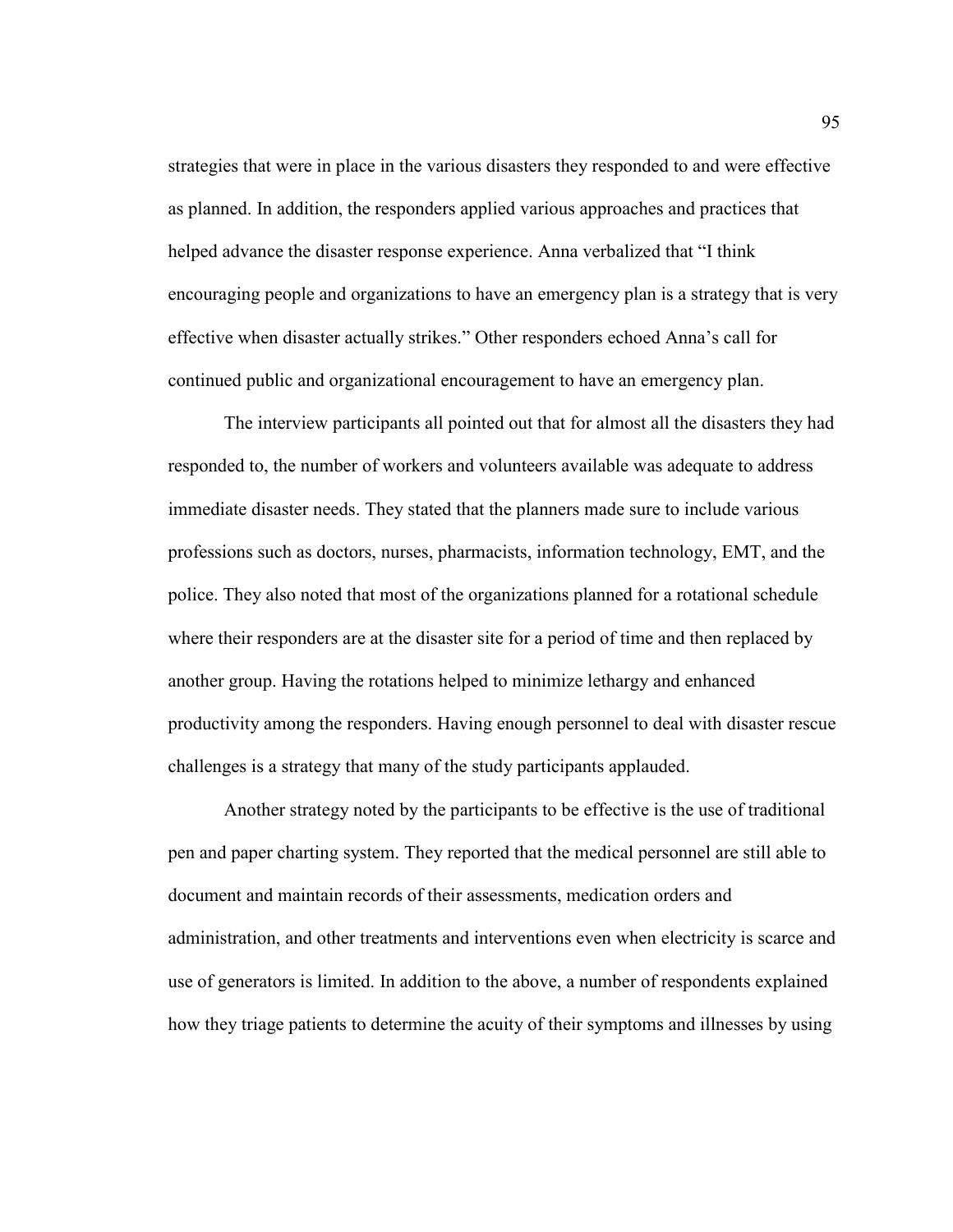strategies that were in place in the various disasters they responded to and were effective as planned. In addition, the responders applied various approaches and practices that helped advance the disaster response experience. Anna verbalized that "I think encouraging people and organizations to have an emergency plan is a strategy that is very effective when disaster actually strikes." Other responders echoed Anna's call for continued public and organizational encouragement to have an emergency plan.

The interview participants all pointed out that for almost all the disasters they had responded to, the number of workers and volunteers available was adequate to address immediate disaster needs. They stated that the planners made sure to include various professions such as doctors, nurses, pharmacists, information technology, EMT, and the police. They also noted that most of the organizations planned for a rotational schedule where their responders are at the disaster site for a period of time and then replaced by another group. Having the rotations helped to minimize lethargy and enhanced productivity among the responders. Having enough personnel to deal with disaster rescue challenges is a strategy that many of the study participants applauded.

Another strategy noted by the participants to be effective is the use of traditional pen and paper charting system. They reported that the medical personnel are still able to document and maintain records of their assessments, medication orders and administration, and other treatments and interventions even when electricity is scarce and use of generators is limited. In addition to the above, a number of respondents explained how they triage patients to determine the acuity of their symptoms and illnesses by using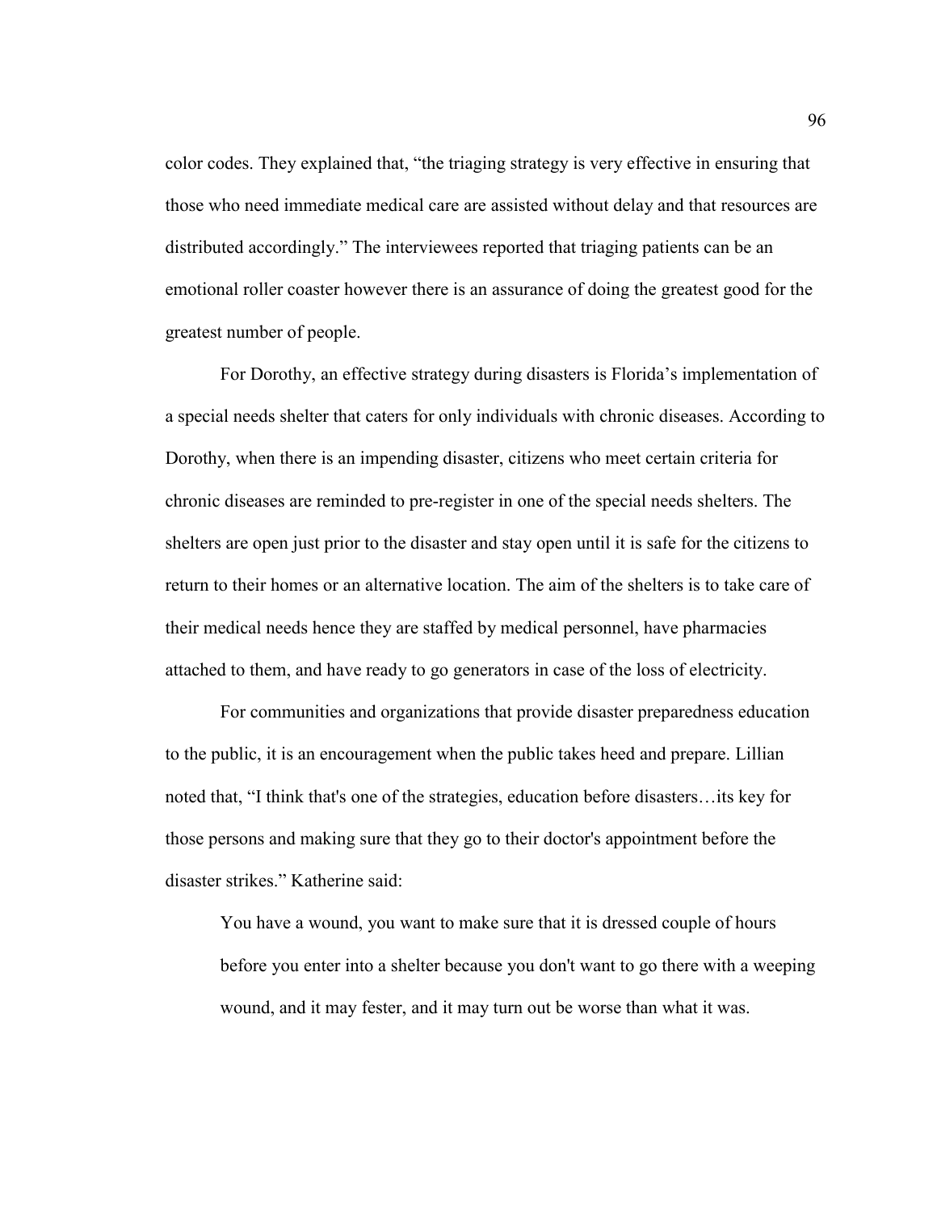color codes. They explained that, "the triaging strategy is very effective in ensuring that those who need immediate medical care are assisted without delay and that resources are distributed accordingly." The interviewees reported that triaging patients can be an emotional roller coaster however there is an assurance of doing the greatest good for the greatest number of people.

For Dorothy, an effective strategy during disasters is Florida's implementation of a special needs shelter that caters for only individuals with chronic diseases. According to Dorothy, when there is an impending disaster, citizens who meet certain criteria for chronic diseases are reminded to pre-register in one of the special needs shelters. The shelters are open just prior to the disaster and stay open until it is safe for the citizens to return to their homes or an alternative location. The aim of the shelters is to take care of their medical needs hence they are staffed by medical personnel, have pharmacies attached to them, and have ready to go generators in case of the loss of electricity.

For communities and organizations that provide disaster preparedness education to the public, it is an encouragement when the public takes heed and prepare. Lillian noted that, "I think that's one of the strategies, education before disasters…its key for those persons and making sure that they go to their doctor's appointment before the disaster strikes." Katherine said:

> You have a wound, you want to make sure that it is dressed couple of hours before you enter into a shelter because you don't want to go there with a weeping wound, and it may fester, and it may turn out be worse than what it was.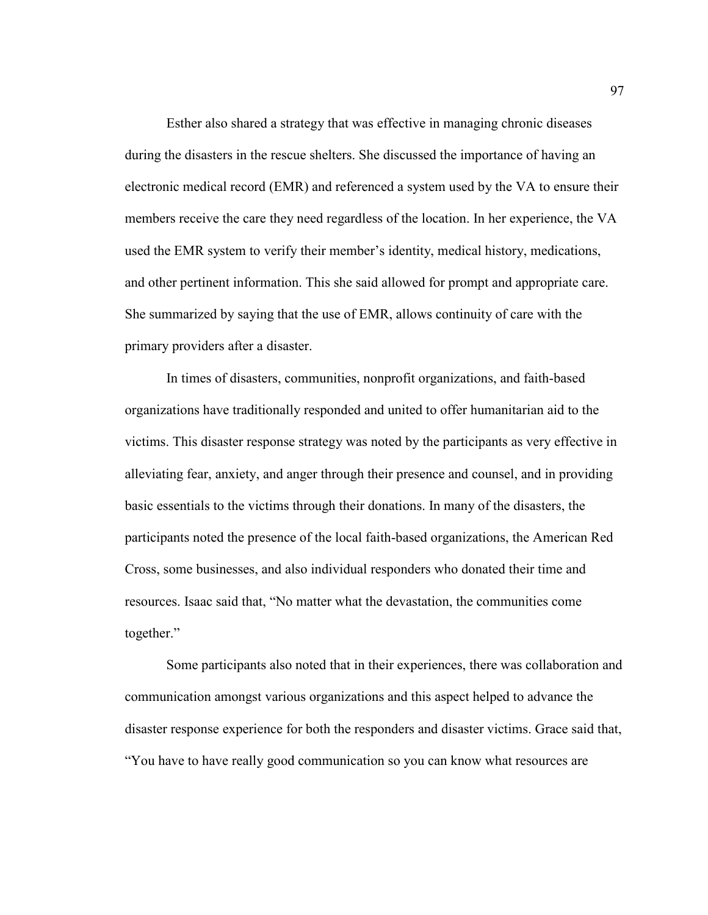Esther also shared a strategy that was effective in managing chronic diseases during the disasters in the rescue shelters. She discussed the importance of having an electronic medical record (EMR) and referenced a system used by the VA to ensure their members receive the care they need regardless of the location. In her experience, the VA used the EMR system to verify their member's identity, medical history, medications, and other pertinent information. This she said allowed for prompt and appropriate care. She summarized by saying that the use of EMR, allows continuity of care with the primary providers after a disaster.

In times of disasters, communities, nonprofit organizations, and faith-based organizations have traditionally responded and united to offer humanitarian aid to the victims. This disaster response strategy was noted by the participants as very effective in alleviating fear, anxiety, and anger through their presence and counsel, and in providing basic essentials to the victims through their donations. In many of the disasters, the participants noted the presence of the local faith-based organizations, the American Red Cross, some businesses, and also individual responders who donated their time and resources. Isaac said that, "No matter what the devastation, the communities come together."

Some participants also noted that in their experiences, there was collaboration and communication amongst various organizations and this aspect helped to advance the disaster response experience for both the responders and disaster victims. Grace said that, "You have to have really good communication so you can know what resources are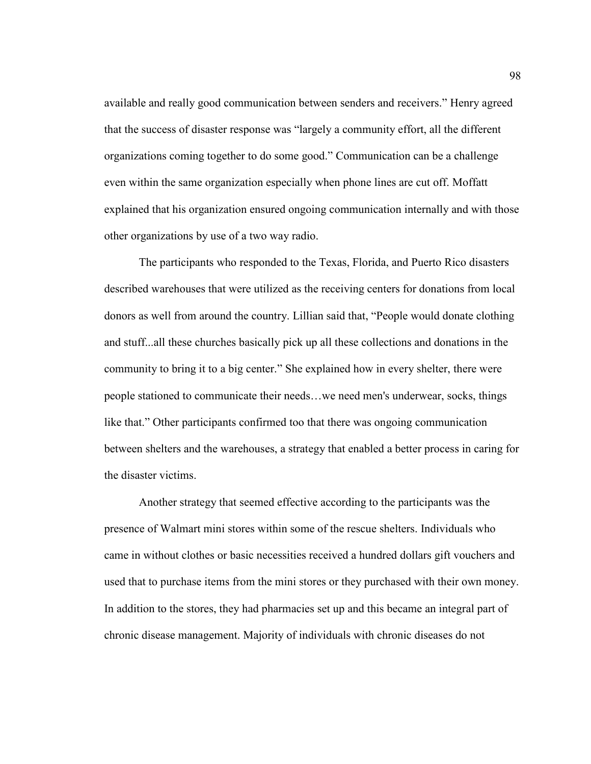available and really good communication between senders and receivers." Henry agreed that the success of disaster response was "largely a community effort, all the different organizations coming together to do some good." Communication can be a challenge even within the same organization especially when phone lines are cut off. Moffatt explained that his organization ensured ongoing communication internally and with those other organizations by use of a two way radio.

The participants who responded to the Texas, Florida, and Puerto Rico disasters described warehouses that were utilized as the receiving centers for donations from local donors as well from around the country. Lillian said that, "People would donate clothing and stuff...all these churches basically pick up all these collections and donations in the community to bring it to a big center." She explained how in every shelter, there were people stationed to communicate their needs…we need men's underwear, socks, things like that." Other participants confirmed too that there was ongoing communication between shelters and the warehouses, a strategy that enabled a better process in caring for the disaster victims.

Another strategy that seemed effective according to the participants was the presence of Walmart mini stores within some of the rescue shelters. Individuals who came in without clothes or basic necessities received a hundred dollars gift vouchers and used that to purchase items from the mini stores or they purchased with their own money. In addition to the stores, they had pharmacies set up and this became an integral part of chronic disease management. Majority of individuals with chronic diseases do not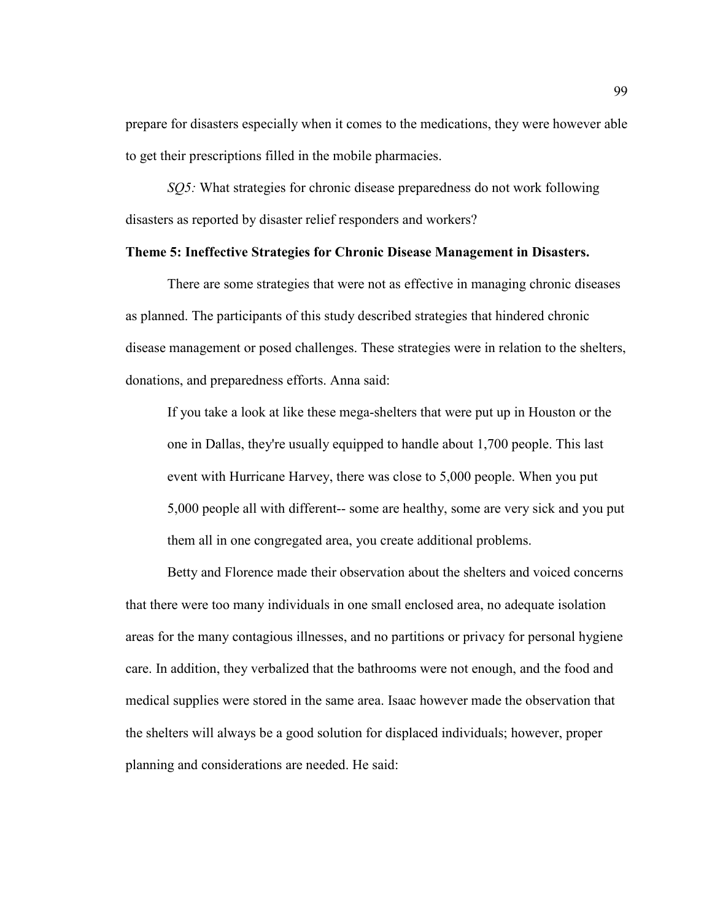prepare for disasters especially when it comes to the medications, they were however able to get their prescriptions filled in the mobile pharmacies.

*SQ5:* What strategies for chronic disease preparedness do not work following disasters as reported by disaster relief responders and workers?

**Theme 5: Ineffective Strategies for Chronic Disease Management in Disasters.**

There are some strategies that were not as effective in managing chronic diseases as planned. The participants of this study described strategies that hindered chronic disease management or posed challenges. These strategies were in relation to the shelters, donations, and preparedness efforts. Anna said:

> If you take a look at like these mega-shelters that were put up in Houston or the one in Dallas, they're usually equipped to handle about 1,700 people. This last event with Hurricane Harvey, there was close to 5,000 people. When you put 5,000 people all with different-- some are healthy, some are very sick and you put them all in one congregated area, you create additional problems.

Betty and Florence made their observation about the shelters and voiced concerns that there were too many individuals in one small enclosed area, no adequate isolation areas for the many contagious illnesses, and no partitions or privacy for personal hygiene care. In addition, they verbalized that the bathrooms were not enough, and the food and medical supplies were stored in the same area. Isaac however made the observation that the shelters will always be a good solution for displaced individuals; however, proper planning and considerations are needed. He said: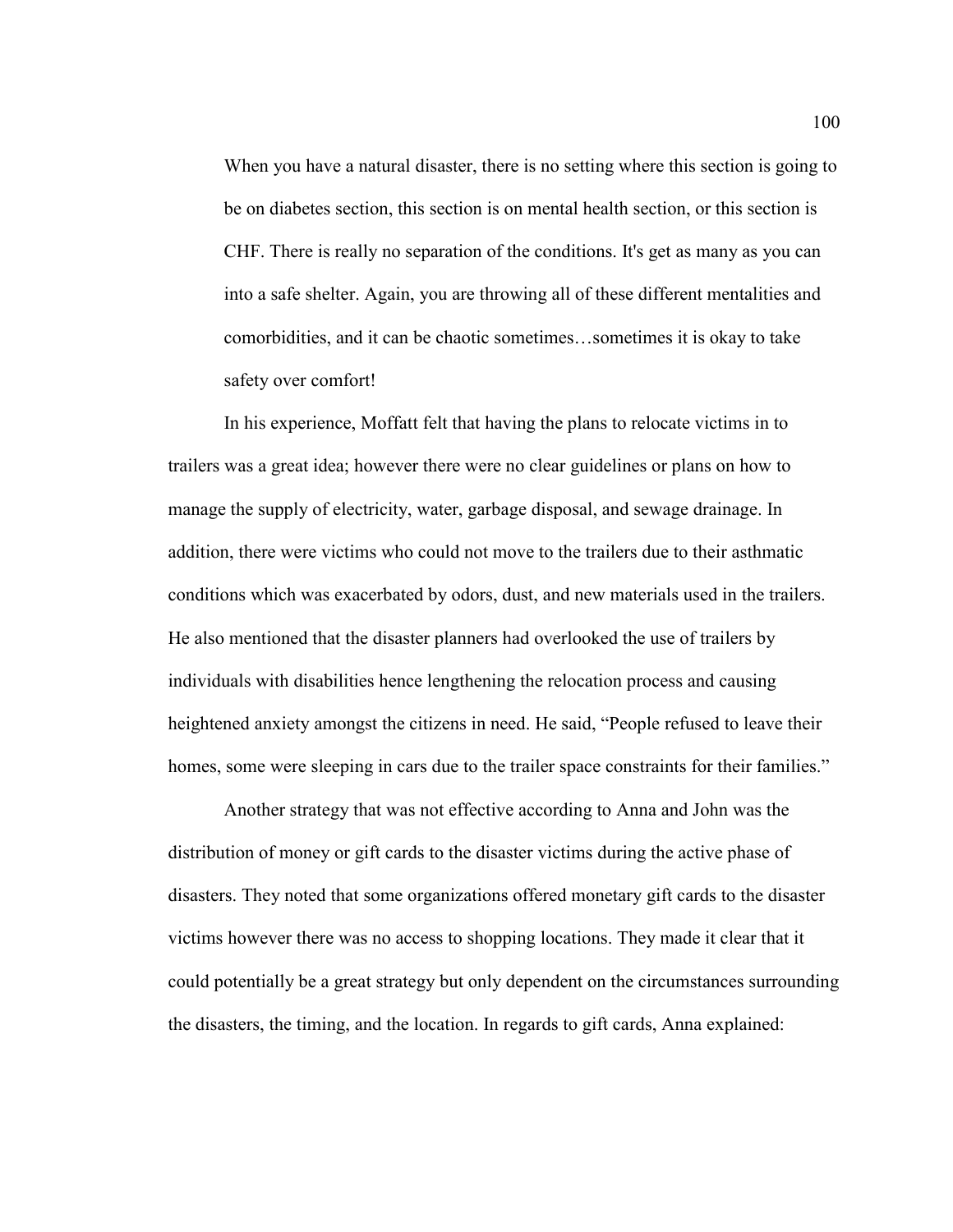> When you have a natural disaster, there is no setting where this section is going to be on diabetes section, this section is on mental health section, or this section is CHF. There is really no separation of the conditions. It's get as many as you can into a safe shelter. Again, you are throwing all of these different mentalities and comorbidities, and it can be chaotic sometimes…sometimes it is okay to take safety over comfort!

In his experience, Moffatt felt that having the plans to relocate victims in to trailers was a great idea; however there were no clear guidelines or plans on how to manage the supply of electricity, water, garbage disposal, and sewage drainage. In addition, there were victims who could not move to the trailers due to their asthmatic conditions which was exacerbated by odors, dust, and new materials used in the trailers. He also mentioned that the disaster planners had overlooked the use of trailers by individuals with disabilities hence lengthening the relocation process and causing heightened anxiety amongst the citizens in need. He said, "People refused to leave their homes, some were sleeping in cars due to the trailer space constraints for their families."

Another strategy that was not effective according to Anna and John was the distribution of money or gift cards to the disaster victims during the active phase of disasters. They noted that some organizations offered monetary gift cards to the disaster victims however there was no access to shopping locations. They made it clear that it could potentially be a great strategy but only dependent on the circumstances surrounding the disasters, the timing, and the location. In regards to gift cards, Anna explained: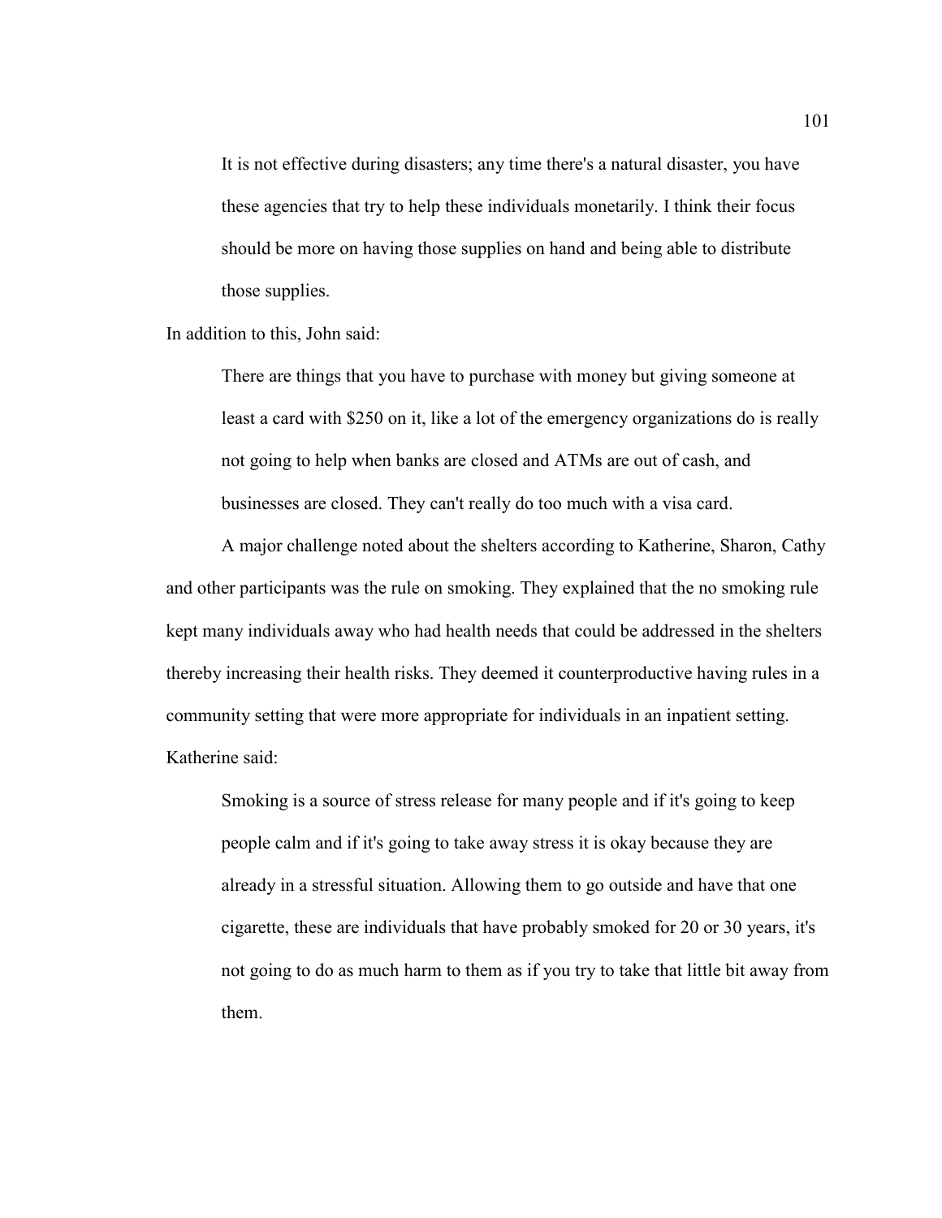> It is not effective during disasters; any time there's a natural disaster, you have these agencies that try to help these individuals monetarily. I think their focus should be more on having those supplies on hand and being able to distribute those supplies.

In addition to this, John said:

> There are things that you have to purchase with money but giving someone at least a card with $250 on it, like a lot of the emergency organizations do is really not going to help when banks are closed and ATMs are out of cash, and businesses are closed. They can't really do too much with a visa card.

A major challenge noted about the shelters according to Katherine, Sharon, Cathy and other participants was the rule on smoking. They explained that the no smoking rule kept many individuals away who had health needs that could be addressed in the shelters thereby increasing their health risks. They deemed it counterproductive having rules in a community setting that were more appropriate for individuals in an inpatient setting. Katherine said:

> Smoking is a source of stress release for many people and if it's going to keep people calm and if it's going to take away stress it is okay because they are already in a stressful situation. Allowing them to go outside and have that one cigarette, these are individuals that have probably smoked for 20 or 30 years, it's not going to do as much harm to them as if you try to take that little bit away from them.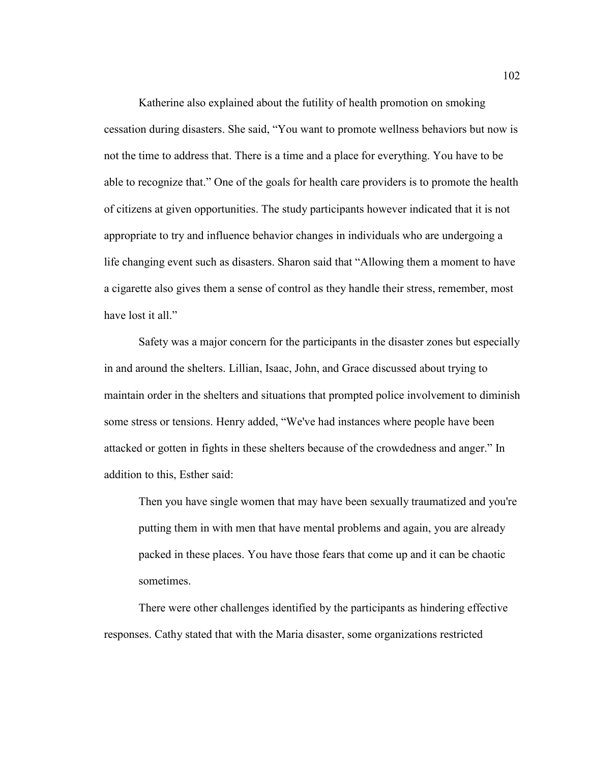Katherine also explained about the futility of health promotion on smoking cessation during disasters. She said, "You want to promote wellness behaviors but now is not the time to address that. There is a time and a place for everything. You have to be able to recognize that." One of the goals for health care providers is to promote the health of citizens at given opportunities. The study participants however indicated that it is not appropriate to try and influence behavior changes in individuals who are undergoing a life changing event such as disasters. Sharon said that "Allowing them a moment to have a cigarette also gives them a sense of control as they handle their stress, remember, most have lost it all."

Safety was a major concern for the participants in the disaster zones but especially in and around the shelters. Lillian, Isaac, John, and Grace discussed about trying to maintain order in the shelters and situations that prompted police involvement to diminish some stress or tensions. Henry added, "We've had instances where people have been attacked or gotten in fights in these shelters because of the crowdedness and anger." In addition to this, Esther said:

> Then you have single women that may have been sexually traumatized and you're putting them in with men that have mental problems and again, you are already packed in these places. You have those fears that come up and it can be chaotic sometimes.

There were other challenges identified by the participants as hindering effective responses. Cathy stated that with the Maria disaster, some organizations restricted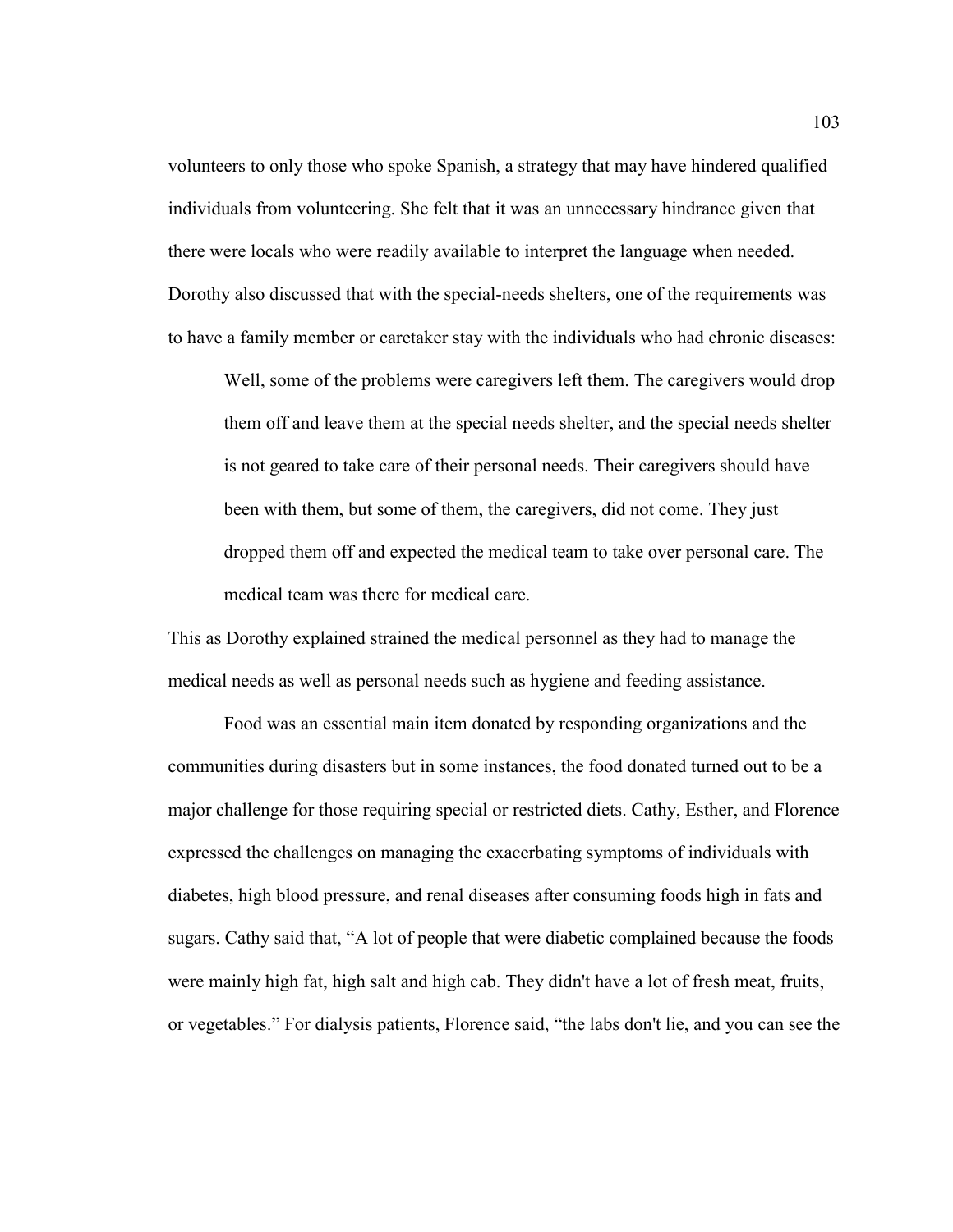volunteers to only those who spoke Spanish, a strategy that may have hindered qualified individuals from volunteering. She felt that it was an unnecessary hindrance given that there were locals who were readily available to interpret the language when needed. Dorothy also discussed that with the special-needs shelters, one of the requirements was to have a family member or caretaker stay with the individuals who had chronic diseases:

> Well, some of the problems were caregivers left them. The caregivers would drop them off and leave them at the special needs shelter, and the special needs shelter is not geared to take care of their personal needs. Their caregivers should have been with them, but some of them, the caregivers, did not come. They just dropped them off and expected the medical team to take over personal care. The medical team was there for medical care.

This as Dorothy explained strained the medical personnel as they had to manage the medical needs as well as personal needs such as hygiene and feeding assistance.

Food was an essential main item donated by responding organizations and the communities during disasters but in some instances, the food donated turned out to be a major challenge for those requiring special or restricted diets. Cathy, Esther, and Florence expressed the challenges on managing the exacerbating symptoms of individuals with diabetes, high blood pressure, and renal diseases after consuming foods high in fats and sugars. Cathy said that, "A lot of people that were diabetic complained because the foods were mainly high fat, high salt and high cab. They didn't have a lot of fresh meat, fruits, or vegetables." For dialysis patients, Florence said, "the labs don't lie, and you can see the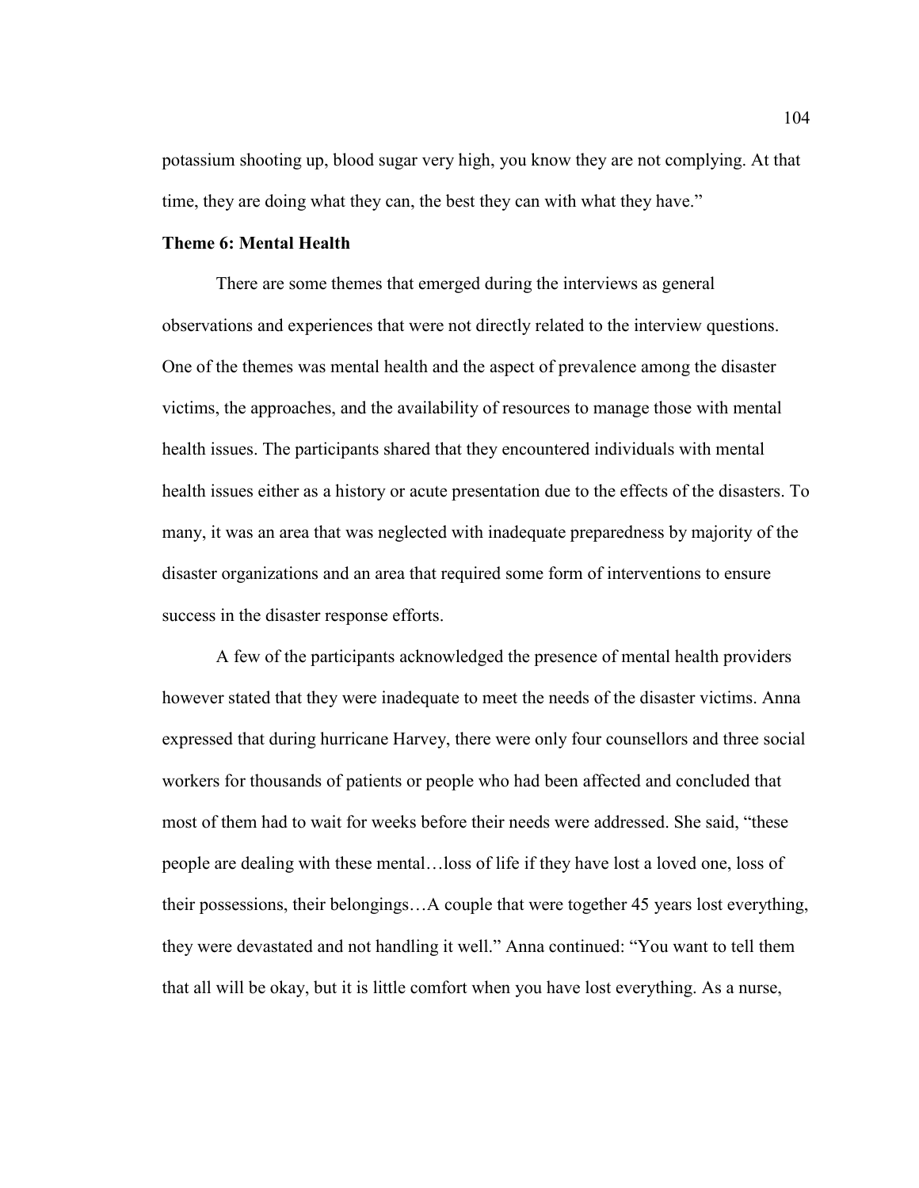potassium shooting up, blood sugar very high, you know they are not complying. At that time, they are doing what they can, the best they can with what they have."

### Theme 6: Mental Health

There are some themes that emerged during the interviews as general observations and experiences that were not directly related to the interview questions. One of the themes was mental health and the aspect of prevalence among the disaster victims, the approaches, and the availability of resources to manage those with mental health issues. The participants shared that they encountered individuals with mental health issues either as a history or acute presentation due to the effects of the disasters. To many, it was an area that was neglected with inadequate preparedness by majority of the disaster organizations and an area that required some form of interventions to ensure success in the disaster response efforts.

A few of the participants acknowledged the presence of mental health providers however stated that they were inadequate to meet the needs of the disaster victims. Anna expressed that during hurricane Harvey, there were only four counsellors and three social workers for thousands of patients or people who had been affected and concluded that most of them had to wait for weeks before their needs were addressed. She said, "these people are dealing with these mental…loss of life if they have lost a loved one, loss of their possessions, their belongings…A couple that were together 45 years lost everything, they were devastated and not handling it well." Anna continued: "You want to tell them that all will be okay, but it is little comfort when you have lost everything. As a nurse,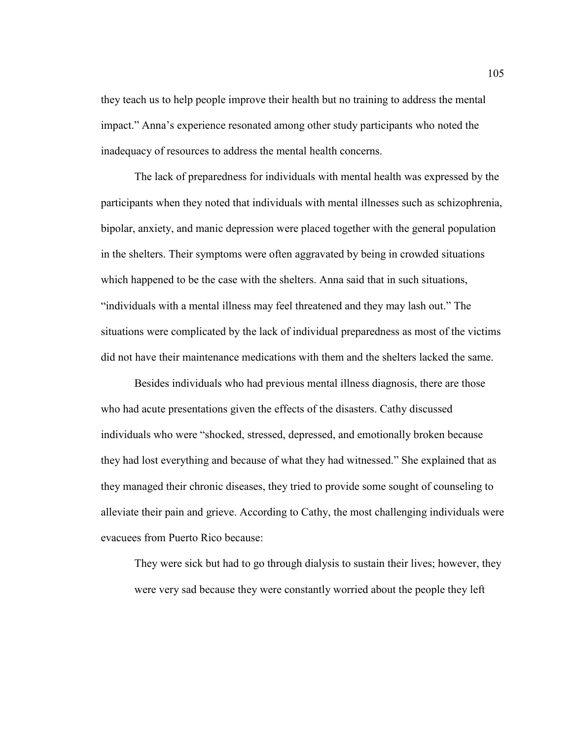they teach us to help people improve their health but no training to address the mental impact." Anna's experience resonated among other study participants who noted the inadequacy of resources to address the mental health concerns.

The lack of preparedness for individuals with mental health was expressed by the participants when they noted that individuals with mental illnesses such as schizophrenia, bipolar, anxiety, and manic depression were placed together with the general population in the shelters. Their symptoms were often aggravated by being in crowded situations which happened to be the case with the shelters. Anna said that in such situations, "individuals with a mental illness may feel threatened and they may lash out." The situations were complicated by the lack of individual preparedness as most of the victims did not have their maintenance medications with them and the shelters lacked the same.

Besides individuals who had previous mental illness diagnosis, there are those who had acute presentations given the effects of the disasters. Cathy discussed individuals who were "shocked, stressed, depressed, and emotionally broken because they had lost everything and because of what they had witnessed." She explained that as they managed their chronic diseases, they tried to provide some sought of counseling to alleviate their pain and grieve. According to Cathy, the most challenging individuals were evacuees from Puerto Rico because:

> They were sick but had to go through dialysis to sustain their lives; however, they were very sad because they were constantly worried about the people they left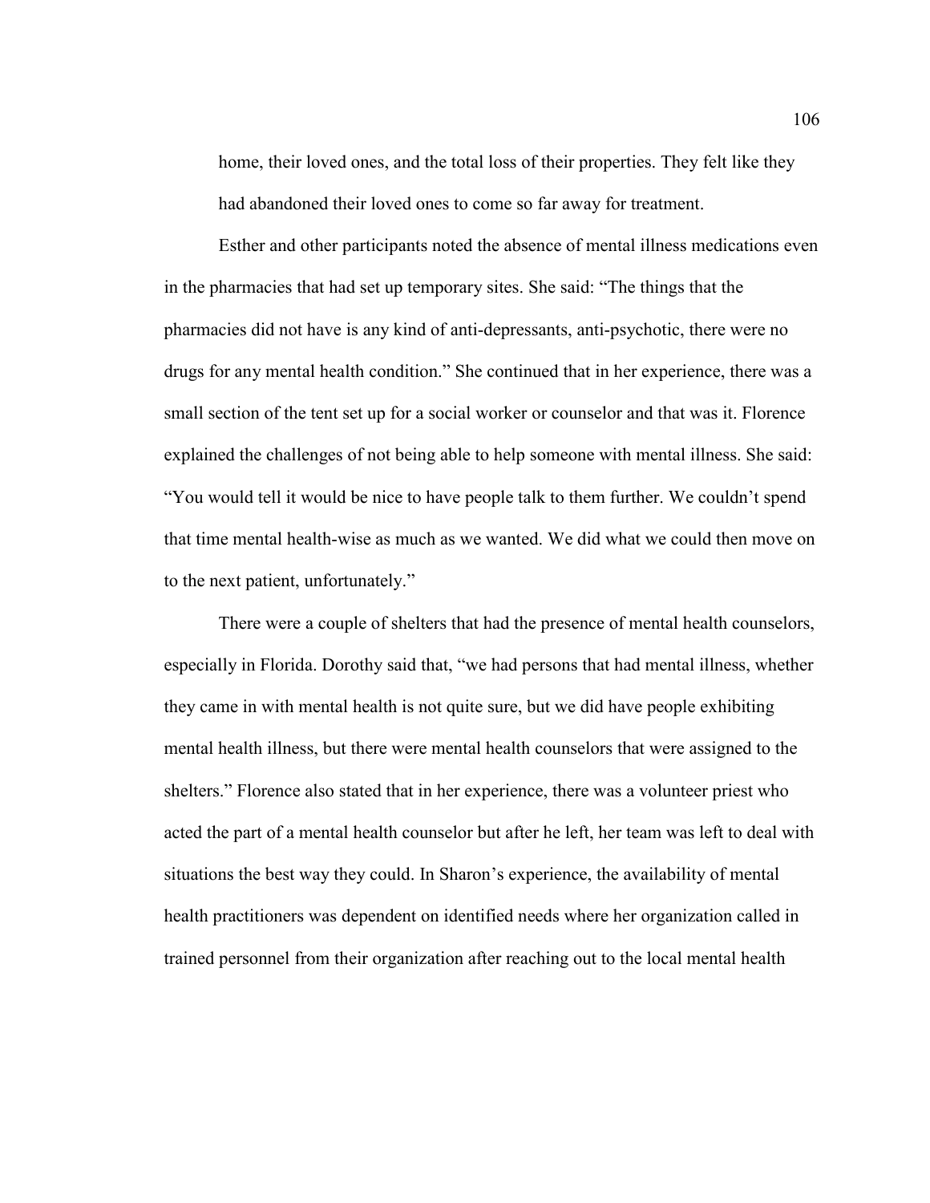home, their loved ones, and the total loss of their properties. They felt like they had abandoned their loved ones to come so far away for treatment.

Esther and other participants noted the absence of mental illness medications even in the pharmacies that had set up temporary sites. She said: "The things that the pharmacies did not have is any kind of anti-depressants, anti-psychotic, there were no drugs for any mental health condition." She continued that in her experience, there was a small section of the tent set up for a social worker or counselor and that was it. Florence explained the challenges of not being able to help someone with mental illness. She said: "You would tell it would be nice to have people talk to them further. We couldn't spend that time mental health-wise as much as we wanted. We did what we could then move on to the next patient, unfortunately."

There were a couple of shelters that had the presence of mental health counselors, especially in Florida. Dorothy said that, "we had persons that had mental illness, whether they came in with mental health is not quite sure, but we did have people exhibiting mental health illness, but there were mental health counselors that were assigned to the shelters." Florence also stated that in her experience, there was a volunteer priest who acted the part of a mental health counselor but after he left, her team was left to deal with situations the best way they could. In Sharon's experience, the availability of mental health practitioners was dependent on identified needs where her organization called in trained personnel from their organization after reaching out to the local mental health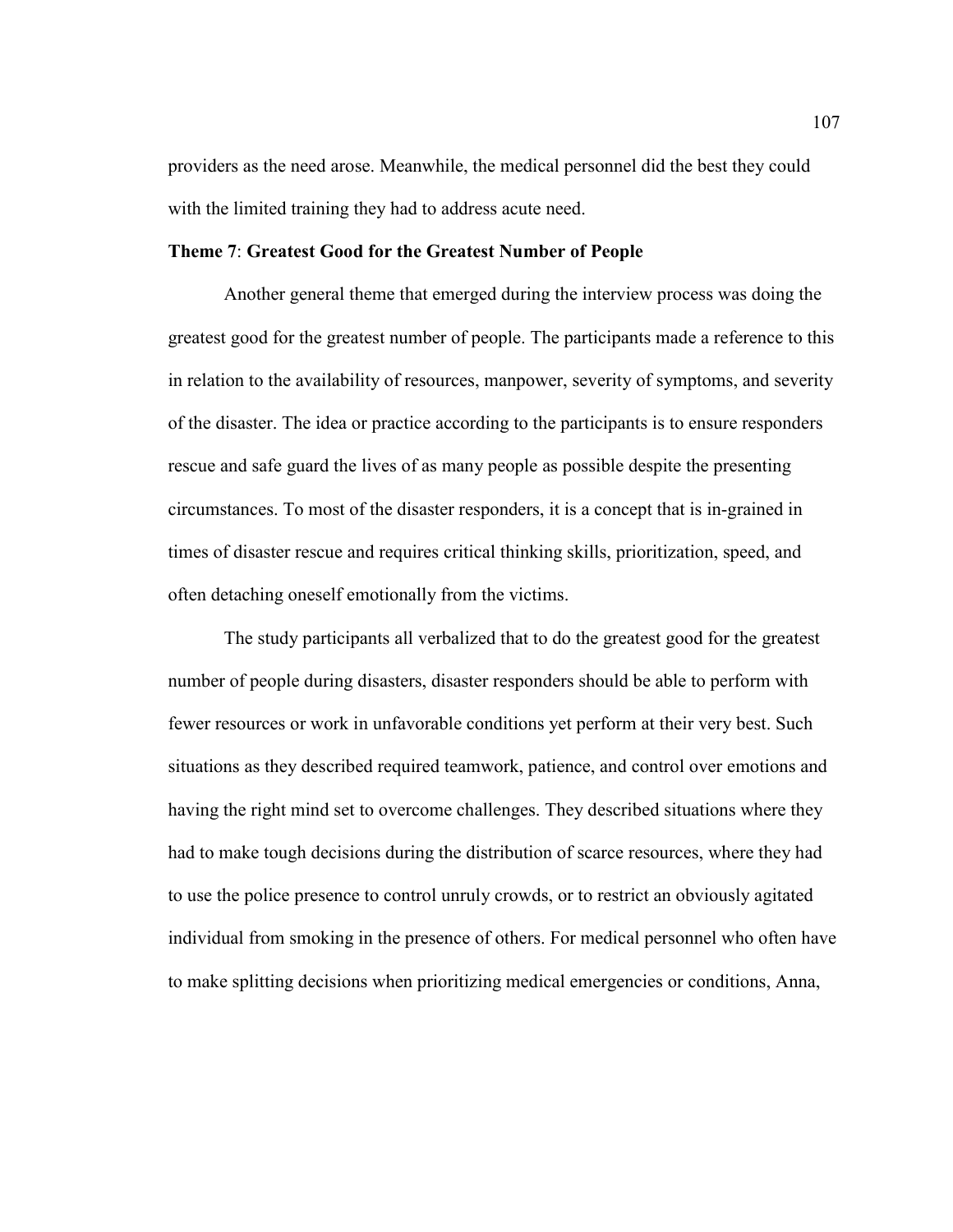providers as the need arose. Meanwhile, the medical personnel did the best they could with the limited training they had to address acute need.

### Theme 7: Greatest Good for the Greatest Number of People

Another general theme that emerged during the interview process was doing the greatest good for the greatest number of people. The participants made a reference to this in relation to the availability of resources, manpower, severity of symptoms, and severity of the disaster. The idea or practice according to the participants is to ensure responders rescue and safe guard the lives of as many people as possible despite the presenting circumstances. To most of the disaster responders, it is a concept that is in-grained in times of disaster rescue and requires critical thinking skills, prioritization, speed, and often detaching oneself emotionally from the victims.

The study participants all verbalized that to do the greatest good for the greatest number of people during disasters, disaster responders should be able to perform with fewer resources or work in unfavorable conditions yet perform at their very best. Such situations as they described required teamwork, patience, and control over emotions and having the right mind set to overcome challenges. They described situations where they had to make tough decisions during the distribution of scarce resources, where they had to use the police presence to control unruly crowds, or to restrict an obviously agitated individual from smoking in the presence of others. For medical personnel who often have to make splitting decisions when prioritizing medical emergencies or conditions, Anna,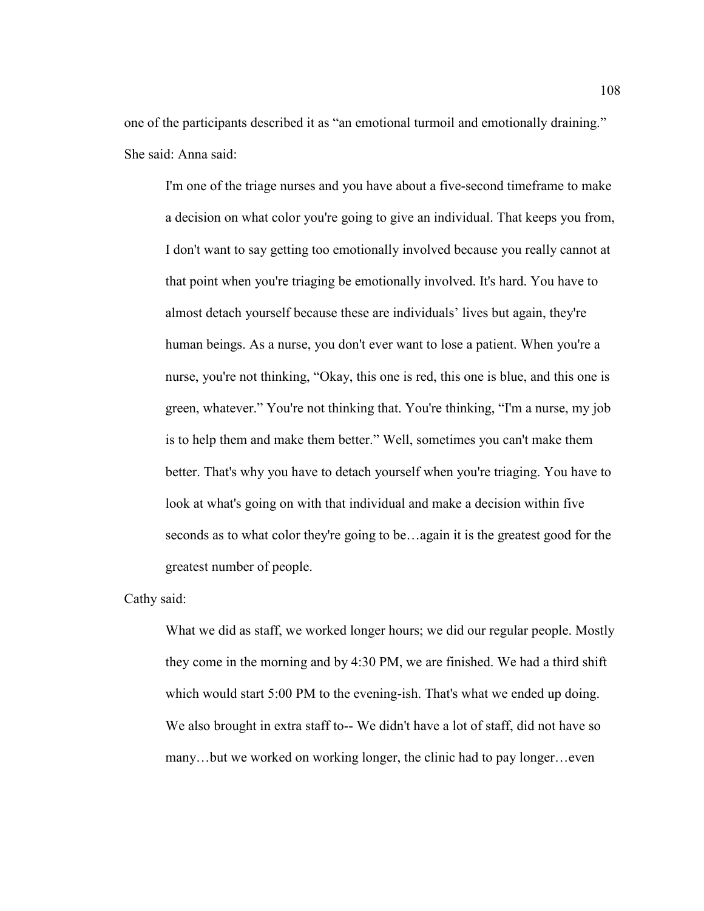one of the participants described it as “an emotional turmoil and emotionally draining.” She said: Anna said:

> I'm one of the triage nurses and you have about a five-second timeframe to make a decision on what color you're going to give an individual. That keeps you from, I don't want to say getting too emotionally involved because you really cannot at that point when you're triaging be emotionally involved. It's hard. You have to almost detach yourself because these are individuals’ lives but again, they're human beings. As a nurse, you don't ever want to lose a patient. When you're a nurse, you're not thinking, “Okay, this one is red, this one is blue, and this one is green, whatever.” You're not thinking that. You're thinking, “I'm a nurse, my job is to help them and make them better.” Well, sometimes you can't make them better. That's why you have to detach yourself when you're triaging. You have to look at what's going on with that individual and make a decision within five seconds as to what color they're going to be…again it is the greatest good for the greatest number of people.

Cathy said:

> What we did as staff, we worked longer hours; we did our regular people. Mostly they come in the morning and by 4:30 PM, we are finished. We had a third shift which would start 5:00 PM to the evening-ish. That's what we ended up doing. We also brought in extra staff to-- We didn't have a lot of staff, did not have so many…but we worked on working longer, the clinic had to pay longer…even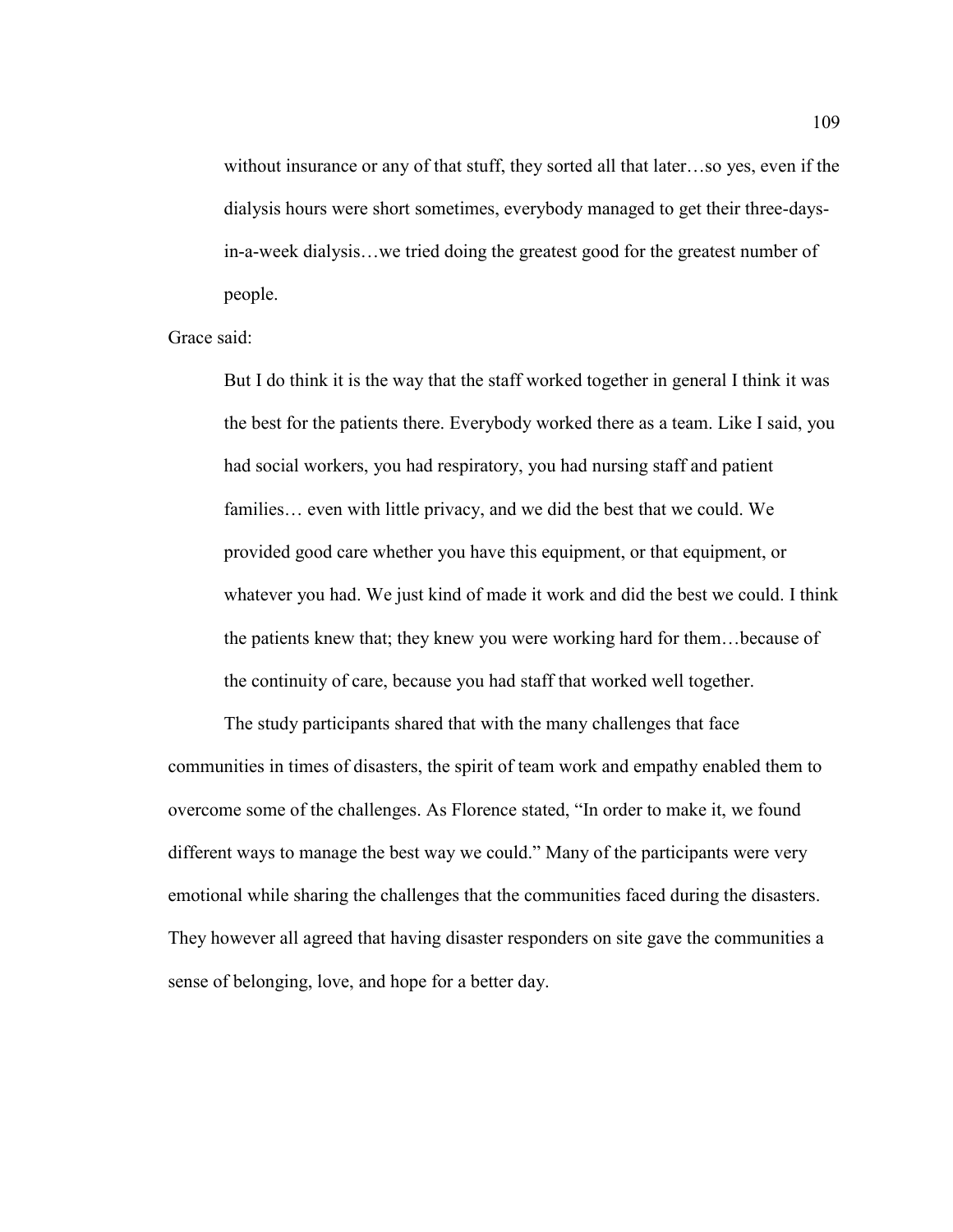> without insurance or any of that stuff, they sorted all that later…so yes, even if the dialysis hours were short sometimes, everybody managed to get their three-days-in-a-week dialysis…we tried doing the greatest good for the greatest number of people.

Grace said:

> But I do think it is the way that the staff worked together in general I think it was the best for the patients there. Everybody worked there as a team. Like I said, you had social workers, you had respiratory, you had nursing staff and patient families… even with little privacy, and we did the best that we could. We provided good care whether you have this equipment, or that equipment, or whatever you had. We just kind of made it work and did the best we could. I think the patients knew that; they knew you were working hard for them…because of the continuity of care, because you had staff that worked well together.

The study participants shared that with the many challenges that face communities in times of disasters, the spirit of team work and empathy enabled them to overcome some of the challenges. As Florence stated, "In order to make it, we found different ways to manage the best way we could." Many of the participants were very emotional while sharing the challenges that the communities faced during the disasters. They however all agreed that having disaster responders on site gave the communities a sense of belonging, love, and hope for a better day.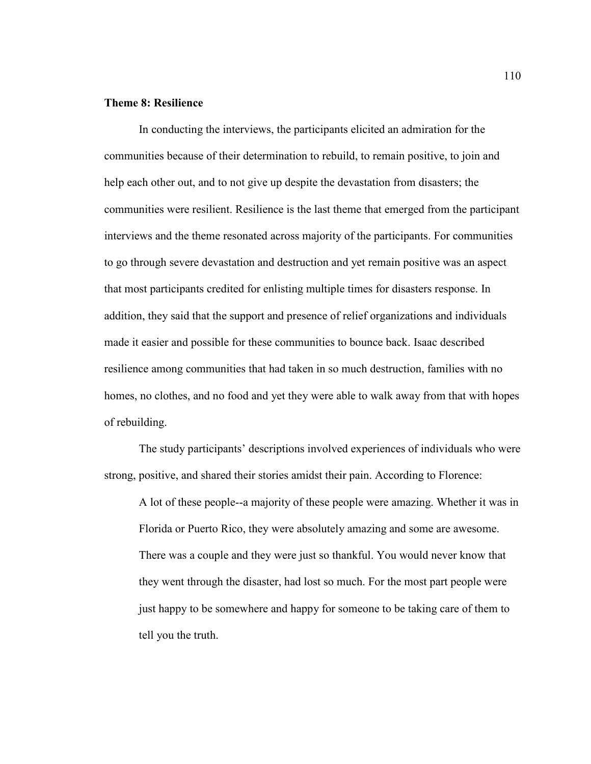**Theme 8: Resilience**

In conducting the interviews, the participants elicited an admiration for the communities because of their determination to rebuild, to remain positive, to join and help each other out, and to not give up despite the devastation from disasters; the communities were resilient. Resilience is the last theme that emerged from the participant interviews and the theme resonated across majority of the participants. For communities to go through severe devastation and destruction and yet remain positive was an aspect that most participants credited for enlisting multiple times for disasters response. In addition, they said that the support and presence of relief organizations and individuals made it easier and possible for these communities to bounce back. Isaac described resilience among communities that had taken in so much destruction, families with no homes, no clothes, and no food and yet they were able to walk away from that with hopes of rebuilding.

The study participants' descriptions involved experiences of individuals who were strong, positive, and shared their stories amidst their pain. According to Florence:

> A lot of these people--a majority of these people were amazing. Whether it was in Florida or Puerto Rico, they were absolutely amazing and some are awesome. There was a couple and they were just so thankful. You would never know that they went through the disaster, had lost so much. For the most part people were just happy to be somewhere and happy for someone to be taking care of them to tell you the truth.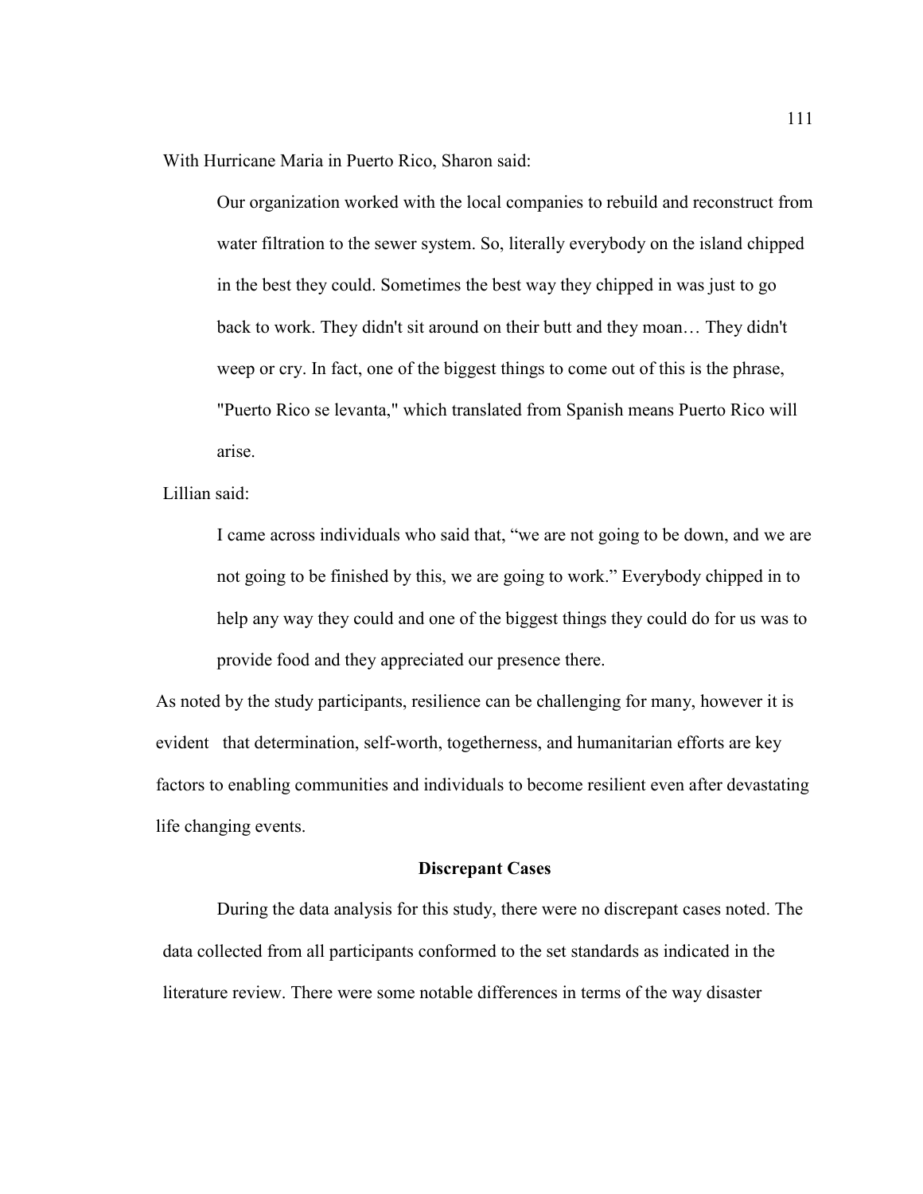With Hurricane Maria in Puerto Rico, Sharon said:

> Our organization worked with the local companies to rebuild and reconstruct from water filtration to the sewer system. So, literally everybody on the island chipped in the best they could. Sometimes the best way they chipped in was just to go back to work. They didn't sit around on their butt and they moan… They didn't weep or cry. In fact, one of the biggest things to come out of this is the phrase, "Puerto Rico se levanta," which translated from Spanish means Puerto Rico will arise.

Lillian said:

> I came across individuals who said that, "we are not going to be down, and we are not going to be finished by this, we are going to work." Everybody chipped in to help any way they could and one of the biggest things they could do for us was to provide food and they appreciated our presence there.

As noted by the study participants, resilience can be challenging for many, however it is evident that determination, self-worth, togetherness, and humanitarian efforts are key factors to enabling communities and individuals to become resilient even after devastating life changing events.

## Discrepant Cases

During the data analysis for this study, there were no discrepant cases noted. The data collected from all participants conformed to the set standards as indicated in the literature review. There were some notable differences in terms of the way disaster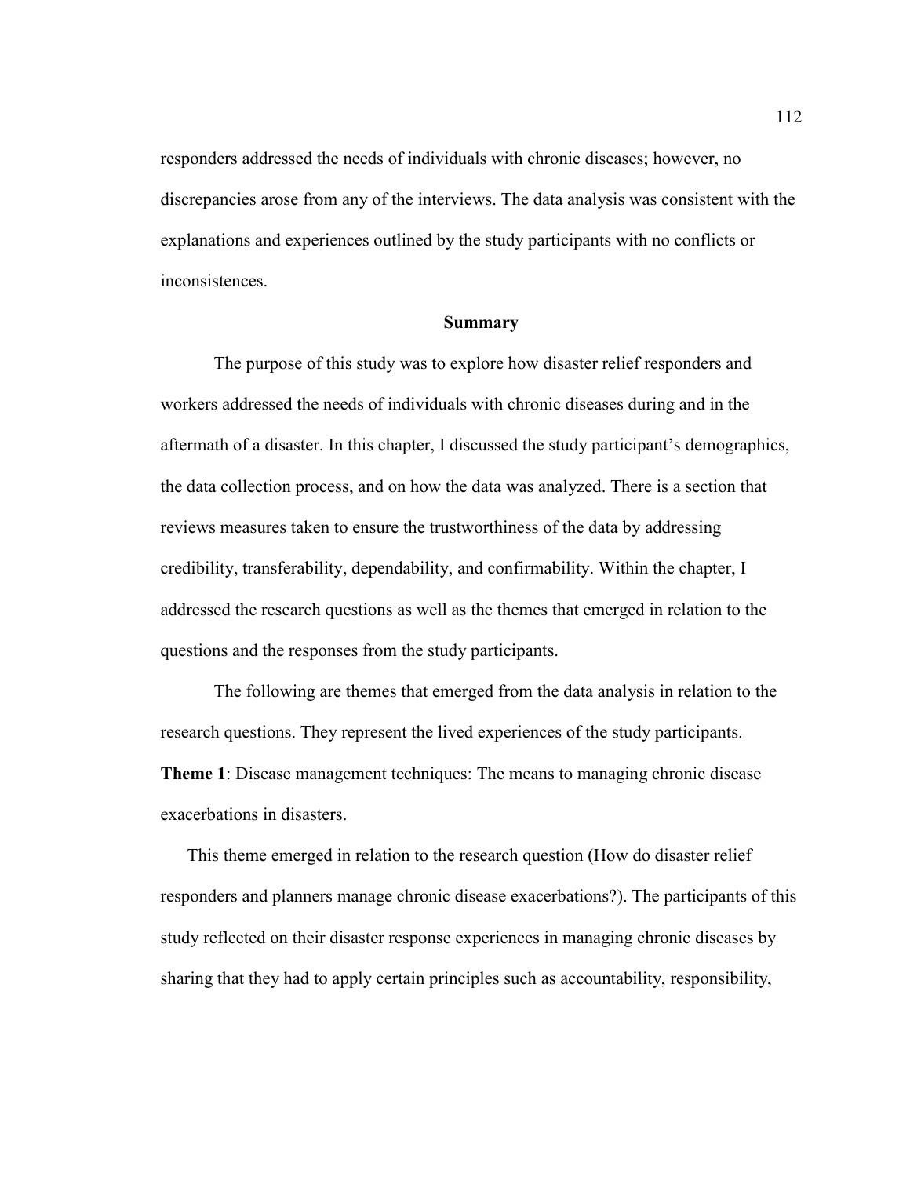responders addressed the needs of individuals with chronic diseases; however, no discrepancies arose from any of the interviews. The data analysis was consistent with the explanations and experiences outlined by the study participants with no conflicts or inconsistences.

## Summary

The purpose of this study was to explore how disaster relief responders and workers addressed the needs of individuals with chronic diseases during and in the aftermath of a disaster. In this chapter, I discussed the study participant's demographics, the data collection process, and on how the data was analyzed. There is a section that reviews measures taken to ensure the trustworthiness of the data by addressing credibility, transferability, dependability, and confirmability. Within the chapter, I addressed the research questions as well as the themes that emerged in relation to the questions and the responses from the study participants.

The following are themes that emerged from the data analysis in relation to the research questions. They represent the lived experiences of the study participants.

**Theme 1**: Disease management techniques: The means to managing chronic disease exacerbations in disasters.

This theme emerged in relation to the research question (How do disaster relief responders and planners manage chronic disease exacerbations?). The participants of this study reflected on their disaster response experiences in managing chronic diseases by sharing that they had to apply certain principles such as accountability, responsibility,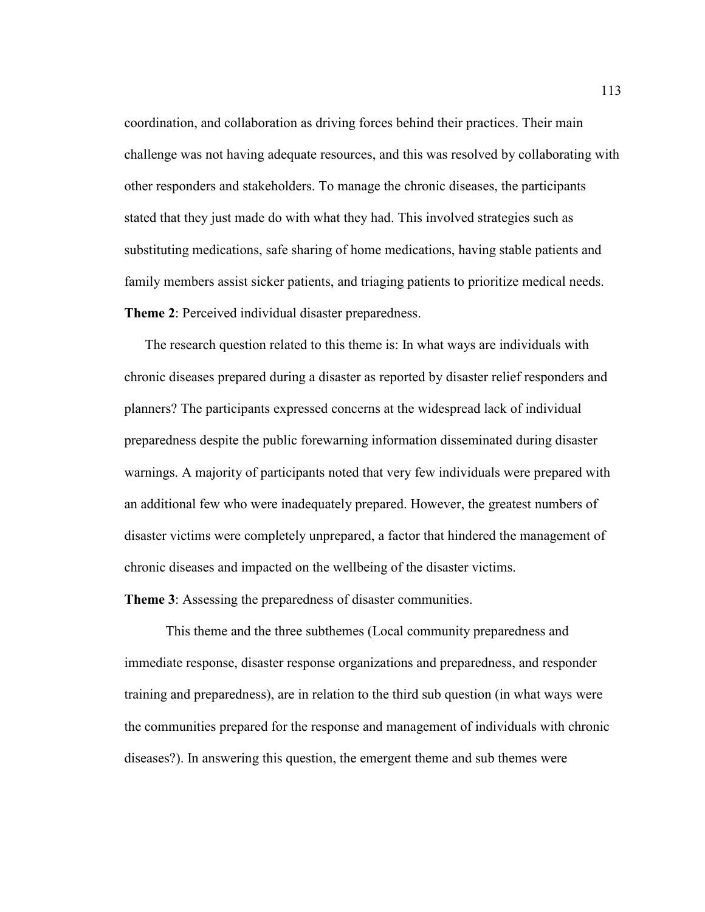coordination, and collaboration as driving forces behind their practices. Their main challenge was not having adequate resources, and this was resolved by collaborating with other responders and stakeholders. To manage the chronic diseases, the participants stated that they just made do with what they had. This involved strategies such as substituting medications, safe sharing of home medications, having stable patients and family members assist sicker patients, and triaging patients to prioritize medical needs.

**Theme 2**: Perceived individual disaster preparedness.

The research question related to this theme is: In what ways are individuals with chronic diseases prepared during a disaster as reported by disaster relief responders and planners? The participants expressed concerns at the widespread lack of individual preparedness despite the public forewarning information disseminated during disaster warnings. A majority of participants noted that very few individuals were prepared with an additional few who were inadequately prepared. However, the greatest numbers of disaster victims were completely unprepared, a factor that hindered the management of chronic diseases and impacted on the wellbeing of the disaster victims.

**Theme 3**: Assessing the preparedness of disaster communities.

This theme and the three subthemes (Local community preparedness and immediate response, disaster response organizations and preparedness, and responder training and preparedness), are in relation to the third sub question (in what ways were the communities prepared for the response and management of individuals with chronic diseases?). In answering this question, the emergent theme and sub themes were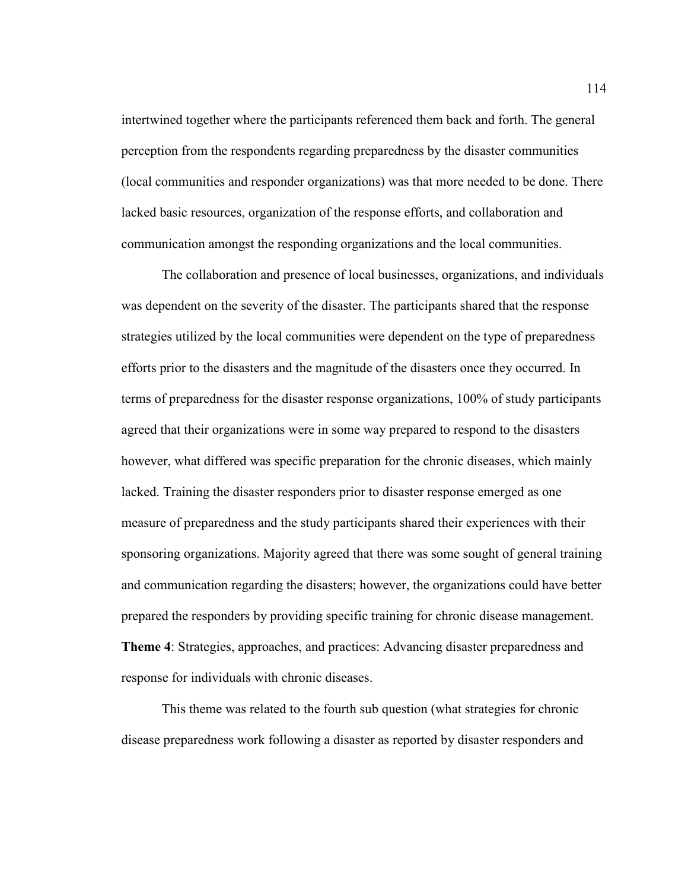intertwined together where the participants referenced them back and forth. The general perception from the respondents regarding preparedness by the disaster communities (local communities and responder organizations) was that more needed to be done. There lacked basic resources, organization of the response efforts, and collaboration and communication amongst the responding organizations and the local communities.

The collaboration and presence of local businesses, organizations, and individuals was dependent on the severity of the disaster. The participants shared that the response strategies utilized by the local communities were dependent on the type of preparedness efforts prior to the disasters and the magnitude of the disasters once they occurred. In terms of preparedness for the disaster response organizations, 100% of study participants agreed that their organizations were in some way prepared to respond to the disasters however, what differed was specific preparation for the chronic diseases, which mainly lacked. Training the disaster responders prior to disaster response emerged as one measure of preparedness and the study participants shared their experiences with their sponsoring organizations. Majority agreed that there was some sought of general training and communication regarding the disasters; however, the organizations could have better prepared the responders by providing specific training for chronic disease management.

**Theme 4**: Strategies, approaches, and practices: Advancing disaster preparedness and response for individuals with chronic diseases.

This theme was related to the fourth sub question (what strategies for chronic disease preparedness work following a disaster as reported by disaster responders and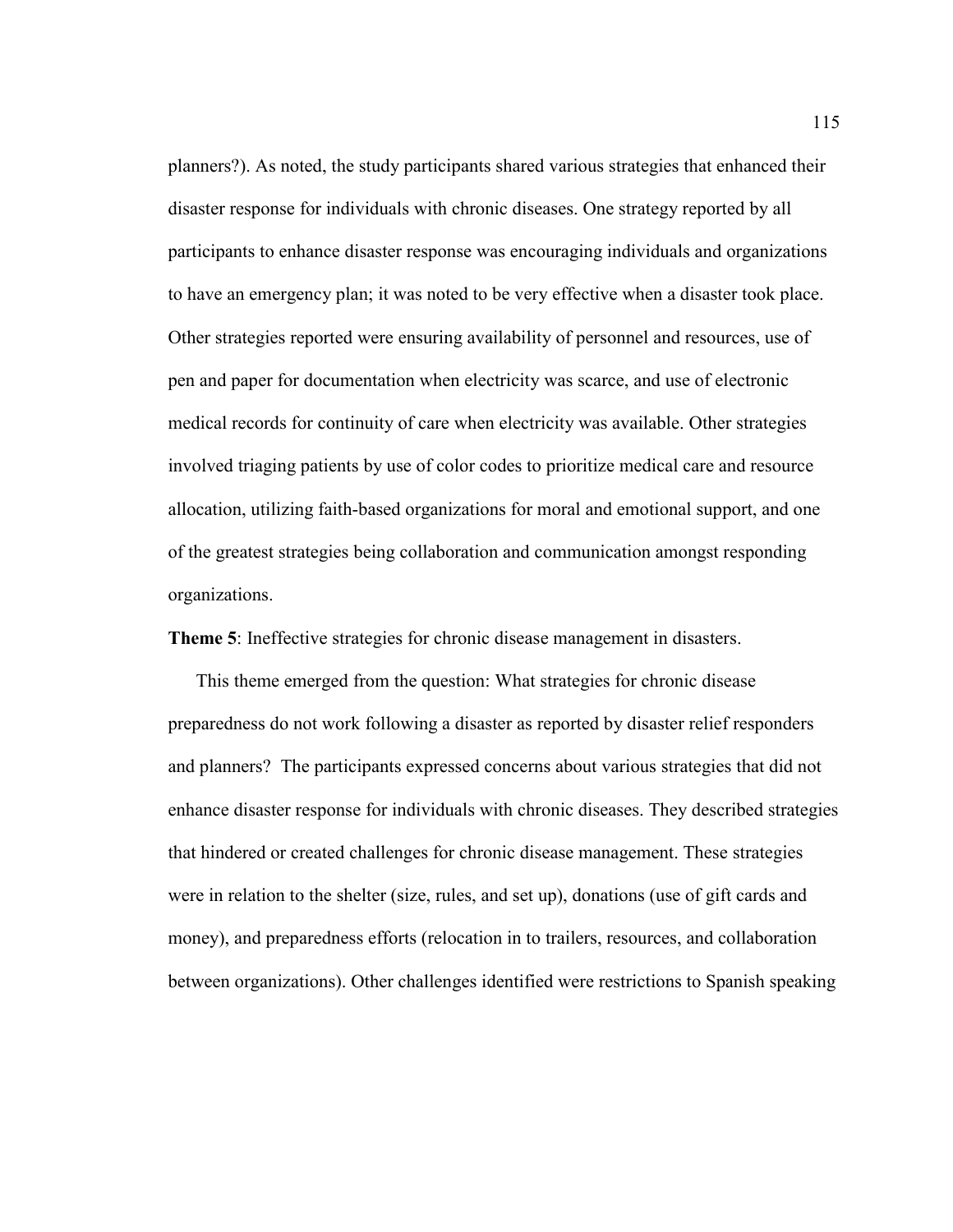planners?). As noted, the study participants shared various strategies that enhanced their disaster response for individuals with chronic diseases. One strategy reported by all participants to enhance disaster response was encouraging individuals and organizations to have an emergency plan; it was noted to be very effective when a disaster took place. Other strategies reported were ensuring availability of personnel and resources, use of pen and paper for documentation when electricity was scarce, and use of electronic medical records for continuity of care when electricity was available. Other strategies involved triaging patients by use of color codes to prioritize medical care and resource allocation, utilizing faith-based organizations for moral and emotional support, and one of the greatest strategies being collaboration and communication amongst responding organizations.

**Theme 5**: Ineffective strategies for chronic disease management in disasters.

This theme emerged from the question: What strategies for chronic disease preparedness do not work following a disaster as reported by disaster relief responders and planners? The participants expressed concerns about various strategies that did not enhance disaster response for individuals with chronic diseases. They described strategies that hindered or created challenges for chronic disease management. These strategies were in relation to the shelter (size, rules, and set up), donations (use of gift cards and money), and preparedness efforts (relocation in to trailers, resources, and collaboration between organizations). Other challenges identified were restrictions to Spanish speaking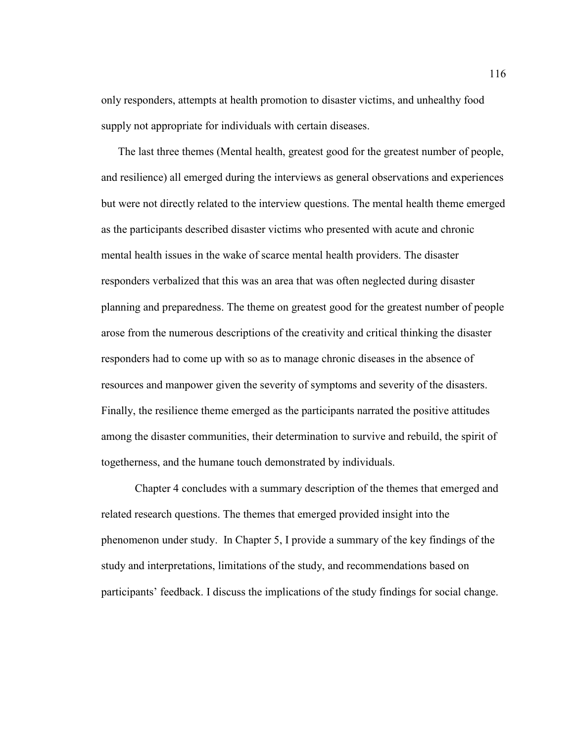only responders, attempts at health promotion to disaster victims, and unhealthy food supply not appropriate for individuals with certain diseases.

The last three themes (Mental health, greatest good for the greatest number of people, and resilience) all emerged during the interviews as general observations and experiences but were not directly related to the interview questions. The mental health theme emerged as the participants described disaster victims who presented with acute and chronic mental health issues in the wake of scarce mental health providers. The disaster responders verbalized that this was an area that was often neglected during disaster planning and preparedness. The theme on greatest good for the greatest number of people arose from the numerous descriptions of the creativity and critical thinking the disaster responders had to come up with so as to manage chronic diseases in the absence of resources and manpower given the severity of symptoms and severity of the disasters. Finally, the resilience theme emerged as the participants narrated the positive attitudes among the disaster communities, their determination to survive and rebuild, the spirit of togetherness, and the humane touch demonstrated by individuals.

Chapter 4 concludes with a summary description of the themes that emerged and related research questions. The themes that emerged provided insight into the phenomenon under study. In Chapter 5, I provide a summary of the key findings of the study and interpretations, limitations of the study, and recommendations based on participants' feedback. I discuss the implications of the study findings for social change.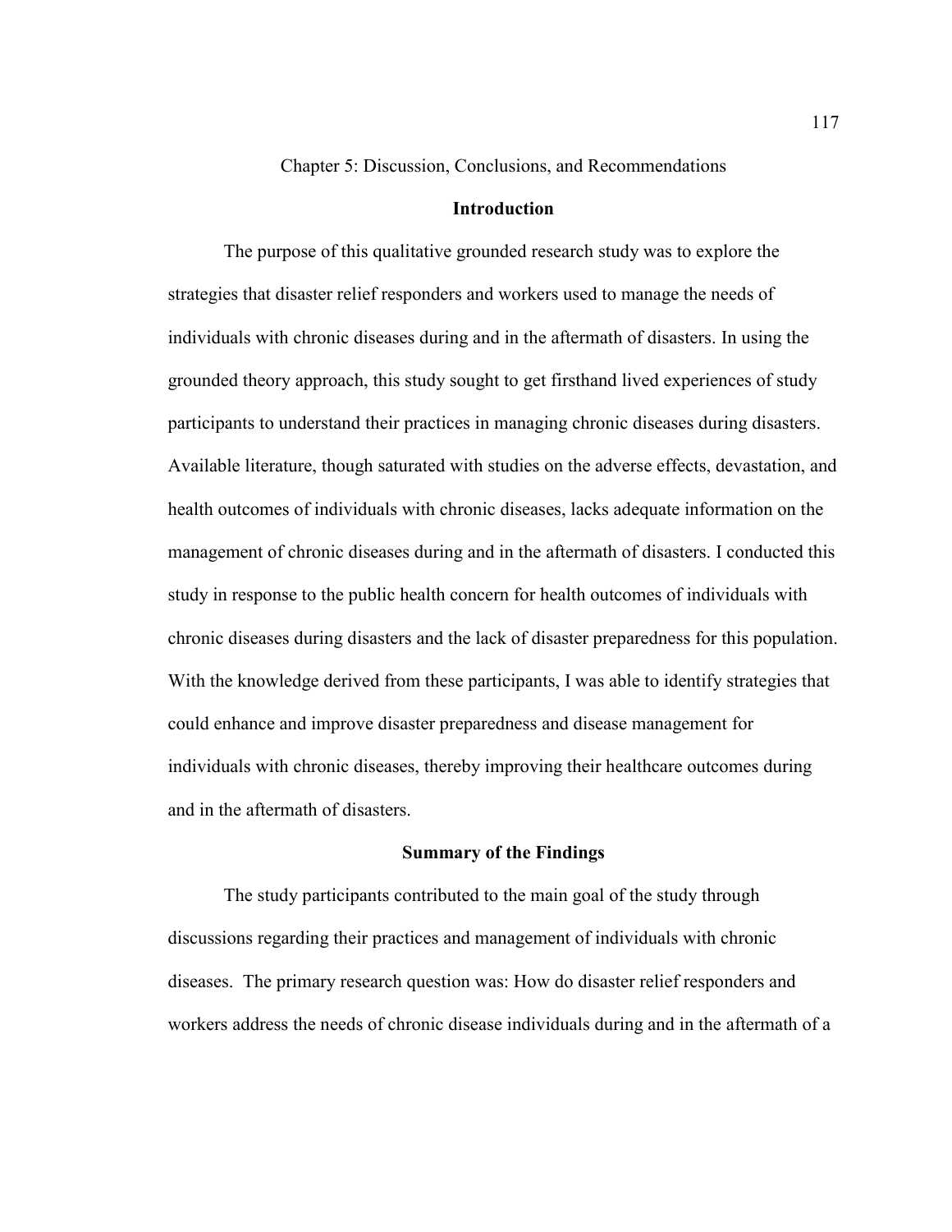# Chapter 5: Discussion, Conclusions, and Recommendations

## Introduction

The purpose of this qualitative grounded research study was to explore the strategies that disaster relief responders and workers used to manage the needs of individuals with chronic diseases during and in the aftermath of disasters. In using the grounded theory approach, this study sought to get firsthand lived experiences of study participants to understand their practices in managing chronic diseases during disasters. Available literature, though saturated with studies on the adverse effects, devastation, and health outcomes of individuals with chronic diseases, lacks adequate information on the management of chronic diseases during and in the aftermath of disasters. I conducted this study in response to the public health concern for health outcomes of individuals with chronic diseases during disasters and the lack of disaster preparedness for this population. With the knowledge derived from these participants, I was able to identify strategies that could enhance and improve disaster preparedness and disease management for individuals with chronic diseases, thereby improving their healthcare outcomes during and in the aftermath of disasters.

## Summary of the Findings

The study participants contributed to the main goal of the study through discussions regarding their practices and management of individuals with chronic diseases. The primary research question was: How do disaster relief responders and workers address the needs of chronic disease individuals during and in the aftermath of a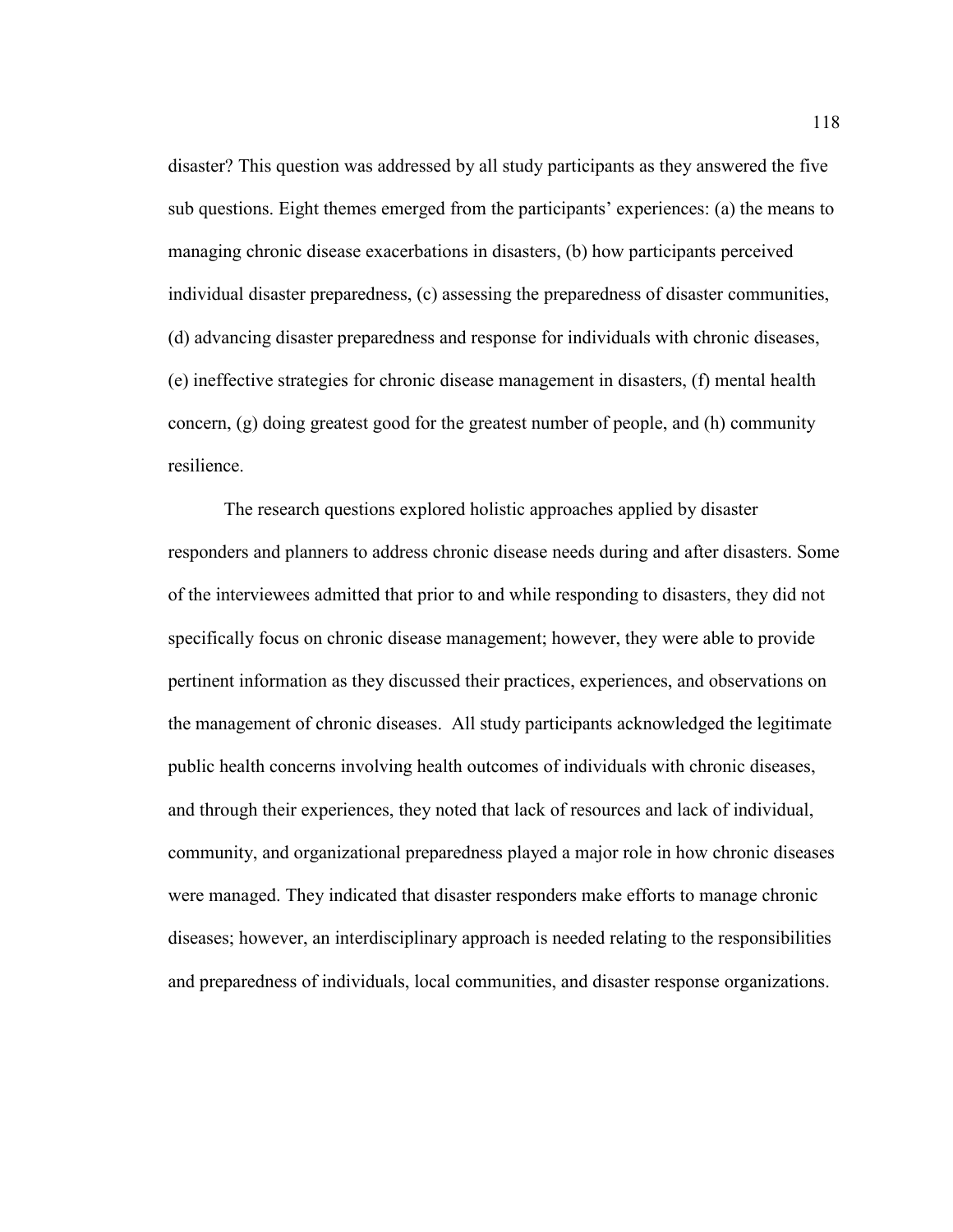disaster? This question was addressed by all study participants as they answered the five sub questions. Eight themes emerged from the participants' experiences: (a) the means to managing chronic disease exacerbations in disasters, (b) how participants perceived individual disaster preparedness, (c) assessing the preparedness of disaster communities, (d) advancing disaster preparedness and response for individuals with chronic diseases, (e) ineffective strategies for chronic disease management in disasters, (f) mental health concern, (g) doing greatest good for the greatest number of people, and (h) community resilience.

The research questions explored holistic approaches applied by disaster responders and planners to address chronic disease needs during and after disasters. Some of the interviewees admitted that prior to and while responding to disasters, they did not specifically focus on chronic disease management; however, they were able to provide pertinent information as they discussed their practices, experiences, and observations on the management of chronic diseases. All study participants acknowledged the legitimate public health concerns involving health outcomes of individuals with chronic diseases, and through their experiences, they noted that lack of resources and lack of individual, community, and organizational preparedness played a major role in how chronic diseases were managed. They indicated that disaster responders make efforts to manage chronic diseases; however, an interdisciplinary approach is needed relating to the responsibilities and preparedness of individuals, local communities, and disaster response organizations.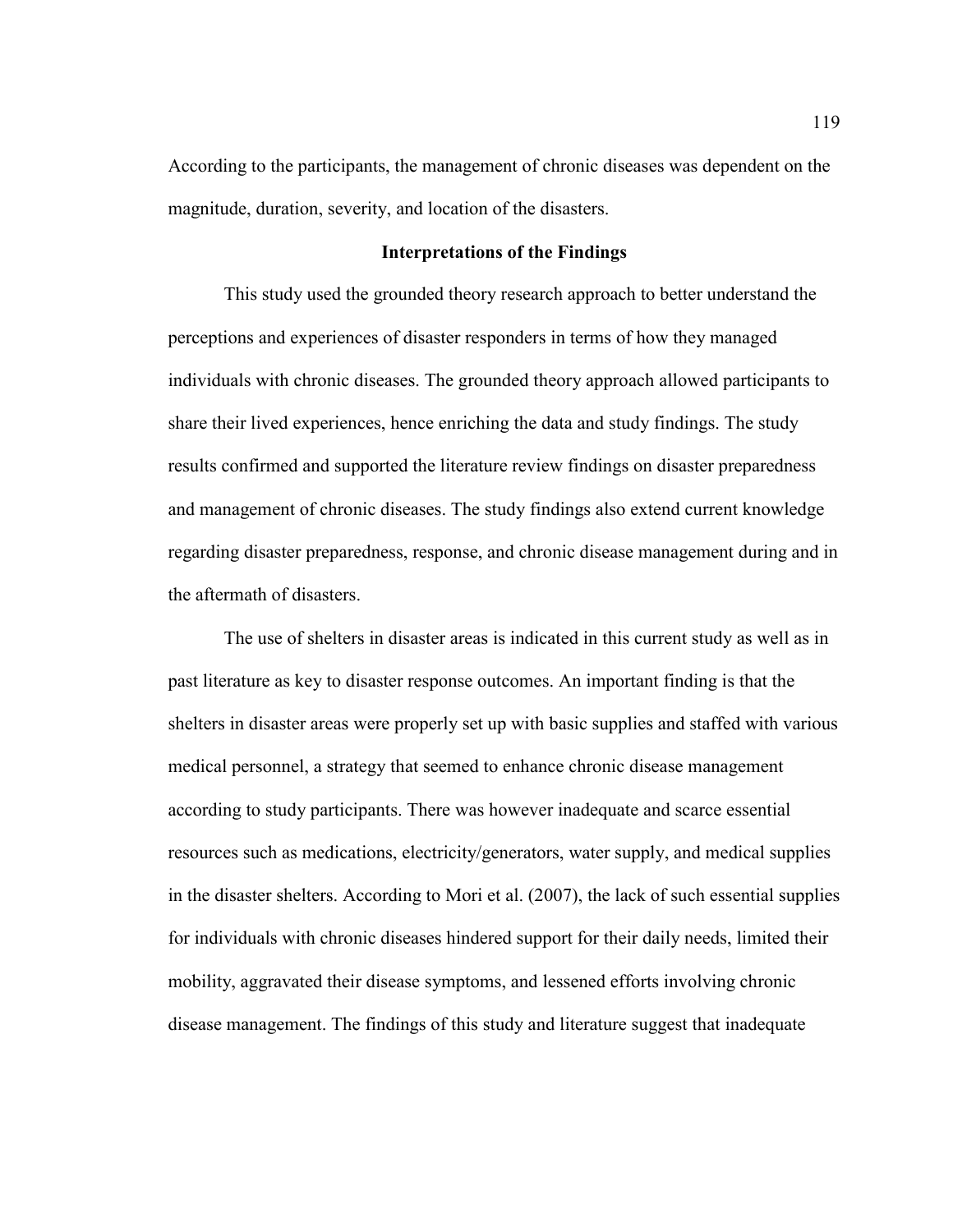According to the participants, the management of chronic diseases was dependent on the magnitude, duration, severity, and location of the disasters.

## Interpretations of the Findings

This study used the grounded theory research approach to better understand the perceptions and experiences of disaster responders in terms of how they managed individuals with chronic diseases. The grounded theory approach allowed participants to share their lived experiences, hence enriching the data and study findings. The study results confirmed and supported the literature review findings on disaster preparedness and management of chronic diseases. The study findings also extend current knowledge regarding disaster preparedness, response, and chronic disease management during and in the aftermath of disasters.

The use of shelters in disaster areas is indicated in this current study as well as in past literature as key to disaster response outcomes. An important finding is that the shelters in disaster areas were properly set up with basic supplies and staffed with various medical personnel, a strategy that seemed to enhance chronic disease management according to study participants. There was however inadequate and scarce essential resources such as medications, electricity/generators, water supply, and medical supplies in the disaster shelters. According to Mori et al. (2007), the lack of such essential supplies for individuals with chronic diseases hindered support for their daily needs, limited their mobility, aggravated their disease symptoms, and lessened efforts involving chronic disease management. The findings of this study and literature suggest that inadequate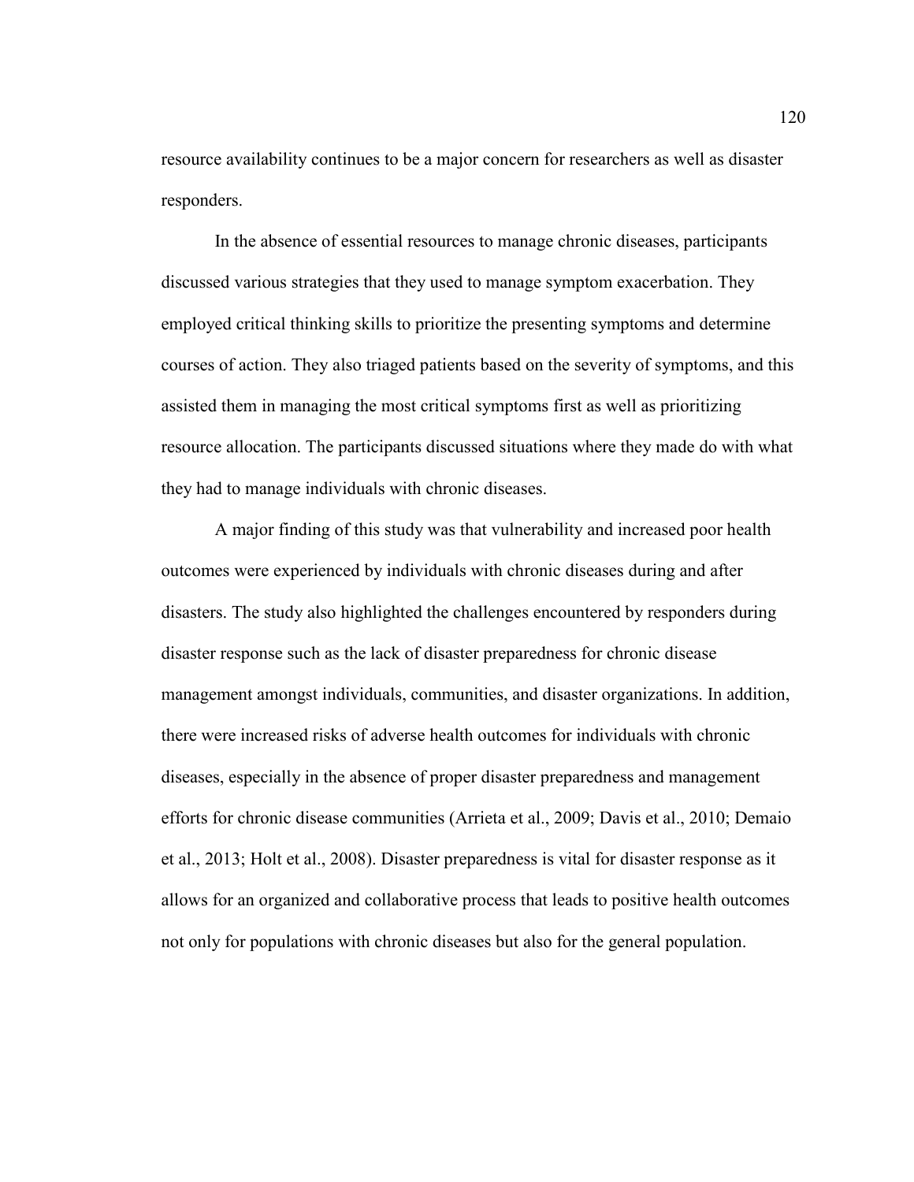resource availability continues to be a major concern for researchers as well as disaster responders.

In the absence of essential resources to manage chronic diseases, participants discussed various strategies that they used to manage symptom exacerbation. They employed critical thinking skills to prioritize the presenting symptoms and determine courses of action. They also triaged patients based on the severity of symptoms, and this assisted them in managing the most critical symptoms first as well as prioritizing resource allocation. The participants discussed situations where they made do with what they had to manage individuals with chronic diseases.

A major finding of this study was that vulnerability and increased poor health outcomes were experienced by individuals with chronic diseases during and after disasters. The study also highlighted the challenges encountered by responders during disaster response such as the lack of disaster preparedness for chronic disease management amongst individuals, communities, and disaster organizations. In addition, there were increased risks of adverse health outcomes for individuals with chronic diseases, especially in the absence of proper disaster preparedness and management efforts for chronic disease communities (Arrieta et al., 2009; Davis et al., 2010; Demaio et al., 2013; Holt et al., 2008). Disaster preparedness is vital for disaster response as it allows for an organized and collaborative process that leads to positive health outcomes not only for populations with chronic diseases but also for the general population.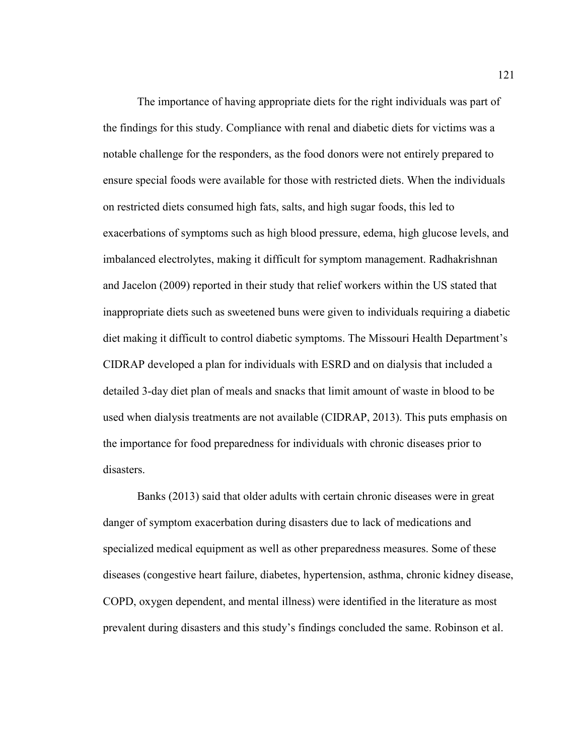The importance of having appropriate diets for the right individuals was part of the findings for this study. Compliance with renal and diabetic diets for victims was a notable challenge for the responders, as the food donors were not entirely prepared to ensure special foods were available for those with restricted diets. When the individuals on restricted diets consumed high fats, salts, and high sugar foods, this led to exacerbations of symptoms such as high blood pressure, edema, high glucose levels, and imbalanced electrolytes, making it difficult for symptom management. Radhakrishnan and Jacelon (2009) reported in their study that relief workers within the US stated that inappropriate diets such as sweetened buns were given to individuals requiring a diabetic diet making it difficult to control diabetic symptoms. The Missouri Health Department's CIDRAP developed a plan for individuals with ESRD and on dialysis that included a detailed 3-day diet plan of meals and snacks that limit amount of waste in blood to be used when dialysis treatments are not available (CIDRAP, 2013). This puts emphasis on the importance for food preparedness for individuals with chronic diseases prior to disasters.

Banks (2013) said that older adults with certain chronic diseases were in great danger of symptom exacerbation during disasters due to lack of medications and specialized medical equipment as well as other preparedness measures. Some of these diseases (congestive heart failure, diabetes, hypertension, asthma, chronic kidney disease, COPD, oxygen dependent, and mental illness) were identified in the literature as most prevalent during disasters and this study's findings concluded the same. Robinson et al.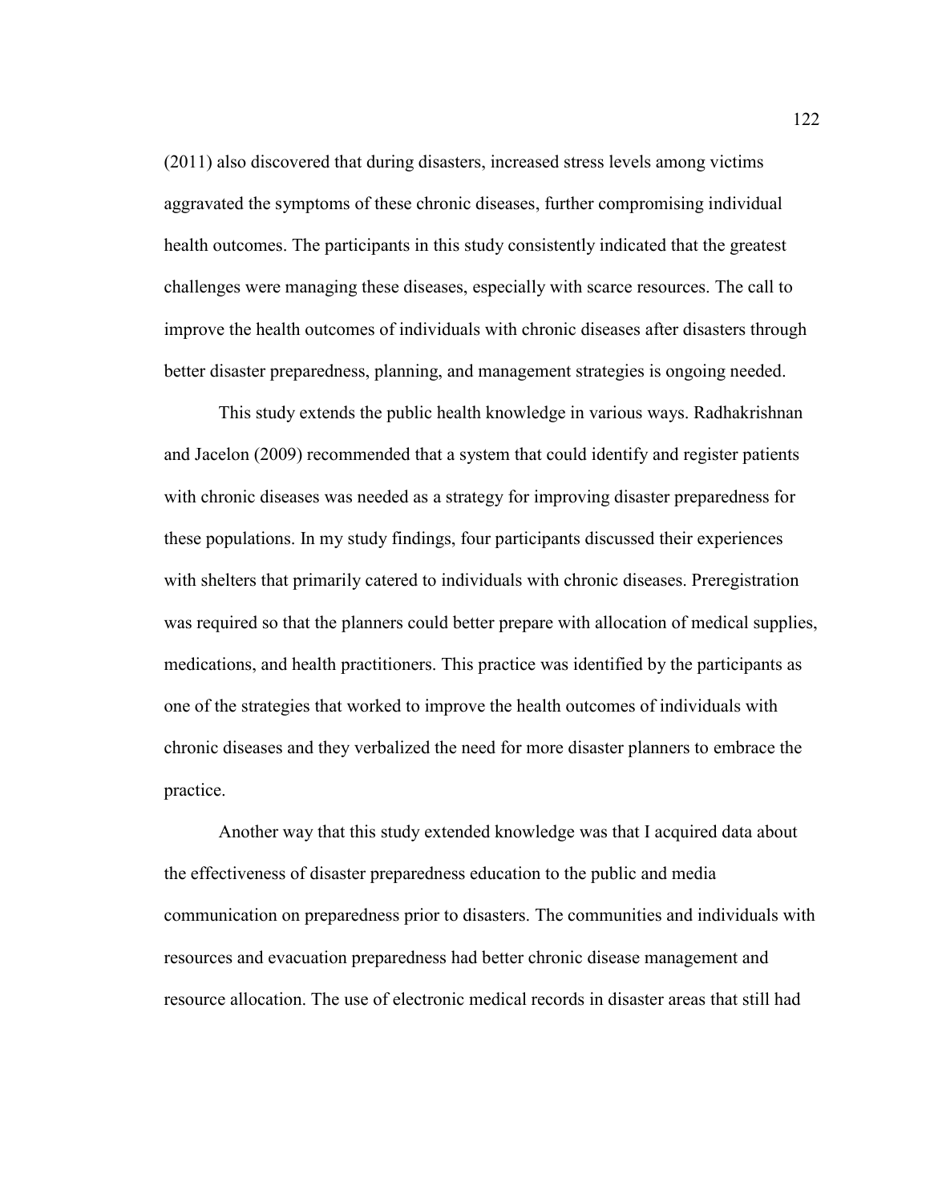(2011) also discovered that during disasters, increased stress levels among victims aggravated the symptoms of these chronic diseases, further compromising individual health outcomes. The participants in this study consistently indicated that the greatest challenges were managing these diseases, especially with scarce resources. The call to improve the health outcomes of individuals with chronic diseases after disasters through better disaster preparedness, planning, and management strategies is ongoing needed.

This study extends the public health knowledge in various ways. Radhakrishnan and Jacelon (2009) recommended that a system that could identify and register patients with chronic diseases was needed as a strategy for improving disaster preparedness for these populations. In my study findings, four participants discussed their experiences with shelters that primarily catered to individuals with chronic diseases. Preregistration was required so that the planners could better prepare with allocation of medical supplies, medications, and health practitioners. This practice was identified by the participants as one of the strategies that worked to improve the health outcomes of individuals with chronic diseases and they verbalized the need for more disaster planners to embrace the practice.

Another way that this study extended knowledge was that I acquired data about the effectiveness of disaster preparedness education to the public and media communication on preparedness prior to disasters. The communities and individuals with resources and evacuation preparedness had better chronic disease management and resource allocation. The use of electronic medical records in disaster areas that still had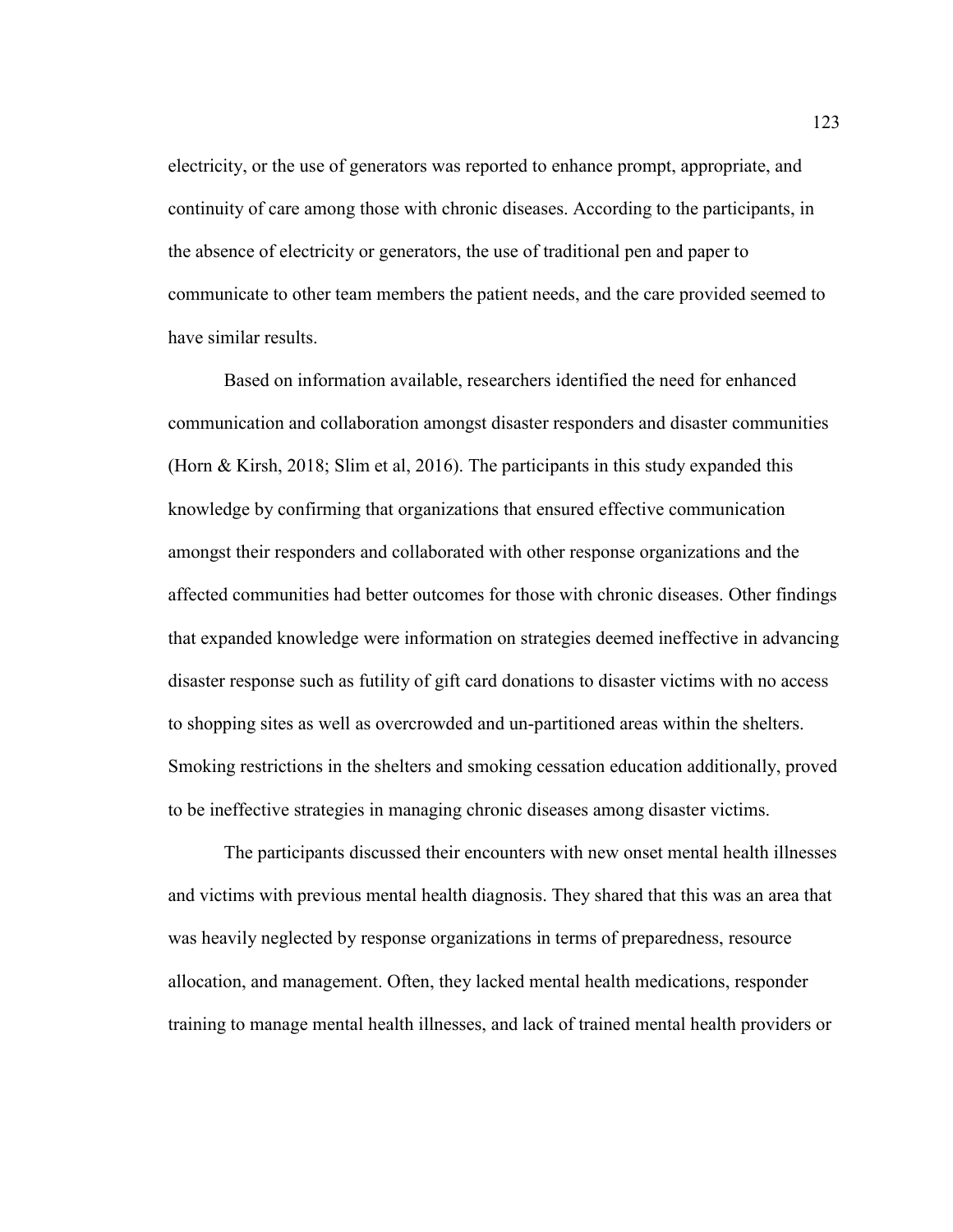electricity, or the use of generators was reported to enhance prompt, appropriate, and continuity of care among those with chronic diseases. According to the participants, in the absence of electricity or generators, the use of traditional pen and paper to communicate to other team members the patient needs, and the care provided seemed to have similar results.

Based on information available, researchers identified the need for enhanced communication and collaboration amongst disaster responders and disaster communities (Horn & Kirsh, 2018; Slim et al, 2016). The participants in this study expanded this knowledge by confirming that organizations that ensured effective communication amongst their responders and collaborated with other response organizations and the affected communities had better outcomes for those with chronic diseases. Other findings that expanded knowledge were information on strategies deemed ineffective in advancing disaster response such as futility of gift card donations to disaster victims with no access to shopping sites as well as overcrowded and un-partitioned areas within the shelters. Smoking restrictions in the shelters and smoking cessation education additionally, proved to be ineffective strategies in managing chronic diseases among disaster victims.

The participants discussed their encounters with new onset mental health illnesses and victims with previous mental health diagnosis. They shared that this was an area that was heavily neglected by response organizations in terms of preparedness, resource allocation, and management. Often, they lacked mental health medications, responder training to manage mental health illnesses, and lack of trained mental health providers or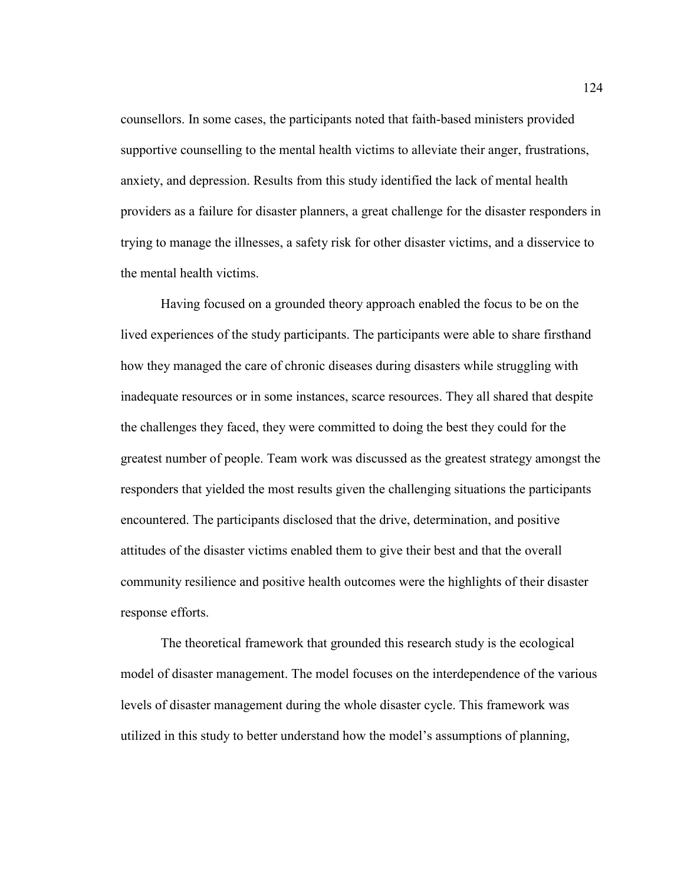counsellors. In some cases, the participants noted that faith-based ministers provided supportive counselling to the mental health victims to alleviate their anger, frustrations, anxiety, and depression. Results from this study identified the lack of mental health providers as a failure for disaster planners, a great challenge for the disaster responders in trying to manage the illnesses, a safety risk for other disaster victims, and a disservice to the mental health victims.

Having focused on a grounded theory approach enabled the focus to be on the lived experiences of the study participants. The participants were able to share firsthand how they managed the care of chronic diseases during disasters while struggling with inadequate resources or in some instances, scarce resources. They all shared that despite the challenges they faced, they were committed to doing the best they could for the greatest number of people. Team work was discussed as the greatest strategy amongst the responders that yielded the most results given the challenging situations the participants encountered. The participants disclosed that the drive, determination, and positive attitudes of the disaster victims enabled them to give their best and that the overall community resilience and positive health outcomes were the highlights of their disaster response efforts.

The theoretical framework that grounded this research study is the ecological model of disaster management. The model focuses on the interdependence of the various levels of disaster management during the whole disaster cycle. This framework was utilized in this study to better understand how the model's assumptions of planning,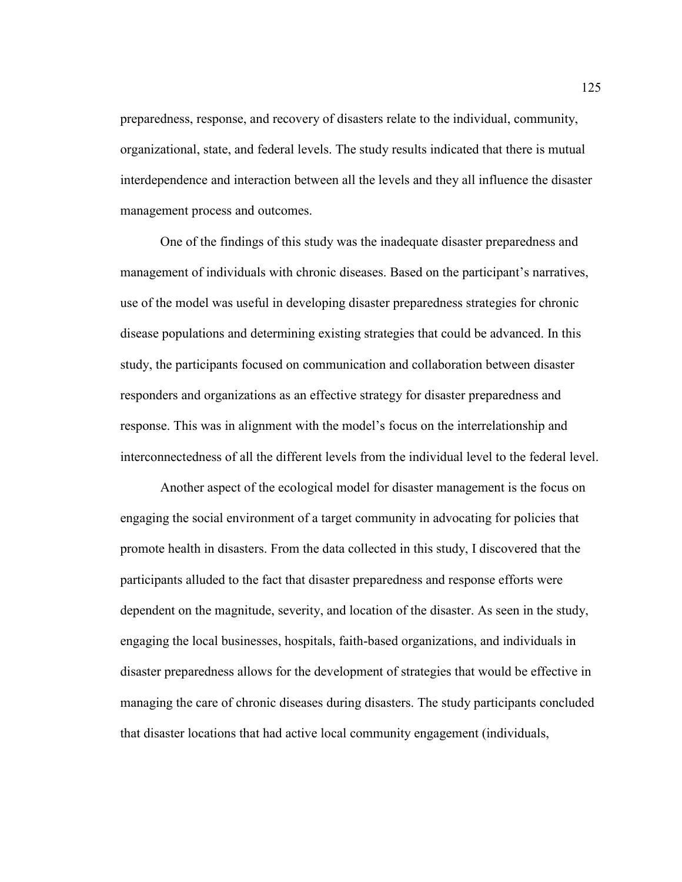preparedness, response, and recovery of disasters relate to the individual, community, organizational, state, and federal levels. The study results indicated that there is mutual interdependence and interaction between all the levels and they all influence the disaster management process and outcomes.

One of the findings of this study was the inadequate disaster preparedness and management of individuals with chronic diseases. Based on the participant's narratives, use of the model was useful in developing disaster preparedness strategies for chronic disease populations and determining existing strategies that could be advanced. In this study, the participants focused on communication and collaboration between disaster responders and organizations as an effective strategy for disaster preparedness and response. This was in alignment with the model's focus on the interrelationship and interconnectedness of all the different levels from the individual level to the federal level.

Another aspect of the ecological model for disaster management is the focus on engaging the social environment of a target community in advocating for policies that promote health in disasters. From the data collected in this study, I discovered that the participants alluded to the fact that disaster preparedness and response efforts were dependent on the magnitude, severity, and location of the disaster. As seen in the study, engaging the local businesses, hospitals, faith-based organizations, and individuals in disaster preparedness allows for the development of strategies that would be effective in managing the care of chronic diseases during disasters. The study participants concluded that disaster locations that had active local community engagement (individuals,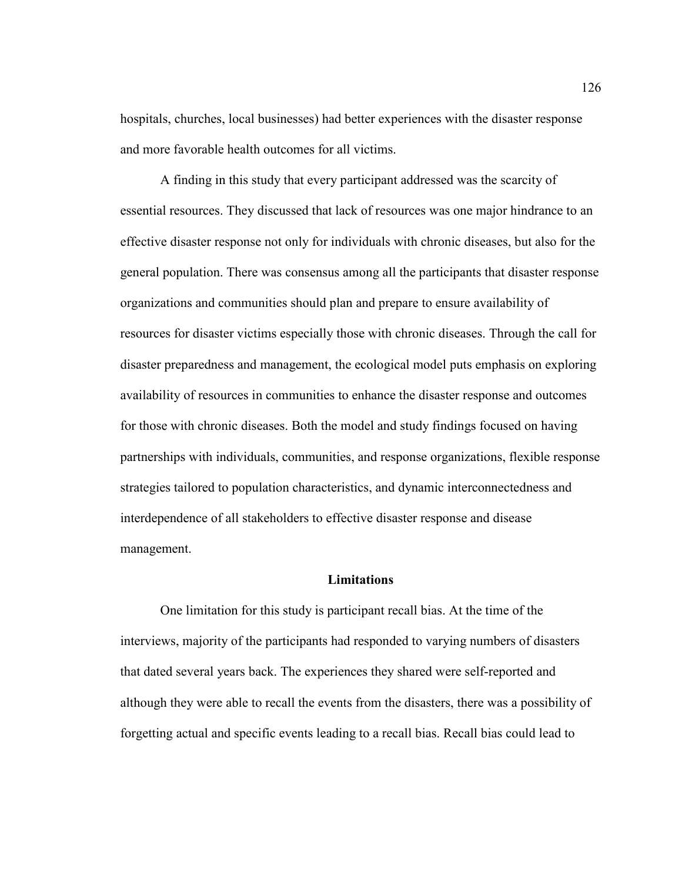hospitals, churches, local businesses) had better experiences with the disaster response and more favorable health outcomes for all victims.

A finding in this study that every participant addressed was the scarcity of essential resources. They discussed that lack of resources was one major hindrance to an effective disaster response not only for individuals with chronic diseases, but also for the general population. There was consensus among all the participants that disaster response organizations and communities should plan and prepare to ensure availability of resources for disaster victims especially those with chronic diseases. Through the call for disaster preparedness and management, the ecological model puts emphasis on exploring availability of resources in communities to enhance the disaster response and outcomes for those with chronic diseases. Both the model and study findings focused on having partnerships with individuals, communities, and response organizations, flexible response strategies tailored to population characteristics, and dynamic interconnectedness and interdependence of all stakeholders to effective disaster response and disease management.

## Limitations

One limitation for this study is participant recall bias. At the time of the interviews, majority of the participants had responded to varying numbers of disasters that dated several years back. The experiences they shared were self-reported and although they were able to recall the events from the disasters, there was a possibility of forgetting actual and specific events leading to a recall bias. Recall bias could lead to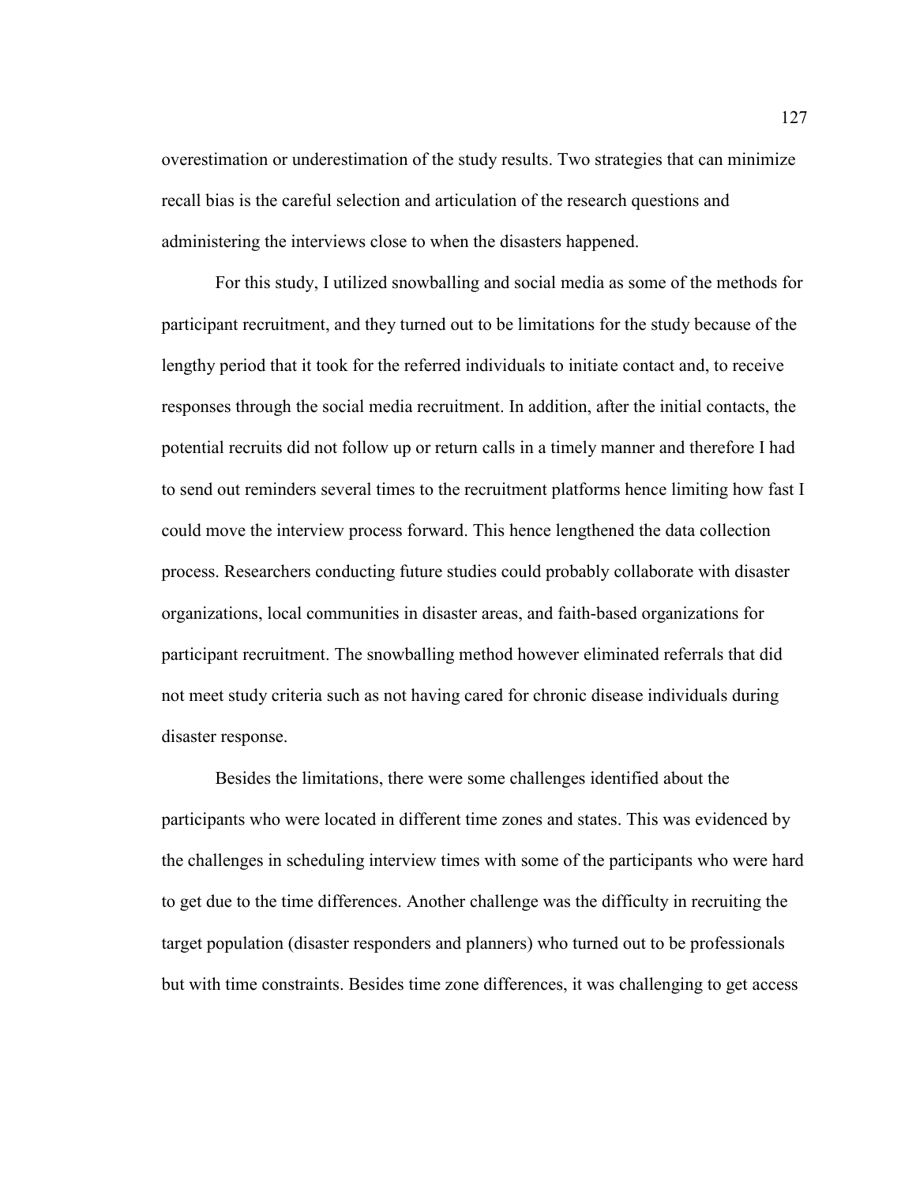overestimation or underestimation of the study results. Two strategies that can minimize recall bias is the careful selection and articulation of the research questions and administering the interviews close to when the disasters happened.

For this study, I utilized snowballing and social media as some of the methods for participant recruitment, and they turned out to be limitations for the study because of the lengthy period that it took for the referred individuals to initiate contact and, to receive responses through the social media recruitment. In addition, after the initial contacts, the potential recruits did not follow up or return calls in a timely manner and therefore I had to send out reminders several times to the recruitment platforms hence limiting how fast I could move the interview process forward. This hence lengthened the data collection process. Researchers conducting future studies could probably collaborate with disaster organizations, local communities in disaster areas, and faith-based organizations for participant recruitment. The snowballing method however eliminated referrals that did not meet study criteria such as not having cared for chronic disease individuals during disaster response.

Besides the limitations, there were some challenges identified about the participants who were located in different time zones and states. This was evidenced by the challenges in scheduling interview times with some of the participants who were hard to get due to the time differences. Another challenge was the difficulty in recruiting the target population (disaster responders and planners) who turned out to be professionals but with time constraints. Besides time zone differences, it was challenging to get access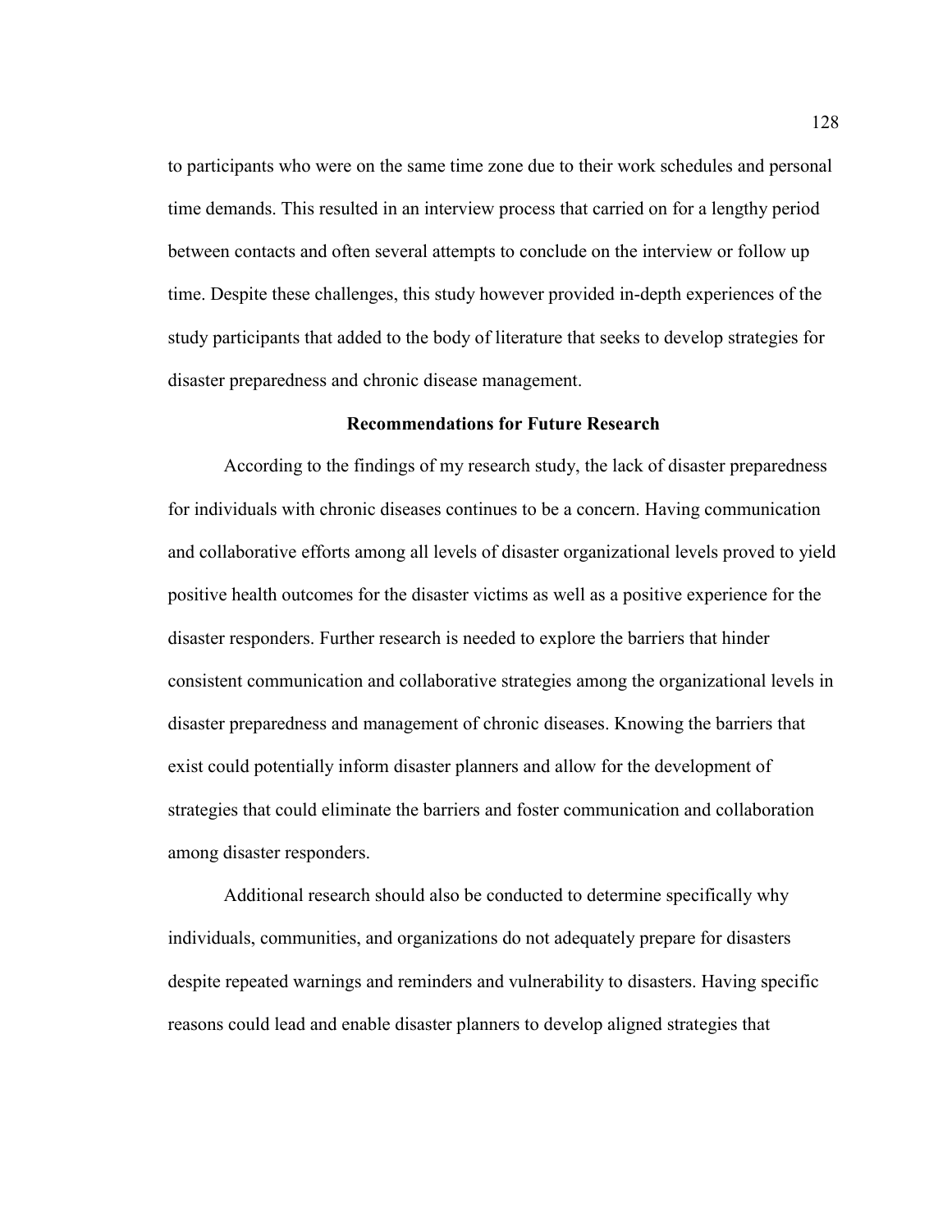to participants who were on the same time zone due to their work schedules and personal time demands. This resulted in an interview process that carried on for a lengthy period between contacts and often several attempts to conclude on the interview or follow up time. Despite these challenges, this study however provided in-depth experiences of the study participants that added to the body of literature that seeks to develop strategies for disaster preparedness and chronic disease management.

## Recommendations for Future Research

According to the findings of my research study, the lack of disaster preparedness for individuals with chronic diseases continues to be a concern. Having communication and collaborative efforts among all levels of disaster organizational levels proved to yield positive health outcomes for the disaster victims as well as a positive experience for the disaster responders. Further research is needed to explore the barriers that hinder consistent communication and collaborative strategies among the organizational levels in disaster preparedness and management of chronic diseases. Knowing the barriers that exist could potentially inform disaster planners and allow for the development of strategies that could eliminate the barriers and foster communication and collaboration among disaster responders.

Additional research should also be conducted to determine specifically why individuals, communities, and organizations do not adequately prepare for disasters despite repeated warnings and reminders and vulnerability to disasters. Having specific reasons could lead and enable disaster planners to develop aligned strategies that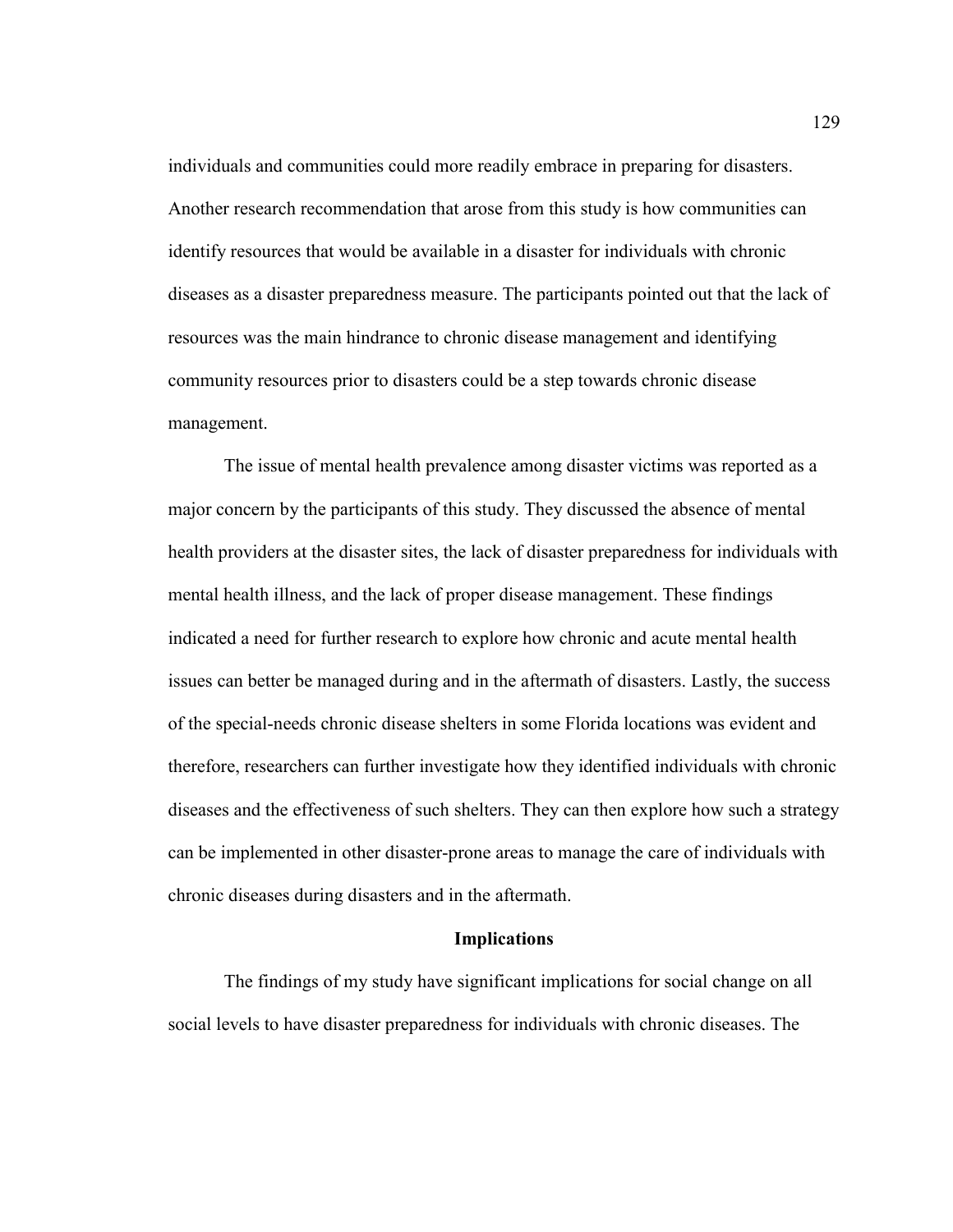individuals and communities could more readily embrace in preparing for disasters. Another research recommendation that arose from this study is how communities can identify resources that would be available in a disaster for individuals with chronic diseases as a disaster preparedness measure. The participants pointed out that the lack of resources was the main hindrance to chronic disease management and identifying community resources prior to disasters could be a step towards chronic disease management.

The issue of mental health prevalence among disaster victims was reported as a major concern by the participants of this study. They discussed the absence of mental health providers at the disaster sites, the lack of disaster preparedness for individuals with mental health illness, and the lack of proper disease management. These findings indicated a need for further research to explore how chronic and acute mental health issues can better be managed during and in the aftermath of disasters. Lastly, the success of the special-needs chronic disease shelters in some Florida locations was evident and therefore, researchers can further investigate how they identified individuals with chronic diseases and the effectiveness of such shelters. They can then explore how such a strategy can be implemented in other disaster-prone areas to manage the care of individuals with chronic diseases during disasters and in the aftermath.

## Implications

The findings of my study have significant implications for social change on all social levels to have disaster preparedness for individuals with chronic diseases. The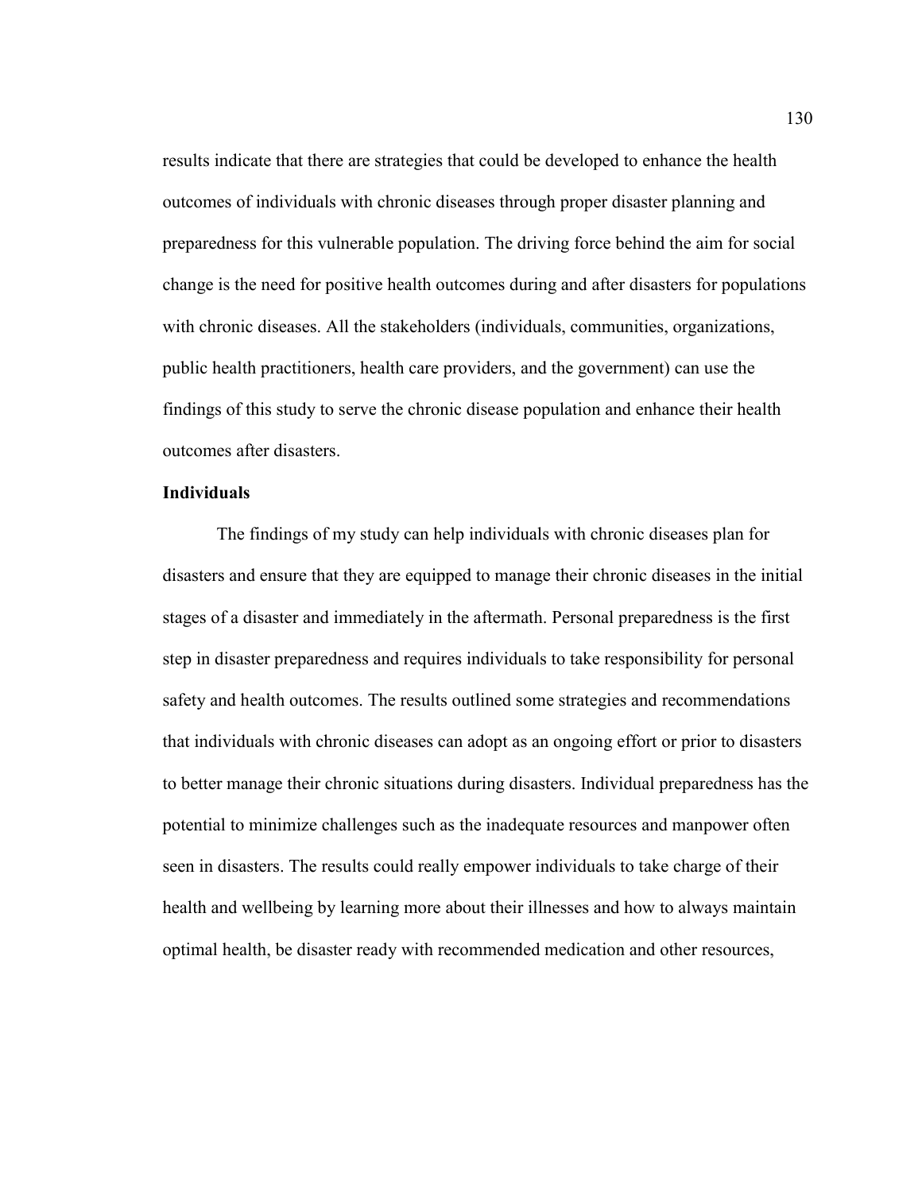results indicate that there are strategies that could be developed to enhance the health outcomes of individuals with chronic diseases through proper disaster planning and preparedness for this vulnerable population. The driving force behind the aim for social change is the need for positive health outcomes during and after disasters for populations with chronic diseases. All the stakeholders (individuals, communities, organizations, public health practitioners, health care providers, and the government) can use the findings of this study to serve the chronic disease population and enhance their health outcomes after disasters.

**Individuals**

The findings of my study can help individuals with chronic diseases plan for disasters and ensure that they are equipped to manage their chronic diseases in the initial stages of a disaster and immediately in the aftermath. Personal preparedness is the first step in disaster preparedness and requires individuals to take responsibility for personal safety and health outcomes. The results outlined some strategies and recommendations that individuals with chronic diseases can adopt as an ongoing effort or prior to disasters to better manage their chronic situations during disasters. Individual preparedness has the potential to minimize challenges such as the inadequate resources and manpower often seen in disasters. The results could really empower individuals to take charge of their health and wellbeing by learning more about their illnesses and how to always maintain optimal health, be disaster ready with recommended medication and other resources,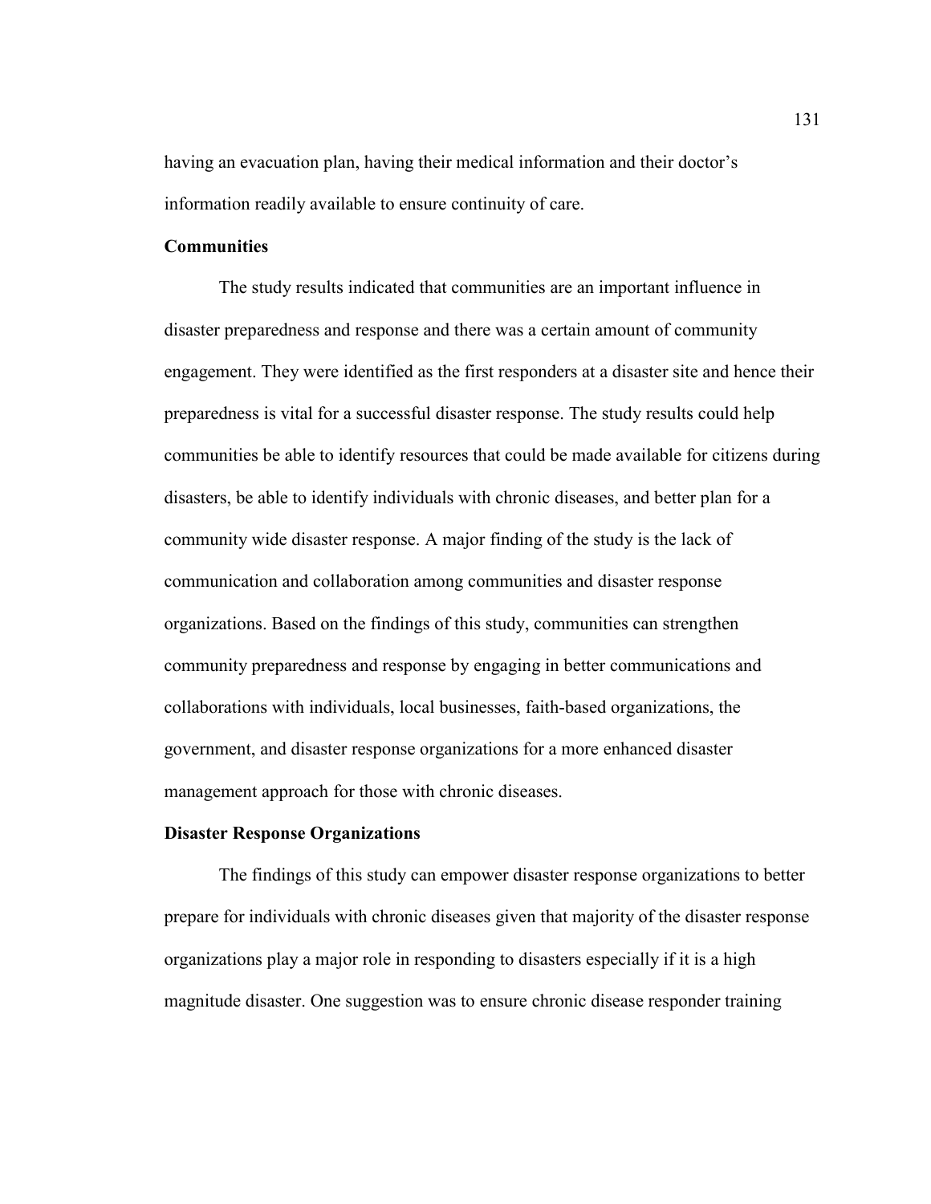having an evacuation plan, having their medical information and their doctor's information readily available to ensure continuity of care.

**Communities**

The study results indicated that communities are an important influence in disaster preparedness and response and there was a certain amount of community engagement. They were identified as the first responders at a disaster site and hence their preparedness is vital for a successful disaster response. The study results could help communities be able to identify resources that could be made available for citizens during disasters, be able to identify individuals with chronic diseases, and better plan for a community wide disaster response. A major finding of the study is the lack of communication and collaboration among communities and disaster response organizations. Based on the findings of this study, communities can strengthen community preparedness and response by engaging in better communications and collaborations with individuals, local businesses, faith-based organizations, the government, and disaster response organizations for a more enhanced disaster management approach for those with chronic diseases.

**Disaster Response Organizations**

The findings of this study can empower disaster response organizations to better prepare for individuals with chronic diseases given that majority of the disaster response organizations play a major role in responding to disasters especially if it is a high magnitude disaster. One suggestion was to ensure chronic disease responder training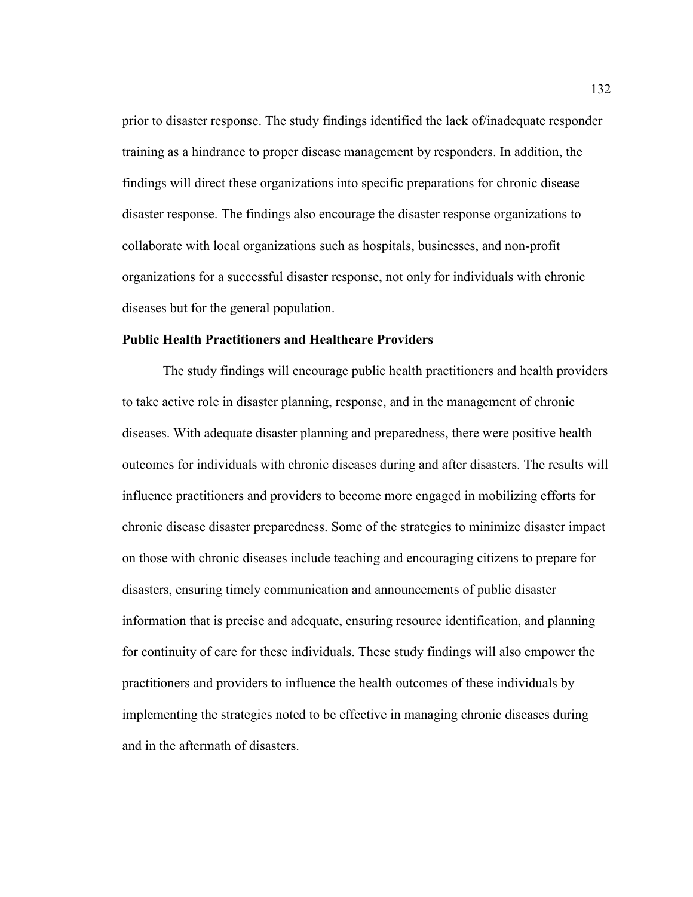prior to disaster response. The study findings identified the lack of/inadequate responder training as a hindrance to proper disease management by responders. In addition, the findings will direct these organizations into specific preparations for chronic disease disaster response. The findings also encourage the disaster response organizations to collaborate with local organizations such as hospitals, businesses, and non-profit organizations for a successful disaster response, not only for individuals with chronic diseases but for the general population.

### Public Health Practitioners and Healthcare Providers

The study findings will encourage public health practitioners and health providers to take active role in disaster planning, response, and in the management of chronic diseases. With adequate disaster planning and preparedness, there were positive health outcomes for individuals with chronic diseases during and after disasters. The results will influence practitioners and providers to become more engaged in mobilizing efforts for chronic disease disaster preparedness. Some of the strategies to minimize disaster impact on those with chronic diseases include teaching and encouraging citizens to prepare for disasters, ensuring timely communication and announcements of public disaster information that is precise and adequate, ensuring resource identification, and planning for continuity of care for these individuals. These study findings will also empower the practitioners and providers to influence the health outcomes of these individuals by implementing the strategies noted to be effective in managing chronic diseases during and in the aftermath of disasters.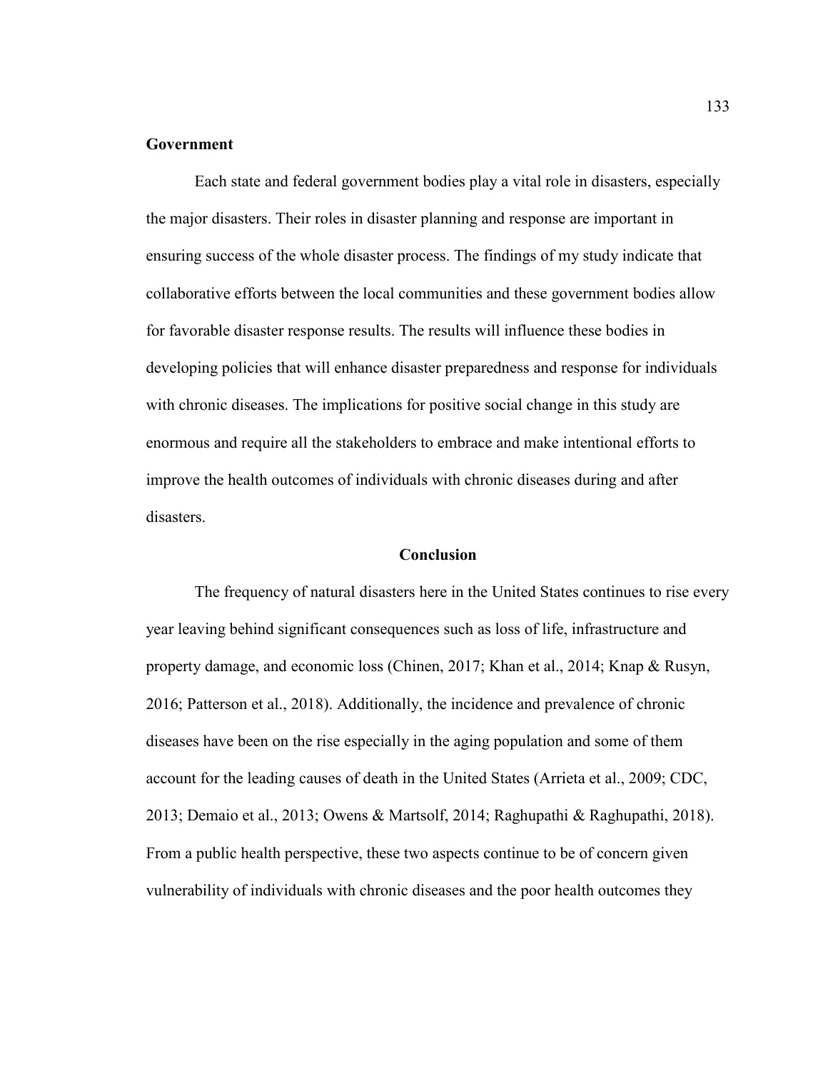### Government

Each state and federal government bodies play a vital role in disasters, especially the major disasters. Their roles in disaster planning and response are important in ensuring success of the whole disaster process. The findings of my study indicate that collaborative efforts between the local communities and these government bodies allow for favorable disaster response results. The results will influence these bodies in developing policies that will enhance disaster preparedness and response for individuals with chronic diseases. The implications for positive social change in this study are enormous and require all the stakeholders to embrace and make intentional efforts to improve the health outcomes of individuals with chronic diseases during and after disasters.

## Conclusion

The frequency of natural disasters here in the United States continues to rise every year leaving behind significant consequences such as loss of life, infrastructure and property damage, and economic loss (Chinen, 2017; Khan et al., 2014; Knap & Rusyn, 2016; Patterson et al., 2018). Additionally, the incidence and prevalence of chronic diseases have been on the rise especially in the aging population and some of them account for the leading causes of death in the United States (Arrieta et al., 2009; CDC, 2013; Demaio et al., 2013; Owens & Martsolf, 2014; Raghupathi & Raghupathi, 2018). From a public health perspective, these two aspects continue to be of concern given vulnerability of individuals with chronic diseases and the poor health outcomes they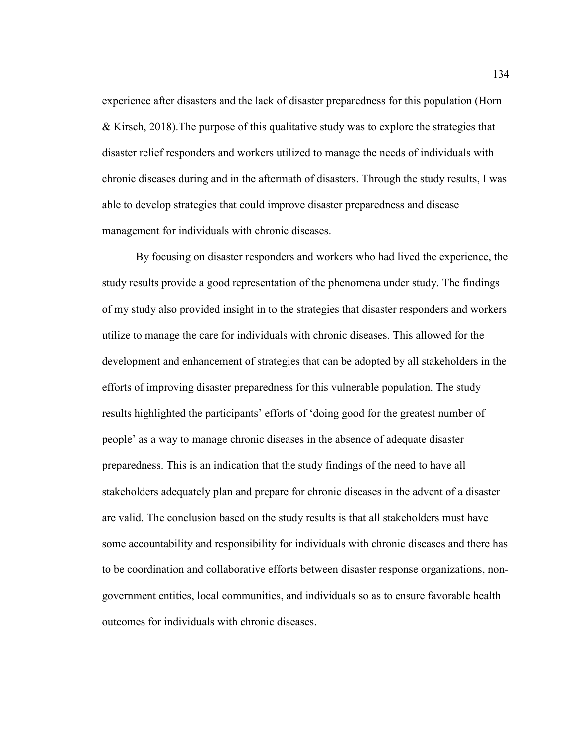experience after disasters and the lack of disaster preparedness for this population (Horn & Kirsch, 2018).The purpose of this qualitative study was to explore the strategies that disaster relief responders and workers utilized to manage the needs of individuals with chronic diseases during and in the aftermath of disasters. Through the study results, I was able to develop strategies that could improve disaster preparedness and disease management for individuals with chronic diseases.

By focusing on disaster responders and workers who had lived the experience, the study results provide a good representation of the phenomena under study. The findings of my study also provided insight in to the strategies that disaster responders and workers utilize to manage the care for individuals with chronic diseases. This allowed for the development and enhancement of strategies that can be adopted by all stakeholders in the efforts of improving disaster preparedness for this vulnerable population. The study results highlighted the participants' efforts of 'doing good for the greatest number of people' as a way to manage chronic diseases in the absence of adequate disaster preparedness. This is an indication that the study findings of the need to have all stakeholders adequately plan and prepare for chronic diseases in the advent of a disaster are valid. The conclusion based on the study results is that all stakeholders must have some accountability and responsibility for individuals with chronic diseases and there has to be coordination and collaborative efforts between disaster response organizations, non-government entities, local communities, and individuals so as to ensure favorable health outcomes for individuals with chronic diseases.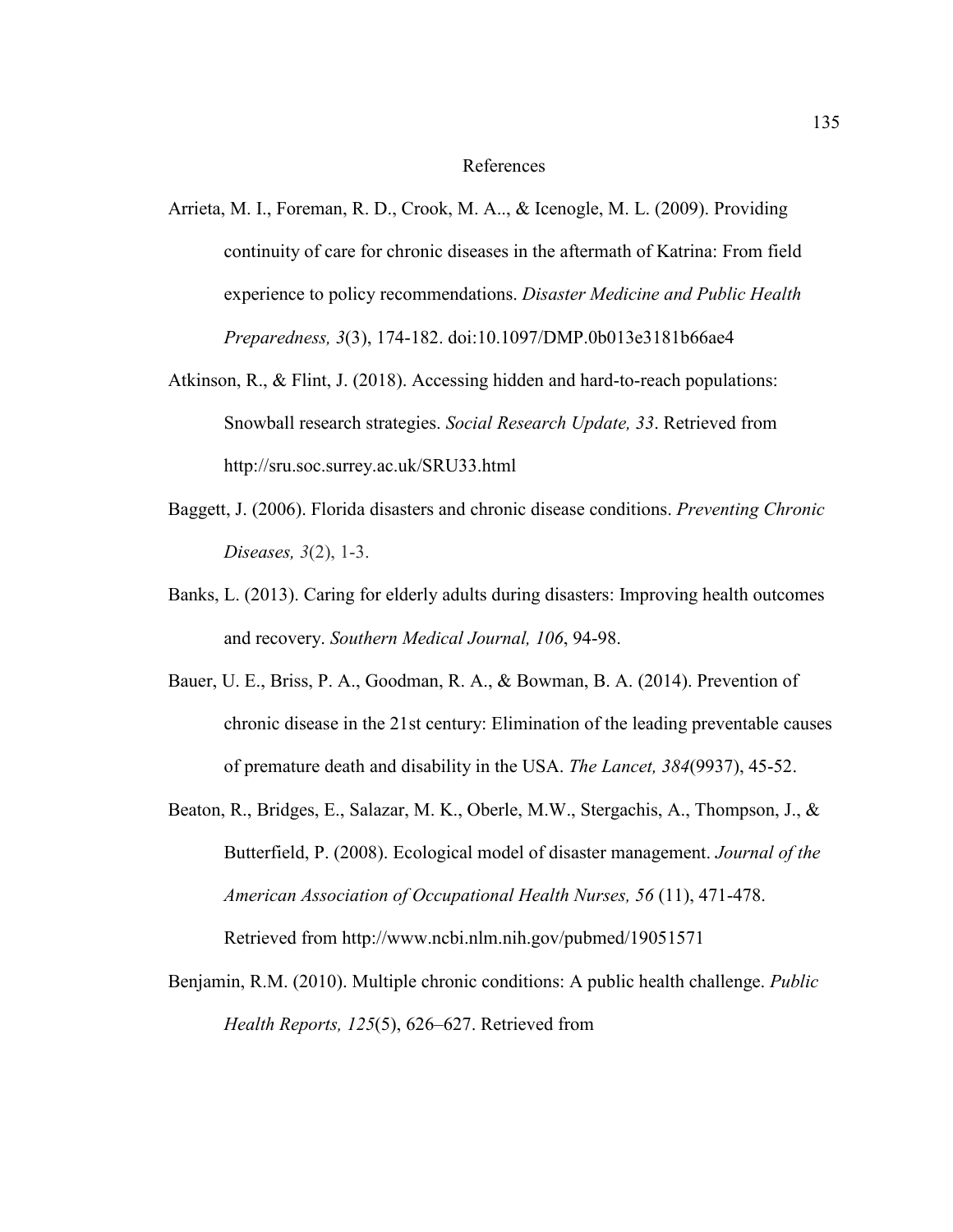# References

Arrieta, M. I., Foreman, R. D., Crook, M. A.., & Icenogle, M. L. (2009). Providing continuity of care for chronic diseases in the aftermath of Katrina: From field experience to policy recommendations. *Disaster Medicine and Public Health Preparedness, 3*(3), 174-182. doi:10.1097/DMP.0b013e3181b66ae4

Atkinson, R., & Flint, J. (2018). Accessing hidden and hard-to-reach populations: Snowball research strategies. *Social Research Update, 33*. Retrieved from http://sru.soc.surrey.ac.uk/SRU33.html

Baggett, J. (2006). Florida disasters and chronic disease conditions. *Preventing Chronic Diseases, 3*(2), 1-3.

Banks, L. (2013). Caring for elderly adults during disasters: Improving health outcomes and recovery. *Southern Medical Journal, 106*, 94-98.

Bauer, U. E., Briss, P. A., Goodman, R. A., & Bowman, B. A. (2014). Prevention of chronic disease in the 21st century: Elimination of the leading preventable causes of premature death and disability in the USA. *The Lancet, 384*(9937), 45-52.

Beaton, R., Bridges, E., Salazar, M. K., Oberle, M.W., Stergachis, A., Thompson, J., & Butterfield, P. (2008). Ecological model of disaster management. *Journal of the American Association of Occupational Health Nurses, 56* (11), 471-478. Retrieved from http://www.ncbi.nlm.nih.gov/pubmed/19051571

Benjamin, R.M. (2010). Multiple chronic conditions: A public health challenge. *Public Health Reports, 125*(5), 626–627. Retrieved from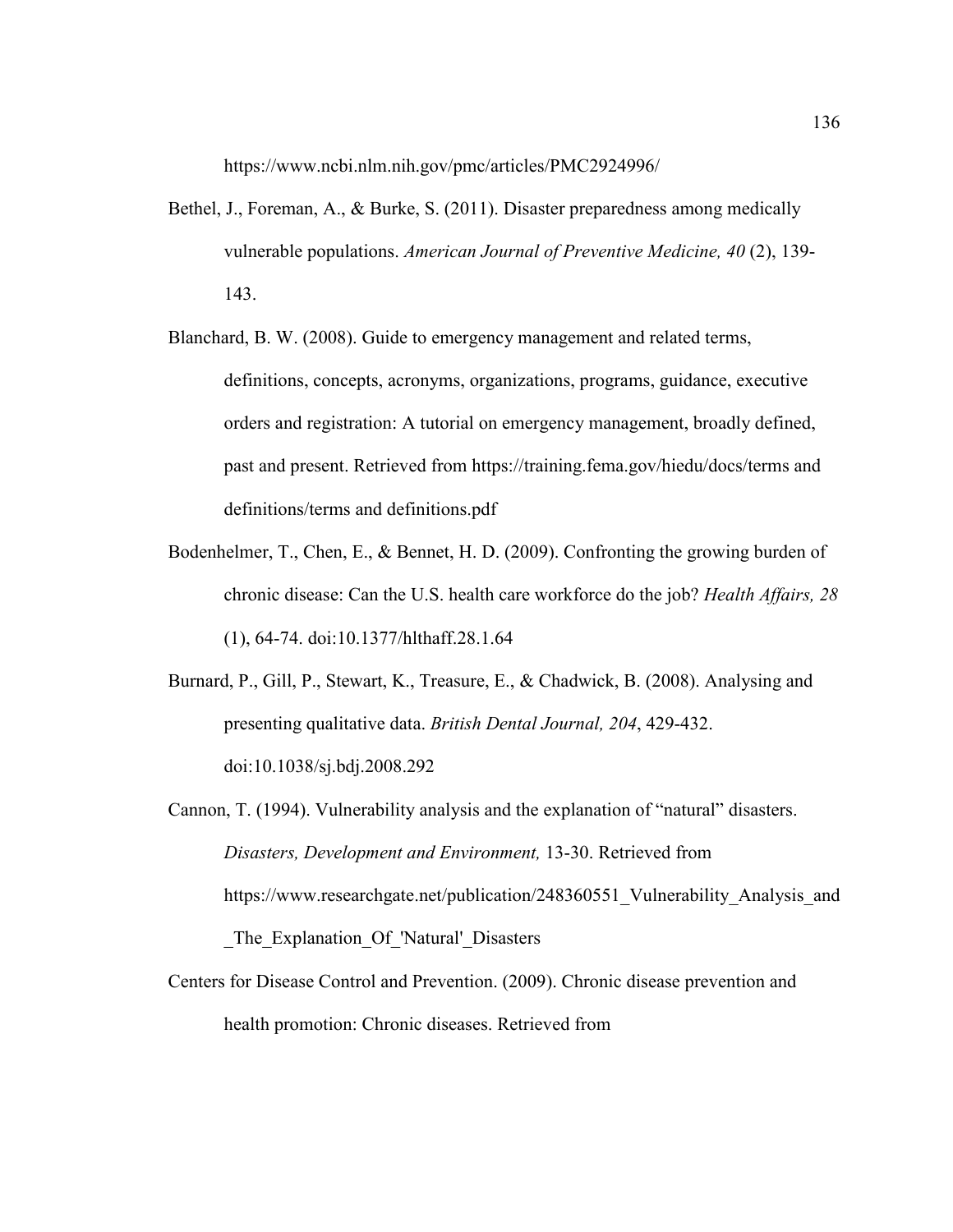https://www.ncbi.nlm.nih.gov/pmc/articles/PMC2924996/

Bethel, J., Foreman, A., & Burke, S. (2011). Disaster preparedness among medically vulnerable populations. *American Journal of Preventive Medicine, 40* (2), 139-143.

Blanchard, B. W. (2008). Guide to emergency management and related terms, definitions, concepts, acronyms, organizations, programs, guidance, executive orders and registration: A tutorial on emergency management, broadly defined, past and present. Retrieved from https://training.fema.gov/hiedu/docs/terms and definitions/terms and definitions.pdf

Bodenhelmer, T., Chen, E., & Bennet, H. D. (2009). Confronting the growing burden of chronic disease: Can the U.S. health care workforce do the job? *Health Affairs, 28* (1), 64-74. doi:10.1377/hlthaff.28.1.64

Burnard, P., Gill, P., Stewart, K., Treasure, E., & Chadwick, B. (2008). Analysing and presenting qualitative data. *British Dental Journal, 204*, 429-432. doi:10.1038/sj.bdj.2008.292

Cannon, T. (1994). Vulnerability analysis and the explanation of "natural" disasters. *Disasters, Development and Environment,* 13-30. Retrieved from https://www.researchgate.net/publication/248360551_Vulnerability_Analysis_and_The_Explanation_Of_'Natural'_Disasters

Centers for Disease Control and Prevention. (2009). Chronic disease prevention and health promotion: Chronic diseases. Retrieved from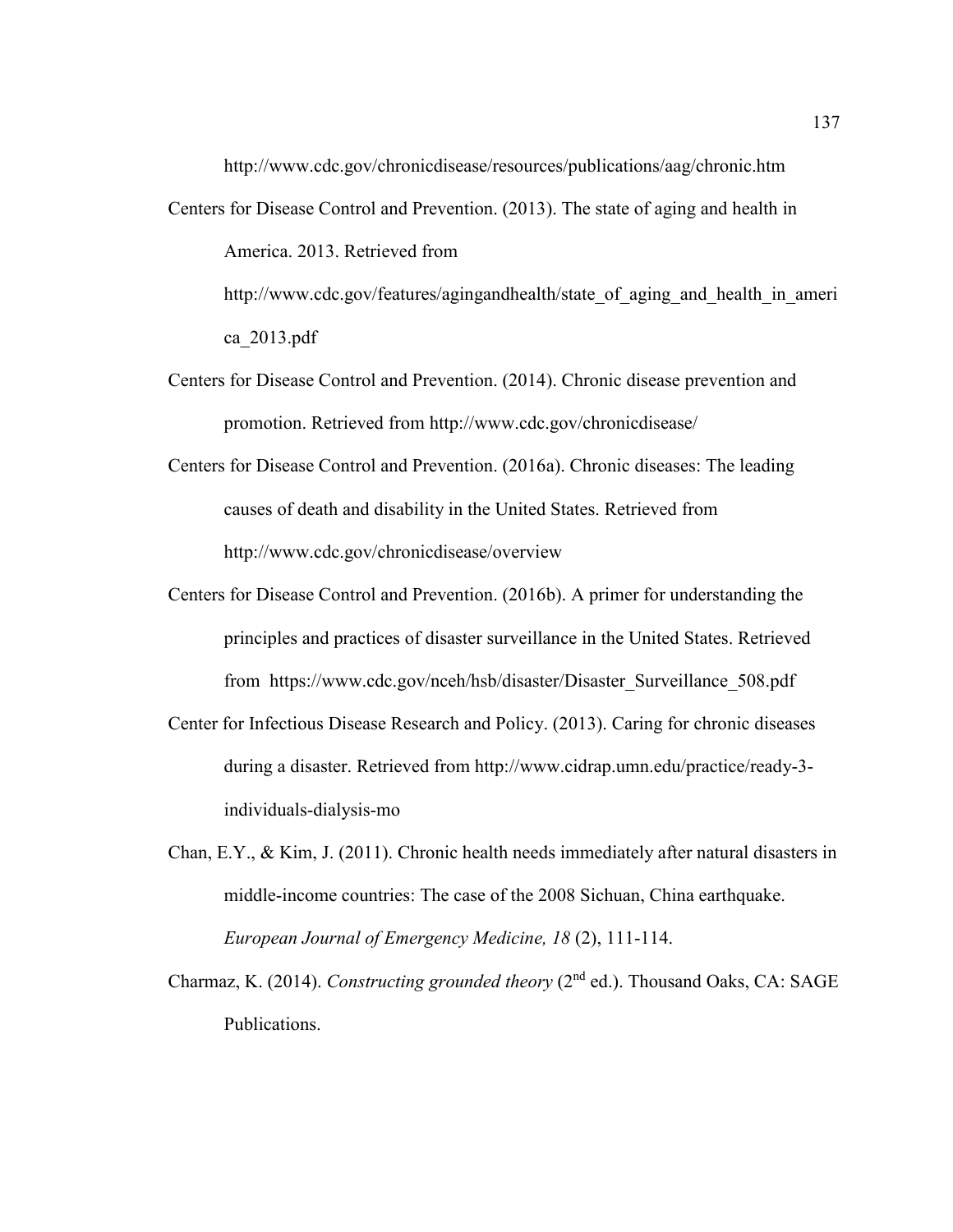http://www.cdc.gov/chronicdisease/resources/publications/aag/chronic.htm

Centers for Disease Control and Prevention. (2013). The state of aging and health in America. 2013. Retrieved from http://www.cdc.gov/features/agingandhealth/state_of_aging_and_health_in_america_2013.pdf

Centers for Disease Control and Prevention. (2014). Chronic disease prevention and promotion. Retrieved from http://www.cdc.gov/chronicdisease/

Centers for Disease Control and Prevention. (2016a). Chronic diseases: The leading causes of death and disability in the United States. Retrieved from http://www.cdc.gov/chronicdisease/overview

Centers for Disease Control and Prevention. (2016b). A primer for understanding the principles and practices of disaster surveillance in the United States. Retrieved from https://www.cdc.gov/nceh/hsb/disaster/Disaster_Surveillance_508.pdf

Center for Infectious Disease Research and Policy. (2013). Caring for chronic diseases during a disaster. Retrieved from http://www.cidrap.umn.edu/practice/ready-3-individuals-dialysis-mo

Chan, E.Y., & Kim, J. (2011). Chronic health needs immediately after natural disasters in middle-income countries: The case of the 2008 Sichuan, China earthquake. *European Journal of Emergency Medicine, 18* (2), 111-114.

Charmaz, K. (2014). *Constructing grounded theory* (2nd ed.). Thousand Oaks, CA: SAGE Publications.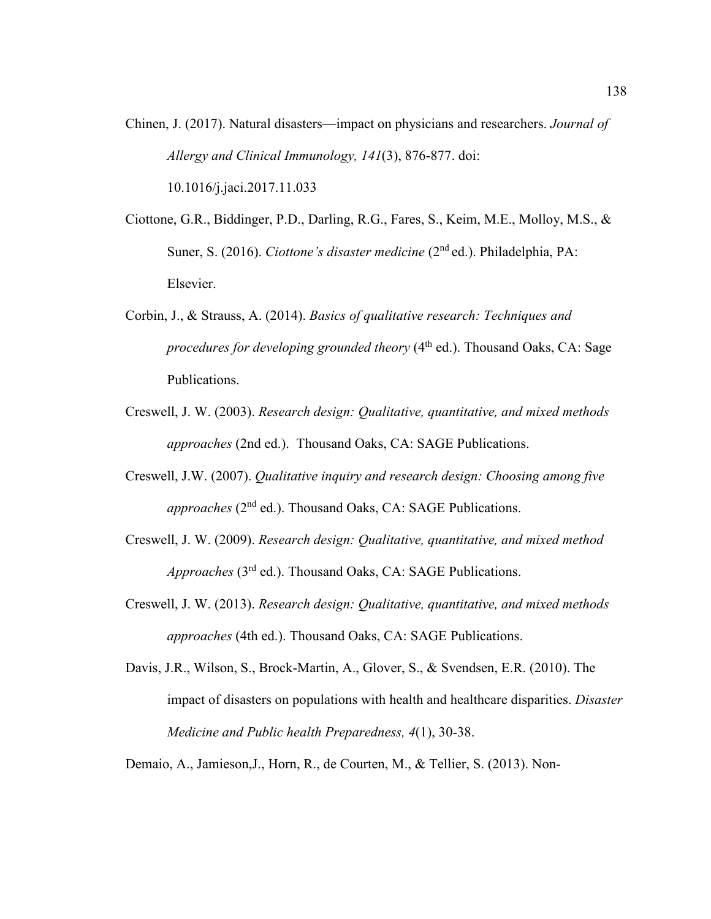Chinen, J. (2017). Natural disasters—impact on physicians and researchers. *Journal of Allergy and Clinical Immunology, 141*(3), 876-877. doi: 10.1016/j.jaci.2017.11.033

Ciottone, G.R., Biddinger, P.D., Darling, R.G., Fares, S., Keim, M.E., Molloy, M.S., & Suner, S. (2016). *Ciottone's disaster medicine* (2nd ed.). Philadelphia, PA: Elsevier.

Corbin, J., & Strauss, A. (2014). *Basics of qualitative research: Techniques and procedures for developing grounded theory* (4th ed.). Thousand Oaks, CA: Sage Publications.

Creswell, J. W. (2003). *Research design: Qualitative, quantitative, and mixed methods approaches* (2nd ed.). Thousand Oaks, CA: SAGE Publications.

Creswell, J.W. (2007). *Qualitative inquiry and research design: Choosing among five approaches* (2nd ed.). Thousand Oaks, CA: SAGE Publications.

Creswell, J. W. (2009). *Research design: Qualitative, quantitative, and mixed method Approaches* (3rd ed.). Thousand Oaks, CA: SAGE Publications.

Creswell, J. W. (2013). *Research design: Qualitative, quantitative, and mixed methods approaches* (4th ed.). Thousand Oaks, CA: SAGE Publications.

Davis, J.R., Wilson, S., Brock-Martin, A., Glover, S., & Svendsen, E.R. (2010). The impact of disasters on populations with health and healthcare disparities. *Disaster Medicine and Public health Preparedness, 4*(1), 30-38.

Demaio, A., Jamieson,J., Horn, R., de Courten, M., & Tellier, S. (2013). Non-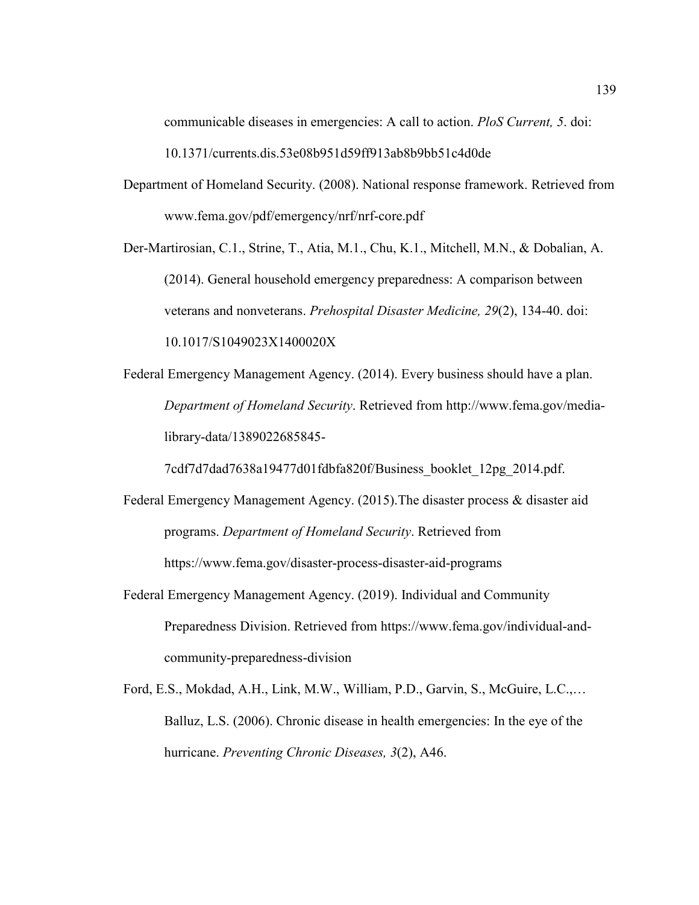communicable diseases in emergencies: A call to action. *PloS Current, 5*. doi: 10.1371/currents.dis.53e08b951d59ff913ab8b9bb51c4d0de

Department of Homeland Security. (2008). National response framework. Retrieved from www.fema.gov/pdf/emergency/nrf/nrf-core.pdf

Der-Martirosian, C.1., Strine, T., Atia, M.1., Chu, K.1., Mitchell, M.N., & Dobalian, A. (2014). General household emergency preparedness: A comparison between veterans and nonveterans. *Prehospital Disaster Medicine, 29*(2), 134-40. doi: 10.1017/S1049023X1400020X

Federal Emergency Management Agency. (2014). Every business should have a plan. *Department of Homeland Security*. Retrieved from http://www.fema.gov/media-library-data/1389022685845-7cdf7d7dad7638a19477d01fdbfa820f/Business_booklet_12pg_2014.pdf.

Federal Emergency Management Agency. (2015).The disaster process & disaster aid programs. *Department of Homeland Security*. Retrieved from https://www.fema.gov/disaster-process-disaster-aid-programs

Federal Emergency Management Agency. (2019). Individual and Community Preparedness Division. Retrieved from https://www.fema.gov/individual-and-community-preparedness-division

Ford, E.S., Mokdad, A.H., Link, M.W., William, P.D., Garvin, S., McGuire, L.C.,… Balluz, L.S. (2006). Chronic disease in health emergencies: In the eye of the hurricane. *Preventing Chronic Diseases, 3*(2), A46.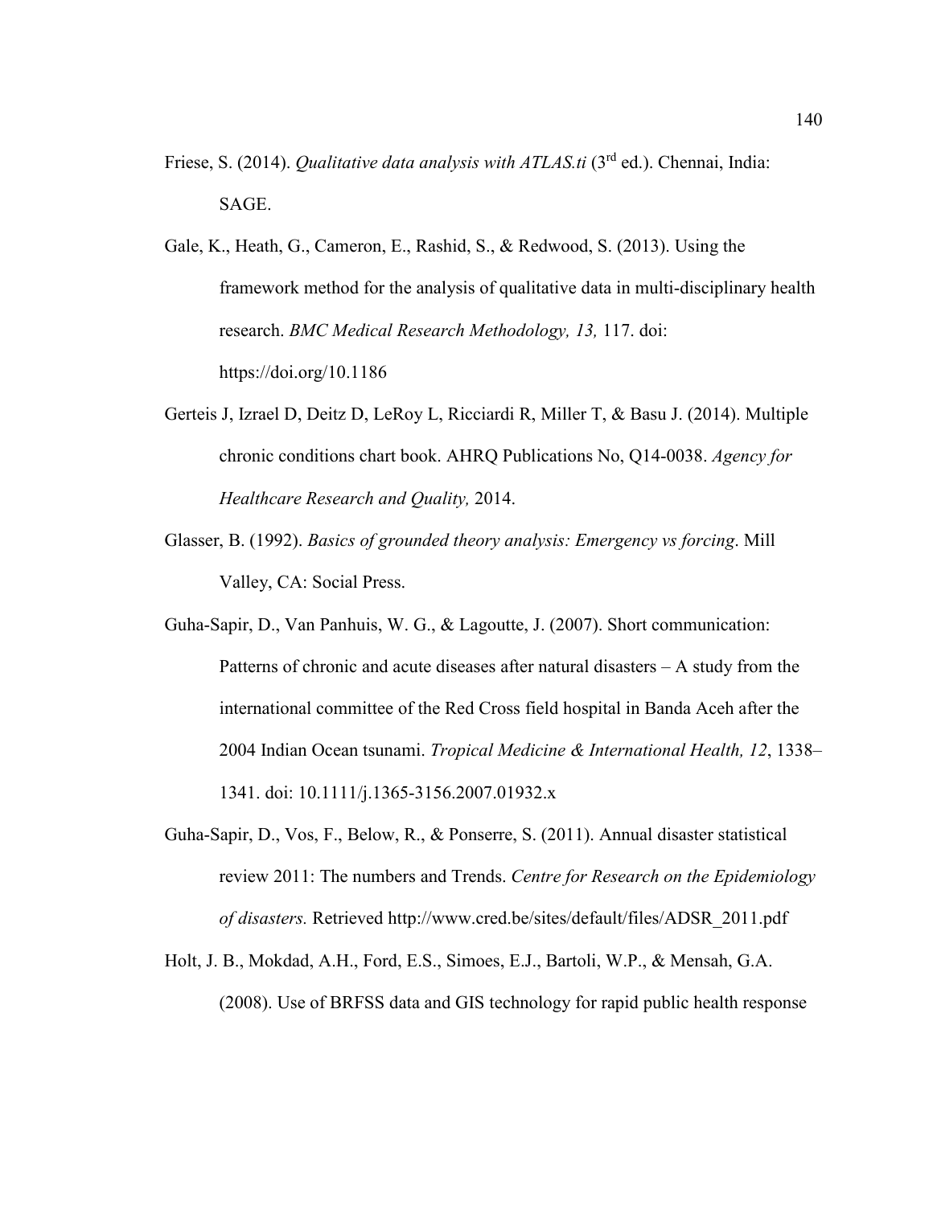Friese, S. (2014). *Qualitative data analysis with ATLAS.ti* (3rd ed.). Chennai, India: SAGE.

Gale, K., Heath, G., Cameron, E., Rashid, S., & Redwood, S. (2013). Using the framework method for the analysis of qualitative data in multi-disciplinary health research. *BMC Medical Research Methodology, 13,* 117. doi: https://doi.org/10.1186

Gerteis J, Izrael D, Deitz D, LeRoy L, Ricciardi R, Miller T, & Basu J. (2014). Multiple chronic conditions chart book. AHRQ Publications No, Q14-0038. *Agency for Healthcare Research and Quality,* 2014.

Glasser, B. (1992). *Basics of grounded theory analysis: Emergency vs forcing*. Mill Valley, CA: Social Press.

Guha-Sapir, D., Van Panhuis, W. G., & Lagoutte, J. (2007). Short communication: Patterns of chronic and acute diseases after natural disasters – A study from the international committee of the Red Cross field hospital in Banda Aceh after the 2004 Indian Ocean tsunami. *Tropical Medicine & International Health, 12*, 1338–1341. doi: 10.1111/j.1365-3156.2007.01932.x

Guha-Sapir, D., Vos, F., Below, R., & Ponserre, S. (2011). Annual disaster statistical review 2011: The numbers and Trends. *Centre for Research on the Epidemiology of disasters.* Retrieved http://www.cred.be/sites/default/files/ADSR_2011.pdf

Holt, J. B., Mokdad, A.H., Ford, E.S., Simoes, E.J., Bartoli, W.P., & Mensah, G.A. (2008). Use of BRFSS data and GIS technology for rapid public health response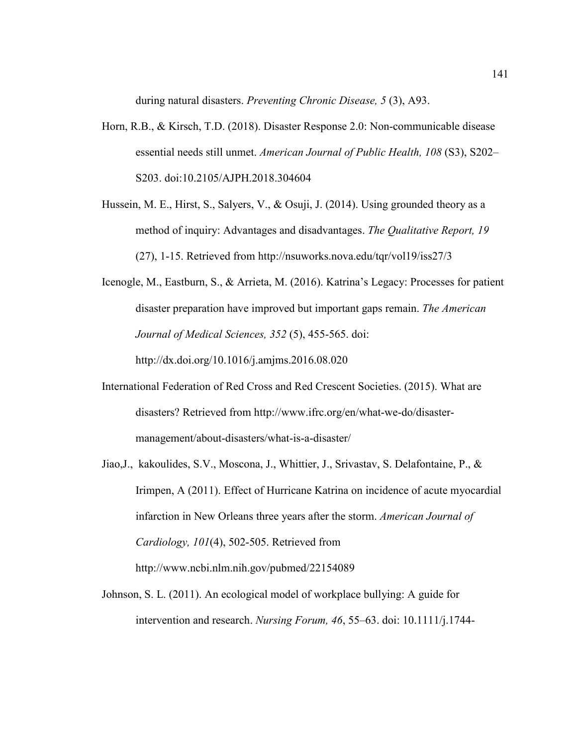during natural disasters. *Preventing Chronic Disease, 5* (3), A93.

Horn, R.B., & Kirsch, T.D. (2018). Disaster Response 2.0: Non-communicable disease essential needs still unmet. *American Journal of Public Health, 108* (S3), S202–S203. doi:10.2105/AJPH.2018.304604

Hussein, M. E., Hirst, S., Salyers, V., & Osuji, J. (2014). Using grounded theory as a method of inquiry: Advantages and disadvantages. *The Qualitative Report, 19* (27), 1-15. Retrieved from http://nsuworks.nova.edu/tqr/vol19/iss27/3

Icenogle, M., Eastburn, S., & Arrieta, M. (2016). Katrina's Legacy: Processes for patient disaster preparation have improved but important gaps remain. *The American Journal of Medical Sciences, 352* (5), 455-565. doi: http://dx.doi.org/10.1016/j.amjms.2016.08.020

International Federation of Red Cross and Red Crescent Societies. (2015). What are disasters? Retrieved from http://www.ifrc.org/en/what-we-do/disaster-management/about-disasters/what-is-a-disaster/

Jiao,J., kakoulides, S.V., Moscona, J., Whittier, J., Srivastav, S. Delafontaine, P., & Irimpen, A (2011). Effect of Hurricane Katrina on incidence of acute myocardial infarction in New Orleans three years after the storm. *American Journal of Cardiology, 101*(4), 502-505. Retrieved from http://www.ncbi.nlm.nih.gov/pubmed/22154089

Johnson, S. L. (2011). An ecological model of workplace bullying: A guide for intervention and research. *Nursing Forum, 46*, 55–63. doi: 10.1111/j.1744-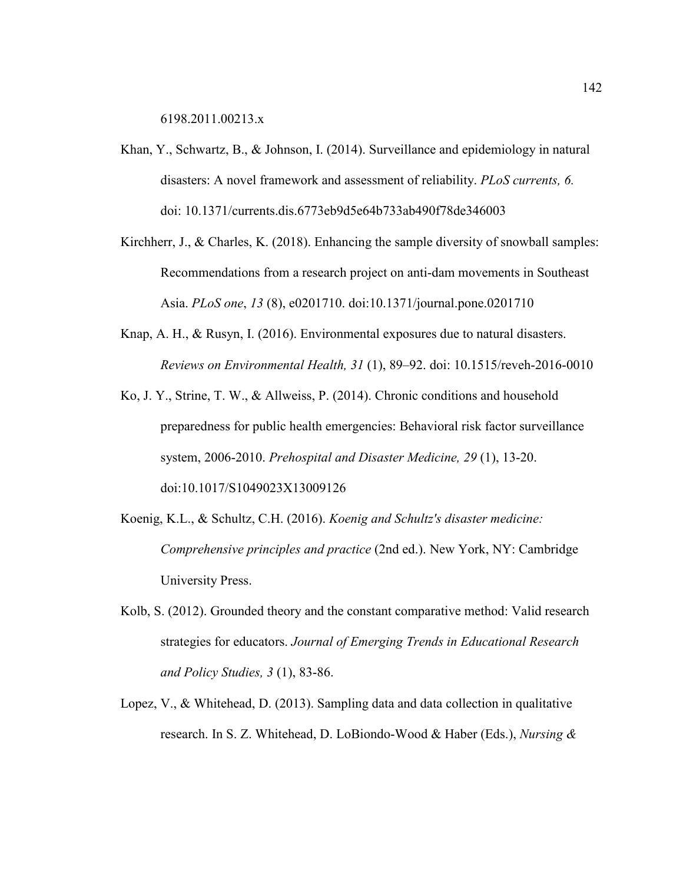6198.2011.00213.x

Khan, Y., Schwartz, B., & Johnson, I. (2014). Surveillance and epidemiology in natural disasters: A novel framework and assessment of reliability. *PLoS currents, 6.* doi: 10.1371/currents.dis.6773eb9d5e64b733ab490f78de346003

Kirchherr, J., & Charles, K. (2018). Enhancing the sample diversity of snowball samples: Recommendations from a research project on anti-dam movements in Southeast Asia. *PLoS one*, *13* (8), e0201710. doi:10.1371/journal.pone.0201710

Knap, A. H., & Rusyn, I. (2016). Environmental exposures due to natural disasters. *Reviews on Environmental Health, 31* (1), 89–92. doi: 10.1515/reveh-2016-0010

Ko, J. Y., Strine, T. W., & Allweiss, P. (2014). Chronic conditions and household preparedness for public health emergencies: Behavioral risk factor surveillance system, 2006-2010. *Prehospital and Disaster Medicine, 29* (1), 13-20. doi:10.1017/S1049023X13009126

Koenig, K.L., & Schultz, C.H. (2016). *Koenig and Schultz's disaster medicine: Comprehensive principles and practice* (2nd ed.). New York, NY: Cambridge University Press.

Kolb, S. (2012). Grounded theory and the constant comparative method: Valid research strategies for educators. *Journal of Emerging Trends in Educational Research and Policy Studies, 3* (1), 83-86.

Lopez, V., & Whitehead, D. (2013). Sampling data and data collection in qualitative research. In S. Z. Whitehead, D. LoBiondo-Wood & Haber (Eds.), *Nursing &*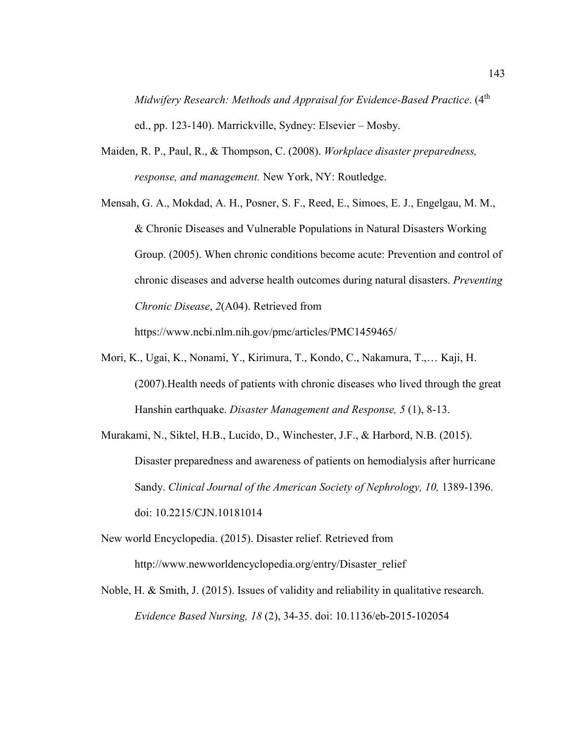*Midwifery Research: Methods and Appraisal for Evidence-Based Practice*. (4th ed., pp. 123-140). Marrickville, Sydney: Elsevier – Mosby.

Maiden, R. P., Paul, R., & Thompson, C. (2008). *Workplace disaster preparedness, response, and management.* New York, NY: Routledge.

Mensah, G. A., Mokdad, A. H., Posner, S. F., Reed, E., Simoes, E. J., Engelgau, M. M., & Chronic Diseases and Vulnerable Populations in Natural Disasters Working Group. (2005). When chronic conditions become acute: Prevention and control of chronic diseases and adverse health outcomes during natural disasters. *Preventing Chronic Disease*, *2*(A04). Retrieved from https://www.ncbi.nlm.nih.gov/pmc/articles/PMC1459465/

Mori, K., Ugai, K., Nonami, Y., Kirimura, T., Kondo, C., Nakamura, T.,… Kaji, H. (2007).Health needs of patients with chronic diseases who lived through the great Hanshin earthquake. *Disaster Management and Response, 5* (1), 8-13.

Murakami, N., Siktel, H.B., Lucido, D., Winchester, J.F., & Harbord, N.B. (2015). Disaster preparedness and awareness of patients on hemodialysis after hurricane Sandy. *Clinical Journal of the American Society of Nephrology, 10,* 1389-1396. doi: 10.2215/CJN.10181014

New world Encyclopedia. (2015). Disaster relief. Retrieved from http://www.newworldencyclopedia.org/entry/Disaster_relief

Noble, H. & Smith, J. (2015). Issues of validity and reliability in qualitative research. *Evidence Based Nursing, 18* (2), 34-35. doi: 10.1136/eb-2015-102054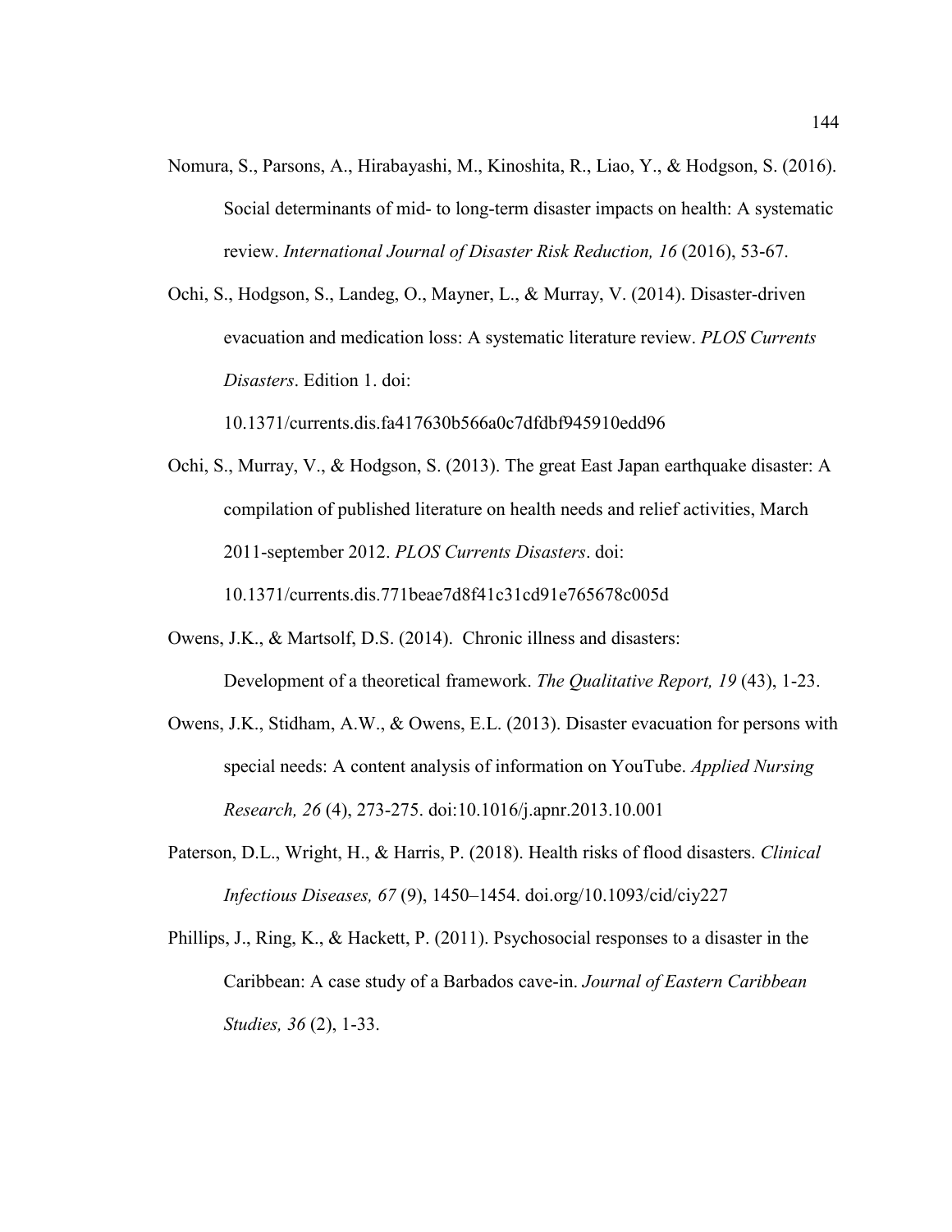Nomura, S., Parsons, A., Hirabayashi, M., Kinoshita, R., Liao, Y., & Hodgson, S. (2016). Social determinants of mid- to long-term disaster impacts on health: A systematic review. *International Journal of Disaster Risk Reduction, 16* (2016), 53-67.

Ochi, S., Hodgson, S., Landeg, O., Mayner, L., & Murray, V. (2014). Disaster-driven evacuation and medication loss: A systematic literature review. *PLOS Currents Disasters*. Edition 1. doi: 10.1371/currents.dis.fa417630b566a0c7dfdbf945910edd96

Ochi, S., Murray, V., & Hodgson, S. (2013). The great East Japan earthquake disaster: A compilation of published literature on health needs and relief activities, March 2011-september 2012. *PLOS Currents Disasters*. doi: 10.1371/currents.dis.771beae7d8f41c31cd91e765678c005d

Owens, J.K., & Martsolf, D.S. (2014). Chronic illness and disasters: Development of a theoretical framework. *The Qualitative Report, 19* (43), 1-23.

Owens, J.K., Stidham, A.W., & Owens, E.L. (2013). Disaster evacuation for persons with special needs: A content analysis of information on YouTube. *Applied Nursing Research, 26* (4), 273-275. doi:10.1016/j.apnr.2013.10.001

Paterson, D.L., Wright, H., & Harris, P. (2018). Health risks of flood disasters. *Clinical Infectious Diseases, 67* (9), 1450–1454. doi.org/10.1093/cid/ciy227

Phillips, J., Ring, K., & Hackett, P. (2011). Psychosocial responses to a disaster in the Caribbean: A case study of a Barbados cave-in. *Journal of Eastern Caribbean Studies, 36* (2), 1-33.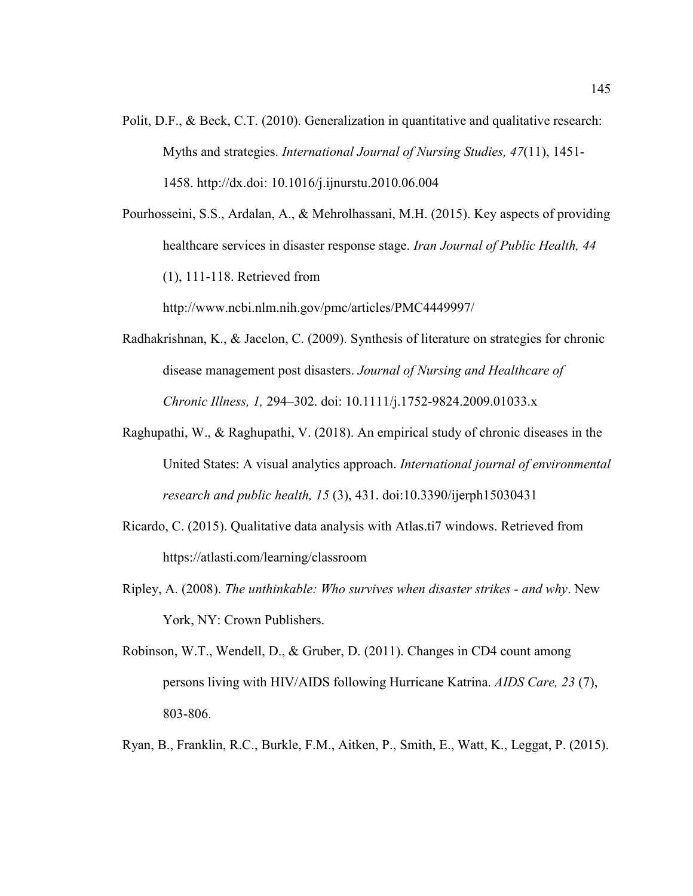Polit, D.F., & Beck, C.T. (2010). Generalization in quantitative and qualitative research: Myths and strategies. *International Journal of Nursing Studies, 47*(11), 1451-1458. http://dx.doi: 10.1016/j.ijnurstu.2010.06.004

Pourhosseini, S.S., Ardalan, A., & Mehrolhassani, M.H. (2015). Key aspects of providing healthcare services in disaster response stage. *Iran Journal of Public Health, 44* (1), 111-118. Retrieved from http://www.ncbi.nlm.nih.gov/pmc/articles/PMC4449997/

Radhakrishnan, K., & Jacelon, C. (2009). Synthesis of literature on strategies for chronic disease management post disasters. *Journal of Nursing and Healthcare of Chronic Illness, 1,* 294–302. doi: 10.1111/j.1752-9824.2009.01033.x

Raghupathi, W., & Raghupathi, V. (2018). An empirical study of chronic diseases in the United States: A visual analytics approach. *International journal of environmental research and public health, 15* (3), 431. doi:10.3390/ijerph15030431

Ricardo, C. (2015). Qualitative data analysis with Atlas.ti7 windows. Retrieved from https://atlasti.com/learning/classroom

Ripley, A. (2008). *The unthinkable: Who survives when disaster strikes - and why*. New York, NY: Crown Publishers.

Robinson, W.T., Wendell, D., & Gruber, D. (2011). Changes in CD4 count among persons living with HIV/AIDS following Hurricane Katrina. *AIDS Care, 23* (7), 803-806.

Ryan, B., Franklin, R.C., Burkle, F.M., Aitken, P., Smith, E., Watt, K., Leggat, P. (2015).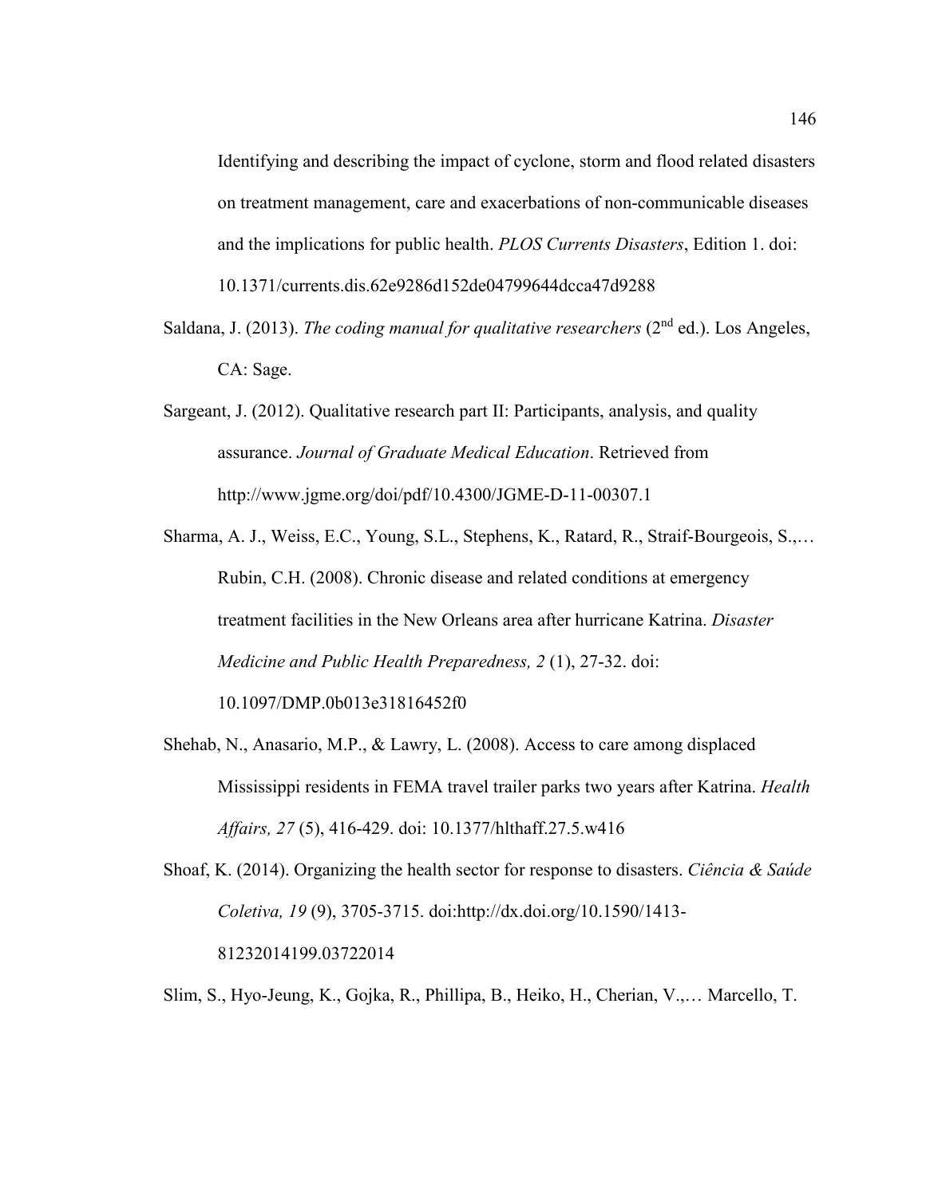Identifying and describing the impact of cyclone, storm and flood related disasters on treatment management, care and exacerbations of non-communicable diseases and the implications for public health. *PLOS Currents Disasters*, Edition 1. doi: 10.1371/currents.dis.62e9286d152de04799644dcca47d9288

Saldana, J. (2013). *The coding manual for qualitative researchers* (2nd ed.). Los Angeles, CA: Sage.

Sargeant, J. (2012). Qualitative research part II: Participants, analysis, and quality assurance. *Journal of Graduate Medical Education*. Retrieved from http://www.jgme.org/doi/pdf/10.4300/JGME-D-11-00307.1

Sharma, A. J., Weiss, E.C., Young, S.L., Stephens, K., Ratard, R., Straif-Bourgeois, S.,… Rubin, C.H. (2008). Chronic disease and related conditions at emergency treatment facilities in the New Orleans area after hurricane Katrina. *Disaster Medicine and Public Health Preparedness, 2* (1), 27-32. doi: 10.1097/DMP.0b013e31816452f0

Shehab, N., Anasario, M.P., & Lawry, L. (2008). Access to care among displaced Mississippi residents in FEMA travel trailer parks two years after Katrina. *Health Affairs, 27* (5), 416-429. doi: 10.1377/hlthaff.27.5.w416

Shoaf, K. (2014). Organizing the health sector for response to disasters. *Ciência & Saúde Coletiva, 19* (9), 3705-3715. doi:http://dx.doi.org/10.1590/1413-81232014199.03722014

Slim, S., Hyo-Jeung, K., Gojka, R., Phillipa, B., Heiko, H., Cherian, V.,… Marcello, T.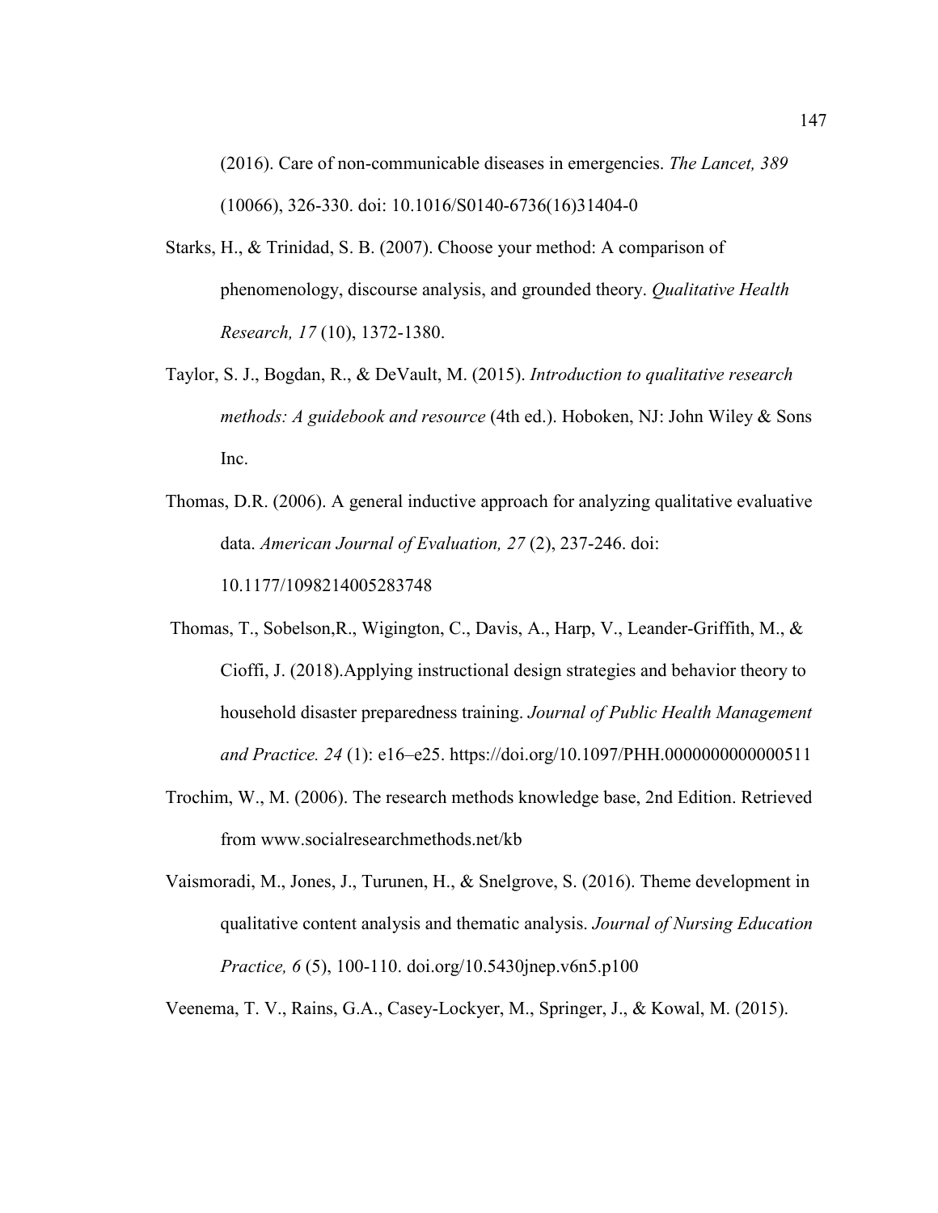(2016). Care of non-communicable diseases in emergencies. *The Lancet, 389* (10066), 326-330. doi: 10.1016/S0140-6736(16)31404-0

Starks, H., & Trinidad, S. B. (2007). Choose your method: A comparison of phenomenology, discourse analysis, and grounded theory. *Qualitative Health Research, 17* (10), 1372-1380.

Taylor, S. J., Bogdan, R., & DeVault, M. (2015). *Introduction to qualitative research methods: A guidebook and resource* (4th ed.). Hoboken, NJ: John Wiley & Sons Inc.

Thomas, D.R. (2006). A general inductive approach for analyzing qualitative evaluative data. *American Journal of Evaluation, 27* (2), 237-246. doi: 10.1177/1098214005283748

Thomas, T., Sobelson,R., Wigington, C., Davis, A., Harp, V., Leander-Griffith, M., & Cioffi, J. (2018).Applying instructional design strategies and behavior theory to household disaster preparedness training. *Journal of Public Health Management and Practice. 24* (1): e16–e25. https://doi.org/10.1097/PHH.0000000000000511

Trochim, W., M. (2006). The research methods knowledge base, 2nd Edition. Retrieved from www.socialresearchmethods.net/kb

Vaismoradi, M., Jones, J., Turunen, H., & Snelgrove, S. (2016). Theme development in qualitative content analysis and thematic analysis. *Journal of Nursing Education Practice, 6* (5), 100-110. doi.org/10.5430jnep.v6n5.p100

Veenema, T. V., Rains, G.A., Casey-Lockyer, M., Springer, J., & Kowal, M. (2015).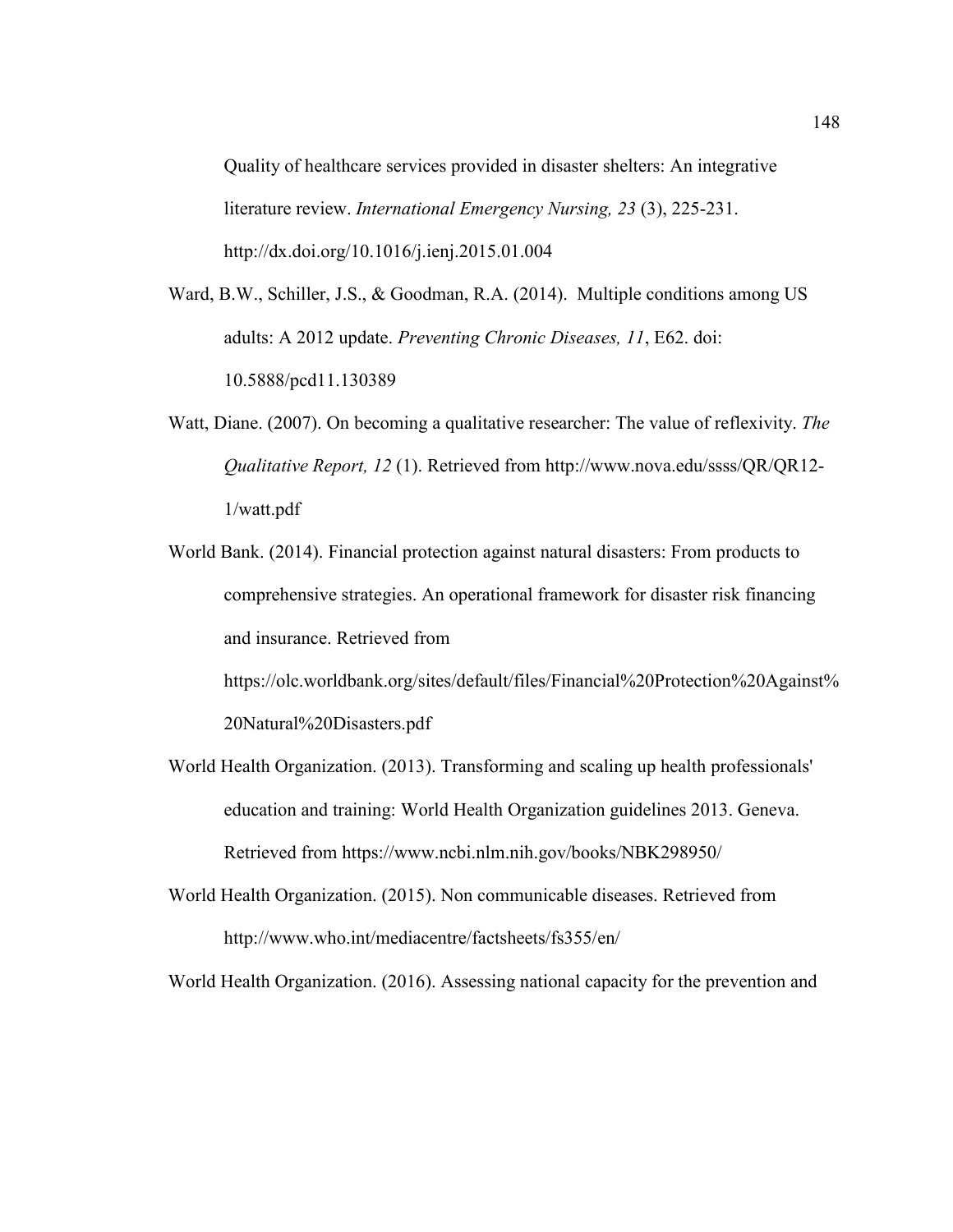Quality of healthcare services provided in disaster shelters: An integrative literature review. *International Emergency Nursing, 23* (3), 225-231. http://dx.doi.org/10.1016/j.ienj.2015.01.004

Ward, B.W., Schiller, J.S., & Goodman, R.A. (2014). Multiple conditions among US adults: A 2012 update. *Preventing Chronic Diseases, 11*, E62. doi: 10.5888/pcd11.130389

Watt, Diane. (2007). On becoming a qualitative researcher: The value of reflexivity. *The Qualitative Report, 12* (1). Retrieved from http://www.nova.edu/ssss/QR/QR12-1/watt.pdf

World Bank. (2014). Financial protection against natural disasters: From products to comprehensive strategies. An operational framework for disaster risk financing and insurance. Retrieved from https://olc.worldbank.org/sites/default/files/Financial%20Protection%20Against%20Natural%20Disasters.pdf

World Health Organization. (2013). Transforming and scaling up health professionals' education and training: World Health Organization guidelines 2013. Geneva. Retrieved from https://www.ncbi.nlm.nih.gov/books/NBK298950/

World Health Organization. (2015). Non communicable diseases. Retrieved from http://www.who.int/mediacentre/factsheets/fs355/en/

World Health Organization. (2016). Assessing national capacity for the prevention and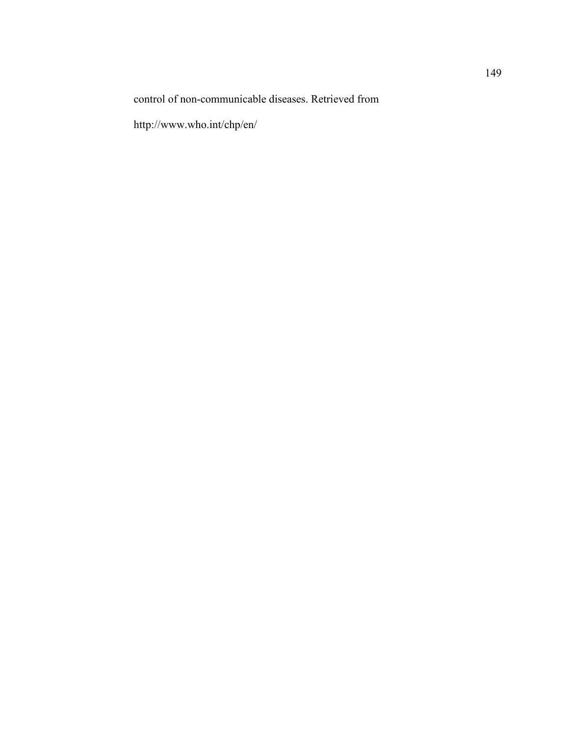control of non-communicable diseases. Retrieved from

http://www.who.int/chp/en/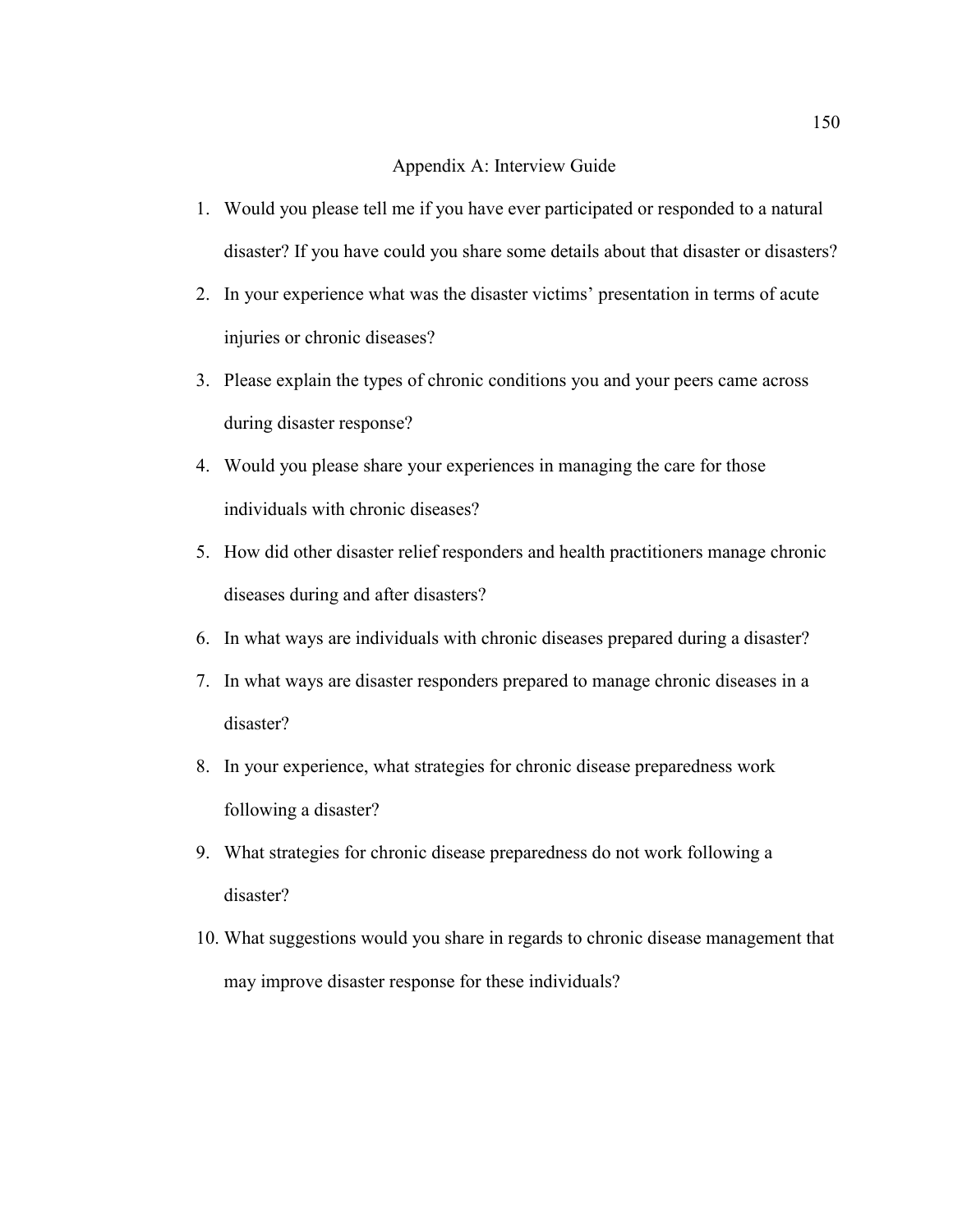# Appendix A: Interview Guide

1. Would you please tell me if you have ever participated or responded to a natural disaster? If you have could you share some details about that disaster or disasters?
2. In your experience what was the disaster victims' presentation in terms of acute injuries or chronic diseases?
3. Please explain the types of chronic conditions you and your peers came across during disaster response?
4. Would you please share your experiences in managing the care for those individuals with chronic diseases?
5. How did other disaster relief responders and health practitioners manage chronic diseases during and after disasters?
6. In what ways are individuals with chronic diseases prepared during a disaster?
7. In what ways are disaster responders prepared to manage chronic diseases in a disaster?
8. In your experience, what strategies for chronic disease preparedness work following a disaster?
9. What strategies for chronic disease preparedness do not work following a disaster?
10. What suggestions would you share in regards to chronic disease management that may improve disaster response for these individuals?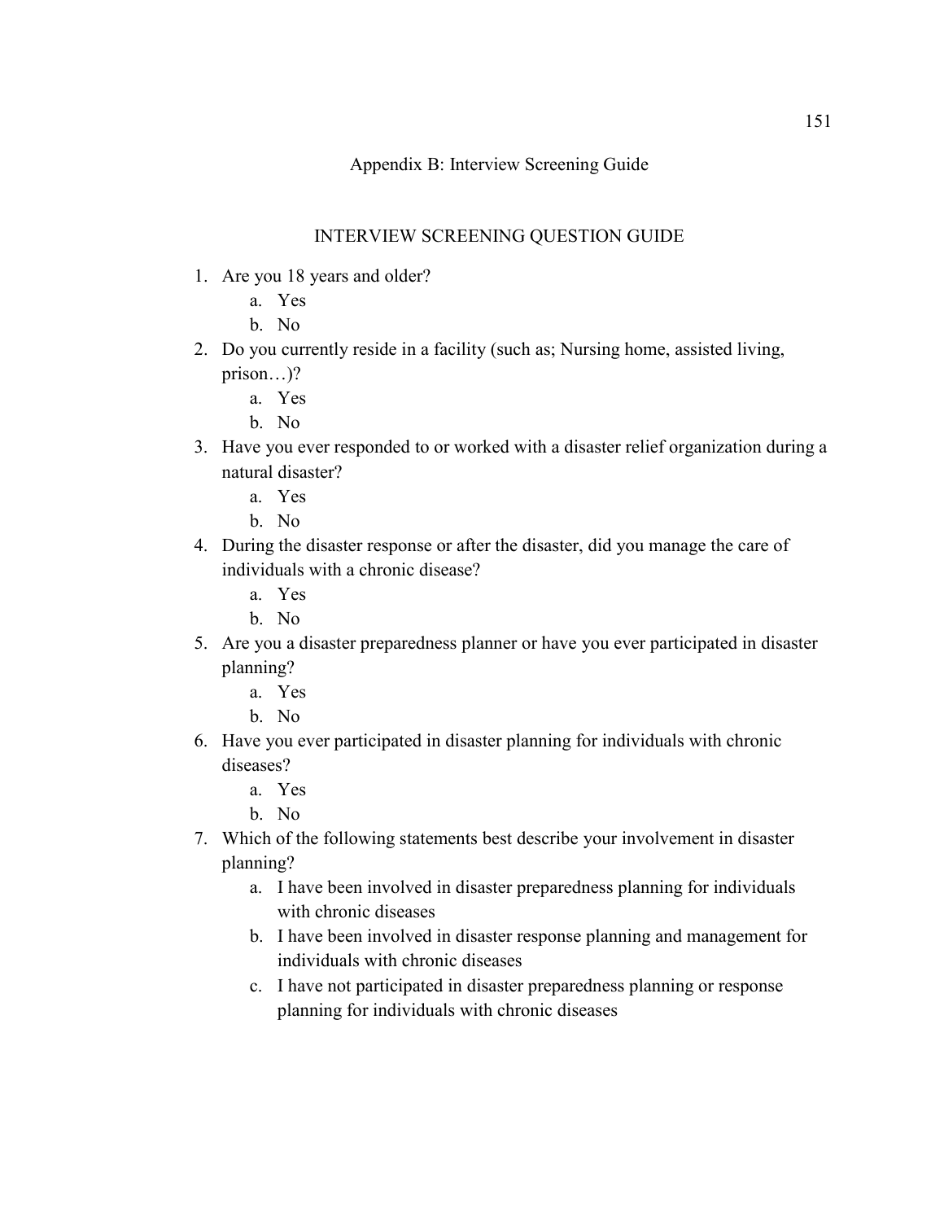# Appendix B: Interview Screening Guide

## INTERVIEW SCREENING QUESTION GUIDE

1. Are you 18 years and older?
    a. Yes
    b. No
2. Do you currently reside in a facility (such as; Nursing home, assisted living, prison…)?
    a. Yes
    b. No
3. Have you ever responded to or worked with a disaster relief organization during a natural disaster?
    a. Yes
    b. No
4. During the disaster response or after the disaster, did you manage the care of individuals with a chronic disease?
    a. Yes
    b. No
5. Are you a disaster preparedness planner or have you ever participated in disaster planning?
    a. Yes
    b. No
6. Have you ever participated in disaster planning for individuals with chronic diseases?
    a. Yes
    b. No
7. Which of the following statements best describe your involvement in disaster planning?
    a. I have been involved in disaster preparedness planning for individuals with chronic diseases
    b. I have been involved in disaster response planning and management for individuals with chronic diseases
    c. I have not participated in disaster preparedness planning or response planning for individuals with chronic diseases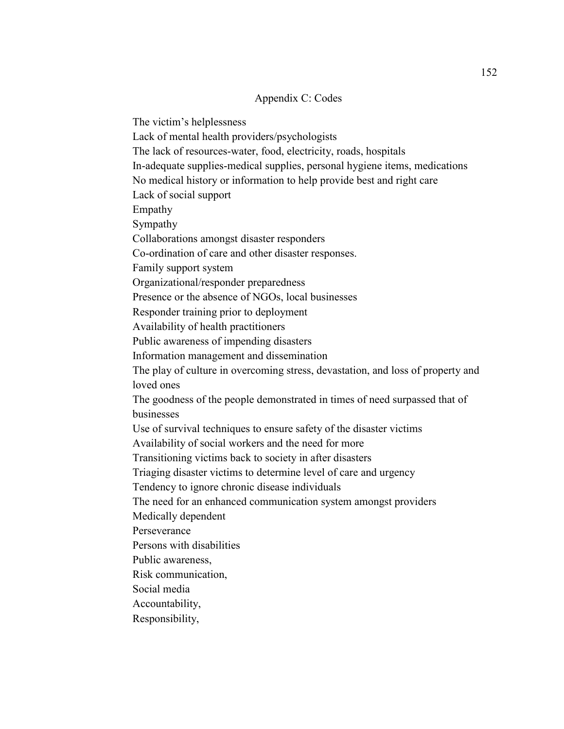# Appendix C: Codes

The victim's helplessness

Lack of mental health providers/psychologists

The lack of resources-water, food, electricity, roads, hospitals

In-adequate supplies-medical supplies, personal hygiene items, medications

No medical history or information to help provide best and right care

Lack of social support

Empathy

Sympathy

Collaborations amongst disaster responders

Co-ordination of care and other disaster responses.

Family support system

Organizational/responder preparedness

Presence or the absence of NGOs, local businesses

Responder training prior to deployment

Availability of health practitioners

Public awareness of impending disasters

Information management and dissemination

The play of culture in overcoming stress, devastation, and loss of property and loved ones

The goodness of the people demonstrated in times of need surpassed that of businesses

Use of survival techniques to ensure safety of the disaster victims

Availability of social workers and the need for more

Transitioning victims back to society in after disasters

Triaging disaster victims to determine level of care and urgency

Tendency to ignore chronic disease individuals

The need for an enhanced communication system amongst providers

Medically dependent

Perseverance

Persons with disabilities

Public awareness,

Risk communication,

Social media

Accountability,

Responsibility,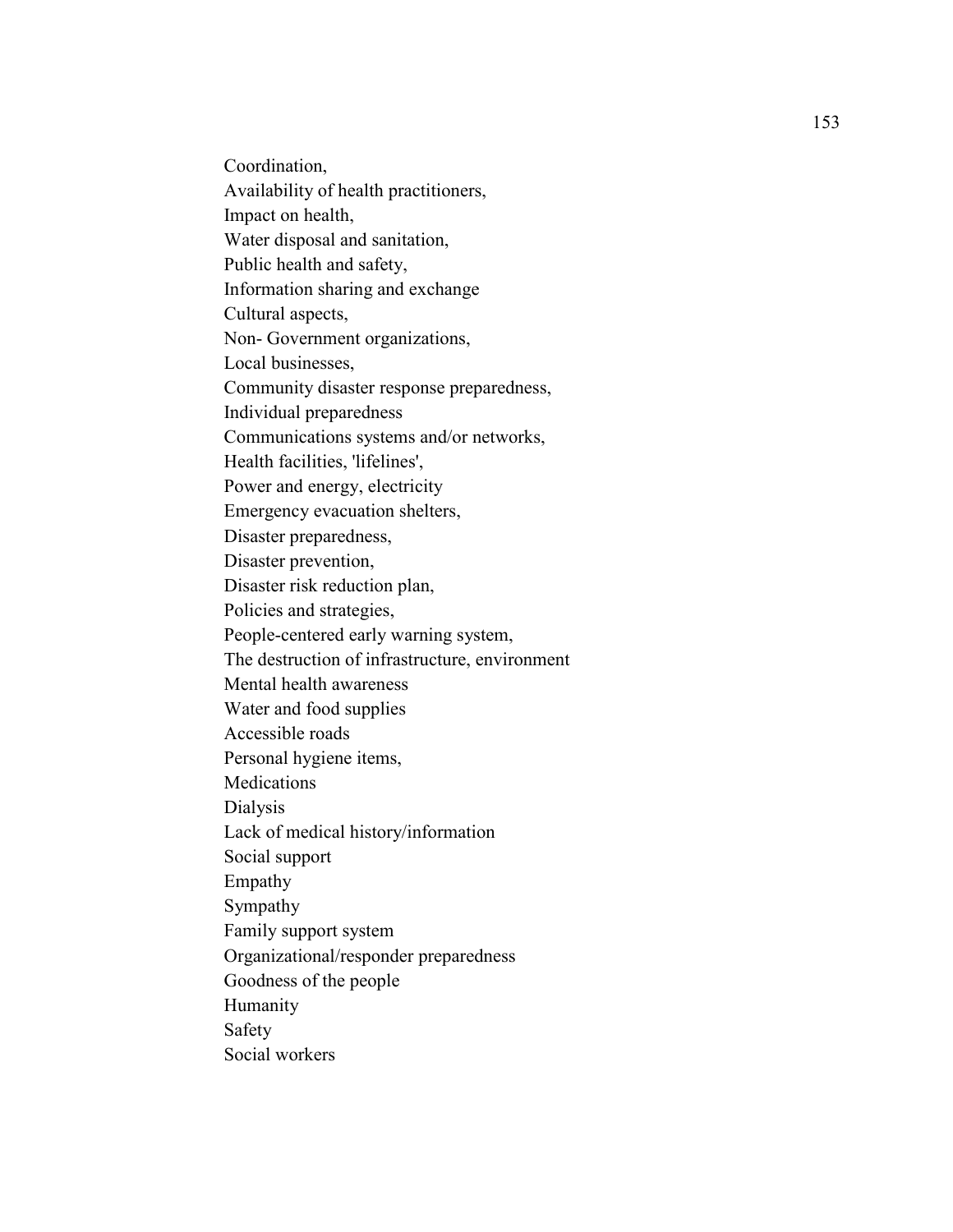Coordination,
Availability of health practitioners,
Impact on health,
Water disposal and sanitation,
Public health and safety,
Information sharing and exchange
Cultural aspects,
Non- Government organizations,
Local businesses,
Community disaster response preparedness,
Individual preparedness
Communications systems and/or networks,
Health facilities, 'lifelines',
Power and energy, electricity
Emergency evacuation shelters,
Disaster preparedness,
Disaster prevention,
Disaster risk reduction plan,
Policies and strategies,
People-centered early warning system,
The destruction of infrastructure, environment
Mental health awareness
Water and food supplies
Accessible roads
Personal hygiene items,
Medications
Dialysis
Lack of medical history/information
Social support
Empathy
Sympathy
Family support system
Organizational/responder preparedness
Goodness of the people
Humanity
Safety
Social workers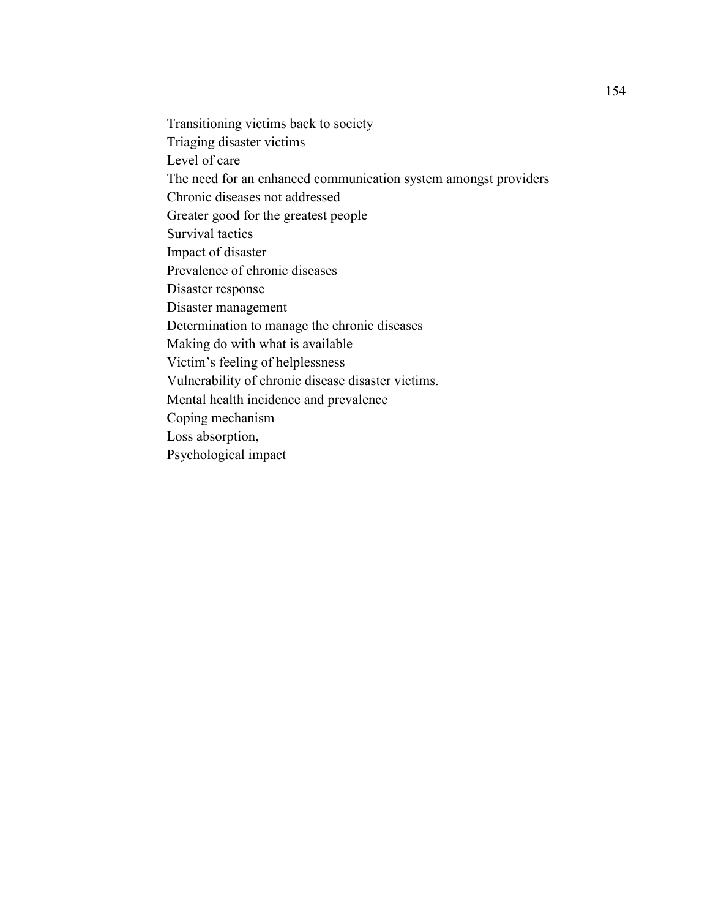Transitioning victims back to society
Triaging disaster victims
Level of care
The need for an enhanced communication system amongst providers
Chronic diseases not addressed
Greater good for the greatest people
Survival tactics
Impact of disaster
Prevalence of chronic diseases
Disaster response
Disaster management
Determination to manage the chronic diseases
Making do with what is available
Victim's feeling of helplessness
Vulnerability of chronic disease disaster victims.
Mental health incidence and prevalence
Coping mechanism
Loss absorption,
Psychological impact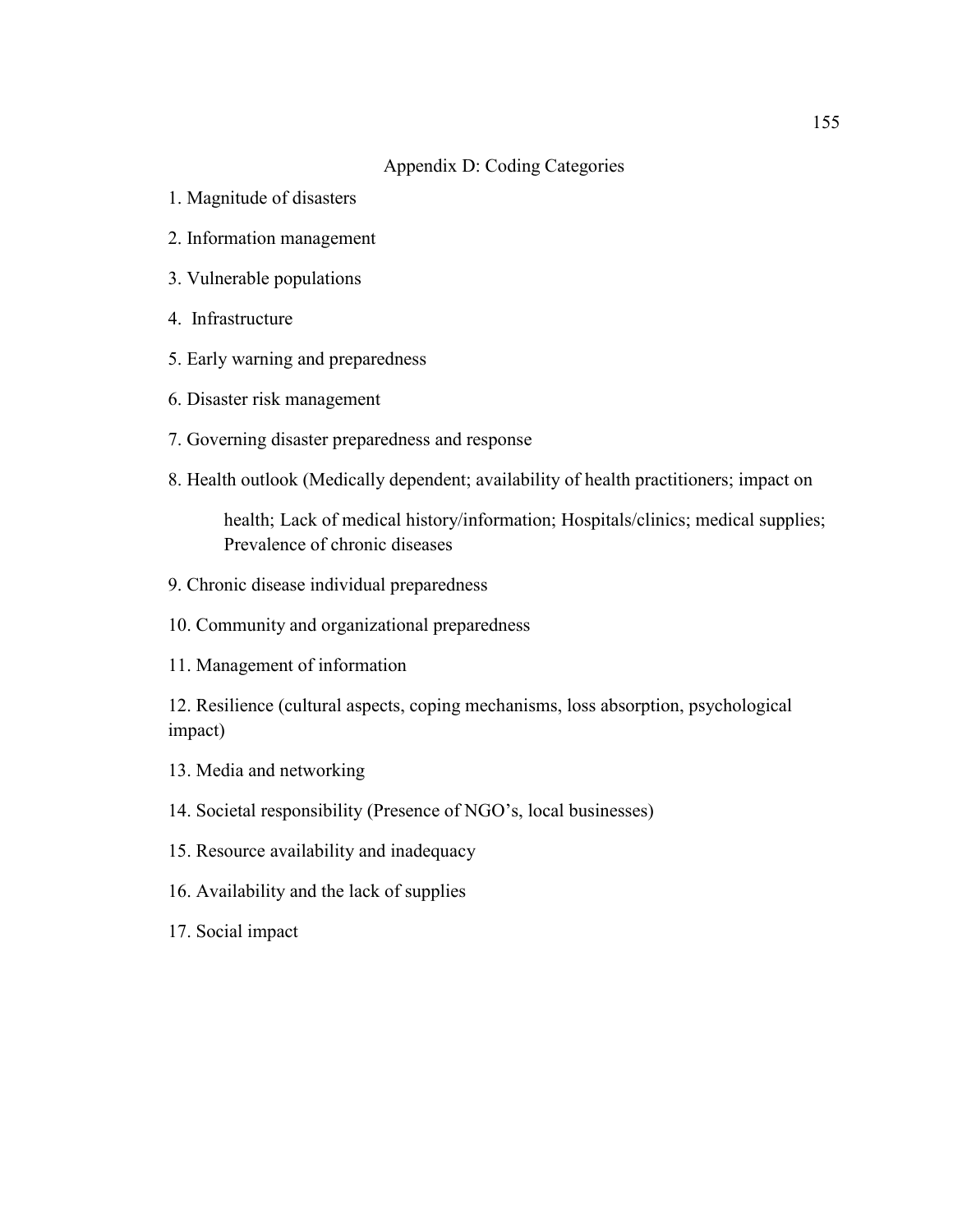# Appendix D: Coding Categories

1. Magnitude of disasters
2. Information management
3. Vulnerable populations
4. Infrastructure
5. Early warning and preparedness
6. Disaster risk management
7. Governing disaster preparedness and response
8. Health outlook (Medically dependent; availability of health practitioners; impact on health; Lack of medical history/information; Hospitals/clinics; medical supplies; Prevalence of chronic diseases
9. Chronic disease individual preparedness
10. Community and organizational preparedness
11. Management of information
12. Resilience (cultural aspects, coping mechanisms, loss absorption, psychological impact)
13. Media and networking
14. Societal responsibility (Presence of NGO's, local businesses)
15. Resource availability and inadequacy
16. Availability and the lack of supplies
17. Social impact